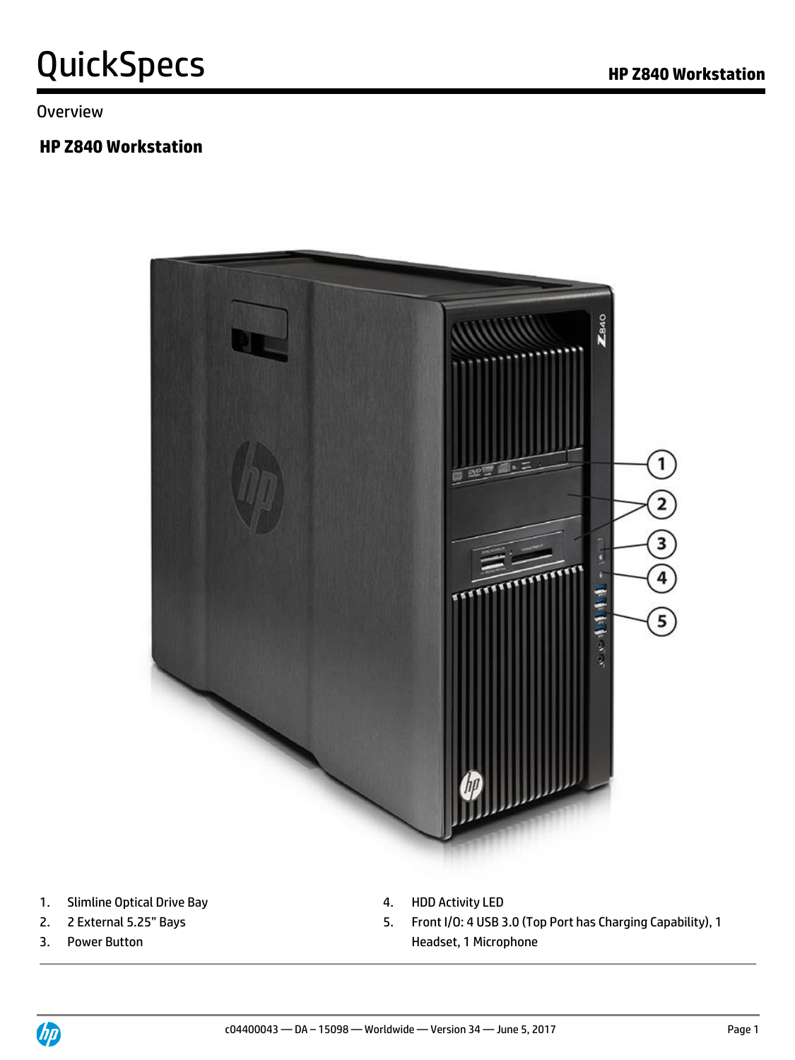# QuickSpecs

## Overview

### HP Z840 Workstation

1. Slimline Optical Drive Bay
2. 2 External 5.25" Bays
3. Power Button
4. HDD Activity LED
5. Front I/O: 4 USB 3.0 (Top Port has Charging Capability), 1 Headset, 1 Microphone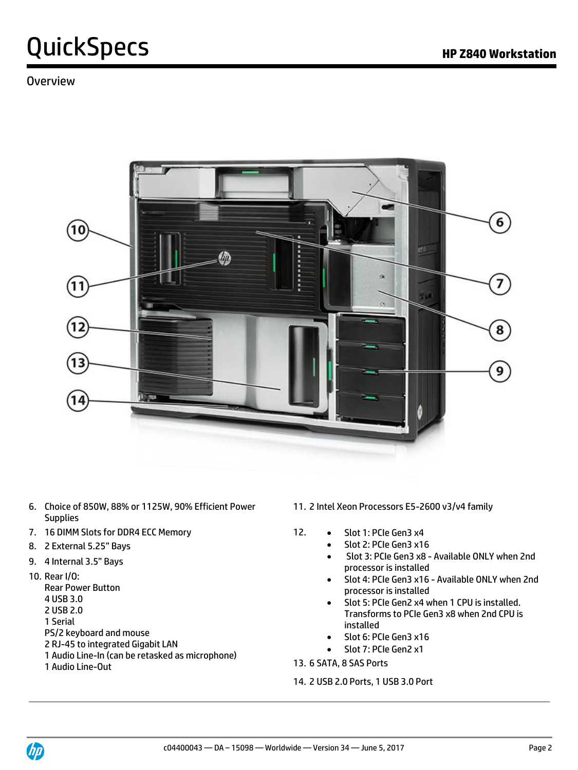# QuickSpecs

## HP Z840 Workstation

### Overview

6. Choice of 850W, 88% or 1125W, 90% Efficient Power Supplies
7. 16 DIMM Slots for DDR4 ECC Memory
8. 2 External 5.25" Bays
9. 4 Internal 3.5" Bays
10. Rear I/O:
    Rear Power Button
    4 USB 3.0
    2 USB 2.0
    1 Serial
    PS/2 keyboard and mouse
    2 RJ-45 to integrated Gigabit LAN
    1 Audio Line-In (can be retasked as microphone)
    1 Audio Line-Out
11. 2 Intel Xeon Processors E5-2600 v3/v4 family
12.
    - Slot 1: PCIe Gen3 x4
    - Slot 2: PCIe Gen3 x16
    - Slot 3: PCIe Gen3 x8 - Available ONLY when 2nd processor is installed
    - Slot 4: PCIe Gen3 x16 - Available ONLY when 2nd processor is installed
    - Slot 5: PCIe Gen2 x4 when 1 CPU is installed. Transforms to PCIe Gen3 x8 when 2nd CPU is installed
    - Slot 6: PCIe Gen3 x16
    - Slot 7: PCIe Gen2 x1
13. 6 SATA, 8 SAS Ports
14. 2 USB 2.0 Ports, 1 USB 3.0 Port

c04400043 — DA – 15098 — Worldwide — Version 34 — June 5, 2017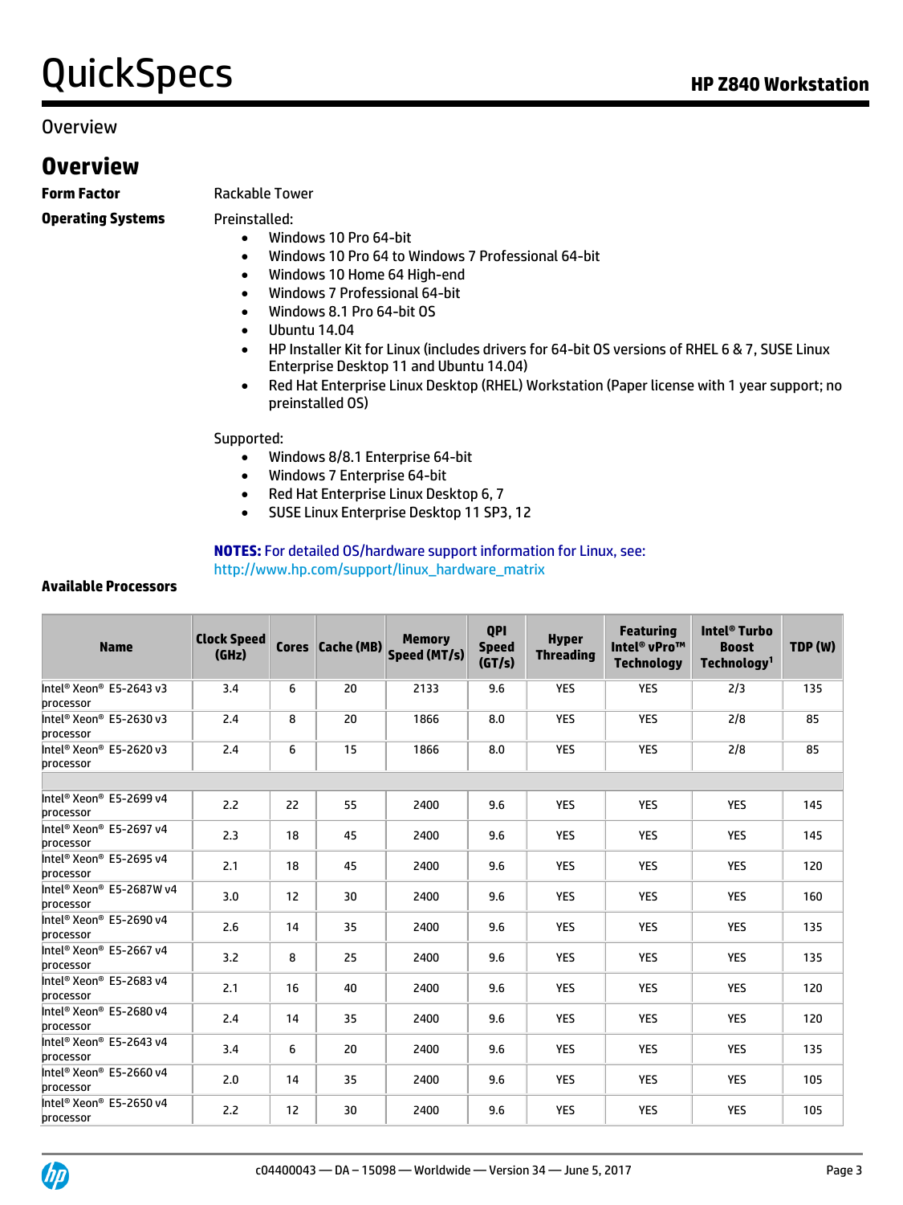Overview

## Overview

**Form Factor** Rackable Tower

**Operating Systems**

Preinstalled:

- Windows 10 Pro 64-bit
- Windows 10 Pro 64 to Windows 7 Professional 64-bit
- Windows 10 Home 64 High-end
- Windows 7 Professional 64-bit
- Windows 8.1 Pro 64-bit OS
- Ubuntu 14.04
- HP Installer Kit for Linux (includes drivers for 64-bit OS versions of RHEL 6 & 7, SUSE Linux Enterprise Desktop 11 and Ubuntu 14.04)
- Red Hat Enterprise Linux Desktop (RHEL) Workstation (Paper license with 1 year support; no preinstalled OS)

Supported:

- Windows 8/8.1 Enterprise 64-bit
- Windows 7 Enterprise 64-bit
- Red Hat Enterprise Linux Desktop 6, 7
- SUSE Linux Enterprise Desktop 11 SP3, 12

**NOTES:** For detailed OS/hardware support information for Linux, see: http://www.hp.com/support/linux_hardware_matrix

**Available Processors**

| Name | Clock Speed (GHz) | Cores | Cache (MB) | Memory Speed (MT/s) | QPI Speed (GT/s) | Hyper Threading | Featuring Intel® vPro™ Technology | Intel® Turbo Boost Technology[1] | TDP (W) |
|---|---|---|---|---|---|---|---|---|---|
| Intel® Xeon® E5-2643 v3 processor | 3.4 | 6 | 20 | 2133 | 9.6 | YES | YES | 2/3 | 135 |
| Intel® Xeon® E5-2630 v3 processor | 2.4 | 8 | 20 | 1866 | 8.0 | YES | YES | 2/8 | 85 |
| Intel® Xeon® E5-2620 v3 processor | 2.4 | 6 | 15 | 1866 | 8.0 | YES | YES | 2/8 | 85 |
| | | | | | | | | | |
| Intel® Xeon® E5-2699 v4 processor | 2.2 | 22 | 55 | 2400 | 9.6 | YES | YES | YES | 145 |
| Intel® Xeon® E5-2697 v4 processor | 2.3 | 18 | 45 | 2400 | 9.6 | YES | YES | YES | 145 |
| Intel® Xeon® E5-2695 v4 processor | 2.1 | 18 | 45 | 2400 | 9.6 | YES | YES | YES | 120 |
| Intel® Xeon® E5-2687W v4 processor | 3.0 | 12 | 30 | 2400 | 9.6 | YES | YES | YES | 160 |
| Intel® Xeon® E5-2690 v4 processor | 2.6 | 14 | 35 | 2400 | 9.6 | YES | YES | YES | 135 |
| Intel® Xeon® E5-2667 v4 processor | 3.2 | 8 | 25 | 2400 | 9.6 | YES | YES | YES | 135 |
| Intel® Xeon® E5-2683 v4 processor | 2.1 | 16 | 40 | 2400 | 9.6 | YES | YES | YES | 120 |
| Intel® Xeon® E5-2680 v4 processor | 2.4 | 14 | 35 | 2400 | 9.6 | YES | YES | YES | 120 |
| Intel® Xeon® E5-2643 v4 processor | 3.4 | 6 | 20 | 2400 | 9.6 | YES | YES | YES | 135 |
| Intel® Xeon® E5-2660 v4 processor | 2.0 | 14 | 35 | 2400 | 9.6 | YES | YES | YES | 105 |
| Intel® Xeon® E5-2650 v4 processor | 2.2 | 12 | 30 | 2400 | 9.6 | YES | YES | YES | 105 |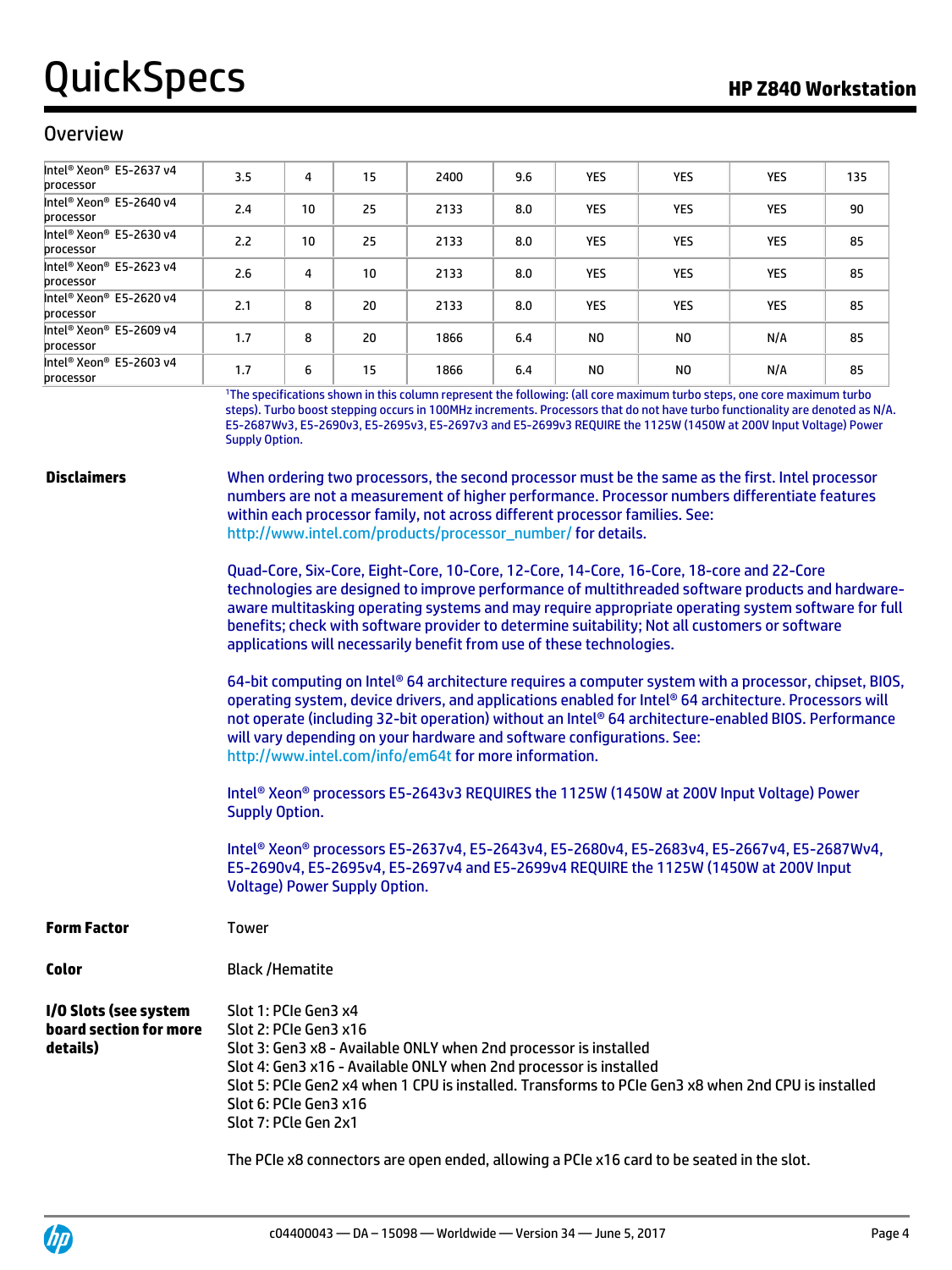## Overview

| | | | | | | | | | |
|---|---|---|---|---|---|---|---|---|---|
| Intel® Xeon® E5-2637 v4 processor | 3.5 | 4 | 15 | 2400 | 9.6 | YES | YES | YES | 135 |
| Intel® Xeon® E5-2640 v4 processor | 2.4 | 10 | 25 | 2133 | 8.0 | YES | YES | YES | 90 |
| Intel® Xeon® E5-2630 v4 processor | 2.2 | 10 | 25 | 2133 | 8.0 | YES | YES | YES | 85 |
| Intel® Xeon® E5-2623 v4 processor | 2.6 | 4 | 10 | 2133 | 8.0 | YES | YES | YES | 85 |
| Intel® Xeon® E5-2620 v4 processor | 2.1 | 8 | 20 | 2133 | 8.0 | YES | YES | YES | 85 |
| Intel® Xeon® E5-2609 v4 processor | 1.7 | 8 | 20 | 1866 | 6.4 | NO | NO | N/A | 85 |
| Intel® Xeon® E5-2603 v4 processor | 1.7 | 6 | 15 | 1866 | 6.4 | NO | NO | N/A | 85 |

[1]The specifications shown in this column represent the following: (all core maximum turbo steps, one core maximum turbo steps). Turbo boost stepping occurs in 100MHz increments. Processors that do not have turbo functionality are denoted as N/A. E5-2687Wv3, E5-2690v3, E5-2695v3, E5-2697v3 and E5-2699v3 REQUIRE the 1125W (1450W at 200V Input Voltage) Power Supply Option.

**Disclaimers**

When ordering two processors, the second processor must be the same as the first. Intel processor numbers are not a measurement of higher performance. Processor numbers differentiate features within each processor family, not across different processor families. See: http://www.intel.com/products/processor_number/ for details.

Quad-Core, Six-Core, Eight-Core, 10-Core, 12-Core, 14-Core, 16-Core, 18-core and 22-Core technologies are designed to improve performance of multithreaded software products and hardware-aware multitasking operating systems and may require appropriate operating system software for full benefits; check with software provider to determine suitability; Not all customers or software applications will necessarily benefit from use of these technologies.

64-bit computing on Intel® 64 architecture requires a computer system with a processor, chipset, BIOS, operating system, device drivers, and applications enabled for Intel® 64 architecture. Processors will not operate (including 32-bit operation) without an Intel® 64 architecture-enabled BIOS. Performance will vary depending on your hardware and software configurations. See: http://www.intel.com/info/em64t for more information.

Intel® Xeon® processors E5-2643v3 REQUIRES the 1125W (1450W at 200V Input Voltage) Power Supply Option.

Intel® Xeon® processors E5-2637v4, E5-2643v4, E5-2680v4, E5-2683v4, E5-2667v4, E5-2687Wv4, E5-2690v4, E5-2695v4, E5-2697v4 and E5-2699v4 REQUIRE the 1125W (1450W at 200V Input Voltage) Power Supply Option.

**Form Factor**

Tower

**Color**

Black /Hematite

**I/O Slots (see system board section for more details)**

Slot 1: PCIe Gen3 x4
Slot 2: PCIe Gen3 x16
Slot 3: Gen3 x8 - Available ONLY when 2nd processor is installed
Slot 4: Gen3 x16 - Available ONLY when 2nd processor is installed
Slot 5: PCIe Gen2 x4 when 1 CPU is installed. Transforms to PCIe Gen3 x8 when 2nd CPU is installed
Slot 6: PCIe Gen3 x16
Slot 7: PCIe Gen 2x1

The PCIe x8 connectors are open ended, allowing a PCIe x16 card to be seated in the slot.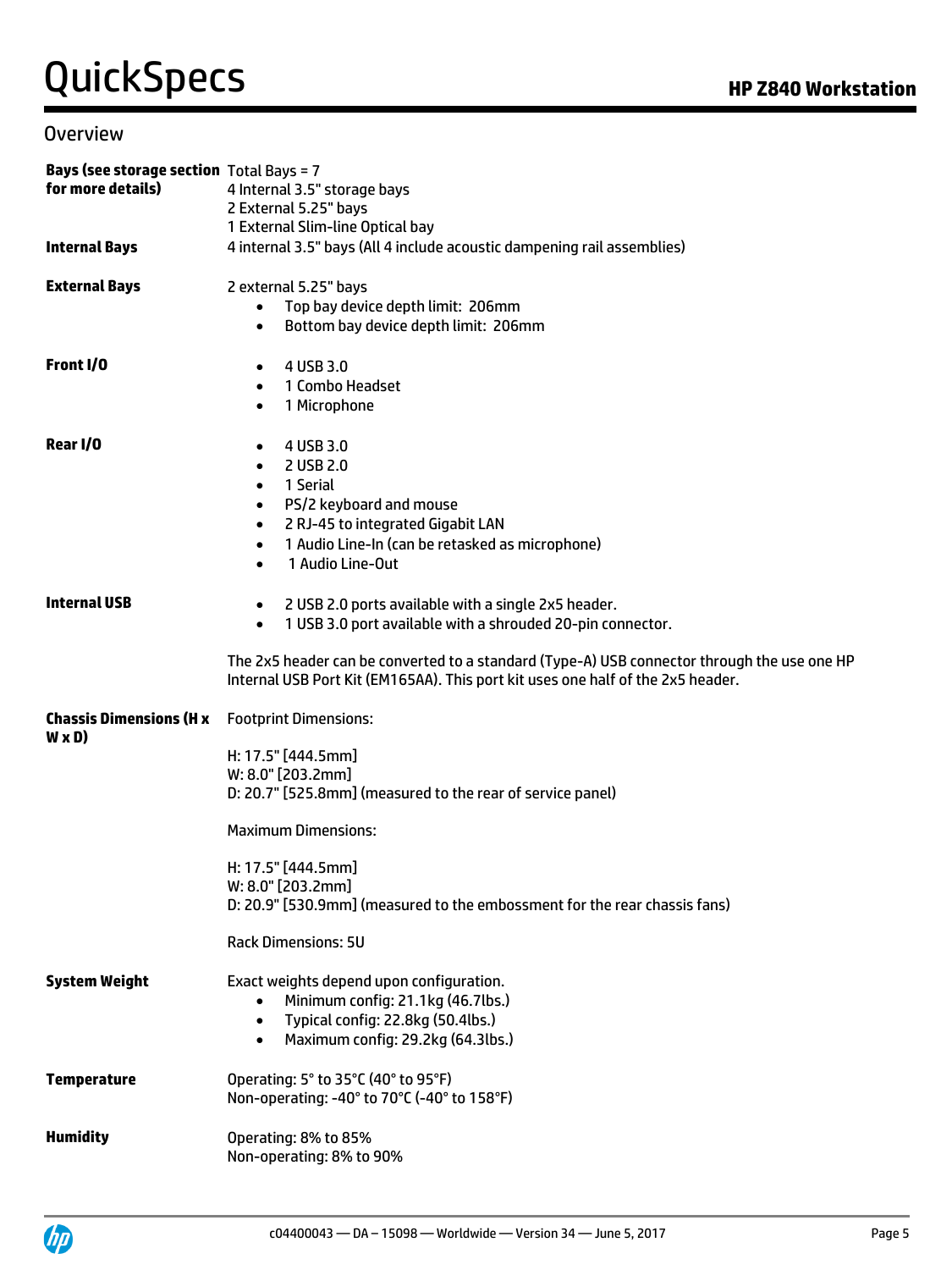## Overview

**Bays (see storage section for more details)**
Total Bays = 7
4 Internal 3.5" storage bays
2 External 5.25" bays
1 External Slim-line Optical bay

**Internal Bays**
4 internal 3.5" bays (All 4 include acoustic dampening rail assemblies)

**External Bays**
2 external 5.25" bays

- Top bay device depth limit: 206mm
- Bottom bay device depth limit: 206mm

**Front I/O**

- 4 USB 3.0
- 1 Combo Headset
- 1 Microphone

**Rear I/O**

- 4 USB 3.0
- 2 USB 2.0
- 1 Serial
- PS/2 keyboard and mouse
- 2 RJ-45 to integrated Gigabit LAN
- 1 Audio Line-In (can be retasked as microphone)
- 1 Audio Line-Out

**Internal USB**

- 2 USB 2.0 ports available with a single 2x5 header.
- 1 USB 3.0 port available with a shrouded 20-pin connector.

The 2x5 header can be converted to a standard (Type-A) USB connector through the use one HP Internal USB Port Kit (EM165AA). This port kit uses one half of the 2x5 header.

**Chassis Dimensions (H x W x D)**
Footprint Dimensions:

H: 17.5" [444.5mm]
W: 8.0" [203.2mm]
D: 20.7" [525.8mm] (measured to the rear of service panel)

Maximum Dimensions:

H: 17.5" [444.5mm]
W: 8.0" [203.2mm]
D: 20.9" [530.9mm] (measured to the embossment for the rear chassis fans)

Rack Dimensions: 5U

**System Weight**
Exact weights depend upon configuration.

- Minimum config: 21.1kg (46.7lbs.)
- Typical config: 22.8kg (50.4lbs.)
- Maximum config: 29.2kg (64.3lbs.)

**Temperature**
Operating: 5° to 35°C (40° to 95°F)
Non-operating: -40° to 70°C (-40° to 158°F)

**Humidity**
Operating: 8% to 85%
Non-operating: 8% to 90%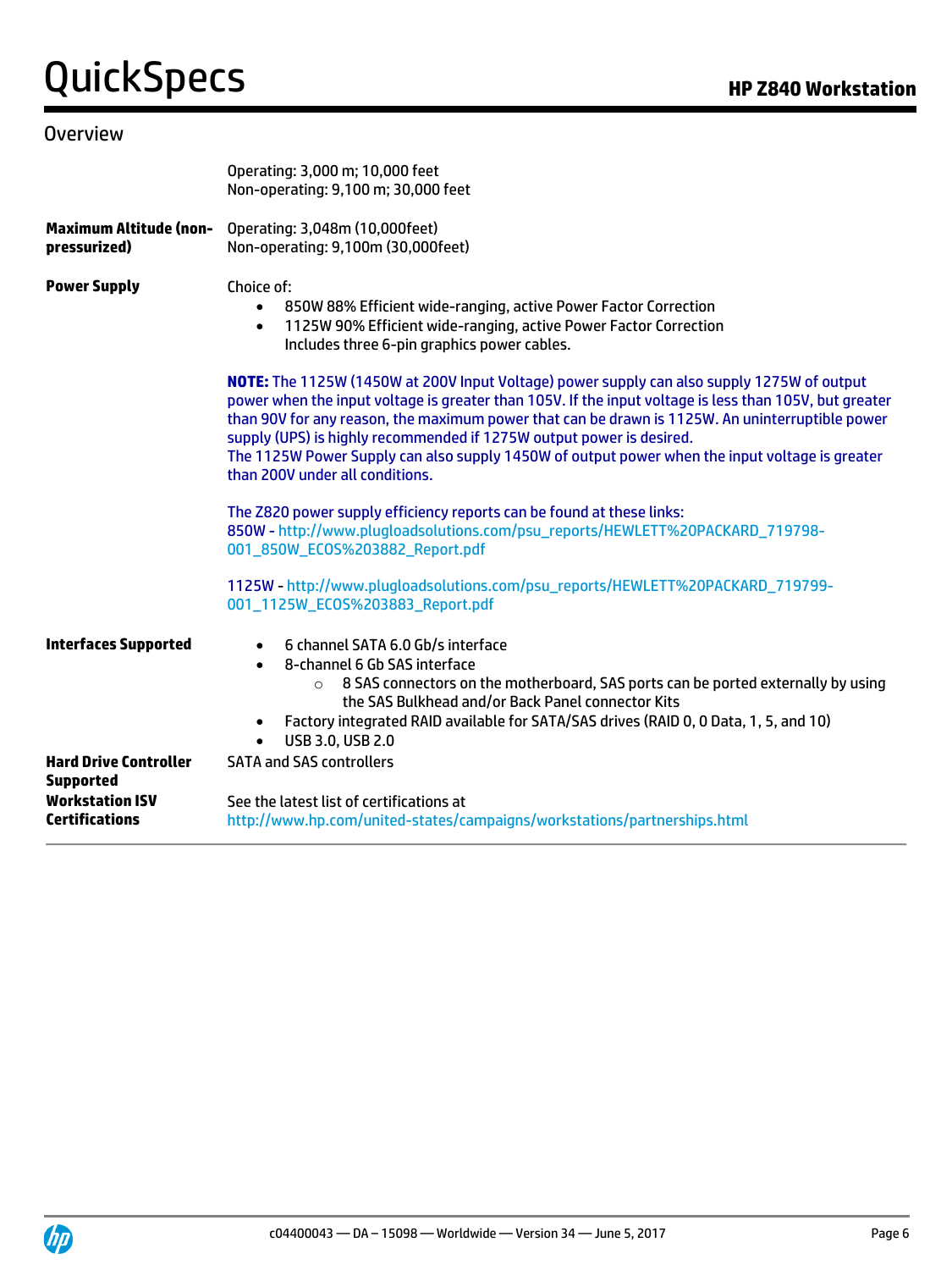## Overview

| | |
|---|---|
| | Operating: 3,000 m; 10,000 feet<br>Non-operating: 9,100 m; 30,000 feet |
| **Maximum Altitude (non-pressurized)** | Operating: 3,048m (10,000feet)<br>Non-operating: 9,100m (30,000feet) |
| **Power Supply** | Choice of:<br>• 850W 88% Efficient wide-ranging, active Power Factor Correction<br>• 1125W 90% Efficient wide-ranging, active Power Factor Correction Includes three 6-pin graphics power cables.<br><br>**NOTE:** The 1125W (1450W at 200V Input Voltage) power supply can also supply 1275W of output power when the input voltage is greater than 105V. If the input voltage is less than 105V, but greater than 90V for any reason, the maximum power that can be drawn is 1125W. An uninterruptible power supply (UPS) is highly recommended if 1275W output power is desired.<br>The 1125W Power Supply can also supply 1450W of output power when the input voltage is greater than 200V under all conditions.<br><br>The Z820 power supply efficiency reports can be found at these links:<br>850W - http://www.plugloadsolutions.com/psu_reports/HEWLETT%20PACKARD_719798-001_850W_ECOS%203882_Report.pdf<br><br>1125W - http://www.plugloadsolutions.com/psu_reports/HEWLETT%20PACKARD_719799-001_1125W_ECOS%203883_Report.pdf |
| **Interfaces Supported** | • 6 channel SATA 6.0 Gb/s interface<br>• 8-channel 6 Gb SAS interface<br>&nbsp;&nbsp;&nbsp;&nbsp;○ 8 SAS connectors on the motherboard, SAS ports can be ported externally by using the SAS Bulkhead and/or Back Panel connector Kits<br>• Factory integrated RAID available for SATA/SAS drives (RAID 0, 0 Data, 1, 5, and 10)<br>• USB 3.0, USB 2.0 |
| **Hard Drive Controller Supported** | SATA and SAS controllers |
| **Workstation ISV Certifications** | See the latest list of certifications at<br>http://www.hp.com/united-states/campaigns/workstations/partnerships.html |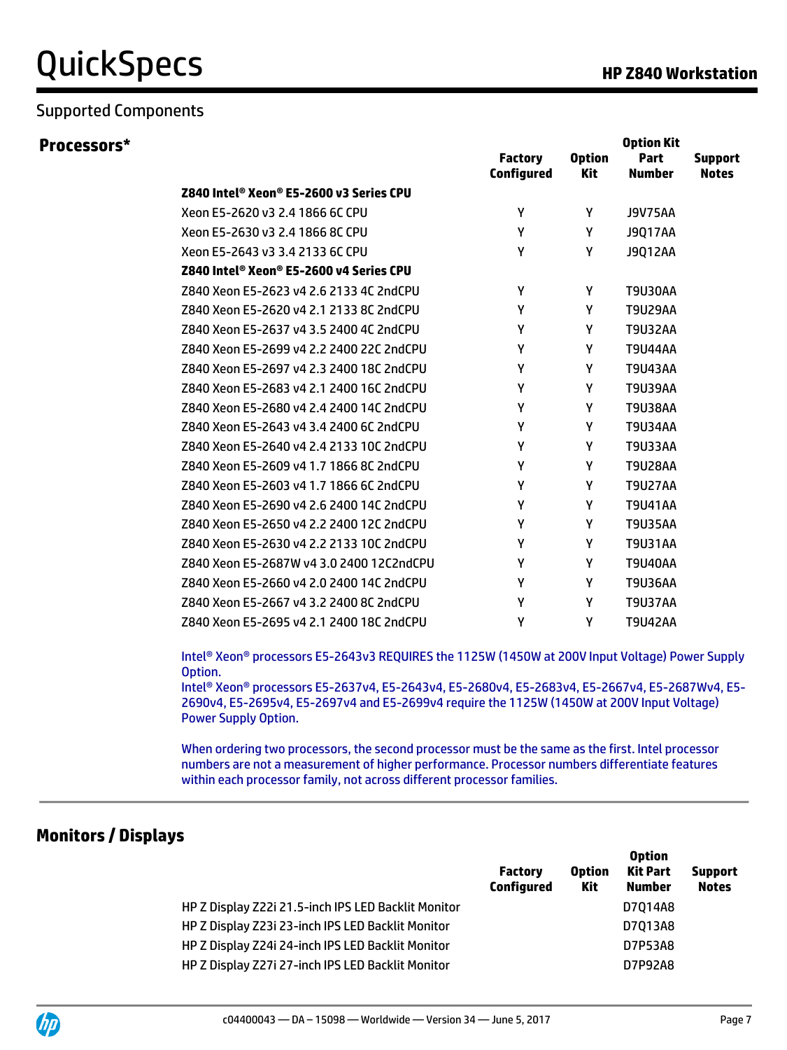## Supported Components

### Processors*

| | Factory Configured | Option Kit | Option Kit Part Number | Support Notes |
|---|---|---|---|---|
| **Z840 Intel® Xeon® E5-2600 v3 Series CPU** | | | | |
| Xeon E5-2620 v3 2.4 1866 6C CPU | Y | Y | J9V75AA | |
| Xeon E5-2630 v3 2.4 1866 8C CPU | Y | Y | J9Q17AA | |
| Xeon E5-2643 v3 3.4 2133 6C CPU | Y | Y | J9Q12AA | |
| **Z840 Intel® Xeon® E5-2600 v4 Series CPU** | | | | |
| Z840 Xeon E5-2623 v4 2.6 2133 4C 2ndCPU | Y | Y | T9U30AA | |
| Z840 Xeon E5-2620 v4 2.1 2133 8C 2ndCPU | Y | Y | T9U29AA | |
| Z840 Xeon E5-2637 v4 3.5 2400 4C 2ndCPU | Y | Y | T9U32AA | |
| Z840 Xeon E5-2699 v4 2.2 2400 22C 2ndCPU | Y | Y | T9U44AA | |
| Z840 Xeon E5-2697 v4 2.3 2400 18C 2ndCPU | Y | Y | T9U43AA | |
| Z840 Xeon E5-2683 v4 2.1 2400 16C 2ndCPU | Y | Y | T9U39AA | |
| Z840 Xeon E5-2680 v4 2.4 2400 14C 2ndCPU | Y | Y | T9U38AA | |
| Z840 Xeon E5-2643 v4 3.4 2400 6C 2ndCPU | Y | Y | T9U34AA | |
| Z840 Xeon E5-2640 v4 2.4 2133 10C 2ndCPU | Y | Y | T9U33AA | |
| Z840 Xeon E5-2609 v4 1.7 1866 8C 2ndCPU | Y | Y | T9U28AA | |
| Z840 Xeon E5-2603 v4 1.7 1866 6C 2ndCPU | Y | Y | T9U27AA | |
| Z840 Xeon E5-2690 v4 2.6 2400 14C 2ndCPU | Y | Y | T9U41AA | |
| Z840 Xeon E5-2650 v4 2.2 2400 12C 2ndCPU | Y | Y | T9U35AA | |
| Z840 Xeon E5-2630 v4 2.2 2133 10C 2ndCPU | Y | Y | T9U31AA | |
| Z840 Xeon E5-2687W v4 3.0 2400 12C2ndCPU | Y | Y | T9U40AA | |
| Z840 Xeon E5-2660 v4 2.0 2400 14C 2ndCPU | Y | Y | T9U36AA | |
| Z840 Xeon E5-2667 v4 3.2 2400 8C 2ndCPU | Y | Y | T9U37AA | |
| Z840 Xeon E5-2695 v4 2.1 2400 18C 2ndCPU | Y | Y | T9U42AA | |

Intel® Xeon® processors E5-2643v3 REQUIRES the 1125W (1450W at 200V Input Voltage) Power Supply Option.
Intel® Xeon® processors E5-2637v4, E5-2643v4, E5-2680v4, E5-2683v4, E5-2667v4, E5-2687Wv4, E5-2690v4, E5-2695v4, E5-2697v4 and E5-2699v4 require the 1125W (1450W at 200V Input Voltage) Power Supply Option.

When ordering two processors, the second processor must be the same as the first. Intel processor numbers are not a measurement of higher performance. Processor numbers differentiate features within each processor family, not across different processor families.

### Monitors / Displays

| | Factory Configured | Option Kit | Option Kit Part Number | Support Notes |
|---|---|---|---|---|
| HP Z Display Z22i 21.5-inch IPS LED Backlit Monitor | | | D7Q14A8 | |
| HP Z Display Z23i 23-inch IPS LED Backlit Monitor | | | D7Q13A8 | |
| HP Z Display Z24i 24-inch IPS LED Backlit Monitor | | | D7P53A8 | |
| HP Z Display Z27i 27-inch IPS LED Backlit Monitor | | | D7P92A8 | |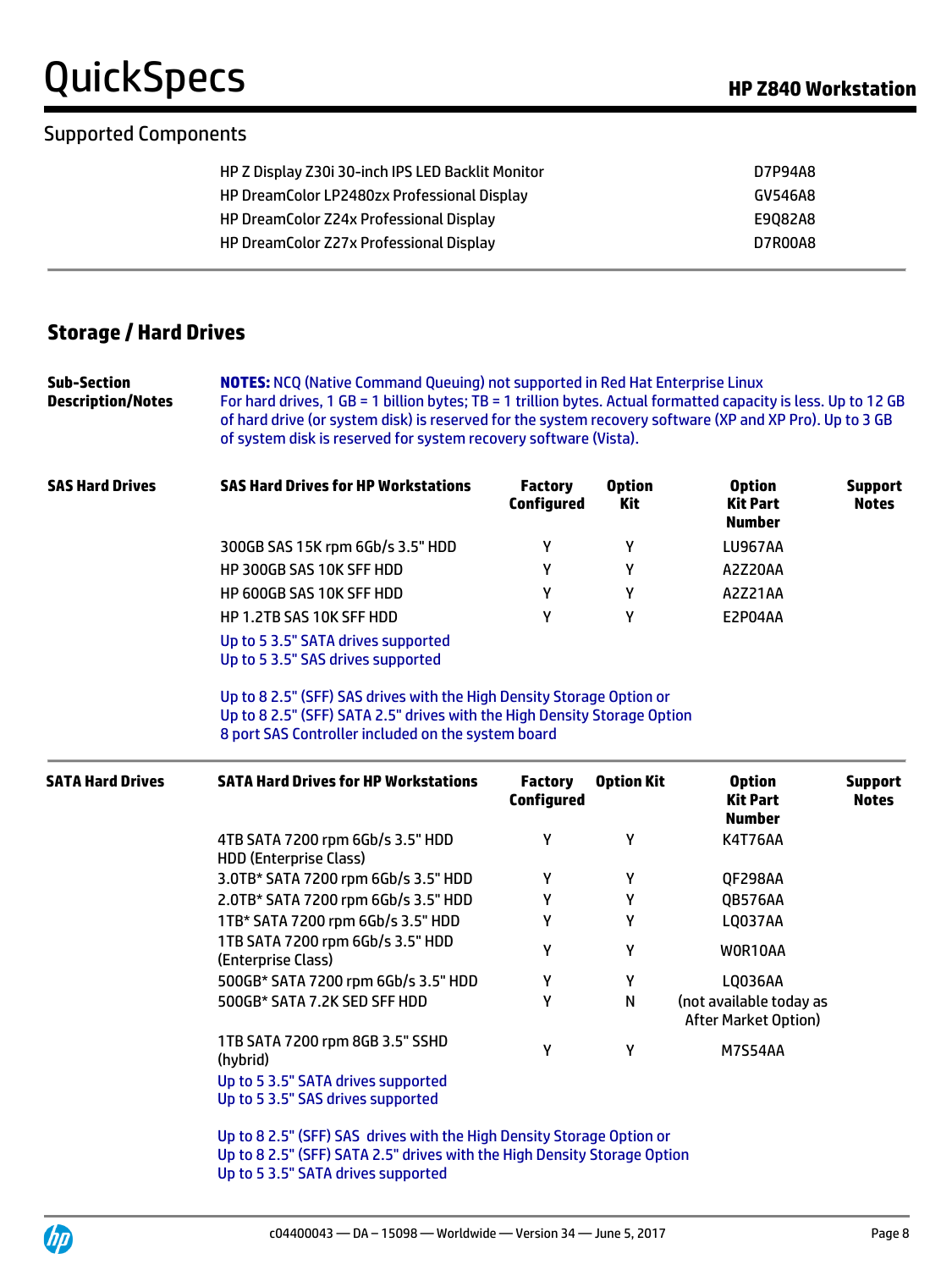## Supported Components

| | |
|---|---|
| HP Z Display Z30i 30-inch IPS LED Backlit Monitor | D7P94A8 |
| HP DreamColor LP2480zx Professional Display | GV546A8 |
| HP DreamColor Z24x Professional Display | E9Q82A8 |
| HP DreamColor Z27x Professional Display | D7R00A8 |

## Storage / Hard Drives

**Sub-Section Description/Notes**

**NOTES:** NCQ (Native Command Queuing) not supported in Red Hat Enterprise Linux
For hard drives, 1 GB = 1 billion bytes; TB = 1 trillion bytes. Actual formatted capacity is less. Up to 12 GB of hard drive (or system disk) is reserved for the system recovery software (XP and XP Pro). Up to 3 GB of system disk is reserved for system recovery software (Vista).

**SAS Hard Drives**

| SAS Hard Drives for HP Workstations | Factory Configured | Option Kit | Option Kit Part Number | Support Notes |
|---|---|---|---|---|
| 300GB SAS 15K rpm 6Gb/s 3.5" HDD | Y | Y | LU967AA | |
| HP 300GB SAS 10K SFF HDD | Y | Y | A2Z20AA | |
| HP 600GB SAS 10K SFF HDD | Y | Y | A2Z21AA | |
| HP 1.2TB SAS 10K SFF HDD | Y | Y | E2P04AA | |

Up to 5 3.5" SATA drives supported
Up to 5 3.5" SAS drives supported

Up to 8 2.5" (SFF) SAS drives with the High Density Storage Option or
Up to 8 2.5" (SFF) SATA 2.5" drives with the High Density Storage Option
8 port SAS Controller included on the system board

**SATA Hard Drives**

| SATA Hard Drives for HP Workstations | Factory Configured | Option Kit | Option Kit Part Number | Support Notes |
|---|---|---|---|---|
| 4TB SATA 7200 rpm 6Gb/s 3.5" HDD HDD (Enterprise Class) | Y | Y | K4T76AA | |
| 3.0TB* SATA 7200 rpm 6Gb/s 3.5" HDD | Y | Y | QF298AA | |
| 2.0TB* SATA 7200 rpm 6Gb/s 3.5" HDD | Y | Y | QB576AA | |
| 1TB* SATA 7200 rpm 6Gb/s 3.5" HDD | Y | Y | LQ037AA | |
| 1TB SATA 7200 rpm 6Gb/s 3.5" HDD (Enterprise Class) | Y | Y | W0R10AA | |
| 500GB* SATA 7200 rpm 6Gb/s 3.5" HDD | Y | Y | LQ036AA | |
| 500GB* SATA 7.2K SED SFF HDD | Y | N | (not available today as After Market Option) | |
| 1TB SATA 7200 rpm 8GB 3.5" SSHD (hybrid) | Y | Y | M7S54AA | |

Up to 5 3.5" SATA drives supported
Up to 5 3.5" SAS drives supported

Up to 8 2.5" (SFF) SAS drives with the High Density Storage Option or
Up to 8 2.5" (SFF) SATA 2.5" drives with the High Density Storage Option
Up to 5 3.5" SATA drives supported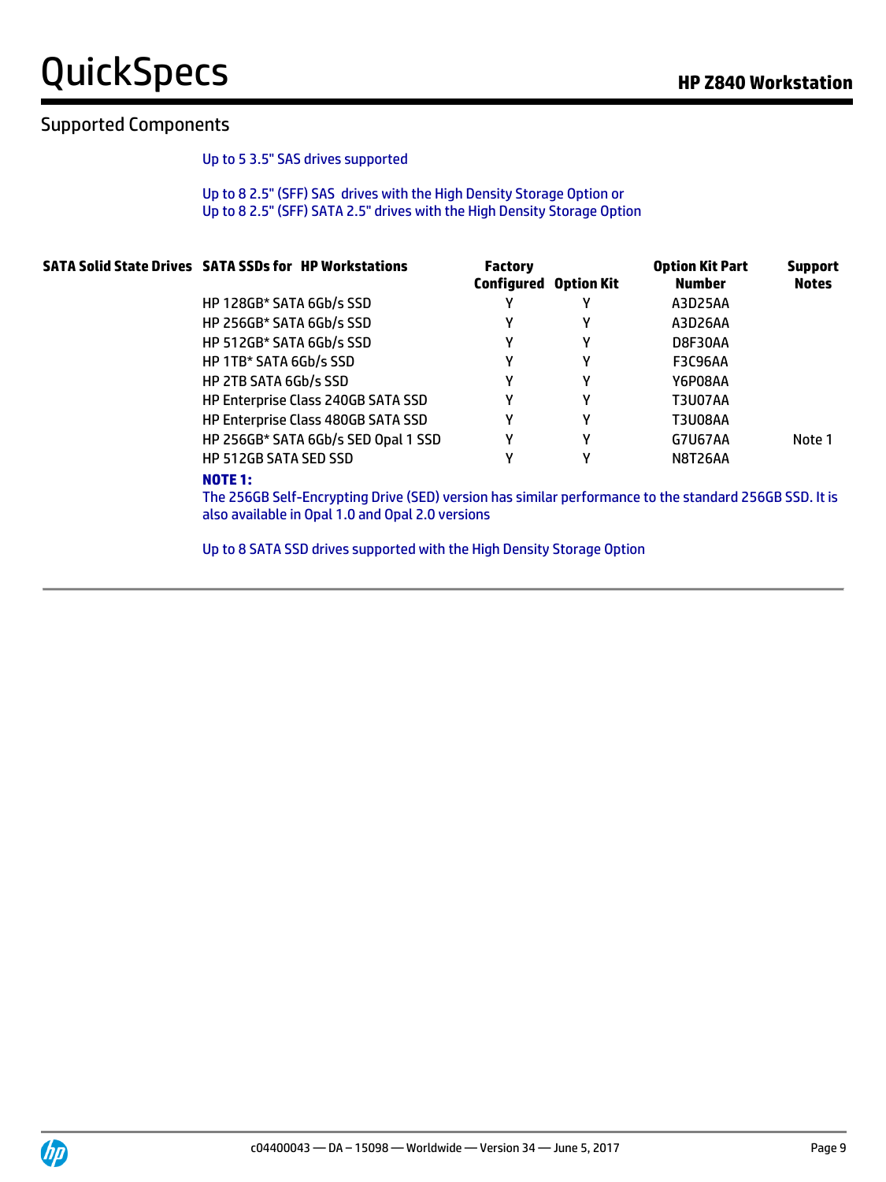## Supported Components

Up to 5 3.5" SAS drives supported

Up to 8 2.5" (SFF) SAS drives with the High Density Storage Option or
Up to 8 2.5" (SFF) SATA 2.5" drives with the High Density Storage Option

| SATA Solid State Drives | SATA SSDs for HP Workstations | Factory Configured | Option Kit | Option Kit Part Number | Support Notes |
|---|---|---|---|---|---|
| | HP 128GB* SATA 6Gb/s SSD | Y | Y | A3D25AA | |
| | HP 256GB* SATA 6Gb/s SSD | Y | Y | A3D26AA | |
| | HP 512GB* SATA 6Gb/s SSD | Y | Y | D8F30AA | |
| | HP 1TB* SATA 6Gb/s SSD | Y | Y | F3C96AA | |
| | HP 2TB SATA 6Gb/s SSD | Y | Y | Y6P08AA | |
| | HP Enterprise Class 240GB SATA SSD | Y | Y | T3U07AA | |
| | HP Enterprise Class 480GB SATA SSD | Y | Y | T3U08AA | |
| | HP 256GB* SATA 6Gb/s SED Opal 1 SSD | Y | Y | G7U67AA | Note 1 |
| | HP 512GB SATA SED SSD | Y | Y | N8T26AA | |

**NOTE 1:**
The 256GB Self-Encrypting Drive (SED) version has similar performance to the standard 256GB SSD. It is also available in Opal 1.0 and Opal 2.0 versions

Up to 8 SATA SSD drives supported with the High Density Storage Option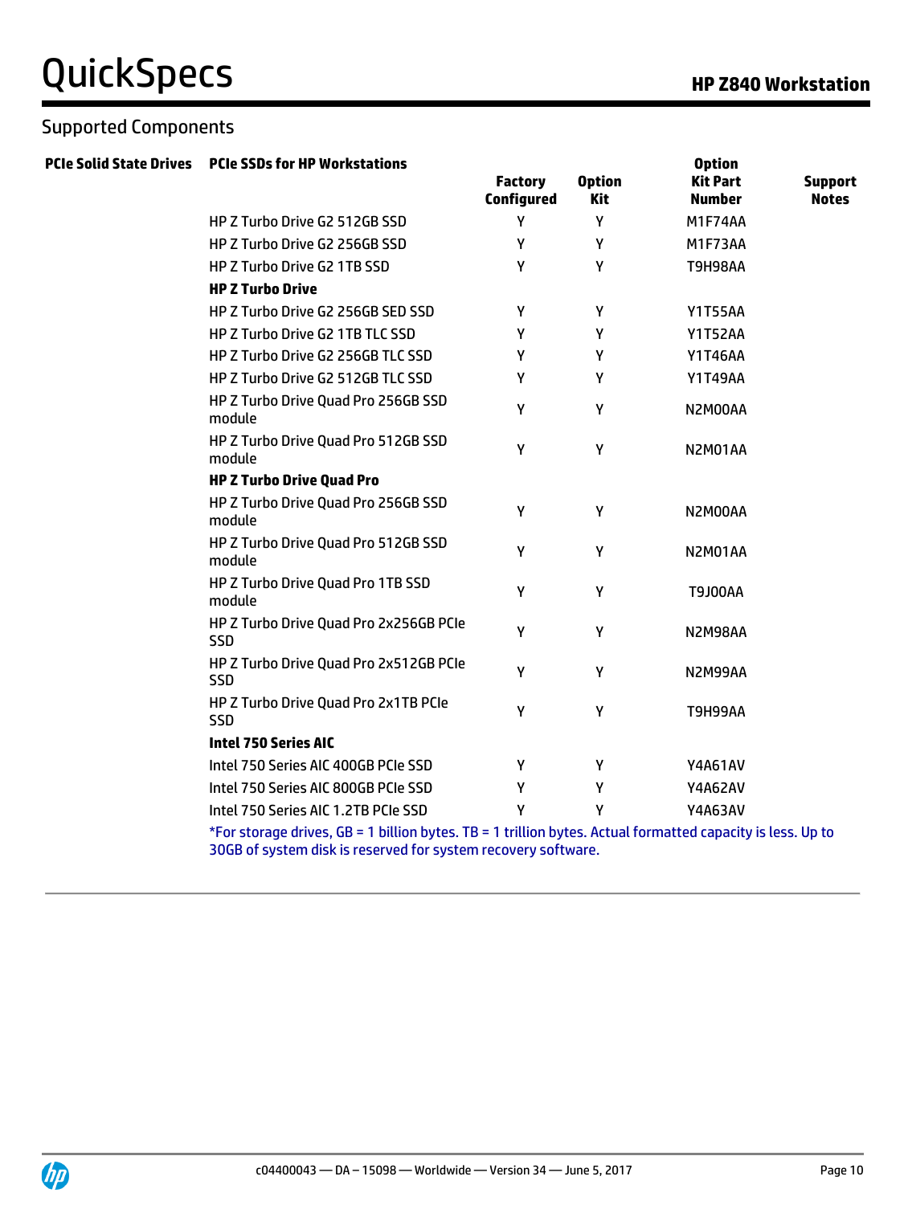## Supported Components

| PCIe Solid State Drives | PCIe SSDs for HP Workstations | Factory Configured | Option Kit | Option Kit Part Number | Support Notes |
|---|---|---|---|---|---|
| | HP Z Turbo Drive G2 512GB SSD | Y | Y | M1F74AA | |
| | HP Z Turbo Drive G2 256GB SSD | Y | Y | M1F73AA | |
| | HP Z Turbo Drive G2 1TB SSD | Y | Y | T9H98AA | |
| | **HP Z Turbo Drive** | | | | |
| | HP Z Turbo Drive G2 256GB SED SSD | Y | Y | Y1T55AA | |
| | HP Z Turbo Drive G2 1TB TLC SSD | Y | Y | Y1T52AA | |
| | HP Z Turbo Drive G2 256GB TLC SSD | Y | Y | Y1T46AA | |
| | HP Z Turbo Drive G2 512GB TLC SSD | Y | Y | Y1T49AA | |
| | HP Z Turbo Drive Quad Pro 256GB SSD module | Y | Y | N2M00AA | |
| | HP Z Turbo Drive Quad Pro 512GB SSD module | Y | Y | N2M01AA | |
| | **HP Z Turbo Drive Quad Pro** | | | | |
| | HP Z Turbo Drive Quad Pro 256GB SSD module | Y | Y | N2M00AA | |
| | HP Z Turbo Drive Quad Pro 512GB SSD module | Y | Y | N2M01AA | |
| | HP Z Turbo Drive Quad Pro 1TB SSD module | Y | Y | T9J00AA | |
| | HP Z Turbo Drive Quad Pro 2x256GB PCIe SSD | Y | Y | N2M98AA | |
| | HP Z Turbo Drive Quad Pro 2x512GB PCIe SSD | Y | Y | N2M99AA | |
| | HP Z Turbo Drive Quad Pro 2x1TB PCIe SSD | Y | Y | T9H99AA | |
| | **Intel 750 Series AIC** | | | | |
| | Intel 750 Series AIC 400GB PCIe SSD | Y | Y | Y4A61AV | |
| | Intel 750 Series AIC 800GB PCIe SSD | Y | Y | Y4A62AV | |
| | Intel 750 Series AIC 1.2TB PCIe SSD | Y | Y | Y4A63AV | |

*For storage drives, GB = 1 billion bytes. TB = 1 trillion bytes. Actual formatted capacity is less. Up to 30GB of system disk is reserved for system recovery software.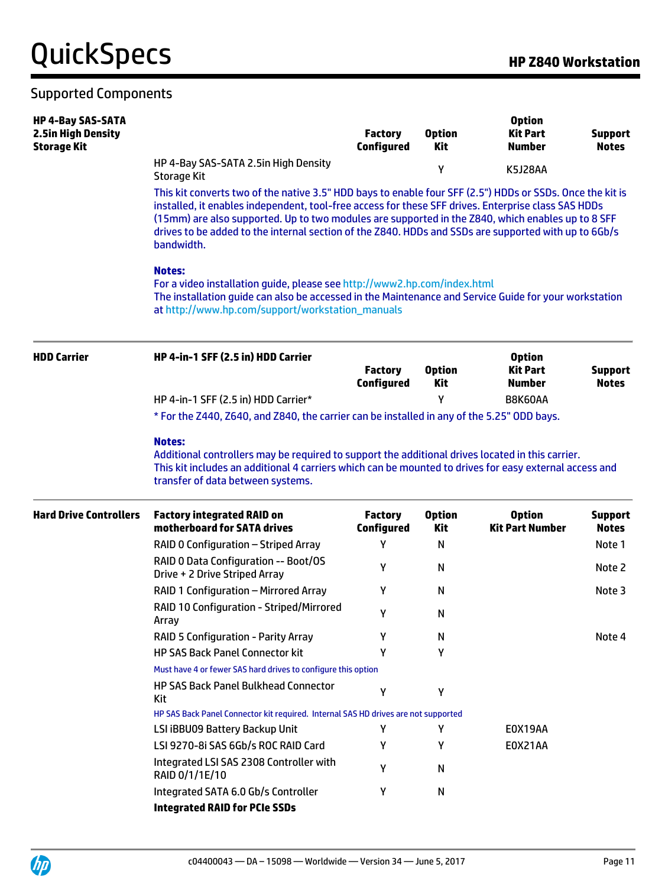## Supported Components

### HP 4-Bay SAS-SATA 2.5in High Density Storage Kit

| | Factory Configured | Option Kit | Option Kit Part Number | Support Notes |
|---|---|---|---|---|
| HP 4-Bay SAS-SATA 2.5in High Density Storage Kit | | Y | K5J28AA | |

This kit converts two of the native 3.5" HDD bays to enable four SFF (2.5") HDDs or SSDs. Once the kit is installed, it enables independent, tool-free access for these SFF drives. Enterprise class SAS HDDs (15mm) are also supported. Up to two modules are supported in the Z840, which enables up to 8 SFF drives to be added to the internal section of the Z840. HDDs and SSDs are supported with up to 6Gb/s bandwidth.

**Notes:**
For a video installation guide, please see http://www2.hp.com/index.html
The installation guide can also be accessed in the Maintenance and Service Guide for your workstation at http://www.hp.com/support/workstation_manuals

### HDD Carrier

| HP 4-in-1 SFF (2.5 in) HDD Carrier | Factory Configured | Option Kit | Option Kit Part Number | Support Notes |
|---|---|---|---|---|
| HP 4-in-1 SFF (2.5 in) HDD Carrier* | | Y | B8K60AA | |

* For the Z440, Z640, and Z840, the carrier can be installed in any of the 5.25" ODD bays.

**Notes:**
Additional controllers may be required to support the additional drives located in this carrier.
This kit includes an additional 4 carriers which can be mounted to drives for easy external access and transfer of data between systems.

### Hard Drive Controllers

| Factory integrated RAID on motherboard for SATA drives | Factory Configured | Option Kit | Option Kit Part Number | Support Notes |
|---|---|---|---|---|
| RAID 0 Configuration – Striped Array | Y | N | | Note 1 |
| RAID 0 Data Configuration -- Boot/OS Drive + 2 Drive Striped Array | Y | N | | Note 2 |
| RAID 1 Configuration – Mirrored Array | Y | N | | Note 3 |
| RAID 10 Configuration - Striped/Mirrored Array | Y | N | | |
| RAID 5 Configuration - Parity Array | Y | N | | Note 4 |
| HP SAS Back Panel Connector kit | Y | Y | | |
| Must have 4 or fewer SAS hard drives to configure this option | | | | |
| HP SAS Back Panel Bulkhead Connector Kit | Y | Y | | |
| HP SAS Back Panel Connector kit required. Internal SAS HD drives are not supported | | | | |
| LSI iBBU09 Battery Backup Unit | Y | Y | E0X19AA | |
| LSI 9270-8i SAS 6Gb/s ROC RAID Card | Y | Y | E0X21AA | |
| Integrated LSI SAS 2308 Controller with RAID 0/1/1E/10 | Y | N | | |
| Integrated SATA 6.0 Gb/s Controller | Y | N | | |
| **Integrated RAID for PCIe SSDs** | | | | |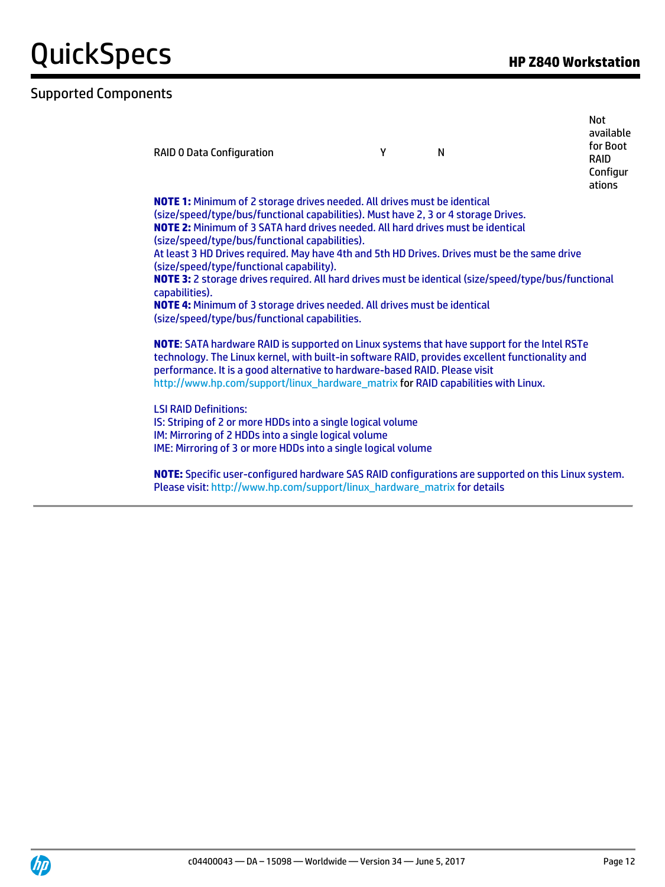## Supported Components

| | | | |
|---|---|---|---|
| RAID 0 Data Configuration | Y | N | Not available for Boot RAID Configurations |

**NOTE 1:** Minimum of 2 storage drives needed. All drives must be identical (size/speed/type/bus/functional capabilities). Must have 2, 3 or 4 storage Drives.
**NOTE 2:** Minimum of 3 SATA hard drives needed. All hard drives must be identical (size/speed/type/bus/functional capabilities).
At least 3 HD Drives required. May have 4th and 5th HD Drives. Drives must be the same drive (size/speed/type/functional capability).
**NOTE 3:** 2 storage drives required. All hard drives must be identical (size/speed/type/bus/functional capabilities).
**NOTE 4:** Minimum of 3 storage drives needed. All drives must be identical (size/speed/type/bus/functional capabilities.

**NOTE**: SATA hardware RAID is supported on Linux systems that have support for the Intel RSTe technology. The Linux kernel, with built-in software RAID, provides excellent functionality and performance. It is a good alternative to hardware-based RAID. Please visit http://www.hp.com/support/linux_hardware_matrix for RAID capabilities with Linux.

LSI RAID Definitions:
IS: Striping of 2 or more HDDs into a single logical volume
IM: Mirroring of 2 HDDs into a single logical volume
IME: Mirroring of 3 or more HDDs into a single logical volume

**NOTE:** Specific user-configured hardware SAS RAID configurations are supported on this Linux system. Please visit: http://www.hp.com/support/linux_hardware_matrix for details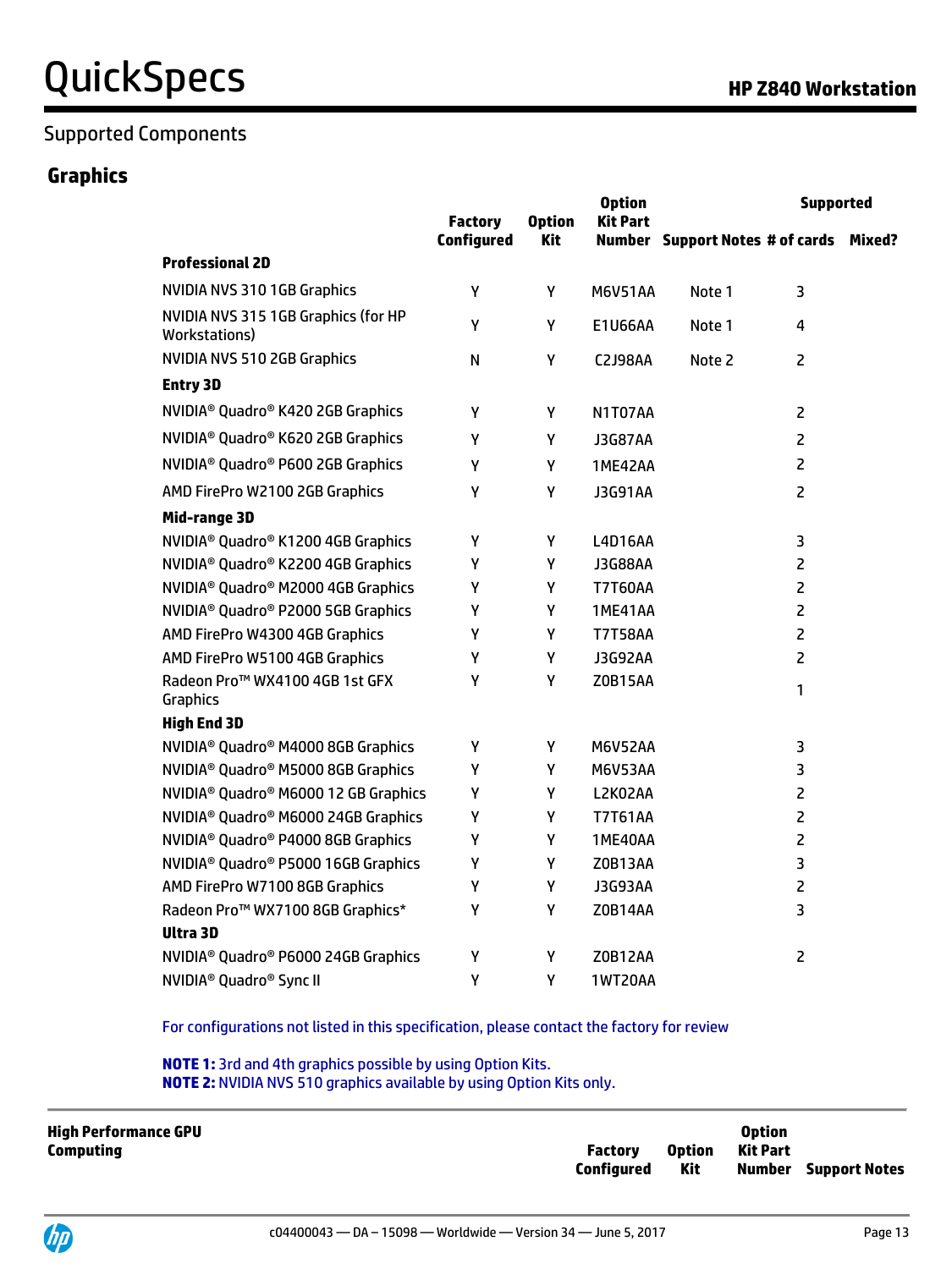## Supported Components

### Graphics

| | Factory Configured | Option Kit | Option Kit Part Number | Support Notes | Supported # of cards | Mixed? |
|---|---|---|---|---|---|---|
| **Professional 2D** | | | | | | |
| NVIDIA NVS 310 1GB Graphics | Y | Y | M6V51AA | Note 1 | 3 | |
| NVIDIA NVS 315 1GB Graphics (for HP Workstations) | Y | Y | E1U66AA | Note 1 | 4 | |
| NVIDIA NVS 510 2GB Graphics | N | Y | C2J98AA | Note 2 | 2 | |
| **Entry 3D** | | | | | | |
| NVIDIA® Quadro® K420 2GB Graphics | Y | Y | N1T07AA | | 2 | |
| NVIDIA® Quadro® K620 2GB Graphics | Y | Y | J3G87AA | | 2 | |
| NVIDIA® Quadro® P600 2GB Graphics | Y | Y | 1ME42AA | | 2 | |
| AMD FirePro W2100 2GB Graphics | Y | Y | J3G91AA | | 2 | |
| **Mid-range 3D** | | | | | | |
| NVIDIA® Quadro® K1200 4GB Graphics | Y | Y | L4D16AA | | 3 | |
| NVIDIA® Quadro® K2200 4GB Graphics | Y | Y | J3G88AA | | 2 | |
| NVIDIA® Quadro® M2000 4GB Graphics | Y | Y | T7T60AA | | 2 | |
| NVIDIA® Quadro® P2000 5GB Graphics | Y | Y | 1ME41AA | | 2 | |
| AMD FirePro W4300 4GB Graphics | Y | Y | T7T58AA | | 2 | |
| AMD FirePro W5100 4GB Graphics | Y | Y | J3G92AA | | 2 | |
| Radeon Pro™ WX4100 4GB 1st GFX Graphics | Y | Y | Z0B15AA | | 1 | |
| **High End 3D** | | | | | | |
| NVIDIA® Quadro® M4000 8GB Graphics | Y | Y | M6V52AA | | 3 | |
| NVIDIA® Quadro® M5000 8GB Graphics | Y | Y | M6V53AA | | 3 | |
| NVIDIA® Quadro® M6000 12 GB Graphics | Y | Y | L2K02AA | | 2 | |
| NVIDIA® Quadro® M6000 24GB Graphics | Y | Y | T7T61AA | | 2 | |
| NVIDIA® Quadro® P4000 8GB Graphics | Y | Y | 1ME40AA | | 2 | |
| NVIDIA® Quadro® P5000 16GB Graphics | Y | Y | Z0B13AA | | 3 | |
| AMD FirePro W7100 8GB Graphics | Y | Y | J3G93AA | | 2 | |
| Radeon Pro™ WX7100 8GB Graphics* | Y | Y | Z0B14AA | | 3 | |
| **Ultra 3D** | | | | | | |
| NVIDIA® Quadro® P6000 24GB Graphics | Y | Y | Z0B12AA | | 2 | |
| NVIDIA® Quadro® Sync II | Y | Y | 1WT20AA | | | |

For configurations not listed in this specification, please contact the factory for review

**NOTE 1:** 3rd and 4th graphics possible by using Option Kits.
**NOTE 2:** NVIDIA NVS 510 graphics available by using Option Kits only.

| High Performance GPU Computing | Factory Configured | Option Kit | Option Kit Part Number | Support Notes |
|---|---|---|---|---|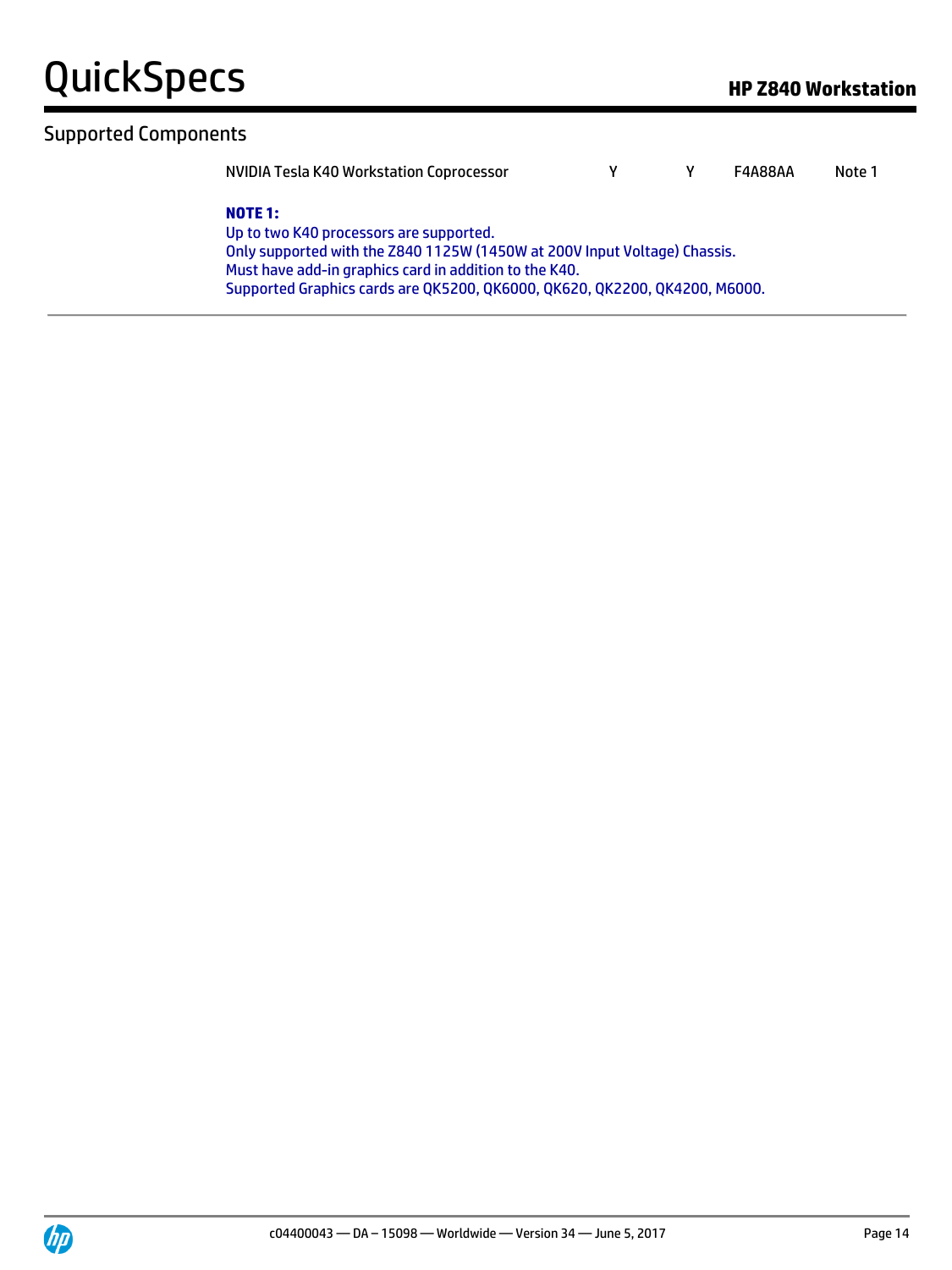## Supported Components

| | | | | |
|---|---|---|---|---|
| NVIDIA Tesla K40 Workstation Coprocessor | Y | Y | F4A88AA | Note 1 |

**NOTE 1:**
Up to two K40 processors are supported.
Only supported with the Z840 1125W (1450W at 200V Input Voltage) Chassis.
Must have add-in graphics card in addition to the K40.
Supported Graphics cards are QK5200, QK6000, QK620, QK2200, QK4200, M6000.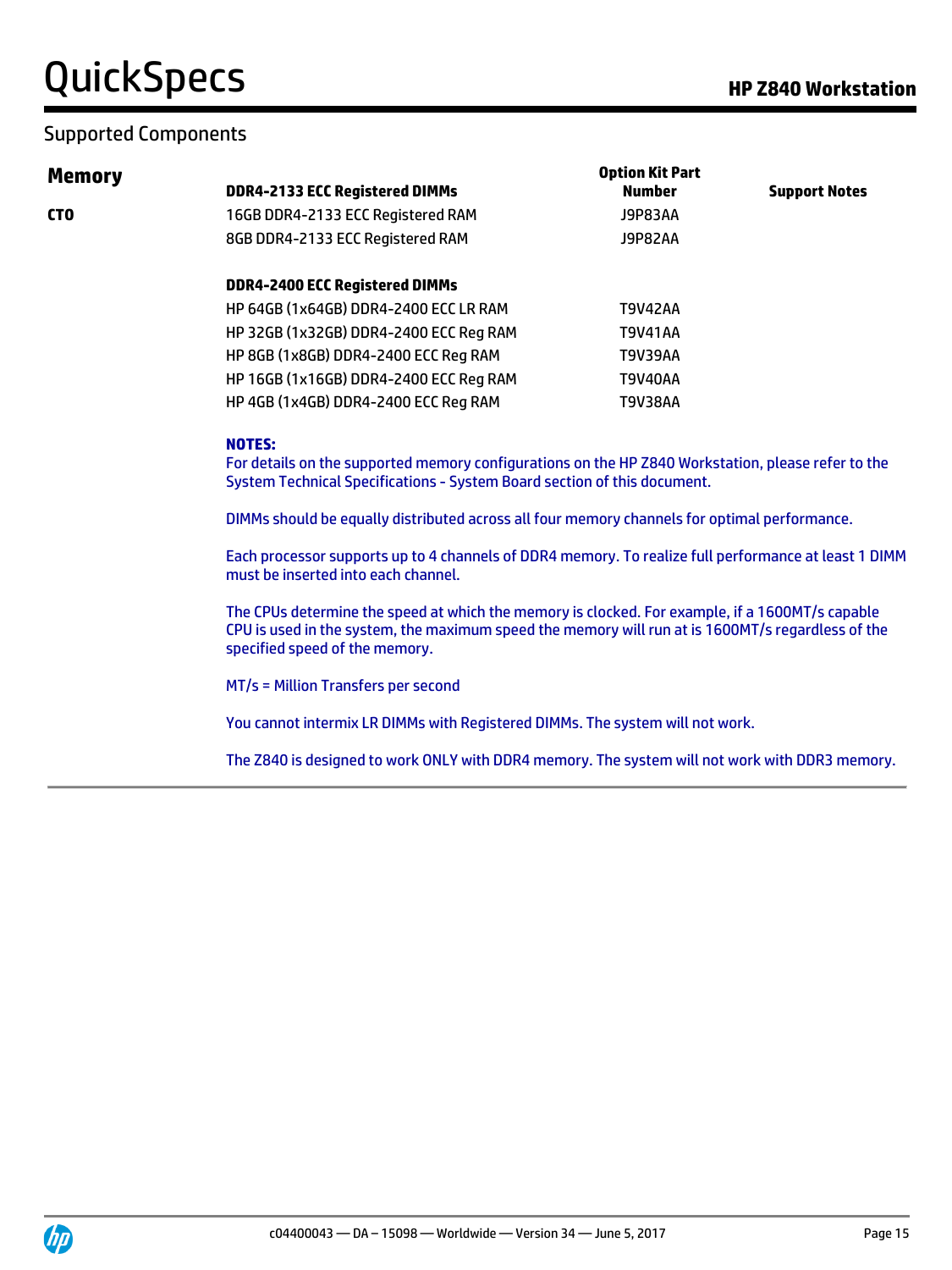## Supported Components

### Memory

| | DDR4-2133 ECC Registered DIMMs | Option Kit Part Number | Support Notes |
|---|---|---|---|
| **CTO** | 16GB DDR4-2133 ECC Registered RAM | J9P83AA | |
| | 8GB DDR4-2133 ECC Registered RAM | J9P82AA | |
| | **DDR4-2400 ECC Registered DIMMs** | | |
| | HP 64GB (1x64GB) DDR4-2400 ECC LR RAM | T9V42AA | |
| | HP 32GB (1x32GB) DDR4-2400 ECC Reg RAM | T9V41AA | |
| | HP 8GB (1x8GB) DDR4-2400 ECC Reg RAM | T9V39AA | |
| | HP 16GB (1x16GB) DDR4-2400 ECC Reg RAM | T9V40AA | |
| | HP 4GB (1x4GB) DDR4-2400 ECC Reg RAM | T9V38AA | |

**NOTES:**

For details on the supported memory configurations on the HP Z840 Workstation, please refer to the System Technical Specifications - System Board section of this document.

DIMMs should be equally distributed across all four memory channels for optimal performance.

Each processor supports up to 4 channels of DDR4 memory. To realize full performance at least 1 DIMM must be inserted into each channel.

The CPUs determine the speed at which the memory is clocked. For example, if a 1600MT/s capable CPU is used in the system, the maximum speed the memory will run at is 1600MT/s regardless of the specified speed of the memory.

MT/s = Million Transfers per second

You cannot intermix LR DIMMs with Registered DIMMs. The system will not work.

The Z840 is designed to work ONLY with DDR4 memory. The system will not work with DDR3 memory.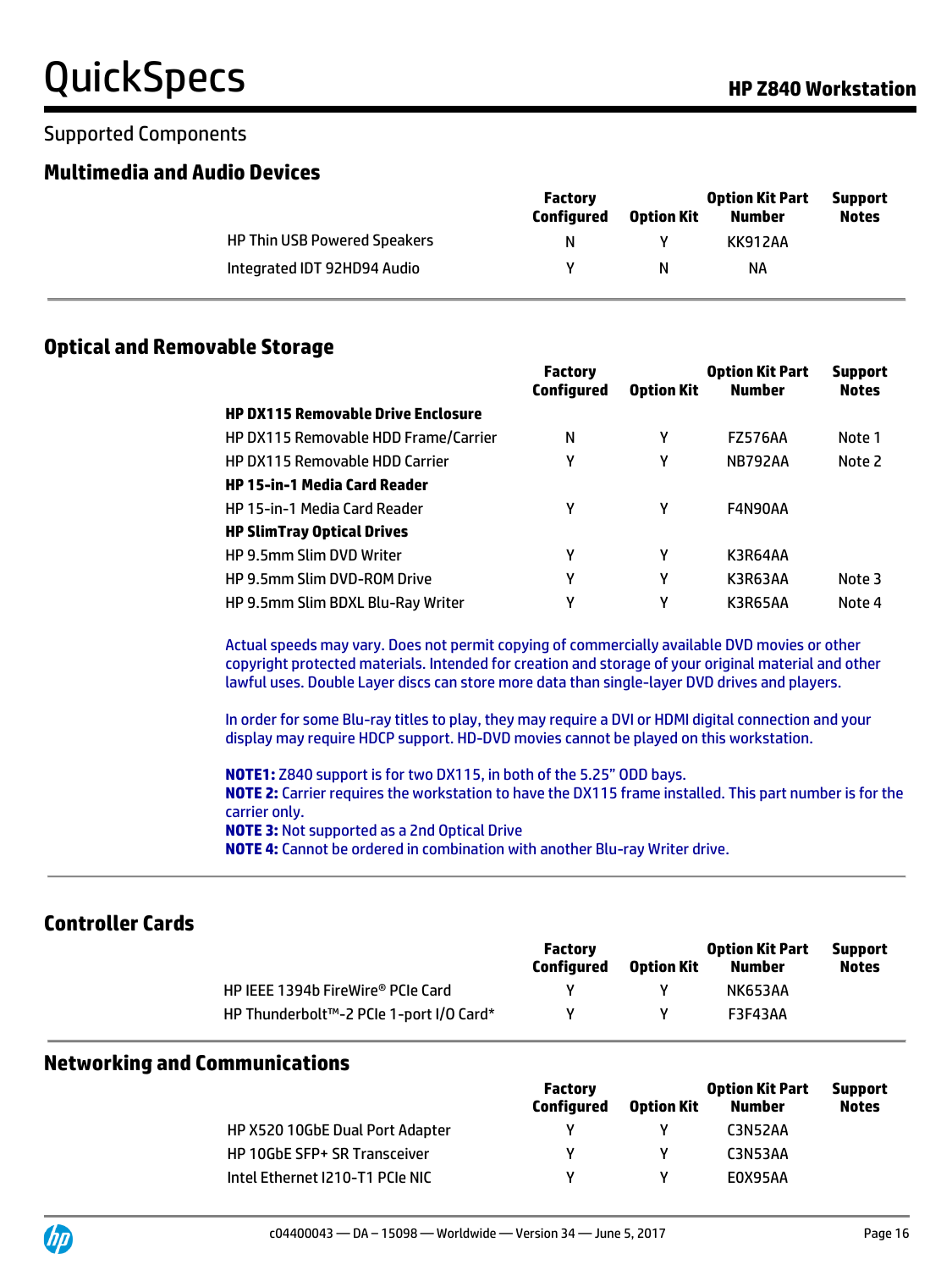Supported Components

## Multimedia and Audio Devices

| | Factory Configured | Option Kit | Option Kit Part Number | Support Notes |
|---|---|---|---|---|
| HP Thin USB Powered Speakers | N | Y | KK912AA | |
| Integrated IDT 92HD94 Audio | Y | N | NA | |

## Optical and Removable Storage

| | Factory Configured | Option Kit | Option Kit Part Number | Support Notes |
|---|---|---|---|---|
| **HP DX115 Removable Drive Enclosure** | | | | |
| HP DX115 Removable HDD Frame/Carrier | N | Y | FZ576AA | Note 1 |
| HP DX115 Removable HDD Carrier | Y | Y | NB792AA | Note 2 |
| **HP 15-in-1 Media Card Reader** | | | | |
| HP 15-in-1 Media Card Reader | Y | Y | F4N90AA | |
| **HP SlimTray Optical Drives** | | | | |
| HP 9.5mm Slim DVD Writer | Y | Y | K3R64AA | |
| HP 9.5mm Slim DVD-ROM Drive | Y | Y | K3R63AA | Note 3 |
| HP 9.5mm Slim BDXL Blu-Ray Writer | Y | Y | K3R65AA | Note 4 |

Actual speeds may vary. Does not permit copying of commercially available DVD movies or other copyright protected materials. Intended for creation and storage of your original material and other lawful uses. Double Layer discs can store more data than single-layer DVD drives and players.

In order for some Blu-ray titles to play, they may require a DVI or HDMI digital connection and your display may require HDCP support. HD-DVD movies cannot be played on this workstation.

**NOTE1:** Z840 support is for two DX115, in both of the 5.25" ODD bays.
**NOTE 2:** Carrier requires the workstation to have the DX115 frame installed. This part number is for the carrier only.
**NOTE 3:** Not supported as a 2nd Optical Drive
**NOTE 4:** Cannot be ordered in combination with another Blu-ray Writer drive.

## Controller Cards

| | Factory Configured | Option Kit | Option Kit Part Number | Support Notes |
|---|---|---|---|---|
| HP IEEE 1394b FireWire® PCIe Card | Y | Y | NK653AA | |
| HP Thunderbolt™-2 PCIe 1-port I/O Card* | Y | Y | F3F43AA | |

## Networking and Communications

| | Factory Configured | Option Kit | Option Kit Part Number | Support Notes |
|---|---|---|---|---|
| HP X520 10GbE Dual Port Adapter | Y | Y | C3N52AA | |
| HP 10GbE SFP+ SR Transceiver | Y | Y | C3N53AA | |
| Intel Ethernet I210-T1 PCIe NIC | Y | Y | E0X95AA | |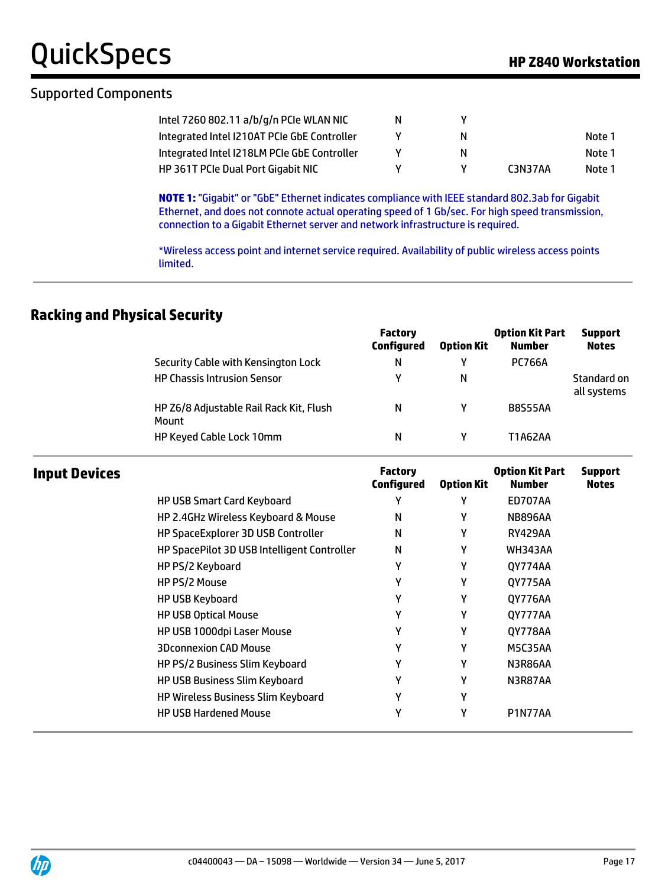## Supported Components

| | | | | |
|---|---|---|---|---|
| Intel 7260 802.11 a/b/g/n PCIe WLAN NIC | N | Y | | |
| Integrated Intel I210AT PCIe GbE Controller | Y | N | | Note 1 |
| Integrated Intel I218LM PCIe GbE Controller | Y | N | | Note 1 |
| HP 361T PCIe Dual Port Gigabit NIC | Y | Y | C3N37AA | Note 1 |

**NOTE 1:** "Gigabit" or "GbE" Ethernet indicates compliance with IEEE standard 802.3ab for Gigabit Ethernet, and does not connote actual operating speed of 1 Gb/sec. For high speed transmission, connection to a Gigabit Ethernet server and network infrastructure is required.

*Wireless access point and internet service required. Availability of public wireless access points limited.

## Racking and Physical Security

| | Factory Configured | Option Kit | Option Kit Part Number | Support Notes |
|---|---|---|---|---|
| Security Cable with Kensington Lock | N | Y | PC766A | |
| HP Chassis Intrusion Sensor | Y | N | | Standard on all systems |
| HP Z6/8 Adjustable Rail Rack Kit, Flush Mount | N | Y | B8S55AA | |
| HP Keyed Cable Lock 10mm | N | Y | T1A62AA | |

## Input Devices

| | Factory Configured | Option Kit | Option Kit Part Number | Support Notes |
|---|---|---|---|---|
| HP USB Smart Card Keyboard | Y | Y | ED707AA | |
| HP 2.4GHz Wireless Keyboard & Mouse | N | Y | NB896AA | |
| HP SpaceExplorer 3D USB Controller | N | Y | RY429AA | |
| HP SpacePilot 3D USB Intelligent Controller | N | Y | WH343AA | |
| HP PS/2 Keyboard | Y | Y | QY774AA | |
| HP PS/2 Mouse | Y | Y | QY775AA | |
| HP USB Keyboard | Y | Y | QY776AA | |
| HP USB Optical Mouse | Y | Y | QY777AA | |
| HP USB 1000dpi Laser Mouse | Y | Y | QY778AA | |
| 3Dconnexion CAD Mouse | Y | Y | M5C35AA | |
| HP PS/2 Business Slim Keyboard | Y | Y | N3R86AA | |
| HP USB Business Slim Keyboard | Y | Y | N3R87AA | |
| HP Wireless Business Slim Keyboard | Y | Y | | |
| HP USB Hardened Mouse | Y | Y | P1N77AA | |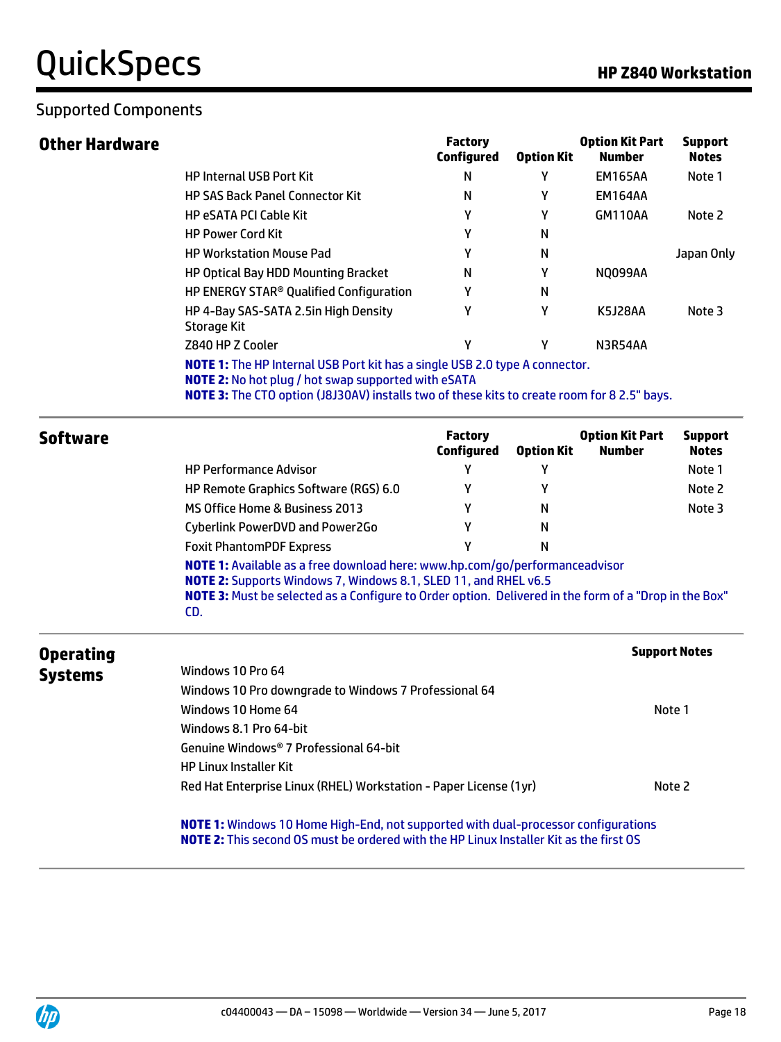## Supported Components

### Other Hardware

| | Factory Configured | Option Kit | Option Kit Part Number | Support Notes |
|---|---|---|---|---|
| HP Internal USB Port Kit | N | Y | EM165AA | Note 1 |
| HP SAS Back Panel Connector Kit | N | Y | EM164AA | |
| HP eSATA PCI Cable Kit | Y | Y | GM110AA | Note 2 |
| HP Power Cord Kit | Y | N | | |
| HP Workstation Mouse Pad | Y | N | | Japan Only |
| HP Optical Bay HDD Mounting Bracket | N | Y | NQ099AA | |
| HP ENERGY STAR® Qualified Configuration | Y | N | | |
| HP 4-Bay SAS-SATA 2.5in High Density Storage Kit | Y | Y | K5J28AA | Note 3 |
| Z840 HP Z Cooler | Y | Y | N3R54AA | |

**NOTE 1:** The HP Internal USB Port kit has a single USB 2.0 type A connector.
**NOTE 2:** No hot plug / hot swap supported with eSATA
**NOTE 3:** The CTO option (J8J30AV) installs two of these kits to create room for 8 2.5" bays.

### Software

| | Factory Configured | Option Kit | Option Kit Part Number | Support Notes |
|---|---|---|---|---|
| HP Performance Advisor | Y | Y | | Note 1 |
| HP Remote Graphics Software (RGS) 6.0 | Y | Y | | Note 2 |
| MS Office Home & Business 2013 | Y | N | | Note 3 |
| Cyberlink PowerDVD and Power2Go | Y | N | | |
| Foxit PhantomPDF Express | Y | N | | |

**NOTE 1:** Available as a free download here: www.hp.com/go/performanceadvisor
**NOTE 2:** Supports Windows 7, Windows 8.1, SLED 11, and RHEL v6.5
**NOTE 3:** Must be selected as a Configure to Order option. Delivered in the form of a "Drop in the Box" CD.

### Operating Systems

| | Support Notes |
|---|---|
| Windows 10 Pro 64 | |
| Windows 10 Pro downgrade to Windows 7 Professional 64 | |
| Windows 10 Home 64 | Note 1 |
| Windows 8.1 Pro 64-bit | |
| Genuine Windows® 7 Professional 64-bit | |
| HP Linux Installer Kit | |
| Red Hat Enterprise Linux (RHEL) Workstation - Paper License (1yr) | Note 2 |

**NOTE 1:** Windows 10 Home High-End, not supported with dual-processor configurations
**NOTE 2:** This second OS must be ordered with the HP Linux Installer Kit as the first OS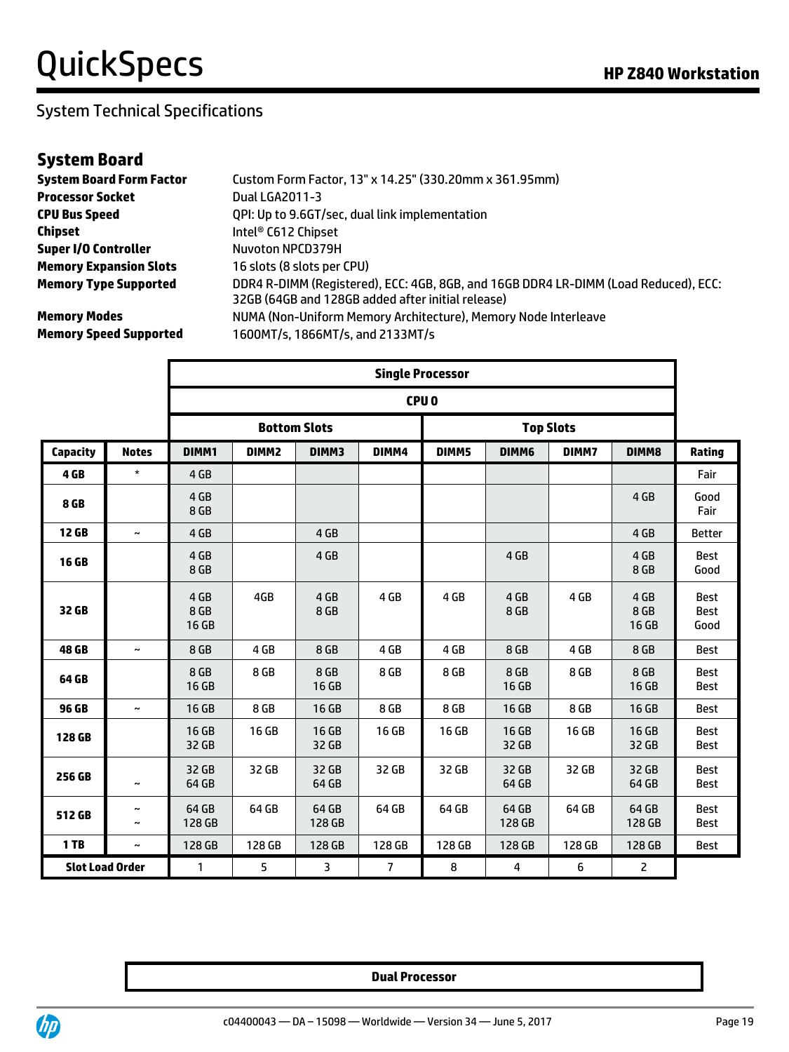# QuickSpecs

## System Technical Specifications

### System Board

| | |
|---|---|
| **System Board Form Factor** | Custom Form Factor, 13" x 14.25" (330.20mm x 361.95mm) |
| **Processor Socket** | Dual LGA2011-3 |
| **CPU Bus Speed** | QPI: Up to 9.6GT/sec, dual link implementation |
| **Chipset** | Intel® C612 Chipset |
| **Super I/O Controller** | Nuvoton NPCD379H |
| **Memory Expansion Slots** | 16 slots (8 slots per CPU) |
| **Memory Type Supported** | DDR4 R-DIMM (Registered), ECC: 4GB, 8GB, and 16GB DDR4 LR-DIMM (Load Reduced), ECC: 32GB (64GB and 128GB added after initial release) |
| **Memory Modes** | NUMA (Non-Uniform Memory Architecture), Memory Node Interleave |
| **Memory Speed Supported** | 1600MT/s, 1866MT/s, and 2133MT/s |

| | | Single Processor | | | | | | | | |
|---|---|---|---|---|---|---|---|---|---|---|
| | | CPU 0 | | | | | | | | |
| | | Bottom Slots | | | | Top Slots | | | | |
| **Capacity** | **Notes** | **DIMM1** | **DIMM2** | **DIMM3** | **DIMM4** | **DIMM5** | **DIMM6** | **DIMM7** | **DIMM8** | **Rating** |
| **4 GB** | * | 4 GB | | | | | | | | Fair |
| **8 GB** | | 4 GB<br>8 GB | | | | | | | 4 GB | Good<br>Fair |
| **12 GB** | ~ | 4 GB | | 4 GB | | | | | 4 GB | Better |
| **16 GB** | | 4 GB<br>8 GB | | 4 GB | | | 4 GB | | 4 GB<br>8 GB | Best<br>Good |
| **32 GB** | | 4 GB<br>8 GB<br>16 GB | 4GB | 4 GB<br>8 GB | 4 GB | 4 GB | 4 GB<br>8 GB | 4 GB | 4 GB<br>8 GB<br>16 GB | Best<br>Best<br>Good |
| **48 GB** | ~ | 8 GB | 4 GB | 8 GB | 4 GB | 4 GB | 8 GB | 4 GB | 8 GB | Best |
| **64 GB** | | 8 GB<br>16 GB | 8 GB | 8 GB<br>16 GB | 8 GB | 8 GB | 8 GB<br>16 GB | 8 GB | 8 GB<br>16 GB | Best<br>Best |
| **96 GB** | ~ | 16 GB | 8 GB | 16 GB | 8 GB | 8 GB | 16 GB | 8 GB | 16 GB | Best |
| **128 GB** | | 16 GB<br>32 GB | 16 GB | 16 GB<br>32 GB | 16 GB | 16 GB | 16 GB<br>32 GB | 16 GB | 16 GB<br>32 GB | Best<br>Best |
| **256 GB** | ~ | 32 GB<br>64 GB | 32 GB | 32 GB<br>64 GB | 32 GB | 32 GB | 32 GB<br>64 GB | 32 GB | 32 GB<br>64 GB | Best<br>Best |
| **512 GB** | ~<br>~ | 64 GB<br>128 GB | 64 GB | 64 GB<br>128 GB | 64 GB | 64 GB | 64 GB<br>128 GB | 64 GB | 64 GB<br>128 GB | Best<br>Best |
| **1 TB** | ~ | 128 GB | 128 GB | 128 GB | 128 GB | 128 GB | 128 GB | 128 GB | 128 GB | Best |
| **Slot Load Order** | | 1 | 5 | 3 | 7 | 8 | 4 | 6 | 2 | |

**Dual Processor**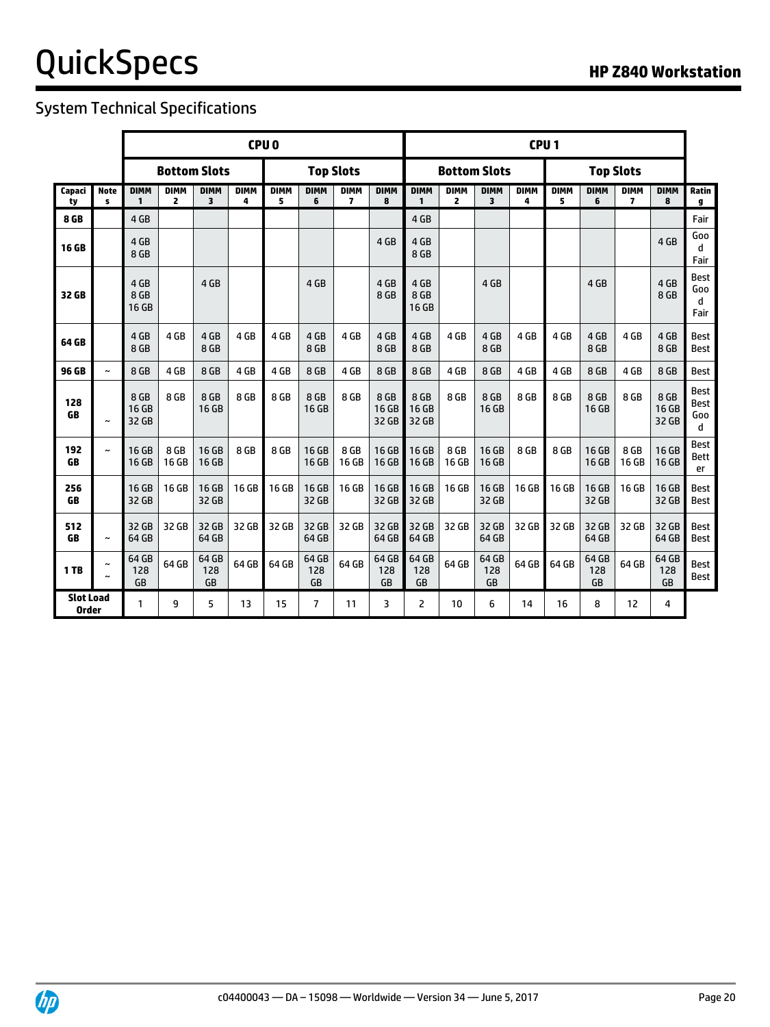## System Technical Specifications

| | | CPU 0 | | | | | | | | CPU 1 | | | | | | | | |
|---|---|---|---|---|---|---|---|---|---|---|---|---|---|---|---|---|---|---|
| | | Bottom Slots | | | | Top Slots | | | | Bottom Slots | | | | Top Slots | | | | |
| Capacity | Notes | DIMM 1 | DIMM 2 | DIMM 3 | DIMM 4 | DIMM 5 | DIMM 6 | DIMM 7 | DIMM 8 | DIMM 1 | DIMM 2 | DIMM 3 | DIMM 4 | DIMM 5 | DIMM 6 | DIMM 7 | DIMM 8 | Rating |
| 8 GB | | 4 GB | | | | | | | | 4 GB | | | | | | | | Fair |
| 16 GB | | 4 GB<br>8 GB | | | | | | | 4 GB | 4 GB<br>8 GB | | | | | | | 4 GB | Good<br>Fair |
| 32 GB | | 4 GB<br>8 GB<br>16 GB | | 4 GB | | | 4 GB | | 4 GB<br>8 GB | 4 GB<br>8 GB<br>16 GB | | 4 GB | | | 4 GB | | 4 GB<br>8 GB | Best<br>Good<br>Fair |
| 64 GB | | 4 GB<br>8 GB | 4 GB | 4 GB<br>8 GB | 4 GB | 4 GB | 4 GB<br>8 GB | 4 GB | 4 GB<br>8 GB | 4 GB<br>8 GB | 4 GB | 4 GB<br>8 GB | 4 GB | 4 GB | 4 GB<br>8 GB | 4 GB | 4 GB<br>8 GB | Best<br>Best |
| 96 GB | ~ | 8 GB | 4 GB | 8 GB | 4 GB | 4 GB | 8 GB | 4 GB | 8 GB | 8 GB | 4 GB | 8 GB | 4 GB | 4 GB | 8 GB | 4 GB | 8 GB | Best |
| 128 GB | ~ | 8 GB<br>16 GB<br>32 GB | 8 GB | 8 GB<br>16 GB | 8 GB | 8 GB | 8 GB<br>16 GB | 8 GB | 8 GB<br>16 GB<br>32 GB | 8 GB<br>16 GB<br>32 GB | 8 GB | 8 GB<br>16 GB | 8 GB | 8 GB | 8 GB<br>16 GB | 8 GB | 8 GB<br>16 GB<br>32 GB | Best<br>Best<br>Good |
| 192 GB | ~ | 16 GB<br>16 GB | 8 GB<br>16 GB | 16 GB<br>16 GB | 8 GB | 8 GB | 16 GB<br>16 GB | 8 GB<br>16 GB | 16 GB<br>16 GB | 16 GB<br>16 GB | 8 GB<br>16 GB | 16 GB<br>16 GB | 8 GB | 8 GB | 16 GB<br>16 GB | 8 GB<br>16 GB | 16 GB<br>16 GB | Best<br>Better |
| 256 GB | | 16 GB<br>32 GB | 16 GB | 16 GB<br>32 GB | 16 GB | 16 GB | 16 GB<br>32 GB | 16 GB | 16 GB<br>32 GB | 16 GB<br>32 GB | 16 GB | 16 GB<br>32 GB | 16 GB | 16 GB | 16 GB<br>32 GB | 16 GB | 16 GB<br>32 GB | Best<br>Best |
| 512 GB | ~ | 32 GB<br>64 GB | 32 GB | 32 GB<br>64 GB | 32 GB | 32 GB | 32 GB<br>64 GB | 32 GB | 32 GB<br>64 GB | 32 GB<br>64 GB | 32 GB | 32 GB<br>64 GB | 32 GB | 32 GB | 32 GB<br>64 GB | 32 GB | 32 GB<br>64 GB | Best<br>Best |
| 1 TB | ~<br>~ | 64 GB<br>128 GB | 64 GB | 64 GB<br>128 GB | 64 GB | 64 GB | 64 GB<br>128 GB | 64 GB | 64 GB<br>128 GB | 64 GB<br>128 GB | 64 GB | 64 GB<br>128 GB | 64 GB | 64 GB | 64 GB<br>128 GB | 64 GB | 64 GB<br>128 GB | Best<br>Best |
| Slot Load Order | | 1 | 9 | 5 | 13 | 15 | 7 | 11 | 3 | 2 | 10 | 6 | 14 | 16 | 8 | 12 | 4 | |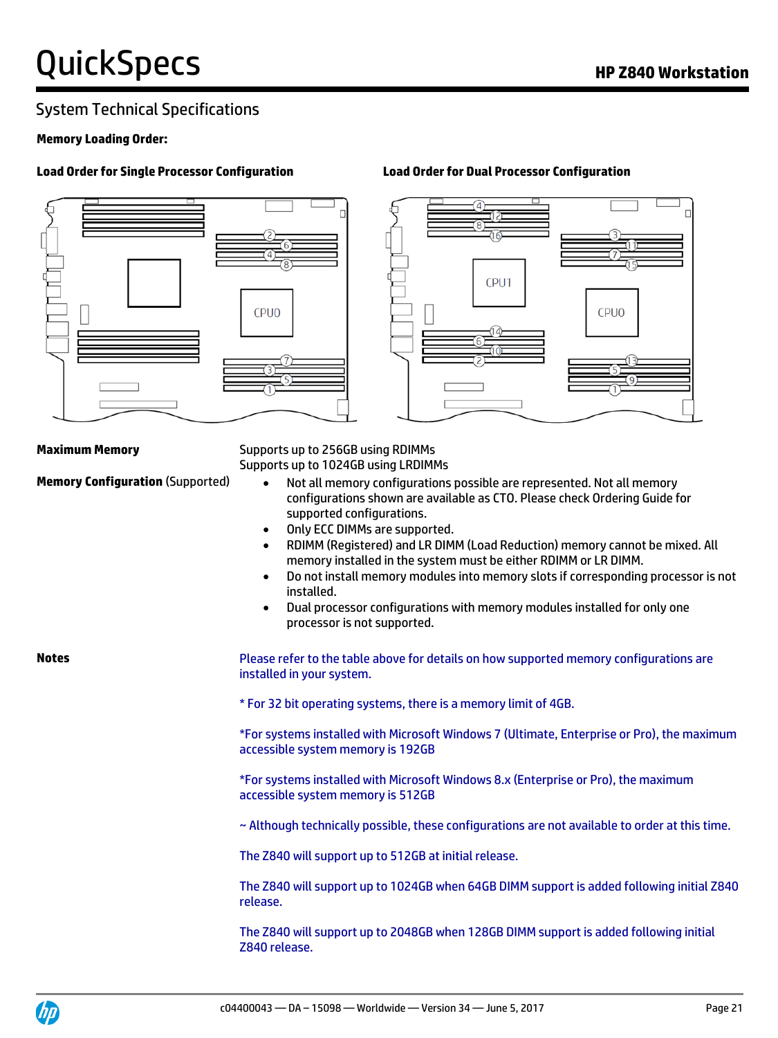## System Technical Specifications

**Memory Loading Order:**

**Load Order for Single Processor Configuration**

**Load Order for Dual Processor Configuration**

**Maximum Memory**

Supports up to 256GB using RDIMMs
Supports up to 1024GB using LRDIMMs

**Memory Configuration** (Supported)

- Not all memory configurations possible are represented. Not all memory configurations shown are available as CTO. Please check Ordering Guide for supported configurations.
- Only ECC DIMMs are supported.
- RDIMM (Registered) and LR DIMM (Load Reduction) memory cannot be mixed. All memory installed in the system must be either RDIMM or LR DIMM.
- Do not install memory modules into memory slots if corresponding processor is not installed.
- Dual processor configurations with memory modules installed for only one processor is not supported.

**Notes**

Please refer to the table above for details on how supported memory configurations are installed in your system.

* For 32 bit operating systems, there is a memory limit of 4GB.

*For systems installed with Microsoft Windows 7 (Ultimate, Enterprise or Pro), the maximum accessible system memory is 192GB

*For systems installed with Microsoft Windows 8.x (Enterprise or Pro), the maximum accessible system memory is 512GB

~ Although technically possible, these configurations are not available to order at this time.

The Z840 will support up to 512GB at initial release.

The Z840 will support up to 1024GB when 64GB DIMM support is added following initial Z840 release.

The Z840 will support up to 2048GB when 128GB DIMM support is added following initial Z840 release.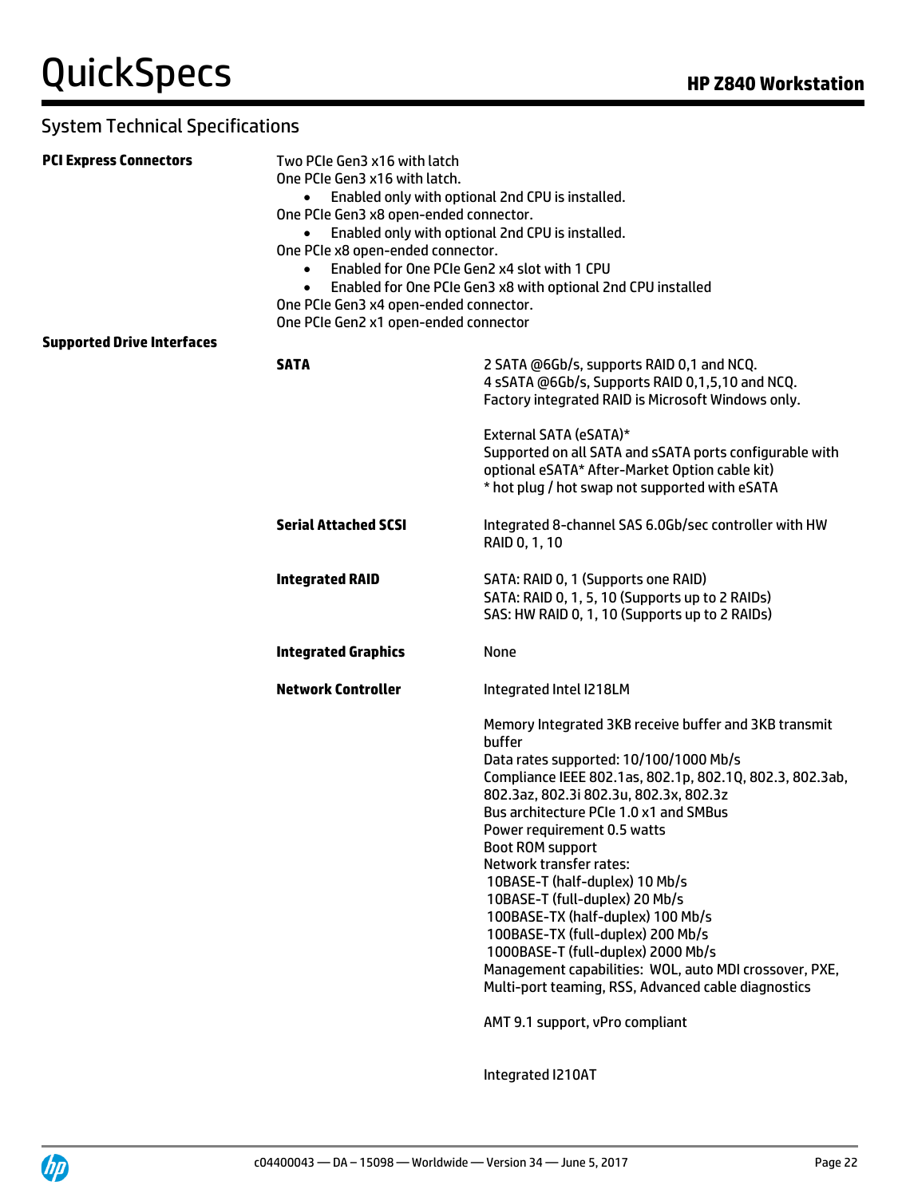## System Technical Specifications

**PCI Express Connectors**

Two PCIe Gen3 x16 with latch
One PCIe Gen3 x16 with latch.

- Enabled only with optional 2nd CPU is installed.

One PCIe Gen3 x8 open-ended connector.

- Enabled only with optional 2nd CPU is installed.

One PCIe x8 open-ended connector.

- Enabled for One PCIe Gen2 x4 slot with 1 CPU
- Enabled for One PCIe Gen3 x8 with optional 2nd CPU installed

One PCIe Gen3 x4 open-ended connector.
One PCIe Gen2 x1 open-ended connector

**Supported Drive Interfaces**

| | |
|---|---|
| **SATA** | 2 SATA @6Gb/s, supports RAID 0,1 and NCQ.<br>4 sSATA @6Gb/s, Supports RAID 0,1,5,10 and NCQ.<br>Factory integrated RAID is Microsoft Windows only.<br><br>External SATA (eSATA)*<br>Supported on all SATA and sSATA ports configurable with optional eSATA* After-Market Option cable kit)<br>* hot plug / hot swap not supported with eSATA |
| **Serial Attached SCSI** | Integrated 8-channel SAS 6.0Gb/sec controller with HW RAID 0, 1, 10 |
| **Integrated RAID** | SATA: RAID 0, 1 (Supports one RAID)<br>SATA: RAID 0, 1, 5, 10 (Supports up to 2 RAIDs)<br>SAS: HW RAID 0, 1, 10 (Supports up to 2 RAIDs) |
| **Integrated Graphics** | None |
| **Network Controller** | Integrated Intel I218LM<br><br>Memory Integrated 3KB receive buffer and 3KB transmit buffer<br>Data rates supported: 10/100/1000 Mb/s<br>Compliance IEEE 802.1as, 802.1p, 802.1Q, 802.3, 802.3ab, 802.3az, 802.3i 802.3u, 802.3x, 802.3z<br>Bus architecture PCIe 1.0 x1 and SMBus<br>Power requirement 0.5 watts<br>Boot ROM support<br>Network transfer rates:<br>10BASE-T (half-duplex) 10 Mb/s<br>10BASE-T (full-duplex) 20 Mb/s<br>100BASE-TX (half-duplex) 100 Mb/s<br>100BASE-TX (full-duplex) 200 Mb/s<br>1000BASE-T (full-duplex) 2000 Mb/s<br>Management capabilities: WOL, auto MDI crossover, PXE, Multi-port teaming, RSS, Advanced cable diagnostics<br><br>AMT 9.1 support, vPro compliant<br><br>Integrated I210AT |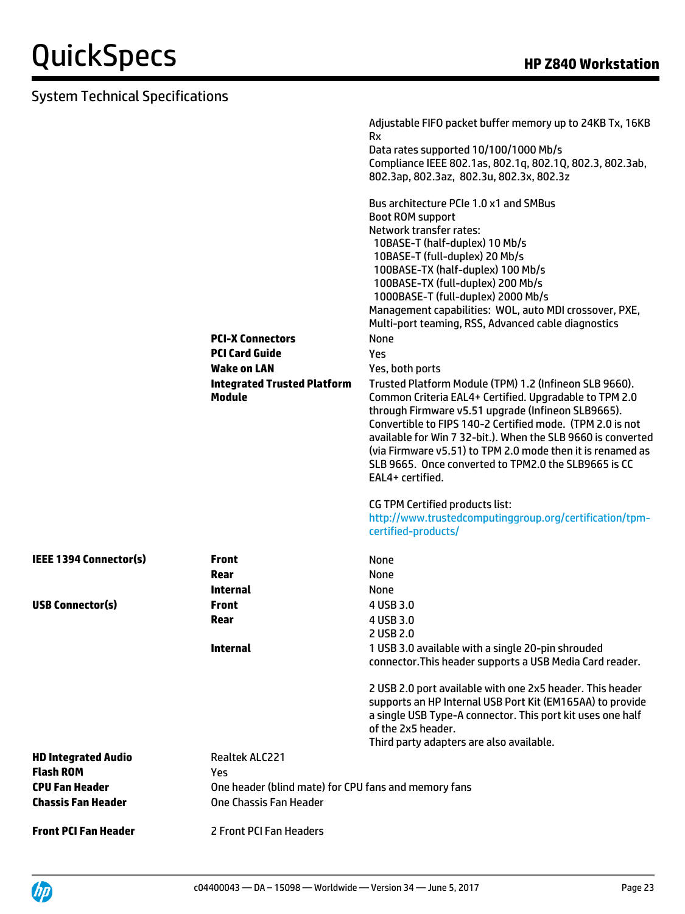## System Technical Specifications

| | | |
|---|---|---|
| | | Adjustable FIFO packet buffer memory up to 24KB Tx, 16KB Rx<br>Data rates supported 10/100/1000 Mb/s<br>Compliance IEEE 802.1as, 802.1q, 802.1Q, 802.3, 802.3ab, 802.3ap, 802.3az, 802.3u, 802.3x, 802.3z<br><br>Bus architecture PCIe 1.0 x1 and SMBus<br>Boot ROM support<br>Network transfer rates:<br>10BASE-T (half-duplex) 10 Mb/s<br>10BASE-T (full-duplex) 20 Mb/s<br>100BASE-TX (half-duplex) 100 Mb/s<br>100BASE-TX (full-duplex) 200 Mb/s<br>1000BASE-T (full-duplex) 2000 Mb/s<br>Management capabilities: WOL, auto MDI crossover, PXE, Multi-port teaming, RSS, Advanced cable diagnostics |
| | **PCI-X Connectors** | None |
| | **PCI Card Guide** | Yes |
| | **Wake on LAN** | Yes, both ports |
| | **Integrated Trusted Platform Module** | Trusted Platform Module (TPM) 1.2 (Infineon SLB 9660). Common Criteria EAL4+ Certified. Upgradable to TPM 2.0 through Firmware v5.51 upgrade (Infineon SLB9665). Convertible to FIPS 140-2 Certified mode. (TPM 2.0 is not available for Win 7 32-bit.). When the SLB 9660 is converted (via Firmware v5.51) to TPM 2.0 mode then it is renamed as SLB 9665. Once converted to TPM2.0 the SLB9665 is CC EAL4+ certified.<br><br>CG TPM Certified products list:<br>http://www.trustedcomputinggroup.org/certification/tpm-certified-products/ |
| **IEEE 1394 Connector(s)** | **Front** | None |
| | **Rear** | None |
| | **Internal** | None |
| **USB Connector(s)** | **Front** | 4 USB 3.0 |
| | **Rear** | 4 USB 3.0<br>2 USB 2.0 |
| | **Internal** | 1 USB 3.0 available with a single 20-pin shrouded connector.This header supports a USB Media Card reader.<br><br>2 USB 2.0 port available with one 2x5 header. This header supports an HP Internal USB Port Kit (EM165AA) to provide a single USB Type-A connector. This port kit uses one half of the 2x5 header.<br>Third party adapters are also available. |
| **HD Integrated Audio** | Realtek ALC221 | |
| **Flash ROM** | Yes | |
| **CPU Fan Header** | One header (blind mate) for CPU fans and memory fans | |
| **Chassis Fan Header** | One Chassis Fan Header | |
| **Front PCI Fan Header** | 2 Front PCI Fan Headers | |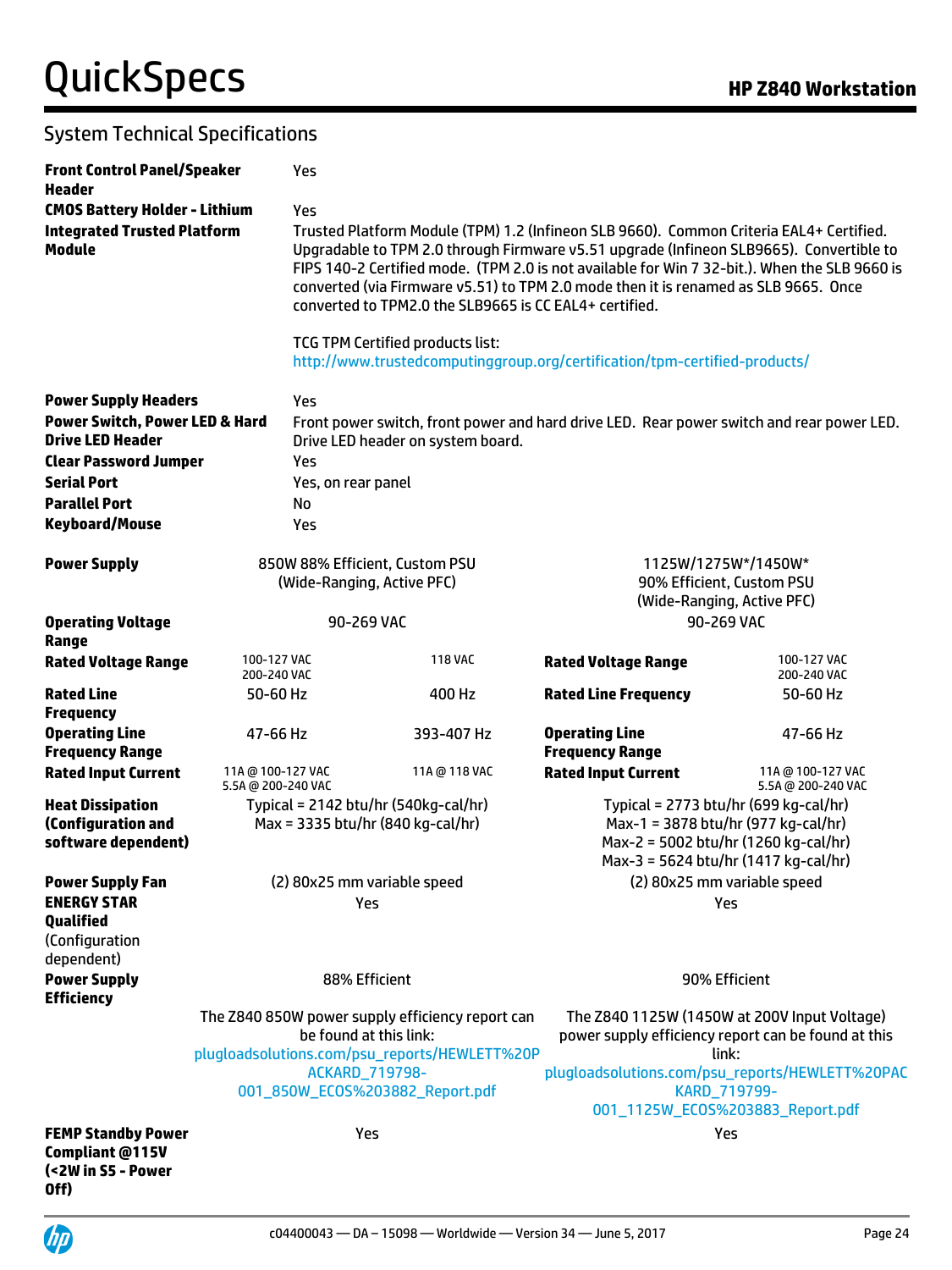## System Technical Specifications

| | |
|---|---|
| **Front Control Panel/Speaker Header** | Yes |
| **CMOS Battery Holder - Lithium** | Yes |
| **Integrated Trusted Platform Module** | Trusted Platform Module (TPM) 1.2 (Infineon SLB 9660). Common Criteria EAL4+ Certified. Upgradable to TPM 2.0 through Firmware v5.51 upgrade (Infineon SLB9665). Convertible to FIPS 140-2 Certified mode. (TPM 2.0 is not available for Win 7 32-bit.). When the SLB 9660 is converted (via Firmware v5.51) to TPM 2.0 mode then it is renamed as SLB 9665. Once converted to TPM2.0 the SLB9665 is CC EAL4+ certified.<br><br>TCG TPM Certified products list:<br>http://www.trustedcomputinggroup.org/certification/tpm-certified-products/ |
| **Power Supply Headers** | Yes |
| **Power Switch, Power LED & Hard Drive LED Header** | Front power switch, front power and hard drive LED. Rear power switch and rear power LED. Drive LED header on system board. |
| **Clear Password Jumper** | Yes |
| **Serial Port** | Yes, on rear panel |
| **Parallel Port** | No |
| **Keyboard/Mouse** | Yes |

| | | | | |
|---|---|---|---|---|
| **Power Supply** | 850W 88% Efficient, Custom PSU (Wide-Ranging, Active PFC) | | 1125W/1275W*/1450W* 90% Efficient, Custom PSU (Wide-Ranging, Active PFC) | |
| **Operating Voltage Range** | 90-269 VAC | | 90-269 VAC | |
| **Rated Voltage Range** | 100-127 VAC<br>200-240 VAC | 118 VAC | **Rated Voltage Range** | 100-127 VAC<br>200-240 VAC |
| **Rated Line Frequency** | 50-60 Hz | 400 Hz | **Rated Line Frequency** | 50-60 Hz |
| **Operating Line Frequency Range** | 47-66 Hz | 393-407 Hz | **Operating Line Frequency Range** | 47-66 Hz |
| **Rated Input Current** | 11A @ 100-127 VAC<br>5.5A @ 200-240 VAC | 11A @ 118 VAC | **Rated Input Current** | 11A @ 100-127 VAC<br>5.5A @ 200-240 VAC |
| **Heat Dissipation (Configuration and software dependent)** | Typical = 2142 btu/hr (540kg-cal/hr)<br>Max = 3335 btu/hr (840 kg-cal/hr) | | Typical = 2773 btu/hr (699 kg-cal/hr)<br>Max-1 = 3878 btu/hr (977 kg-cal/hr)<br>Max-2 = 5002 btu/hr (1260 kg-cal/hr)<br>Max-3 = 5624 btu/hr (1417 kg-cal/hr) | |
| **Power Supply Fan** | (2) 80x25 mm variable speed | | (2) 80x25 mm variable speed | |
| **ENERGY STAR Qualified** (Configuration dependent) | Yes | | Yes | |
| **Power Supply Efficiency** | 88% Efficient | | 90% Efficient | |
| | The Z840 850W power supply efficiency report can be found at this link:<br>plugloadsolutions.com/psu_reports/HEWLETT%20PACKARD_719798-001_850W_ECOS%203882_Report.pdf | | The Z840 1125W (1450W at 200V Input Voltage) power supply efficiency report can be found at this link:<br>plugloadsolutions.com/psu_reports/HEWLETT%20PACKARD_719799-001_1125W_ECOS%203883_Report.pdf | |
| **FEMP Standby Power Compliant @115V (<2W in S5 - Power Off)** | Yes | | Yes | |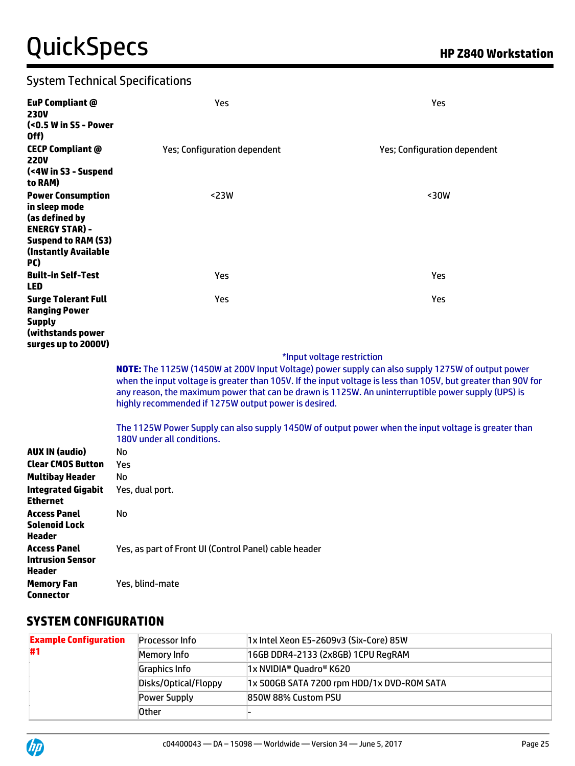## System Technical Specifications

| | | |
|---|---|---|
| **EuP Compliant @ 230V (<0.5 W in S5 - Power Off)** | Yes | Yes |
| **CECP Compliant @ 220V (<4W in S3 - Suspend to RAM)** | Yes; Configuration dependent | Yes; Configuration dependent |
| **Power Consumption in sleep mode (as defined by ENERGY STAR) - Suspend to RAM (S3) (Instantly Available PC)** | <23W | <30W |
| **Built-in Self-Test LED** | Yes | Yes |
| **Surge Tolerant Full Ranging Power Supply (withstands power surges up to 2000V)** | Yes | Yes |

*Input voltage restriction

**NOTE:** The 1125W (1450W at 200V Input Voltage) power supply can also supply 1275W of output power when the input voltage is greater than 105V. If the input voltage is less than 105V, but greater than 90V for any reason, the maximum power that can be drawn is 1125W. An uninterruptible power supply (UPS) is highly recommended if 1275W output power is desired.

The 1125W Power Supply can also supply 1450W of output power when the input voltage is greater than 180V under all conditions.

| | |
|---|---|
| **AUX IN (audio)** | No |
| **Clear CMOS Button** | Yes |
| **Multibay Header** | No |
| **Integrated Gigabit Ethernet** | Yes, dual port. |
| **Access Panel Solenoid Lock Header** | No |
| **Access Panel Intrusion Sensor Header** | Yes, as part of Front UI (Control Panel) cable header |
| **Memory Fan Connector** | Yes, blind-mate |

## SYSTEM CONFIGURATION

| | | |
|---|---|---|
| **Example Configuration #1** | Processor Info | 1x Intel Xeon E5-2609v3 (Six-Core) 85W |
| | Memory Info | 16GB DDR4-2133 (2x8GB) 1CPU RegRAM |
| | Graphics Info | 1x NVIDIA® Quadro® K620 |
| | Disks/Optical/Floppy | 1x 500GB SATA 7200 rpm HDD/1x DVD-ROM SATA |
| | Power Supply | 850W 88% Custom PSU |
| | Other | - |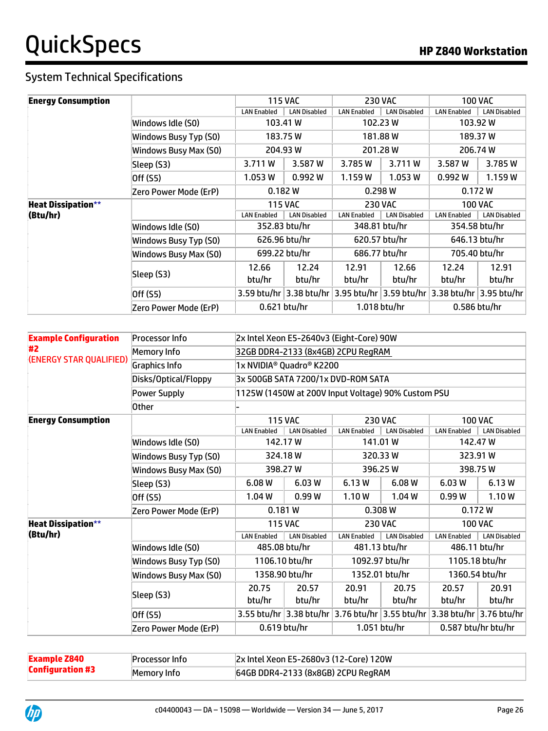## System Technical Specifications

| Energy Consumption | | 115 VAC | | 230 VAC | | 100 VAC | |
|---|---|---|---|---|---|---|---|
| | | LAN Enabled | LAN Disabled | LAN Enabled | LAN Disabled | LAN Enabled | LAN Disabled |
| | Windows Idle (S0) | 103.41 W | | 102.23 W | | 103.92 W | |
| | Windows Busy Typ (S0) | 183.75 W | | 181.88 W | | 189.37 W | |
| | Windows Busy Max (S0) | 204.93 W | | 201.28 W | | 206.74 W | |
| | Sleep (S3) | 3.711 W | 3.587 W | 3.785 W | 3.711 W | 3.587 W | 3.785 W |
| | Off (S5) | 1.053 W | 0.992 W | 1.159 W | 1.053 W | 0.992 W | 1.159 W |
| | Zero Power Mode (ErP) | 0.182 W | | 0.298 W | | 0.172 W | |
| **Heat Dissipation\*\* (Btu/hr)** | | 115 VAC | | 230 VAC | | 100 VAC | |
| | | LAN Enabled | LAN Disabled | LAN Enabled | LAN Disabled | LAN Enabled | LAN Disabled |
| | Windows Idle (S0) | 352.83 btu/hr | | 348.81 btu/hr | | 354.58 btu/hr | |
| | Windows Busy Typ (S0) | 626.96 btu/hr | | 620.57 btu/hr | | 646.13 btu/hr | |
| | Windows Busy Max (S0) | 699.22 btu/hr | | 686.77 btu/hr | | 705.40 btu/hr | |
| | Sleep (S3) | 12.66 btu/hr | 12.24 btu/hr | 12.91 btu/hr | 12.66 btu/hr | 12.24 btu/hr | 12.91 btu/hr |
| | Off (S5) | 3.59 btu/hr | 3.38 btu/hr | 3.95 btu/hr | 3.59 btu/hr | 3.38 btu/hr | 3.95 btu/hr |
| | Zero Power Mode (ErP) | 0.621 btu/hr | | 1.018 btu/hr | | 0.586 btu/hr | |

| **Example Configuration #2** (ENERGY STAR QUALIFIED) | Processor Info | 2x Intel Xeon E5-2640v3 (Eight-Core) 90W | | | | | |
|---|---|---|---|---|---|---|---|
| | Memory Info | 32GB DDR4-2133 (8x4GB) 2CPU RegRAM | | | | | |
| | Graphics Info | 1x NVIDIA® Quadro® K2200 | | | | | |
| | Disks/Optical/Floppy | 3x 500GB SATA 7200/1x DVD-ROM SATA | | | | | |
| | Power Supply | 1125W (1450W at 200V Input Voltage) 90% Custom PSU | | | | | |
| | Other | - | | | | | |
| **Energy Consumption** | | 115 VAC | | 230 VAC | | 100 VAC | |
| | | LAN Enabled | LAN Disabled | LAN Enabled | LAN Disabled | LAN Enabled | LAN Disabled |
| | Windows Idle (S0) | 142.17 W | | 141.01 W | | 142.47 W | |
| | Windows Busy Typ (S0) | 324.18 W | | 320.33 W | | 323.91 W | |
| | Windows Busy Max (S0) | 398.27 W | | 396.25 W | | 398.75 W | |
| | Sleep (S3) | 6.08 W | 6.03 W | 6.13 W | 6.08 W | 6.03 W | 6.13 W |
| | Off (S5) | 1.04 W | 0.99 W | 1.10 W | 1.04 W | 0.99 W | 1.10 W |
| | Zero Power Mode (ErP) | 0.181 W | | 0.308 W | | 0.172 W | |
| **Heat Dissipation\*\* (Btu/hr)** | | 115 VAC | | 230 VAC | | 100 VAC | |
| | | LAN Enabled | LAN Disabled | LAN Enabled | LAN Disabled | LAN Enabled | LAN Disabled |
| | Windows Idle (S0) | 485.08 btu/hr | | 481.13 btu/hr | | 486.11 btu/hr | |
| | Windows Busy Typ (S0) | 1106.10 btu/hr | | 1092.97 btu/hr | | 1105.18 btu/hr | |
| | Windows Busy Max (S0) | 1358.90 btu/hr | | 1352.01 btu/hr | | 1360.54 btu/hr | |
| | Sleep (S3) | 20.75 btu/hr | 20.57 btu/hr | 20.91 btu/hr | 20.75 btu/hr | 20.57 btu/hr | 20.91 btu/hr |
| | Off (S5) | 3.55 btu/hr | 3.38 btu/hr | 3.76 btu/hr | 3.55 btu/hr | 3.38 btu/hr | 3.76 btu/hr |
| | Zero Power Mode (ErP) | 0.619 btu/hr | | 1.051 btu/hr | | 0.587 btu/hr btu/hr | |

| **Example Z840 Configuration #3** | Processor Info | 2x Intel Xeon E5-2680v3 (12-Core) 120W |
|---|---|---|
| | Memory Info | 64GB DDR4-2133 (8x8GB) 2CPU RegRAM |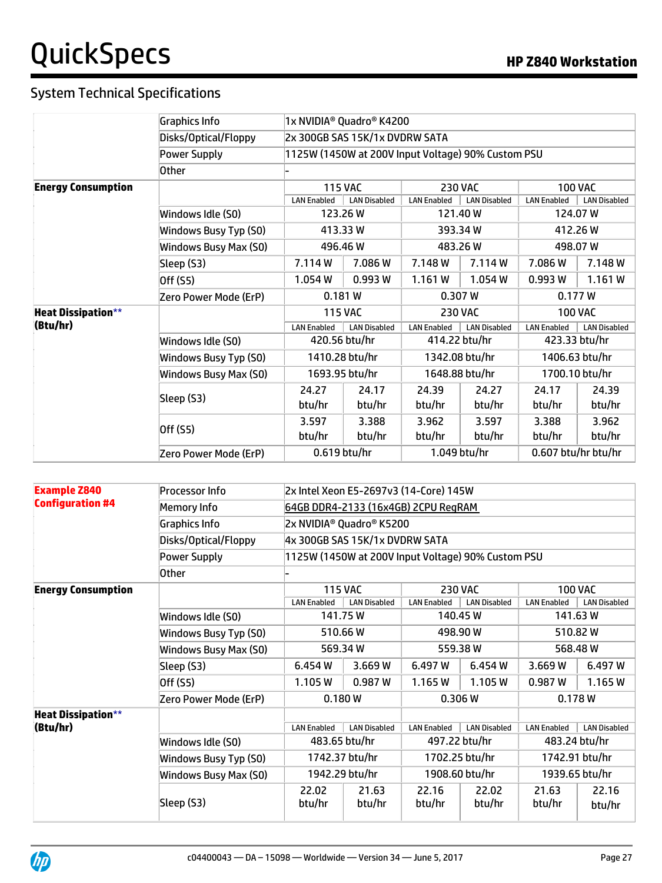## System Technical Specifications

| | | 115 VAC | | 230 VAC | | 100 VAC | |
|---|---|---|---|---|---|---|---|
| | Graphics Info | 1x NVIDIA® Quadro® K4200 | | | | | |
| | Disks/Optical/Floppy | 2x 300GB SAS 15K/1x DVDRW SATA | | | | | |
| | Power Supply | 1125W (1450W at 200V Input Voltage) 90% Custom PSU | | | | | |
| | Other | - | | | | | |
| **Energy Consumption** | | 115 VAC | | 230 VAC | | 100 VAC | |
| | | LAN Enabled | LAN Disabled | LAN Enabled | LAN Disabled | LAN Enabled | LAN Disabled |
| | Windows Idle (S0) | 123.26 W | | 121.40 W | | 124.07 W | |
| | Windows Busy Typ (S0) | 413.33 W | | 393.34 W | | 412.26 W | |
| | Windows Busy Max (S0) | 496.46 W | | 483.26 W | | 498.07 W | |
| | Sleep (S3) | 7.114 W | 7.086 W | 7.148 W | 7.114 W | 7.086 W | 7.148 W |
| | Off (S5) | 1.054 W | 0.993 W | 1.161 W | 1.054 W | 0.993 W | 1.161 W |
| | Zero Power Mode (ErP) | 0.181 W | | 0.307 W | | 0.177 W | |
| **Heat Dissipation\*\* (Btu/hr)** | | 115 VAC | | 230 VAC | | 100 VAC | |
| | | LAN Enabled | LAN Disabled | LAN Enabled | LAN Disabled | LAN Enabled | LAN Disabled |
| | Windows Idle (S0) | 420.56 btu/hr | | 414.22 btu/hr | | 423.33 btu/hr | |
| | Windows Busy Typ (S0) | 1410.28 btu/hr | | 1342.08 btu/hr | | 1406.63 btu/hr | |
| | Windows Busy Max (S0) | 1693.95 btu/hr | | 1648.88 btu/hr | | 1700.10 btu/hr | |
| | Sleep (S3) | 24.27 btu/hr | 24.17 btu/hr | 24.39 btu/hr | 24.27 btu/hr | 24.17 btu/hr | 24.39 btu/hr |
| | Off (S5) | 3.597 btu/hr | 3.388 btu/hr | 3.962 btu/hr | 3.597 btu/hr | 3.388 btu/hr | 3.962 btu/hr |
| | Zero Power Mode (ErP) | 0.619 btu/hr | | 1.049 btu/hr | | 0.607 btu/hr btu/hr | |

| | | 115 VAC | | 230 VAC | | 100 VAC | |
|---|---|---|---|---|---|---|---|
| **Example Z840 Configuration #4** | Processor Info | 2x Intel Xeon E5-2697v3 (14-Core) 145W | | | | | |
| | Memory Info | 64GB DDR4-2133 (16x4GB) 2CPU RegRAM | | | | | |
| | Graphics Info | 2x NVIDIA® Quadro® K5200 | | | | | |
| | Disks/Optical/Floppy | 4x 300GB SAS 15K/1x DVDRW SATA | | | | | |
| | Power Supply | 1125W (1450W at 200V Input Voltage) 90% Custom PSU | | | | | |
| | Other | - | | | | | |
| **Energy Consumption** | | 115 VAC | | 230 VAC | | 100 VAC | |
| | | LAN Enabled | LAN Disabled | LAN Enabled | LAN Disabled | LAN Enabled | LAN Disabled |
| | Windows Idle (S0) | 141.75 W | | 140.45 W | | 141.63 W | |
| | Windows Busy Typ (S0) | 510.66 W | | 498.90 W | | 510.82 W | |
| | Windows Busy Max (S0) | 569.34 W | | 559.38 W | | 568.48 W | |
| | Sleep (S3) | 6.454 W | 3.669 W | 6.497 W | 6.454 W | 3.669 W | 6.497 W |
| | Off (S5) | 1.105 W | 0.987 W | 1.165 W | 1.105 W | 0.987 W | 1.165 W |
| | Zero Power Mode (ErP) | 0.180 W | | 0.306 W | | 0.178 W | |
| **Heat Dissipation\*\* (Btu/hr)** | | | | | | | |
| | | LAN Enabled | LAN Disabled | LAN Enabled | LAN Disabled | LAN Enabled | LAN Disabled |
| | Windows Idle (S0) | 483.65 btu/hr | | 497.22 btu/hr | | 483.24 btu/hr | |
| | Windows Busy Typ (S0) | 1742.37 btu/hr | | 1702.25 btu/hr | | 1742.91 btu/hr | |
| | Windows Busy Max (S0) | 1942.29 btu/hr | | 1908.60 btu/hr | | 1939.65 btu/hr | |
| | Sleep (S3) | 22.02 btu/hr | 21.63 btu/hr | 22.16 btu/hr | 22.02 btu/hr | 21.63 btu/hr | 22.16 btu/hr |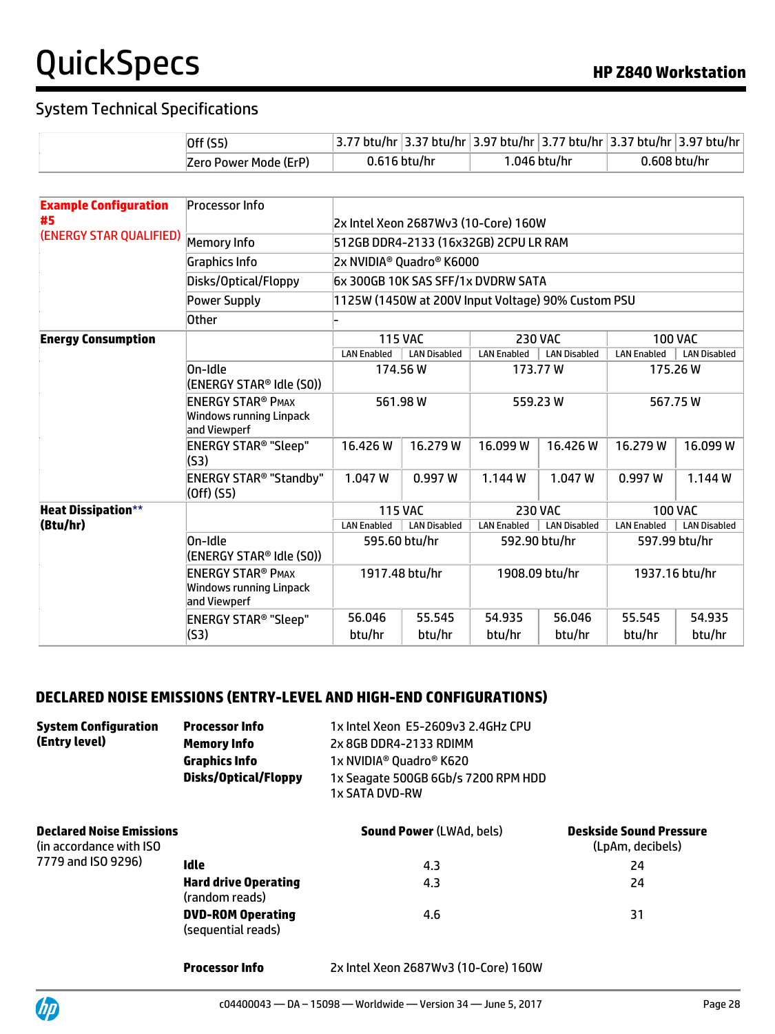## System Technical Specifications

| | | | | | | | |
|---|---|---|---|---|---|---|---|
| | Off (S5) | 3.77 btu/hr | 3.37 btu/hr | 3.97 btu/hr | 3.77 btu/hr | 3.37 btu/hr | 3.97 btu/hr |
| | Zero Power Mode (ErP) | 0.616 btu/hr | | 1.046 btu/hr | | 0.608 btu/hr | |

| | | | | | | | |
|---|---|---|---|---|---|---|---|
| **Example Configuration #5** (ENERGY STAR QUALIFIED) | Processor Info | 2x Intel Xeon 2687Wv3 (10-Core) 160W | | | | | |
| | Memory Info | 512GB DDR4-2133 (16x32GB) 2CPU LR RAM | | | | | |
| | Graphics Info | 2x NVIDIA® Quadro® K6000 | | | | | |
| | Disks/Optical/Floppy | 6x 300GB 10K SAS SFF/1x DVDRW SATA | | | | | |
| | Power Supply | 1125W (1450W at 200V Input Voltage) 90% Custom PSU | | | | | |
| | Other | - | | | | | |
| **Energy Consumption** | | 115 VAC | | 230 VAC | | 100 VAC | |
| | | LAN Enabled | LAN Disabled | LAN Enabled | LAN Disabled | LAN Enabled | LAN Disabled |
| | On-Idle (ENERGY STAR® Idle (S0)) | 174.56 W | | 173.77 W | | 175.26 W | |
| | ENERGY STAR® PMAX Windows running Linpack and Viewperf | 561.98 W | | 559.23 W | | 567.75 W | |
| | ENERGY STAR® "Sleep" (S3) | 16.426 W | 16.279 W | 16.099 W | 16.426 W | 16.279 W | 16.099 W |
| | ENERGY STAR® "Standby" (Off) (S5) | 1.047 W | 0.997 W | 1.144 W | 1.047 W | 0.997 W | 1.144 W |
| **Heat Dissipation**** **(Btu/hr)** | | 115 VAC | | 230 VAC | | 100 VAC | |
| | | LAN Enabled | LAN Disabled | LAN Enabled | LAN Disabled | LAN Enabled | LAN Disabled |
| | On-Idle (ENERGY STAR® Idle (S0)) | 595.60 btu/hr | | 592.90 btu/hr | | 597.99 btu/hr | |
| | ENERGY STAR® PMAX Windows running Linpack and Viewperf | 1917.48 btu/hr | | 1908.09 btu/hr | | 1937.16 btu/hr | |
| | ENERGY STAR® "Sleep" (S3) | 56.046 btu/hr | 55.545 btu/hr | 54.935 btu/hr | 56.046 btu/hr | 55.545 btu/hr | 54.935 btu/hr |

## DECLARED NOISE EMISSIONS (ENTRY-LEVEL AND HIGH-END CONFIGURATIONS)

| | | |
|---|---|---|
| **System Configuration (Entry level)** | **Processor Info** | 1x Intel Xeon E5-2609v3 2.4GHz CPU |
| | **Memory Info** | 2x 8GB DDR4-2133 RDIMM |
| | **Graphics Info** | 1x NVIDIA® Quadro® K620 |
| | **Disks/Optical/Floppy** | 1x Seagate 500GB 6Gb/s 7200 RPM HDD<br>1x SATA DVD-RW |

| | | **Sound Power** (LWAd, bels) | **Deskside Sound Pressure** (LpAm, decibels) |
|---|---|---|---|
| **Declared Noise Emissions** (in accordance with ISO 7779 and ISO 9296) | **Idle** | 4.3 | 24 |
| | **Hard drive Operating** (random reads) | 4.3 | 24 |
| | **DVD-ROM Operating** (sequential reads) | 4.6 | 31 |

| | |
|---|---|
| **Processor Info** | 2x Intel Xeon 2687Wv3 (10-Core) 160W |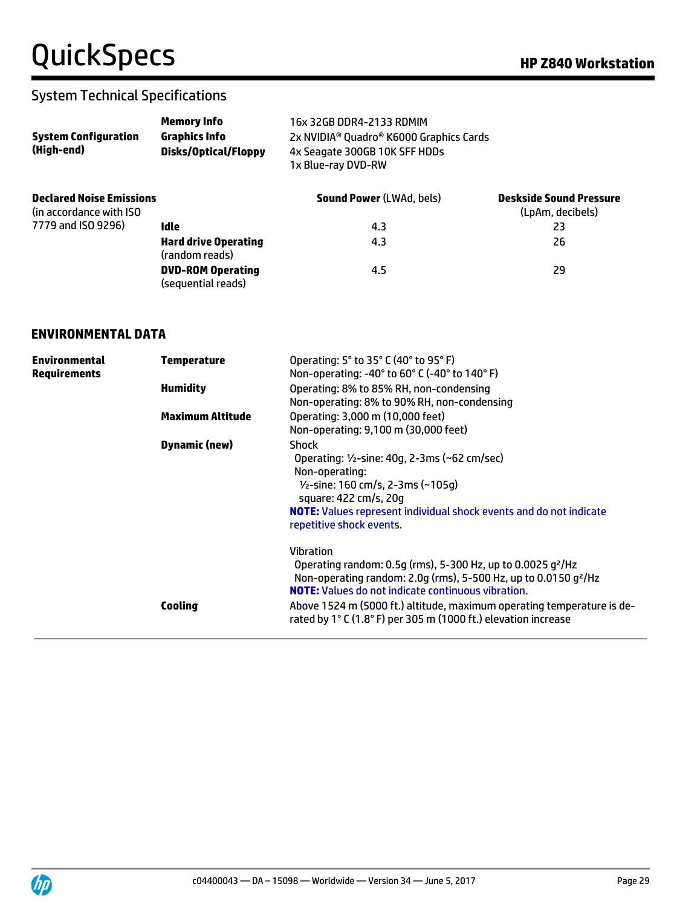## System Technical Specifications

| | | |
|---|---|---|
| **System Configuration (High-end)** | **Memory Info** | 16x 32GB DDR4-2133 RDMIM |
| | **Graphics Info** | 2x NVIDIA® Quadro® K6000 Graphics Cards |
| | **Disks/Optical/Floppy** | 4x Seagate 300GB 10K SFF HDDs<br>1x Blue-ray DVD-RW |

| **Declared Noise Emissions** (in accordance with ISO 7779 and ISO 9296) | | **Sound Power** (LWAd, bels) | **Deskside Sound Pressure** (LpAm, decibels) |
|---|---|---|---|
| | **Idle** | 4.3 | 23 |
| | **Hard drive Operating** (random reads) | 4.3 | 26 |
| | **DVD-ROM Operating** (sequential reads) | 4.5 | 29 |

### ENVIRONMENTAL DATA

| | | |
|---|---|---|
| **Environmental Requirements** | **Temperature** | Operating: 5° to 35° C (40° to 95° F)<br>Non-operating: -40° to 60° C (-40° to 140° F) |
| | **Humidity** | Operating: 8% to 85% RH, non-condensing<br>Non-operating: 8% to 90% RH, non-condensing |
| | **Maximum Altitude** | Operating: 3,000 m (10,000 feet)<br>Non-operating: 9,100 m (30,000 feet) |
| | **Dynamic (new)** | Shock<br>Operating: ½-sine: 40g, 2-3ms (~62 cm/sec)<br>Non-operating:<br>½-sine: 160 cm/s, 2-3ms (~105g)<br>square: 422 cm/s, 20g<br>**NOTE:** Values represent individual shock events and do not indicate repetitive shock events.<br><br>Vibration<br>Operating random: 0.5g (rms), 5-300 Hz, up to 0.0025 $g^2$/Hz<br>Non-operating random: 2.0g (rms), 5-500 Hz, up to 0.0150 $g^2$/Hz<br>**NOTE:** Values do not indicate continuous vibration. |
| | **Cooling** | Above 1524 m (5000 ft.) altitude, maximum operating temperature is de-rated by 1° C (1.8° F) per 305 m (1000 ft.) elevation increase |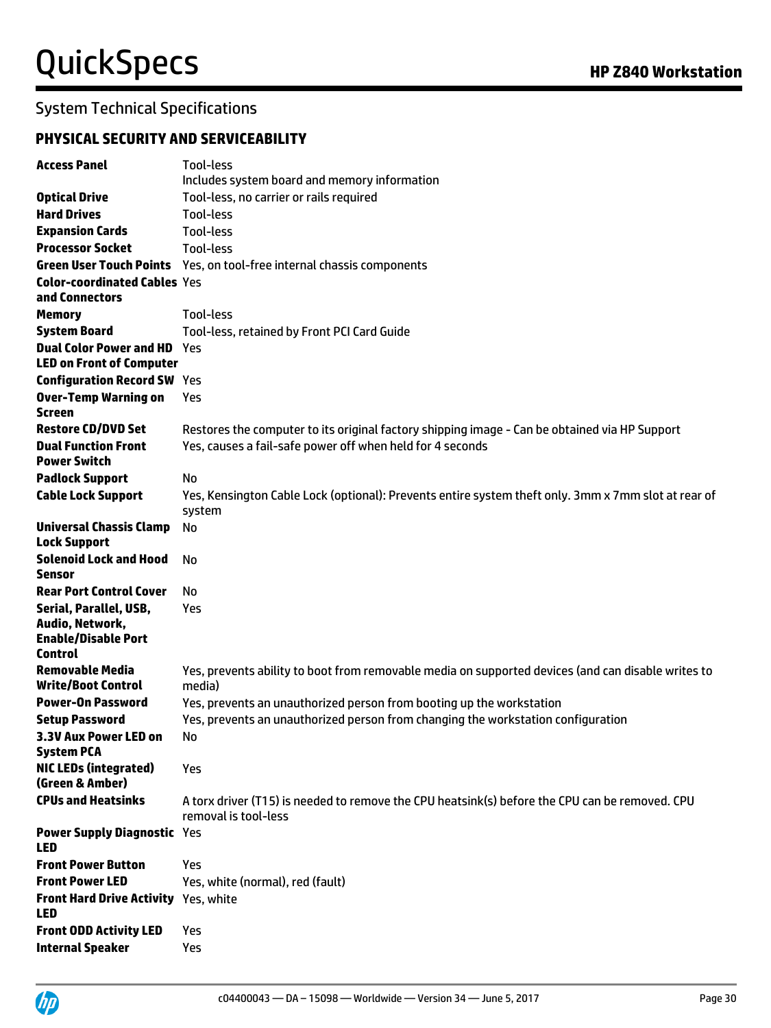## System Technical Specifications

### PHYSICAL SECURITY AND SERVICEABILITY

| | |
|---|---|
| **Access Panel** | Tool-less<br>Includes system board and memory information |
| **Optical Drive** | Tool-less, no carrier or rails required |
| **Hard Drives** | Tool-less |
| **Expansion Cards** | Tool-less |
| **Processor Socket** | Tool-less |
| **Green User Touch Points** | Yes, on tool-free internal chassis components |
| **Color-coordinated Cables and Connectors** | Yes |
| **Memory** | Tool-less |
| **System Board** | Tool-less, retained by Front PCI Card Guide |
| **Dual Color Power and HD LED on Front of Computer** | Yes |
| **Configuration Record SW** | Yes |
| **Over-Temp Warning on Screen** | Yes |
| **Restore CD/DVD Set** | Restores the computer to its original factory shipping image - Can be obtained via HP Support |
| **Dual Function Front Power Switch** | Yes, causes a fail-safe power off when held for 4 seconds |
| **Padlock Support** | No |
| **Cable Lock Support** | Yes, Kensington Cable Lock (optional): Prevents entire system theft only. 3mm x 7mm slot at rear of system |
| **Universal Chassis Clamp Lock Support** | No |
| **Solenoid Lock and Hood Sensor** | No |
| **Rear Port Control Cover** | No |
| **Serial, Parallel, USB, Audio, Network, Enable/Disable Port Control** | Yes |
| **Removable Media Write/Boot Control** | Yes, prevents ability to boot from removable media on supported devices (and can disable writes to media) |
| **Power-On Password** | Yes, prevents an unauthorized person from booting up the workstation |
| **Setup Password** | Yes, prevents an unauthorized person from changing the workstation configuration |
| **3.3V Aux Power LED on System PCA** | No |
| **NIC LEDs (integrated) (Green & Amber)** | Yes |
| **CPUs and Heatsinks** | A torx driver (T15) is needed to remove the CPU heatsink(s) before the CPU can be removed. CPU removal is tool-less |
| **Power Supply Diagnostic LED** | Yes |
| **Front Power Button** | Yes |
| **Front Power LED** | Yes, white (normal), red (fault) |
| **Front Hard Drive Activity LED** | Yes, white |
| **Front ODD Activity LED** | Yes |
| **Internal Speaker** | Yes |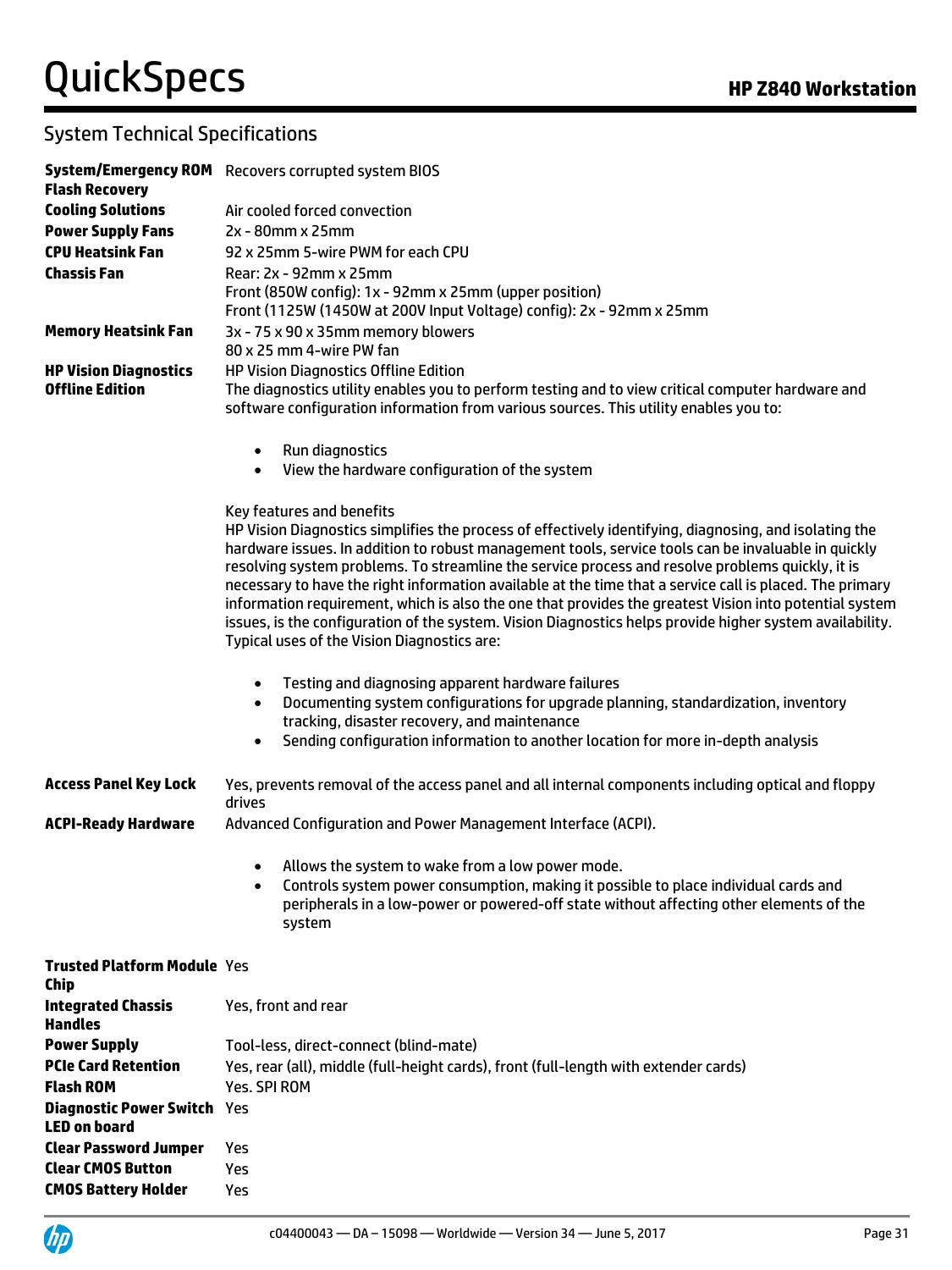## System Technical Specifications

| | |
|---|---|
| **System/Emergency ROM Flash Recovery** | Recovers corrupted system BIOS |
| **Cooling Solutions** | Air cooled forced convection |
| **Power Supply Fans** | 2x - 80mm x 25mm |
| **CPU Heatsink Fan** | 92 x 25mm 5-wire PWM for each CPU |
| **Chassis Fan** | Rear: 2x - 92mm x 25mm<br>Front (850W config): 1x - 92mm x 25mm (upper position)<br>Front (1125W (1450W at 200V Input Voltage) config): 2x - 92mm x 25mm |
| **Memory Heatsink Fan** | 3x - 75 x 90 x 35mm memory blowers<br>80 x 25 mm 4-wire PW fan |

**HP Vision Diagnostics Offline Edition**

HP Vision Diagnostics Offline Edition

The diagnostics utility enables you to perform testing and to view critical computer hardware and software configuration information from various sources. This utility enables you to:

- Run diagnostics
- View the hardware configuration of the system

Key features and benefits

HP Vision Diagnostics simplifies the process of effectively identifying, diagnosing, and isolating the hardware issues. In addition to robust management tools, service tools can be invaluable in quickly resolving system problems. To streamline the service process and resolve problems quickly, it is necessary to have the right information available at the time that a service call is placed. The primary information requirement, which is also the one that provides the greatest Vision into potential system issues, is the configuration of the system. Vision Diagnostics helps provide higher system availability. Typical uses of the Vision Diagnostics are:

- Testing and diagnosing apparent hardware failures
- Documenting system configurations for upgrade planning, standardization, inventory tracking, disaster recovery, and maintenance
- Sending configuration information to another location for more in-depth analysis

**Access Panel Key Lock**

Yes, prevents removal of the access panel and all internal components including optical and floppy drives

**ACPI-Ready Hardware**

Advanced Configuration and Power Management Interface (ACPI).

- Allows the system to wake from a low power mode.
- Controls system power consumption, making it possible to place individual cards and peripherals in a low-power or powered-off state without affecting other elements of the system

| | |
|---|---|
| **Trusted Platform Module Chip** | Yes |
| **Integrated Chassis Handles** | Yes, front and rear |
| **Power Supply** | Tool-less, direct-connect (blind-mate) |
| **PCIe Card Retention** | Yes, rear (all), middle (full-height cards), front (full-length with extender cards) |
| **Flash ROM** | Yes. SPI ROM |
| **Diagnostic Power Switch LED on board** | Yes |
| **Clear Password Jumper** | Yes |
| **Clear CMOS Button** | Yes |
| **CMOS Battery Holder** | Yes |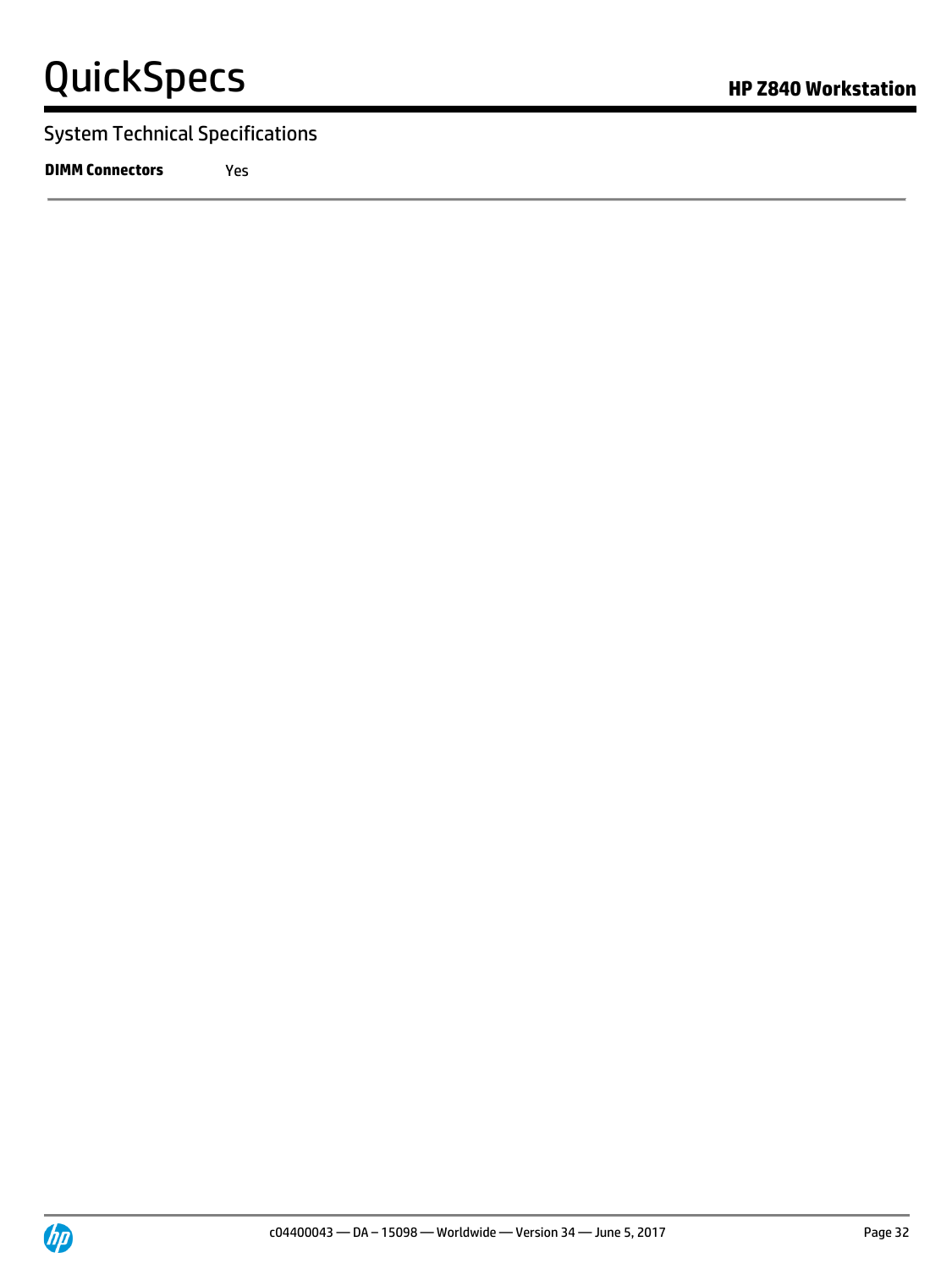## System Technical Specifications

| | |
|---|---|
| **DIMM Connectors** | Yes |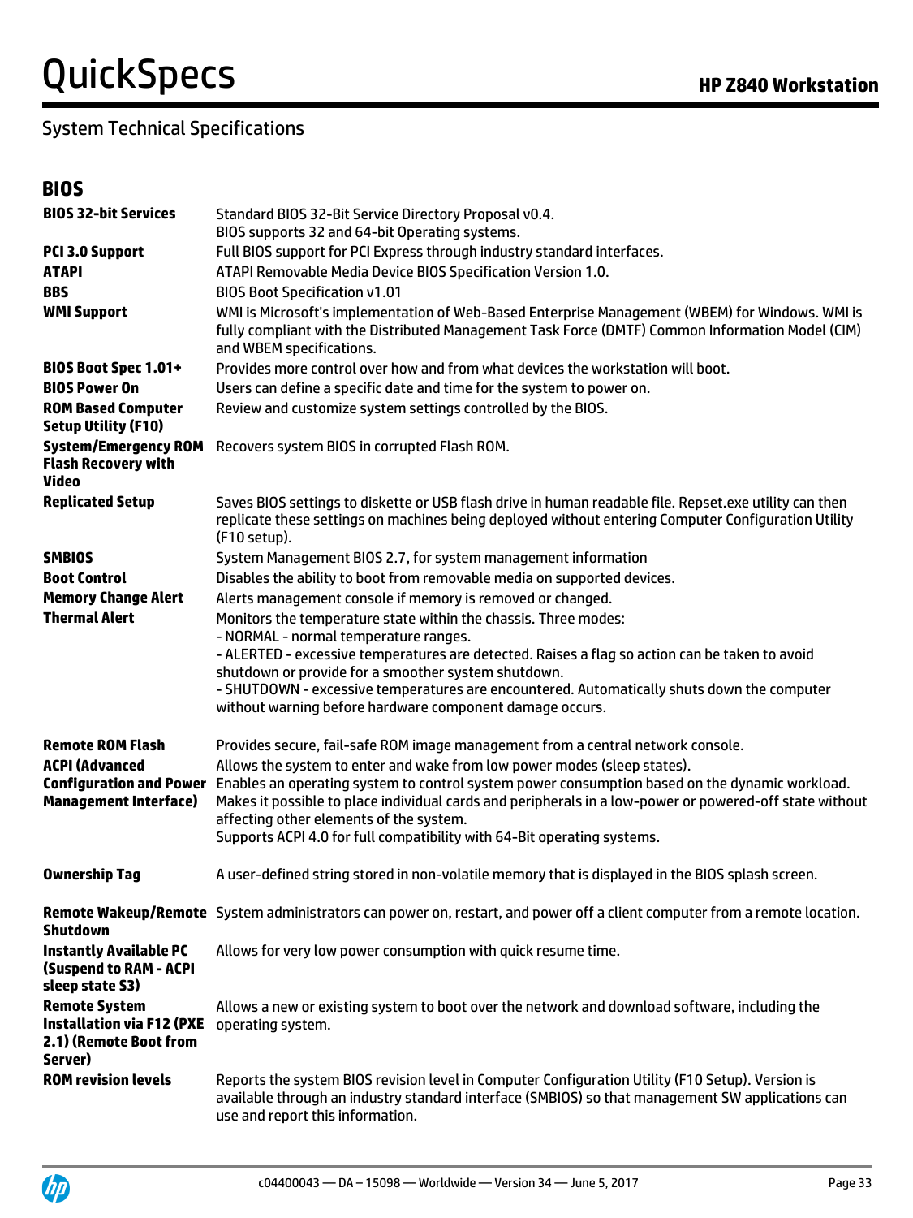## System Technical Specifications

### BIOS

| | |
|---|---|
| **BIOS 32-bit Services** | Standard BIOS 32-Bit Service Directory Proposal v0.4.<br>BIOS supports 32 and 64-bit Operating systems. |
| **PCI 3.0 Support** | Full BIOS support for PCI Express through industry standard interfaces. |
| **ATAPI** | ATAPI Removable Media Device BIOS Specification Version 1.0. |
| **BBS** | BIOS Boot Specification v1.01 |
| **WMI Support** | WMI is Microsoft's implementation of Web-Based Enterprise Management (WBEM) for Windows. WMI is fully compliant with the Distributed Management Task Force (DMTF) Common Information Model (CIM) and WBEM specifications. |
| **BIOS Boot Spec 1.01+** | Provides more control over how and from what devices the workstation will boot. |
| **BIOS Power On** | Users can define a specific date and time for the system to power on. |
| **ROM Based Computer Setup Utility (F10)** | Review and customize system settings controlled by the BIOS. |
| **System/Emergency ROM Flash Recovery with Video** | Recovers system BIOS in corrupted Flash ROM. |
| **Replicated Setup** | Saves BIOS settings to diskette or USB flash drive in human readable file. Repset.exe utility can then replicate these settings on machines being deployed without entering Computer Configuration Utility (F10 setup). |
| **SMBIOS** | System Management BIOS 2.7, for system management information |
| **Boot Control** | Disables the ability to boot from removable media on supported devices. |
| **Memory Change Alert** | Alerts management console if memory is removed or changed. |
| **Thermal Alert** | Monitors the temperature state within the chassis. Three modes:<br>- NORMAL - normal temperature ranges.<br>- ALERTED - excessive temperatures are detected. Raises a flag so action can be taken to avoid shutdown or provide for a smoother system shutdown.<br>- SHUTDOWN - excessive temperatures are encountered. Automatically shuts down the computer without warning before hardware component damage occurs. |
| **Remote ROM Flash** | Provides secure, fail-safe ROM image management from a central network console. |
| **ACPI (Advanced Configuration and Power Management Interface)** | Allows the system to enter and wake from low power modes (sleep states).<br>Enables an operating system to control system power consumption based on the dynamic workload. Makes it possible to place individual cards and peripherals in a low-power or powered-off state without affecting other elements of the system.<br>Supports ACPI 4.0 for full compatibility with 64-Bit operating systems. |
| **Ownership Tag** | A user-defined string stored in non-volatile memory that is displayed in the BIOS splash screen. |
| **Remote Wakeup/Remote Shutdown** | System administrators can power on, restart, and power off a client computer from a remote location. |
| **Instantly Available PC (Suspend to RAM - ACPI sleep state S3)** | Allows for very low power consumption with quick resume time. |
| **Remote System Installation via F12 (PXE 2.1) (Remote Boot from Server)** | Allows a new or existing system to boot over the network and download software, including the operating system. |
| **ROM revision levels** | Reports the system BIOS revision level in Computer Configuration Utility (F10 Setup). Version is available through an industry standard interface (SMBIOS) so that management SW applications can use and report this information. |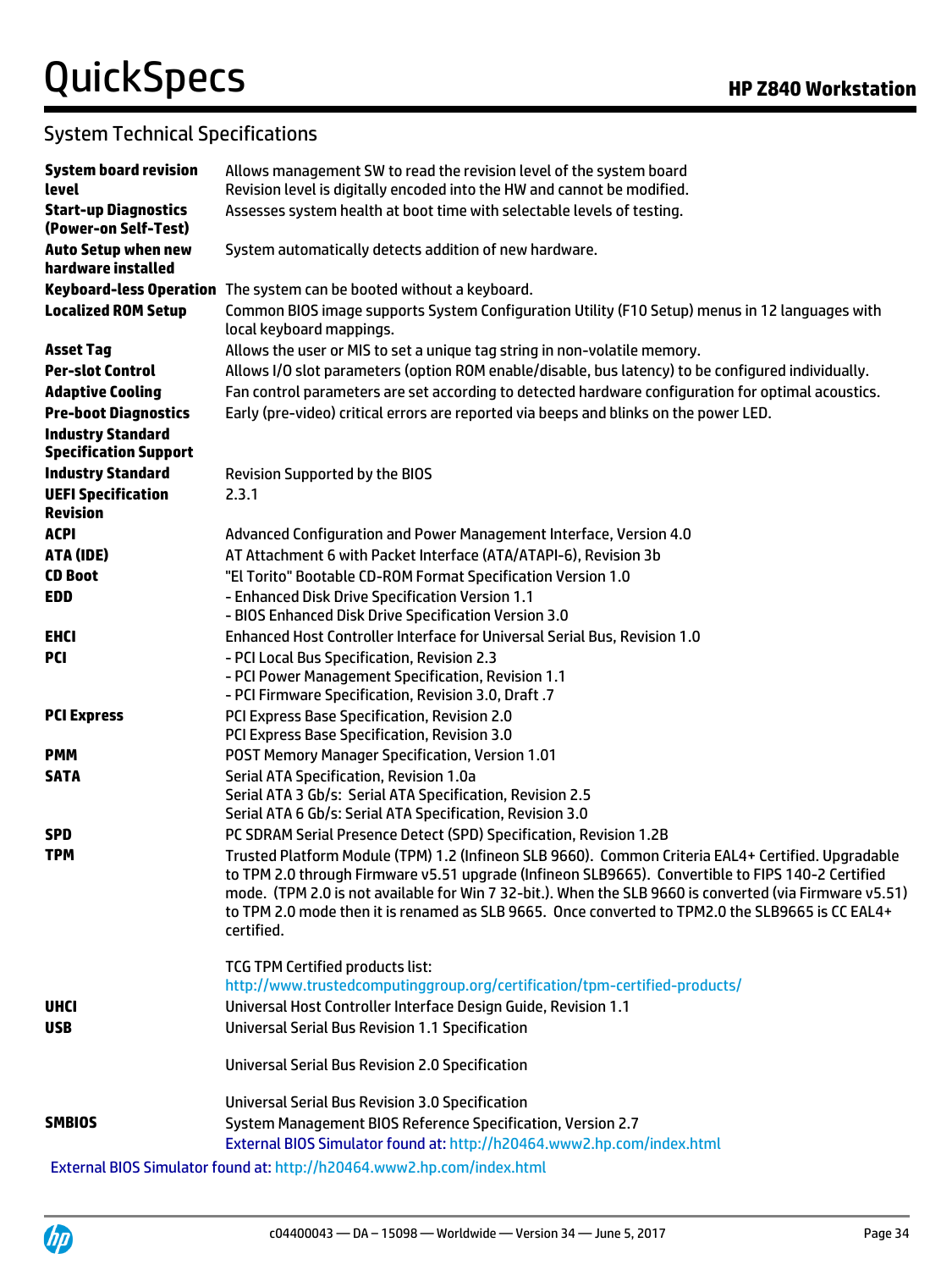## System Technical Specifications

| | |
|---|---|
| **System board revision level** | Allows management SW to read the revision level of the system board<br>Revision level is digitally encoded into the HW and cannot be modified. |
| **Start-up Diagnostics (Power-on Self-Test)** | Assesses system health at boot time with selectable levels of testing. |
| **Auto Setup when new hardware installed** | System automatically detects addition of new hardware. |
| **Keyboard-less Operation** | The system can be booted without a keyboard. |
| **Localized ROM Setup** | Common BIOS image supports System Configuration Utility (F10 Setup) menus in 12 languages with local keyboard mappings. |
| **Asset Tag** | Allows the user or MIS to set a unique tag string in non-volatile memory. |
| **Per-slot Control** | Allows I/O slot parameters (option ROM enable/disable, bus latency) to be configured individually. |
| **Adaptive Cooling** | Fan control parameters are set according to detected hardware configuration for optimal acoustics. |
| **Pre-boot Diagnostics** | Early (pre-video) critical errors are reported via beeps and blinks on the power LED. |
| **Industry Standard Specification Support** | |
| **Industry Standard** | Revision Supported by the BIOS |
| **UEFI Specification Revision** | 2.3.1 |
| **ACPI** | Advanced Configuration and Power Management Interface, Version 4.0 |
| **ATA (IDE)** | AT Attachment 6 with Packet Interface (ATA/ATAPI-6), Revision 3b |
| **CD Boot** | "El Torito" Bootable CD-ROM Format Specification Version 1.0 |
| **EDD** | - Enhanced Disk Drive Specification Version 1.1<br>- BIOS Enhanced Disk Drive Specification Version 3.0 |
| **EHCI** | Enhanced Host Controller Interface for Universal Serial Bus, Revision 1.0 |
| **PCI** | - PCI Local Bus Specification, Revision 2.3<br>- PCI Power Management Specification, Revision 1.1<br>- PCI Firmware Specification, Revision 3.0, Draft .7 |
| **PCI Express** | PCI Express Base Specification, Revision 2.0<br>PCI Express Base Specification, Revision 3.0 |
| **PMM** | POST Memory Manager Specification, Version 1.01 |
| **SATA** | Serial ATA Specification, Revision 1.0a<br>Serial ATA 3 Gb/s: Serial ATA Specification, Revision 2.5<br>Serial ATA 6 Gb/s: Serial ATA Specification, Revision 3.0 |
| **SPD** | PC SDRAM Serial Presence Detect (SPD) Specification, Revision 1.2B |
| **TPM** | Trusted Platform Module (TPM) 1.2 (Infineon SLB 9660). Common Criteria EAL4+ Certified. Upgradable to TPM 2.0 through Firmware v5.51 upgrade (Infineon SLB9665). Convertible to FIPS 140-2 Certified mode. (TPM 2.0 is not available for Win 7 32-bit.). When the SLB 9660 is converted (via Firmware v5.51) to TPM 2.0 mode then it is renamed as SLB 9665. Once converted to TPM2.0 the SLB9665 is CC EAL4+ certified.<br><br>TCG TPM Certified products list:<br>http://www.trustedcomputinggroup.org/certification/tpm-certified-products/ |
| **UHCI** | Universal Host Controller Interface Design Guide, Revision 1.1 |
| **USB** | Universal Serial Bus Revision 1.1 Specification<br><br>Universal Serial Bus Revision 2.0 Specification<br><br>Universal Serial Bus Revision 3.0 Specification |
| **SMBIOS** | System Management BIOS Reference Specification, Version 2.7<br>External BIOS Simulator found at: http://h20464.www2.hp.com/index.html |

External BIOS Simulator found at: http://h20464.www2.hp.com/index.html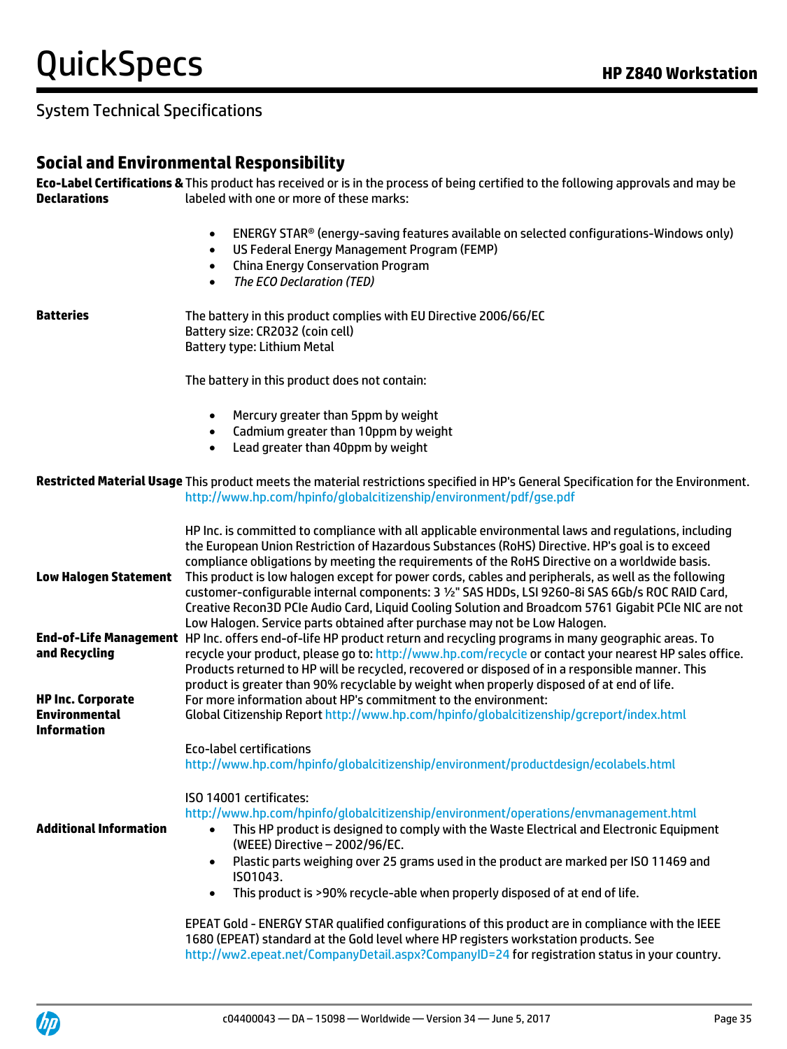## System Technical Specifications

### Social and Environmental Responsibility

**Eco-Label Certifications & Declarations**

This product has received or is in the process of being certified to the following approvals and may be labeled with one or more of these marks:

- ENERGY STAR® (energy-saving features available on selected configurations-Windows only)
- US Federal Energy Management Program (FEMP)
- China Energy Conservation Program
- *The ECO Declaration (TED)*

**Batteries**

The battery in this product complies with EU Directive 2006/66/EC
Battery size: CR2032 (coin cell)
Battery type: Lithium Metal

The battery in this product does not contain:

- Mercury greater than 5ppm by weight
- Cadmium greater than 10ppm by weight
- Lead greater than 40ppm by weight

**Restricted Material Usage**

This product meets the material restrictions specified in HP's General Specification for the Environment.
http://www.hp.com/hpinfo/globalcitizenship/environment/pdf/gse.pdf

HP Inc. is committed to compliance with all applicable environmental laws and regulations, including the European Union Restriction of Hazardous Substances (RoHS) Directive. HP's goal is to exceed compliance obligations by meeting the requirements of the RoHS Directive on a worldwide basis.

**Low Halogen Statement**

This product is low halogen except for power cords, cables and peripherals, as well as the following customer-configurable internal components: 3 ½" SAS HDDs, LSI 9260-8i SAS 6Gb/s ROC RAID Card, Creative Recon3D PCIe Audio Card, Liquid Cooling Solution and Broadcom 5761 Gigabit PCIe NIC are not Low Halogen. Service parts obtained after purchase may not be Low Halogen.

**End-of-Life Management and Recycling**

HP Inc. offers end-of-life HP product return and recycling programs in many geographic areas. To recycle your product, please go to: http://www.hp.com/recycle or contact your nearest HP sales office. Products returned to HP will be recycled, recovered or disposed of in a responsible manner. This product is greater than 90% recyclable by weight when properly disposed of at end of life.

**HP Inc. Corporate Environmental Information**

For more information about HP's commitment to the environment:
Global Citizenship Report http://www.hp.com/hpinfo/globalcitizenship/gcreport/index.html

Eco-label certifications
http://www.hp.com/hpinfo/globalcitizenship/environment/productdesign/ecolabels.html

ISO 14001 certificates:
http://www.hp.com/hpinfo/globalcitizenship/environment/operations/envmanagement.html

**Additional Information**

- This HP product is designed to comply with the Waste Electrical and Electronic Equipment (WEEE) Directive – 2002/96/EC.
- Plastic parts weighing over 25 grams used in the product are marked per ISO 11469 and IS01043.
- This product is >90% recycle-able when properly disposed of at end of life.

EPEAT Gold - ENERGY STAR qualified configurations of this product are in compliance with the IEEE 1680 (EPEAT) standard at the Gold level where HP registers workstation products. See http://ww2.epeat.net/CompanyDetail.aspx?CompanyID=24 for registration status in your country.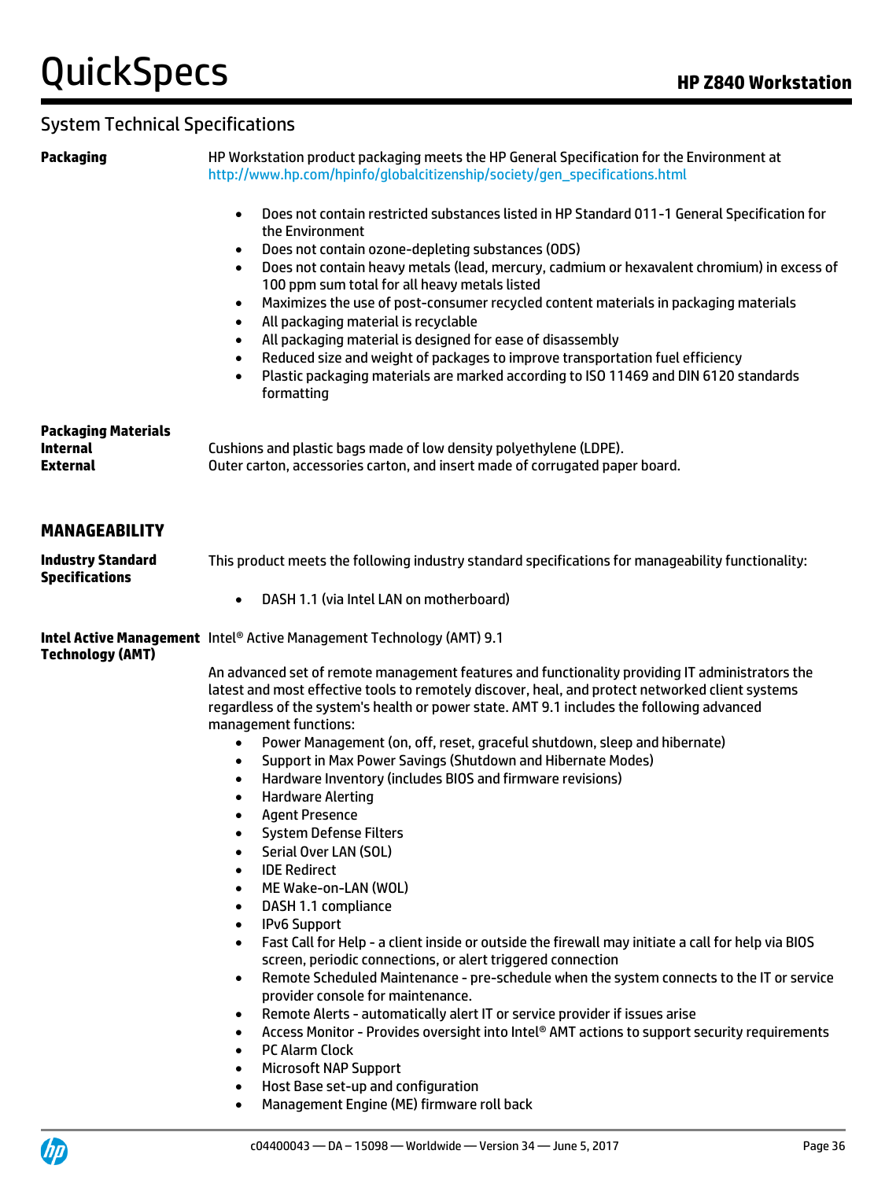## System Technical Specifications

**Packaging**

HP Workstation product packaging meets the HP General Specification for the Environment at http://www.hp.com/hpinfo/globalcitizenship/society/gen_specifications.html

- Does not contain restricted substances listed in HP Standard 011-1 General Specification for the Environment
- Does not contain ozone-depleting substances (ODS)
- Does not contain heavy metals (lead, mercury, cadmium or hexavalent chromium) in excess of 100 ppm sum total for all heavy metals listed
- Maximizes the use of post-consumer recycled content materials in packaging materials
- All packaging material is recyclable
- All packaging material is designed for ease of disassembly
- Reduced size and weight of packages to improve transportation fuel efficiency
- Plastic packaging materials are marked according to ISO 11469 and DIN 6120 standards formatting

**Packaging Materials**

**Internal** Cushions and plastic bags made of low density polyethylene (LDPE).

**External** Outer carton, accessories carton, and insert made of corrugated paper board.

### MANAGEABILITY

**Industry Standard Specifications**

This product meets the following industry standard specifications for manageability functionality:

- DASH 1.1 (via Intel LAN on motherboard)

**Intel Active Management Technology (AMT)**

Intel® Active Management Technology (AMT) 9.1

An advanced set of remote management features and functionality providing IT administrators the latest and most effective tools to remotely discover, heal, and protect networked client systems regardless of the system's health or power state. AMT 9.1 includes the following advanced management functions:

- Power Management (on, off, reset, graceful shutdown, sleep and hibernate)
- Support in Max Power Savings (Shutdown and Hibernate Modes)
- Hardware Inventory (includes BIOS and firmware revisions)
- Hardware Alerting
- Agent Presence
- System Defense Filters
- Serial Over LAN (SOL)
- IDE Redirect
- ME Wake-on-LAN (WOL)
- DASH 1.1 compliance
- IPv6 Support
- Fast Call for Help - a client inside or outside the firewall may initiate a call for help via BIOS screen, periodic connections, or alert triggered connection
- Remote Scheduled Maintenance - pre-schedule when the system connects to the IT or service provider console for maintenance.
- Remote Alerts - automatically alert IT or service provider if issues arise
- Access Monitor - Provides oversight into Intel® AMT actions to support security requirements
- PC Alarm Clock
- Microsoft NAP Support
- Host Base set-up and configuration
- Management Engine (ME) firmware roll back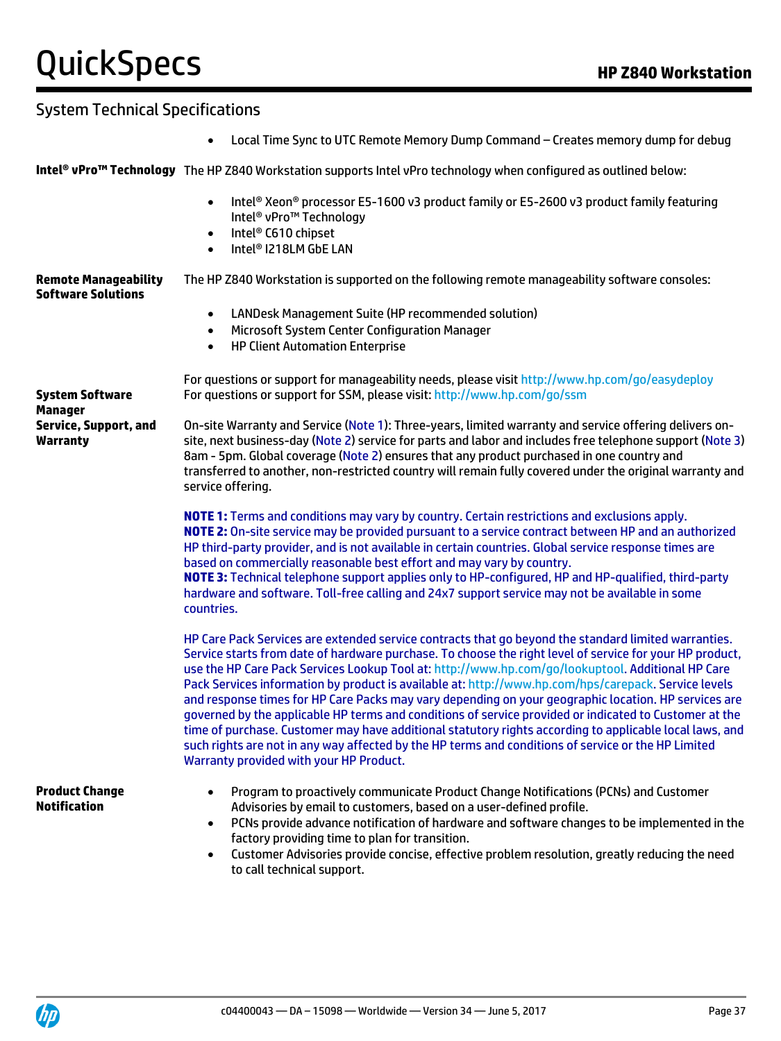## System Technical Specifications

- Local Time Sync to UTC Remote Memory Dump Command – Creates memory dump for debug

**Intel® vPro™ Technology**

The HP Z840 Workstation supports Intel vPro technology when configured as outlined below:

- Intel® Xeon® processor E5-1600 v3 product family or E5-2600 v3 product family featuring Intel® vPro™ Technology
- Intel® C610 chipset
- Intel® I218LM GbE LAN

**Remote Manageability Software Solutions**

The HP Z840 Workstation is supported on the following remote manageability software consoles:

- LANDesk Management Suite (HP recommended solution)
- Microsoft System Center Configuration Manager
- HP Client Automation Enterprise

For questions or support for manageability needs, please visit http://www.hp.com/go/easydeploy

**System Software Manager**

For questions or support for SSM, please visit: http://www.hp.com/go/ssm

**Service, Support, and Warranty**

On-site Warranty and Service (Note 1): Three-years, limited warranty and service offering delivers on-site, next business-day (Note 2) service for parts and labor and includes free telephone support (Note 3) 8am - 5pm. Global coverage (Note 2) ensures that any product purchased in one country and transferred to another, non-restricted country will remain fully covered under the original warranty and service offering.

**NOTE 1:** Terms and conditions may vary by country. Certain restrictions and exclusions apply.
**NOTE 2:** On-site service may be provided pursuant to a service contract between HP and an authorized HP third-party provider, and is not available in certain countries. Global service response times are based on commercially reasonable best effort and may vary by country.
**NOTE 3:** Technical telephone support applies only to HP-configured, HP and HP-qualified, third-party hardware and software. Toll-free calling and 24x7 support service may not be available in some countries.

HP Care Pack Services are extended service contracts that go beyond the standard limited warranties. Service starts from date of hardware purchase. To choose the right level of service for your HP product, use the HP Care Pack Services Lookup Tool at: http://www.hp.com/go/lookuptool. Additional HP Care Pack Services information by product is available at: http://www.hp.com/hps/carepack. Service levels and response times for HP Care Packs may vary depending on your geographic location. HP services are governed by the applicable HP terms and conditions of service provided or indicated to Customer at the time of purchase. Customer may have additional statutory rights according to applicable local laws, and such rights are not in any way affected by the HP terms and conditions of service or the HP Limited Warranty provided with your HP Product.

**Product Change Notification**

- Program to proactively communicate Product Change Notifications (PCNs) and Customer Advisories by email to customers, based on a user-defined profile.
- PCNs provide advance notification of hardware and software changes to be implemented in the factory providing time to plan for transition.
- Customer Advisories provide concise, effective problem resolution, greatly reducing the need to call technical support.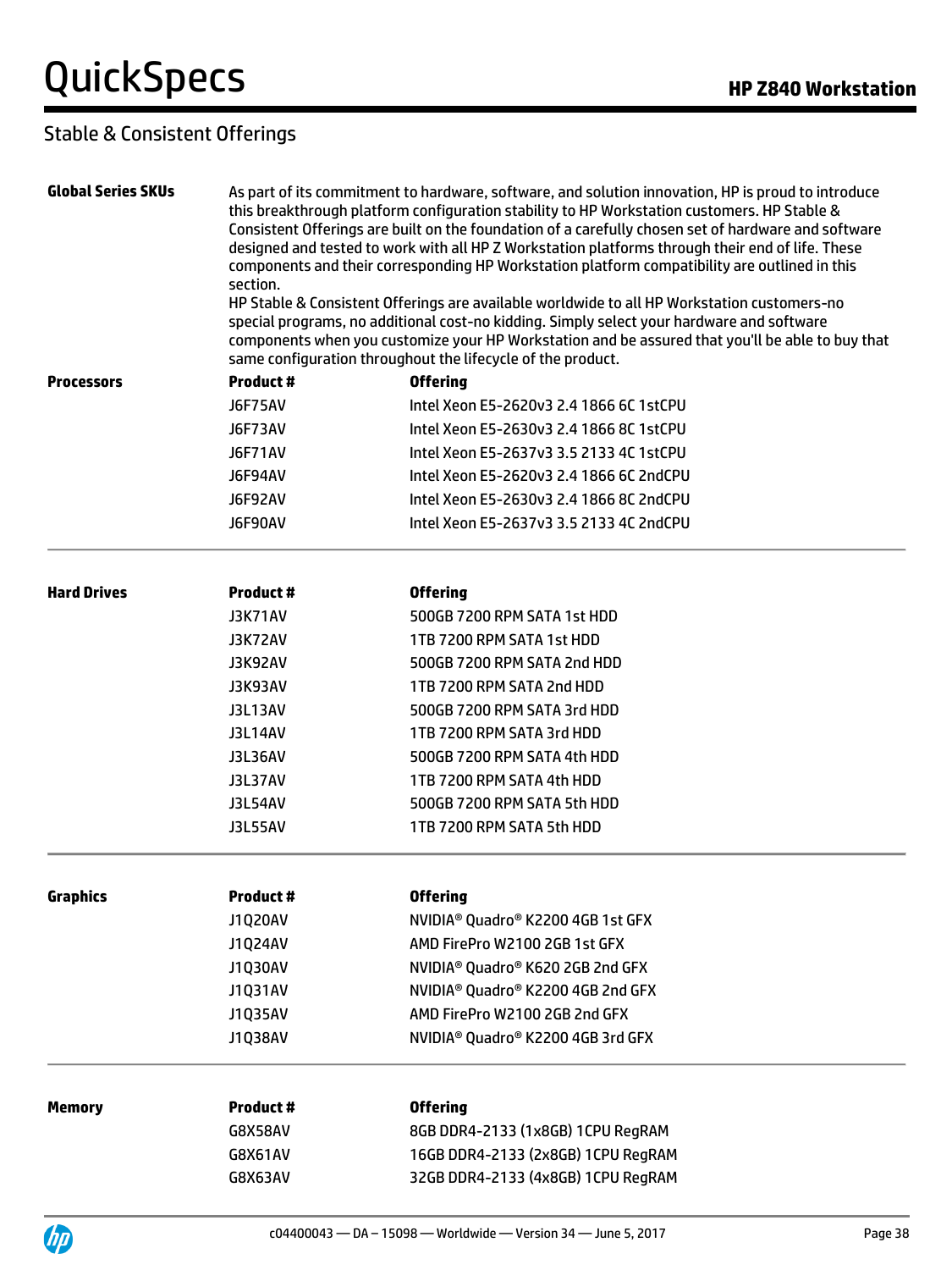## Stable & Consistent Offerings

**Global Series SKUs**

As part of its commitment to hardware, software, and solution innovation, HP is proud to introduce this breakthrough platform configuration stability to HP Workstation customers. HP Stable & Consistent Offerings are built on the foundation of a carefully chosen set of hardware and software designed and tested to work with all HP Z Workstation platforms through their end of life. These components and their corresponding HP Workstation platform compatibility are outlined in this section.

HP Stable & Consistent Offerings are available worldwide to all HP Workstation customers-no special programs, no additional cost-no kidding. Simply select your hardware and software components when you customize your HP Workstation and be assured that you'll be able to buy that same configuration throughout the lifecycle of the product.

**Processors**

| Product # | Offering |
|---|---|
| J6F75AV | Intel Xeon E5-2620v3 2.4 1866 6C 1stCPU |
| J6F73AV | Intel Xeon E5-2630v3 2.4 1866 8C 1stCPU |
| J6F71AV | Intel Xeon E5-2637v3 3.5 2133 4C 1stCPU |
| J6F94AV | Intel Xeon E5-2620v3 2.4 1866 6C 2ndCPU |
| J6F92AV | Intel Xeon E5-2630v3 2.4 1866 8C 2ndCPU |
| J6F90AV | Intel Xeon E5-2637v3 3.5 2133 4C 2ndCPU |

**Hard Drives**

| Product # | Offering |
|---|---|
| J3K71AV | 500GB 7200 RPM SATA 1st HDD |
| J3K72AV | 1TB 7200 RPM SATA 1st HDD |
| J3K92AV | 500GB 7200 RPM SATA 2nd HDD |
| J3K93AV | 1TB 7200 RPM SATA 2nd HDD |
| J3L13AV | 500GB 7200 RPM SATA 3rd HDD |
| J3L14AV | 1TB 7200 RPM SATA 3rd HDD |
| J3L36AV | 500GB 7200 RPM SATA 4th HDD |
| J3L37AV | 1TB 7200 RPM SATA 4th HDD |
| J3L54AV | 500GB 7200 RPM SATA 5th HDD |
| J3L55AV | 1TB 7200 RPM SATA 5th HDD |

**Graphics**

| Product # | Offering |
|---|---|
| J1Q20AV | NVIDIA® Quadro® K2200 4GB 1st GFX |
| J1Q24AV | AMD FirePro W2100 2GB 1st GFX |
| J1Q30AV | NVIDIA® Quadro® K620 2GB 2nd GFX |
| J1Q31AV | NVIDIA® Quadro® K2200 4GB 2nd GFX |
| J1Q35AV | AMD FirePro W2100 2GB 2nd GFX |
| J1Q38AV | NVIDIA® Quadro® K2200 4GB 3rd GFX |

**Memory**

| Product # | Offering |
|---|---|
| G8X58AV | 8GB DDR4-2133 (1x8GB) 1CPU RegRAM |
| G8X61AV | 16GB DDR4-2133 (2x8GB) 1CPU RegRAM |
| G8X63AV | 32GB DDR4-2133 (4x8GB) 1CPU RegRAM |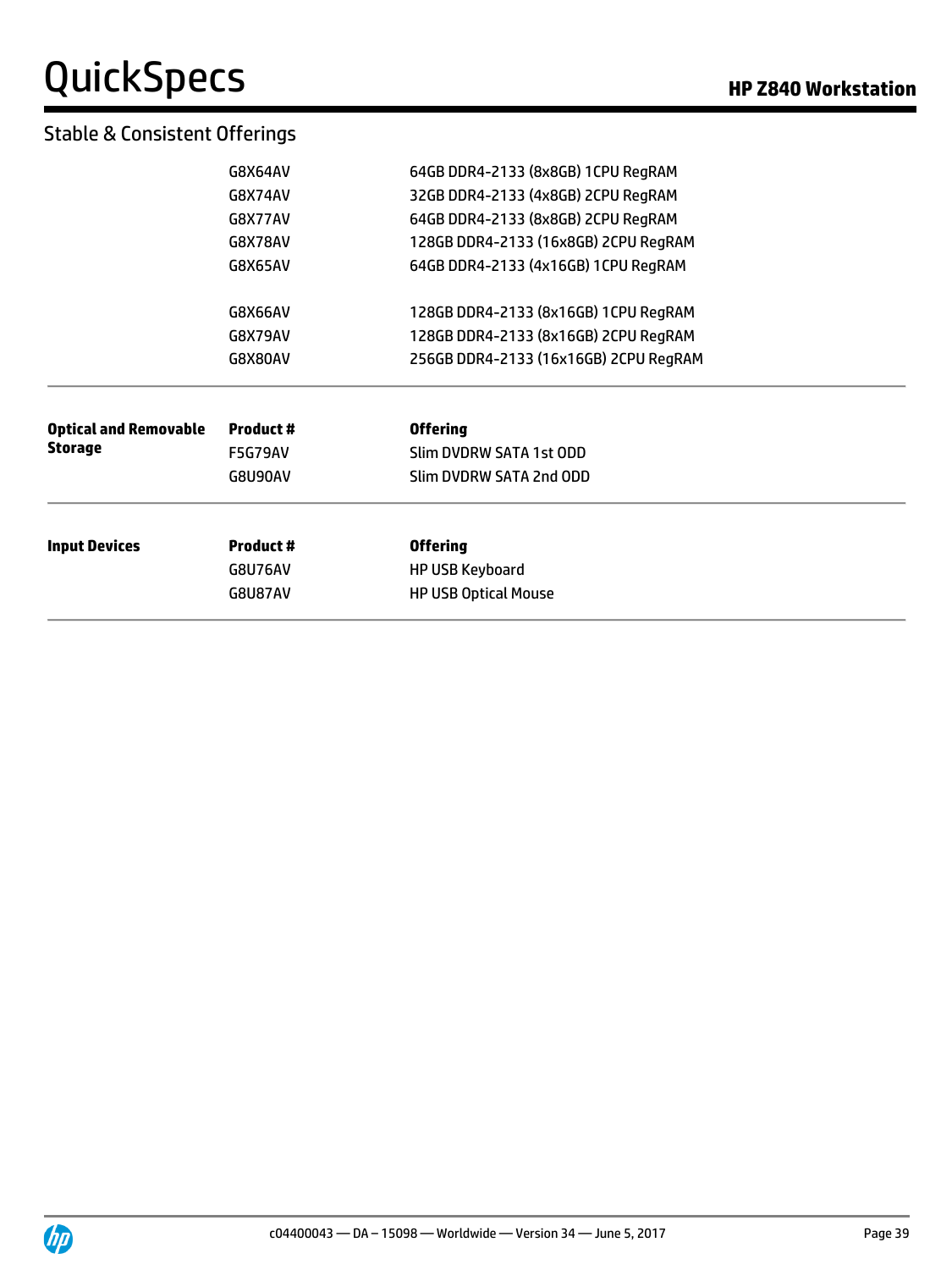## Stable & Consistent Offerings

| | | |
|---|---|---|
| | G8X64AV | 64GB DDR4-2133 (8x8GB) 1CPU RegRAM |
| | G8X74AV | 32GB DDR4-2133 (4x8GB) 2CPU RegRAM |
| | G8X77AV | 64GB DDR4-2133 (8x8GB) 2CPU RegRAM |
| | G8X78AV | 128GB DDR4-2133 (16x8GB) 2CPU RegRAM |
| | G8X65AV | 64GB DDR4-2133 (4x16GB) 1CPU RegRAM |
| | G8X66AV | 128GB DDR4-2133 (8x16GB) 1CPU RegRAM |
| | G8X79AV | 128GB DDR4-2133 (8x16GB) 2CPU RegRAM |
| | G8X80AV | 256GB DDR4-2133 (16x16GB) 2CPU RegRAM |

| **Optical and Removable Storage** | **Product #** | **Offering** |
|---|---|---|
| | F5G79AV | Slim DVDRW SATA 1st ODD |
| | G8U90AV | Slim DVDRW SATA 2nd ODD |

| **Input Devices** | **Product #** | **Offering** |
|---|---|---|
| | G8U76AV | HP USB Keyboard |
| | G8U87AV | HP USB Optical Mouse |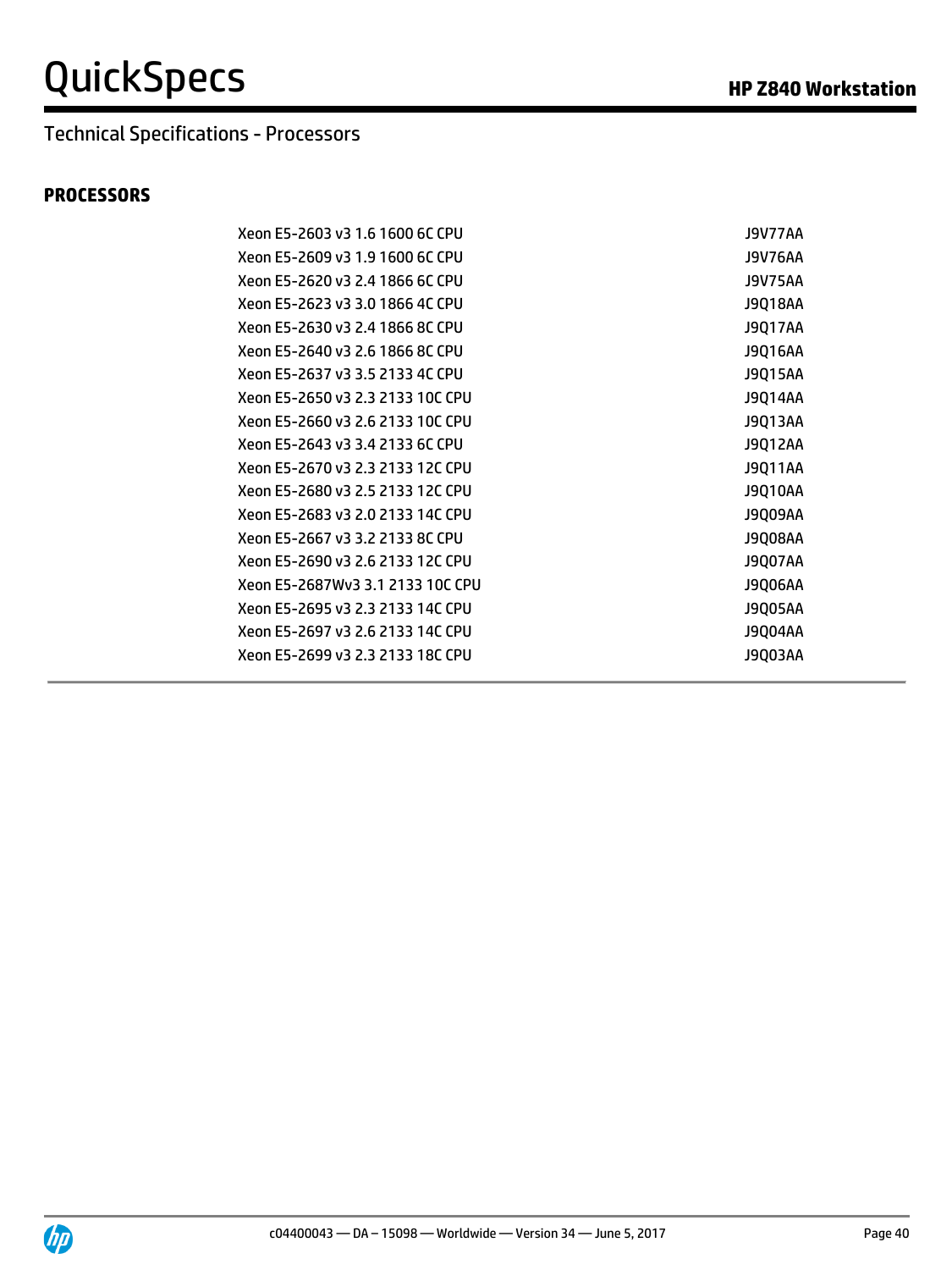## Technical Specifications - Processors

### PROCESSORS

| Processor | Part Number |
|---|---|
| Xeon E5-2603 v3 1.6 1600 6C CPU | J9V77AA |
| Xeon E5-2609 v3 1.9 1600 6C CPU | J9V76AA |
| Xeon E5-2620 v3 2.4 1866 6C CPU | J9V75AA |
| Xeon E5-2623 v3 3.0 1866 4C CPU | J9Q18AA |
| Xeon E5-2630 v3 2.4 1866 8C CPU | J9Q17AA |
| Xeon E5-2640 v3 2.6 1866 8C CPU | J9Q16AA |
| Xeon E5-2637 v3 3.5 2133 4C CPU | J9Q15AA |
| Xeon E5-2650 v3 2.3 2133 10C CPU | J9Q14AA |
| Xeon E5-2660 v3 2.6 2133 10C CPU | J9Q13AA |
| Xeon E5-2643 v3 3.4 2133 6C CPU | J9Q12AA |
| Xeon E5-2670 v3 2.3 2133 12C CPU | J9Q11AA |
| Xeon E5-2680 v3 2.5 2133 12C CPU | J9Q10AA |
| Xeon E5-2683 v3 2.0 2133 14C CPU | J9Q09AA |
| Xeon E5-2667 v3 3.2 2133 8C CPU | J9Q08AA |
| Xeon E5-2690 v3 2.6 2133 12C CPU | J9Q07AA |
| Xeon E5-2687Wv3 3.1 2133 10C CPU | J9Q06AA |
| Xeon E5-2695 v3 2.3 2133 14C CPU | J9Q05AA |
| Xeon E5-2697 v3 2.6 2133 14C CPU | J9Q04AA |
| Xeon E5-2699 v3 2.3 2133 18C CPU | J9Q03AA |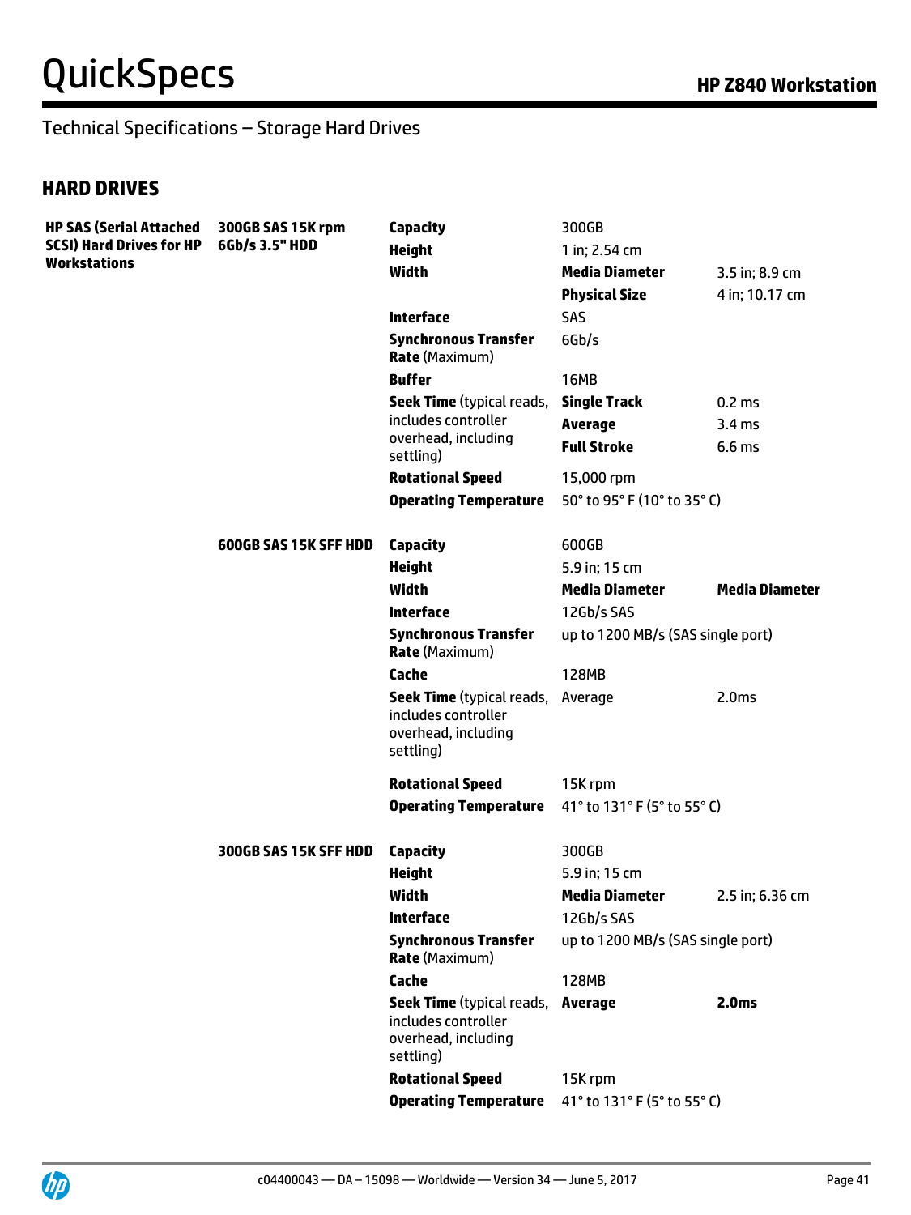Technical Specifications – Storage Hard Drives

## HARD DRIVES

| | | | | |
|---|---|---|---|---|
| **HP SAS (Serial Attached SCSI) Hard Drives for HP Workstations** | **300GB SAS 15K rpm 6Gb/s 3.5" HDD** | **Capacity** | 300GB | |
| | | **Height** | 1 in; 2.54 cm | |
| | | **Width** | **Media Diameter** | 3.5 in; 8.9 cm |
| | | | **Physical Size** | 4 in; 10.17 cm |
| | | **Interface** | SAS | |
| | | **Synchronous Transfer Rate** (Maximum) | 6Gb/s | |
| | | **Buffer** | 16MB | |
| | | **Seek Time** (typical reads, includes controller overhead, including settling) | **Single Track** | 0.2 ms |
| | | | **Average** | 3.4 ms |
| | | | **Full Stroke** | 6.6 ms |
| | | **Rotational Speed** | 15,000 rpm | |
| | | **Operating Temperature** | 50° to 95° F (10° to 35° C) | |
| | **600GB SAS 15K SFF HDD** | **Capacity** | 600GB | |
| | | **Height** | 5.9 in; 15 cm | |
| | | **Width** | **Media Diameter** | **Media Diameter** |
| | | **Interface** | 12Gb/s SAS | |
| | | **Synchronous Transfer Rate** (Maximum) | up to 1200 MB/s (SAS single port) | |
| | | **Cache** | 128MB | |
| | | **Seek Time** (typical reads, includes controller overhead, including settling) | Average | 2.0ms |
| | | **Rotational Speed** | 15K rpm | |
| | | **Operating Temperature** | 41° to 131° F (5° to 55° C) | |
| | **300GB SAS 15K SFF HDD** | **Capacity** | 300GB | |
| | | **Height** | 5.9 in; 15 cm | |
| | | **Width** | **Media Diameter** | 2.5 in; 6.36 cm |
| | | **Interface** | 12Gb/s SAS | |
| | | **Synchronous Transfer Rate** (Maximum) | up to 1200 MB/s (SAS single port) | |
| | | **Cache** | 128MB | |
| | | **Seek Time** (typical reads, includes controller overhead, including settling) | **Average** | **2.0ms** |
| | | **Rotational Speed** | 15K rpm | |
| | | **Operating Temperature** | 41° to 131° F (5° to 55° C) | |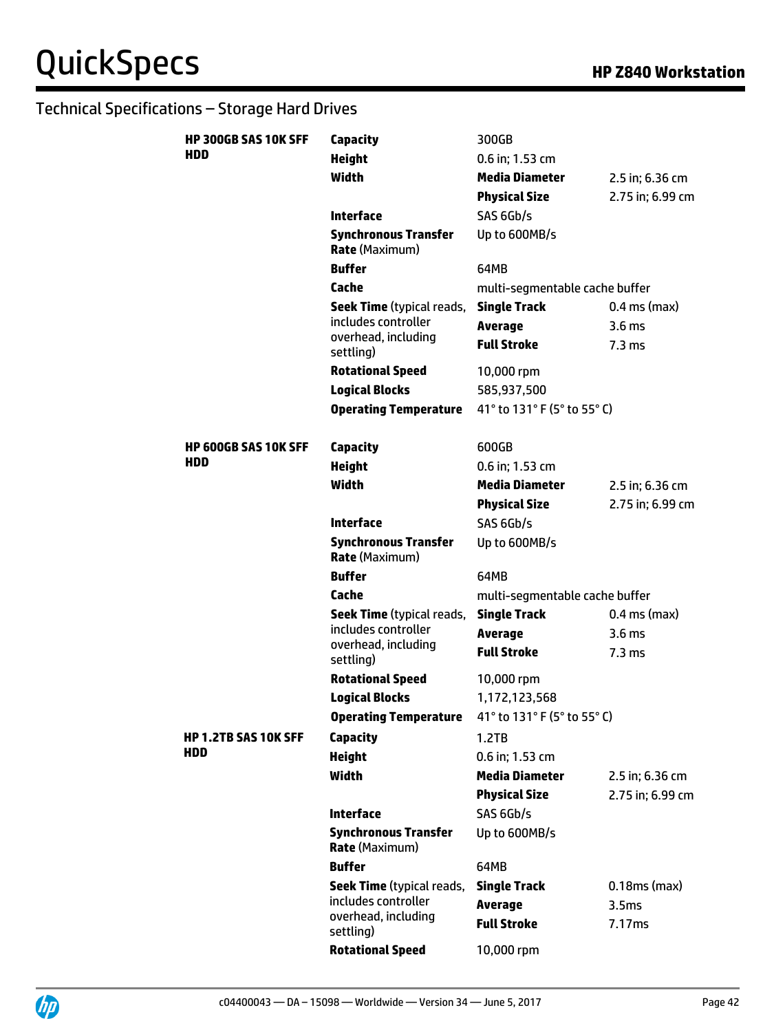## Technical Specifications – Storage Hard Drives

| | | | |
|---|---|---|---|
| **HP 300GB SAS 10K SFF HDD** | **Capacity** | 300GB | |
| | **Height** | 0.6 in; 1.53 cm | |
| | **Width** | **Media Diameter** | 2.5 in; 6.36 cm |
| | | **Physical Size** | 2.75 in; 6.99 cm |
| | **Interface** | SAS 6Gb/s | |
| | **Synchronous Transfer Rate** (Maximum) | Up to 600MB/s | |
| | **Buffer** | 64MB | |
| | **Cache** | multi-segmentable cache buffer | |
| | **Seek Time** (typical reads, includes controller overhead, including settling) | **Single Track** | 0.4 ms (max) |
| | | **Average** | 3.6 ms |
| | | **Full Stroke** | 7.3 ms |
| | **Rotational Speed** | 10,000 rpm | |
| | **Logical Blocks** | 585,937,500 | |
| | **Operating Temperature** | 41° to 131° F (5° to 55° C) | |
| **HP 600GB SAS 10K SFF HDD** | **Capacity** | 600GB | |
| | **Height** | 0.6 in; 1.53 cm | |
| | **Width** | **Media Diameter** | 2.5 in; 6.36 cm |
| | | **Physical Size** | 2.75 in; 6.99 cm |
| | **Interface** | SAS 6Gb/s | |
| | **Synchronous Transfer Rate** (Maximum) | Up to 600MB/s | |
| | **Buffer** | 64MB | |
| | **Cache** | multi-segmentable cache buffer | |
| | **Seek Time** (typical reads, includes controller overhead, including settling) | **Single Track** | 0.4 ms (max) |
| | | **Average** | 3.6 ms |
| | | **Full Stroke** | 7.3 ms |
| | **Rotational Speed** | 10,000 rpm | |
| | **Logical Blocks** | 1,172,123,568 | |
| | **Operating Temperature** | 41° to 131° F (5° to 55° C) | |
| **HP 1.2TB SAS 10K SFF HDD** | **Capacity** | 1.2TB | |
| | **Height** | 0.6 in; 1.53 cm | |
| | **Width** | **Media Diameter** | 2.5 in; 6.36 cm |
| | | **Physical Size** | 2.75 in; 6.99 cm |
| | **Interface** | SAS 6Gb/s | |
| | **Synchronous Transfer Rate** (Maximum) | Up to 600MB/s | |
| | **Buffer** | 64MB | |
| | **Seek Time** (typical reads, includes controller overhead, including settling) | **Single Track** | 0.18ms (max) |
| | | **Average** | 3.5ms |
| | | **Full Stroke** | 7.17ms |
| | **Rotational Speed** | 10,000 rpm | |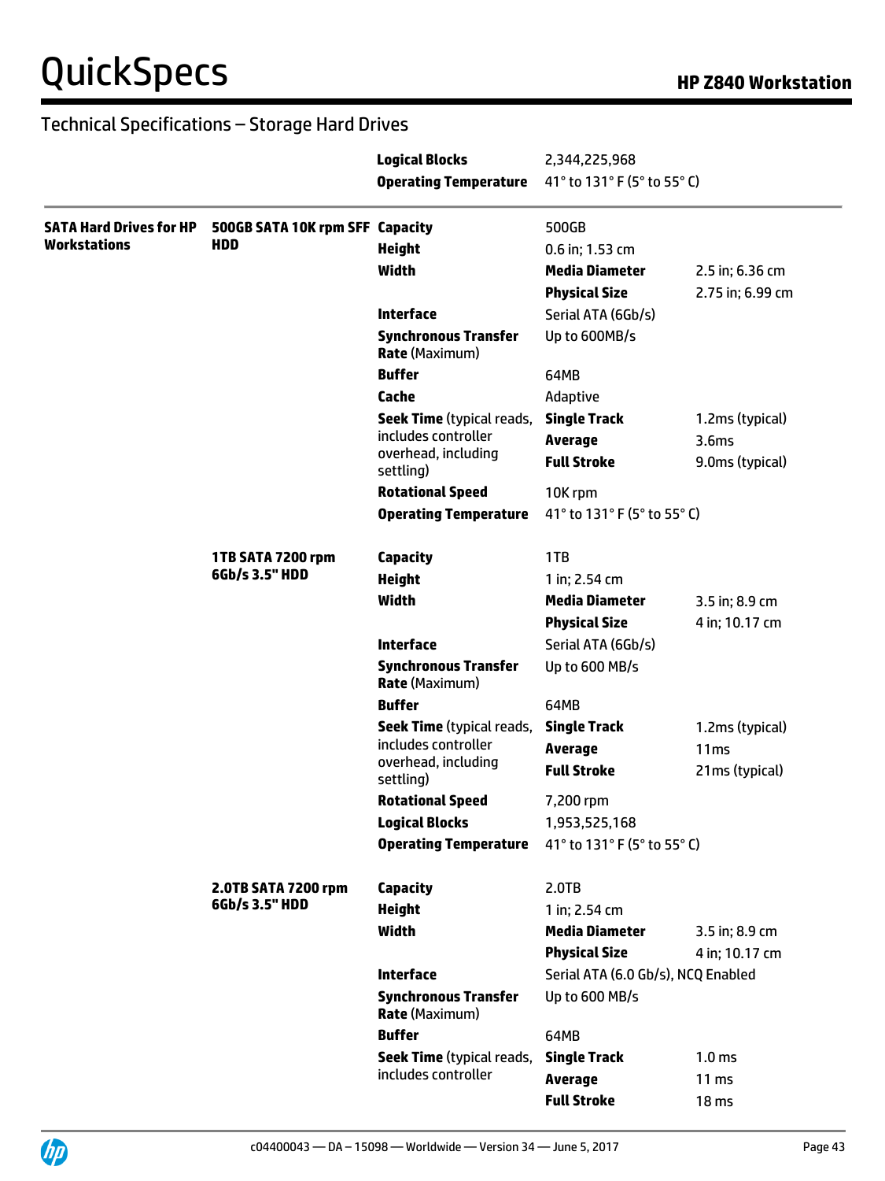## Technical Specifications – Storage Hard Drives

| | | | | |
|---|---|---|---|---|
| | | **Logical Blocks** | 2,344,225,968 | |
| | | **Operating Temperature** | 41° to 131° F (5° to 55° C) | |
| **SATA Hard Drives for HP Workstations** | **500GB SATA 10K rpm SFF HDD** | **Capacity** | 500GB | |
| | | **Height** | 0.6 in; 1.53 cm | |
| | | **Width** | **Media Diameter** | 2.5 in; 6.36 cm |
| | | | **Physical Size** | 2.75 in; 6.99 cm |
| | | **Interface** | Serial ATA (6Gb/s) | |
| | | **Synchronous Transfer Rate** (Maximum) | Up to 600MB/s | |
| | | **Buffer** | 64MB | |
| | | **Cache** | Adaptive | |
| | | **Seek Time** (typical reads, includes controller overhead, including settling) | **Single Track** | 1.2ms (typical) |
| | | | **Average** | 3.6ms |
| | | | **Full Stroke** | 9.0ms (typical) |
| | | **Rotational Speed** | 10K rpm | |
| | | **Operating Temperature** | 41° to 131° F (5° to 55° C) | |
| | **1TB SATA 7200 rpm 6Gb/s 3.5" HDD** | **Capacity** | 1TB | |
| | | **Height** | 1 in; 2.54 cm | |
| | | **Width** | **Media Diameter** | 3.5 in; 8.9 cm |
| | | | **Physical Size** | 4 in; 10.17 cm |
| | | **Interface** | Serial ATA (6Gb/s) | |
| | | **Synchronous Transfer Rate** (Maximum) | Up to 600 MB/s | |
| | | **Buffer** | 64MB | |
| | | **Seek Time** (typical reads, includes controller overhead, including settling) | **Single Track** | 1.2ms (typical) |
| | | | **Average** | 11ms |
| | | | **Full Stroke** | 21ms (typical) |
| | | **Rotational Speed** | 7,200 rpm | |
| | | **Logical Blocks** | 1,953,525,168 | |
| | | **Operating Temperature** | 41° to 131° F (5° to 55° C) | |
| | **2.0TB SATA 7200 rpm 6Gb/s 3.5" HDD** | **Capacity** | 2.0TB | |
| | | **Height** | 1 in; 2.54 cm | |
| | | **Width** | **Media Diameter** | 3.5 in; 8.9 cm |
| | | | **Physical Size** | 4 in; 10.17 cm |
| | | **Interface** | Serial ATA (6.0 Gb/s), NCQ Enabled | |
| | | **Synchronous Transfer Rate** (Maximum) | Up to 600 MB/s | |
| | | **Buffer** | 64MB | |
| | | **Seek Time** (typical reads, includes controller | **Single Track** | 1.0 ms |
| | | | **Average** | 11 ms |
| | | | **Full Stroke** | 18 ms |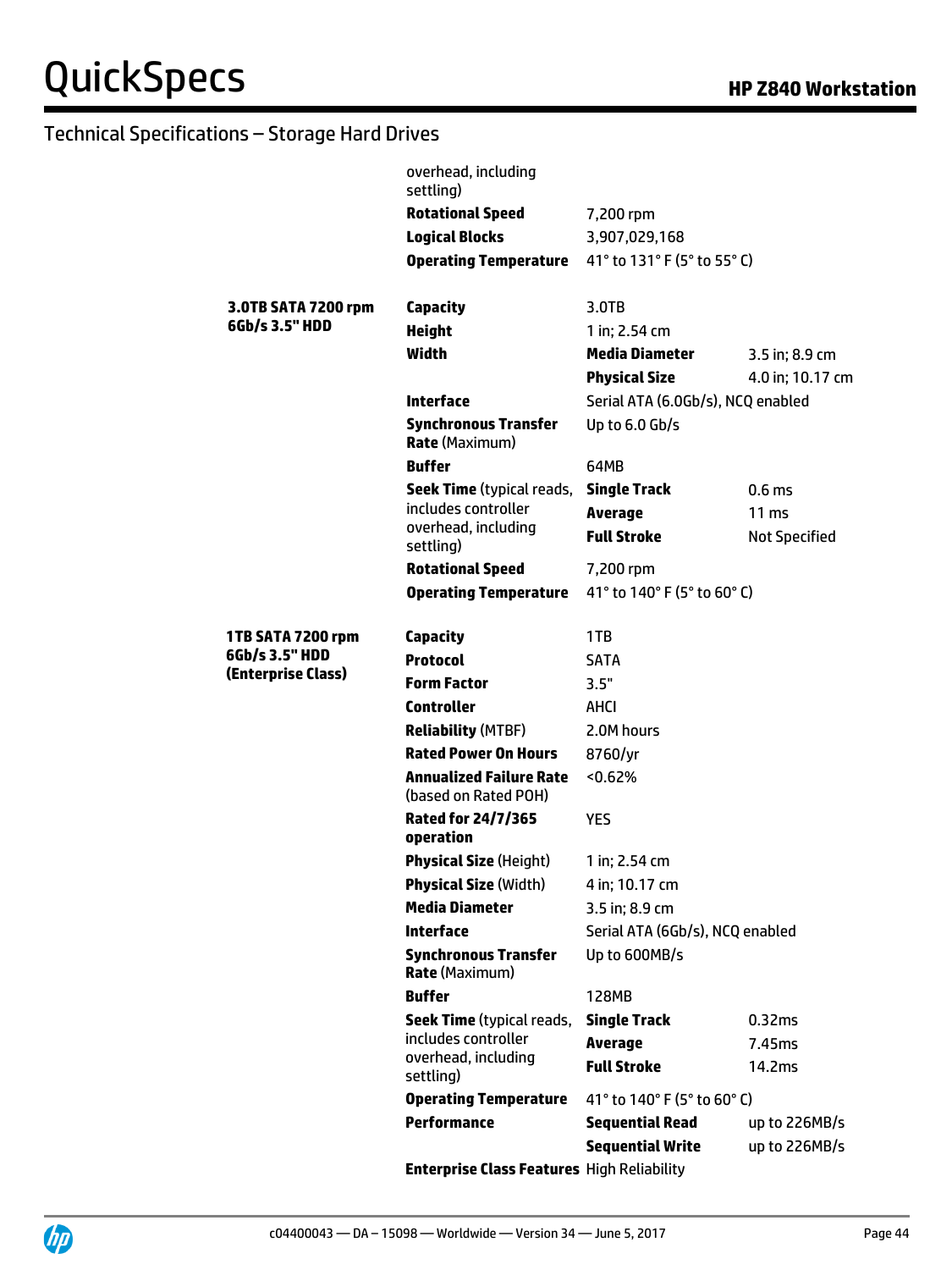## Technical Specifications – Storage Hard Drives

| | | | |
|---|---|---|---|
| | overhead, including settling) | | |
| | **Rotational Speed** | 7,200 rpm | |
| | **Logical Blocks** | 3,907,029,168 | |
| | **Operating Temperature** | 41° to 131° F (5° to 55° C) | |
| **3.0TB SATA 7200 rpm 6Gb/s 3.5" HDD** | **Capacity** | 3.0TB | |
| | **Height** | 1 in; 2.54 cm | |
| | **Width** | **Media Diameter** | 3.5 in; 8.9 cm |
| | | **Physical Size** | 4.0 in; 10.17 cm |
| | **Interface** | Serial ATA (6.0Gb/s), NCQ enabled | |
| | **Synchronous Transfer Rate** (Maximum) | Up to 6.0 Gb/s | |
| | **Buffer** | 64MB | |
| | **Seek Time** (typical reads, includes controller overhead, including settling) | **Single Track** | 0.6 ms |
| | | **Average** | 11 ms |
| | | **Full Stroke** | Not Specified |
| | **Rotational Speed** | 7,200 rpm | |
| | **Operating Temperature** | 41° to 140° F (5° to 60° C) | |
| **1TB SATA 7200 rpm 6Gb/s 3.5" HDD (Enterprise Class)** | **Capacity** | 1TB | |
| | **Protocol** | SATA | |
| | **Form Factor** | 3.5" | |
| | **Controller** | AHCI | |
| | **Reliability** (MTBF) | 2.0M hours | |
| | **Rated Power On Hours** | 8760/yr | |
| | **Annualized Failure Rate** (based on Rated POH) | <0.62% | |
| | **Rated for 24/7/365 operation** | YES | |
| | **Physical Size** (Height) | 1 in; 2.54 cm | |
| | **Physical Size** (Width) | 4 in; 10.17 cm | |
| | **Media Diameter** | 3.5 in; 8.9 cm | |
| | **Interface** | Serial ATA (6Gb/s), NCQ enabled | |
| | **Synchronous Transfer Rate** (Maximum) | Up to 600MB/s | |
| | **Buffer** | 128MB | |
| | **Seek Time** (typical reads, includes controller overhead, including settling) | **Single Track** | 0.32ms |
| | | **Average** | 7.45ms |
| | | **Full Stroke** | 14.2ms |
| | **Operating Temperature** | 41° to 140° F (5° to 60° C) | |
| | **Performance** | **Sequential Read** | up to 226MB/s |
| | | **Sequential Write** | up to 226MB/s |
| | **Enterprise Class Features** | High Reliability | |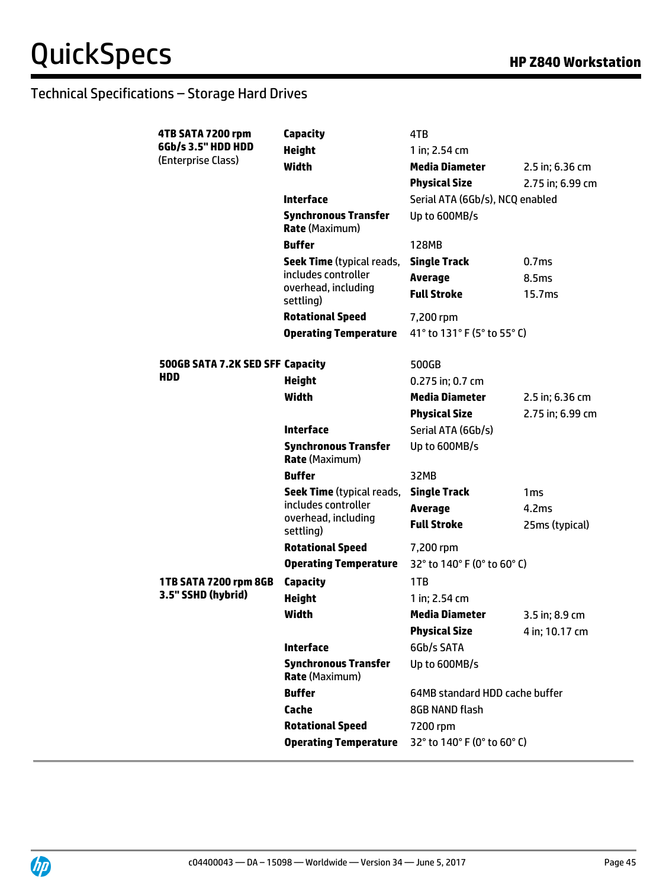## Technical Specifications – Storage Hard Drives

| | | | |
|---|---|---|---|
| **4TB SATA 7200 rpm 6Gb/s 3.5" HDD HDD** (Enterprise Class) | **Capacity** | 4TB | |
| | **Height** | 1 in; 2.54 cm | |
| | **Width** | **Media Diameter** | 2.5 in; 6.36 cm |
| | | **Physical Size** | 2.75 in; 6.99 cm |
| | **Interface** | Serial ATA (6Gb/s), NCQ enabled | |
| | **Synchronous Transfer Rate** (Maximum) | Up to 600MB/s | |
| | **Buffer** | 128MB | |
| | **Seek Time** (typical reads, includes controller overhead, including settling) | **Single Track** | 0.7ms |
| | | **Average** | 8.5ms |
| | | **Full Stroke** | 15.7ms |
| | **Rotational Speed** | 7,200 rpm | |
| | **Operating Temperature** | 41° to 131° F (5° to 55° C) | |
| **500GB SATA 7.2K SED SFF HDD** | **Capacity** | 500GB | |
| | **Height** | 0.275 in; 0.7 cm | |
| | **Width** | **Media Diameter** | 2.5 in; 6.36 cm |
| | | **Physical Size** | 2.75 in; 6.99 cm |
| | **Interface** | Serial ATA (6Gb/s) | |
| | **Synchronous Transfer Rate** (Maximum) | Up to 600MB/s | |
| | **Buffer** | 32MB | |
| | **Seek Time** (typical reads, includes controller overhead, including settling) | **Single Track** | 1ms |
| | | **Average** | 4.2ms |
| | | **Full Stroke** | 25ms (typical) |
| | **Rotational Speed** | 7,200 rpm | |
| | **Operating Temperature** | 32° to 140° F (0° to 60° C) | |
| **1TB SATA 7200 rpm 8GB 3.5" SSHD (hybrid)** | **Capacity** | 1TB | |
| | **Height** | 1 in; 2.54 cm | |
| | **Width** | **Media Diameter** | 3.5 in; 8.9 cm |
| | | **Physical Size** | 4 in; 10.17 cm |
| | **Interface** | 6Gb/s SATA | |
| | **Synchronous Transfer Rate** (Maximum) | Up to 600MB/s | |
| | **Buffer** | 64MB standard HDD cache buffer | |
| | **Cache** | 8GB NAND flash | |
| | **Rotational Speed** | 7200 rpm | |
| | **Operating Temperature** | 32° to 140° F (0° to 60° C) | |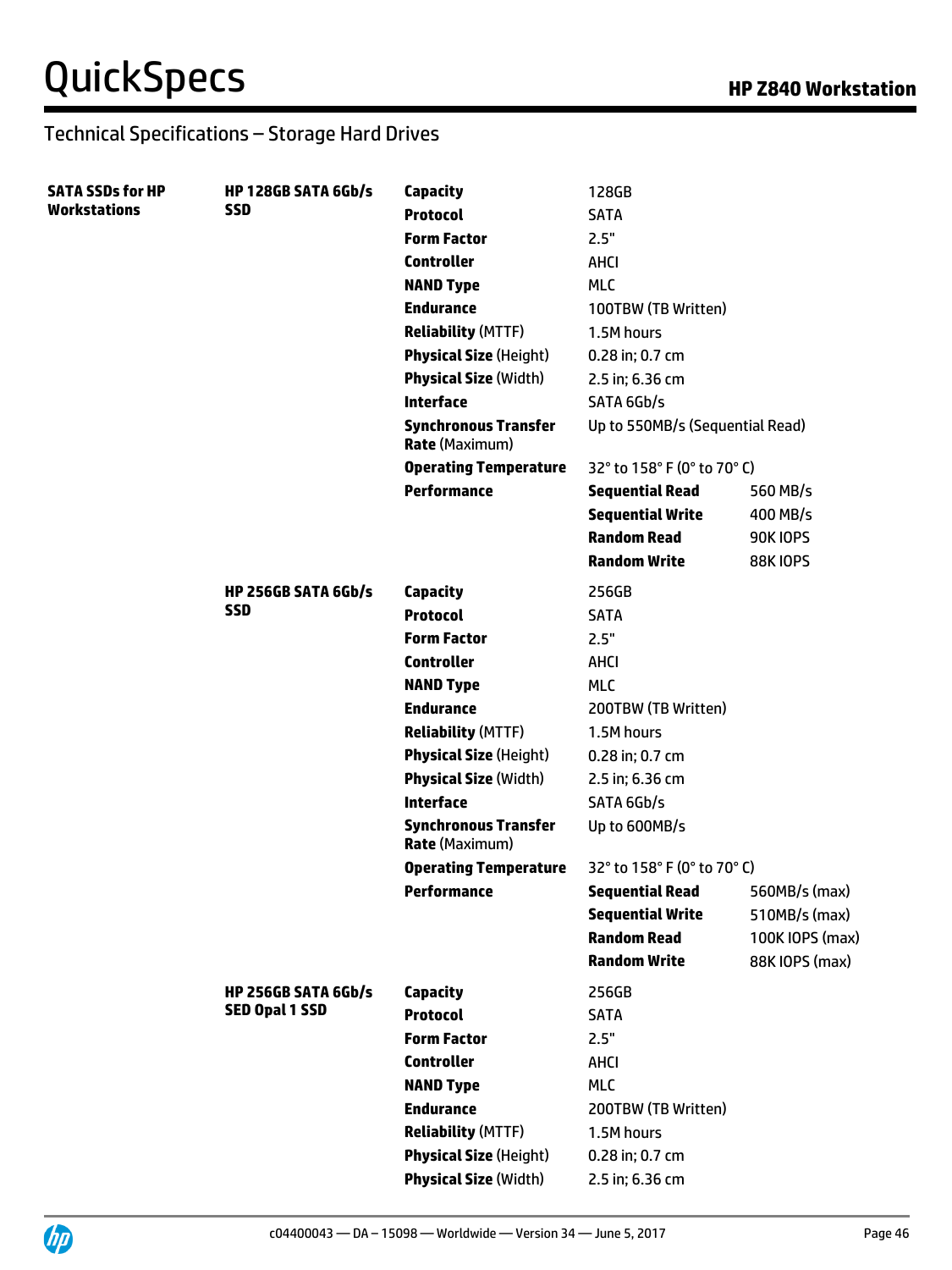## Technical Specifications – Storage Hard Drives

| | | | | |
|---|---|---|---|---|
| **SATA SSDs for HP Workstations** | **HP 128GB SATA 6Gb/s SSD** | **Capacity** | 128GB | |
| | | **Protocol** | SATA | |
| | | **Form Factor** | 2.5" | |
| | | **Controller** | AHCI | |
| | | **NAND Type** | MLC | |
| | | **Endurance** | 100TBW (TB Written) | |
| | | **Reliability** (MTTF) | 1.5M hours | |
| | | **Physical Size** (Height) | 0.28 in; 0.7 cm | |
| | | **Physical Size** (Width) | 2.5 in; 6.36 cm | |
| | | **Interface** | SATA 6Gb/s | |
| | | **Synchronous Transfer Rate** (Maximum) | Up to 550MB/s (Sequential Read) | |
| | | **Operating Temperature** | 32° to 158° F (0° to 70° C) | |
| | | **Performance** | **Sequential Read** | 560 MB/s |
| | | | **Sequential Write** | 400 MB/s |
| | | | **Random Read** | 90K IOPS |
| | | | **Random Write** | 88K IOPS |
| | **HP 256GB SATA 6Gb/s SSD** | **Capacity** | 256GB | |
| | | **Protocol** | SATA | |
| | | **Form Factor** | 2.5" | |
| | | **Controller** | AHCI | |
| | | **NAND Type** | MLC | |
| | | **Endurance** | 200TBW (TB Written) | |
| | | **Reliability** (MTTF) | 1.5M hours | |
| | | **Physical Size** (Height) | 0.28 in; 0.7 cm | |
| | | **Physical Size** (Width) | 2.5 in; 6.36 cm | |
| | | **Interface** | SATA 6Gb/s | |
| | | **Synchronous Transfer Rate** (Maximum) | Up to 600MB/s | |
| | | **Operating Temperature** | 32° to 158° F (0° to 70° C) | |
| | | **Performance** | **Sequential Read** | 560MB/s (max) |
| | | | **Sequential Write** | 510MB/s (max) |
| | | | **Random Read** | 100K IOPS (max) |
| | | | **Random Write** | 88K IOPS (max) |
| | **HP 256GB SATA 6Gb/s SED Opal 1 SSD** | **Capacity** | 256GB | |
| | | **Protocol** | SATA | |
| | | **Form Factor** | 2.5" | |
| | | **Controller** | AHCI | |
| | | **NAND Type** | MLC | |
| | | **Endurance** | 200TBW (TB Written) | |
| | | **Reliability** (MTTF) | 1.5M hours | |
| | | **Physical Size** (Height) | 0.28 in; 0.7 cm | |
| | | **Physical Size** (Width) | 2.5 in; 6.36 cm | |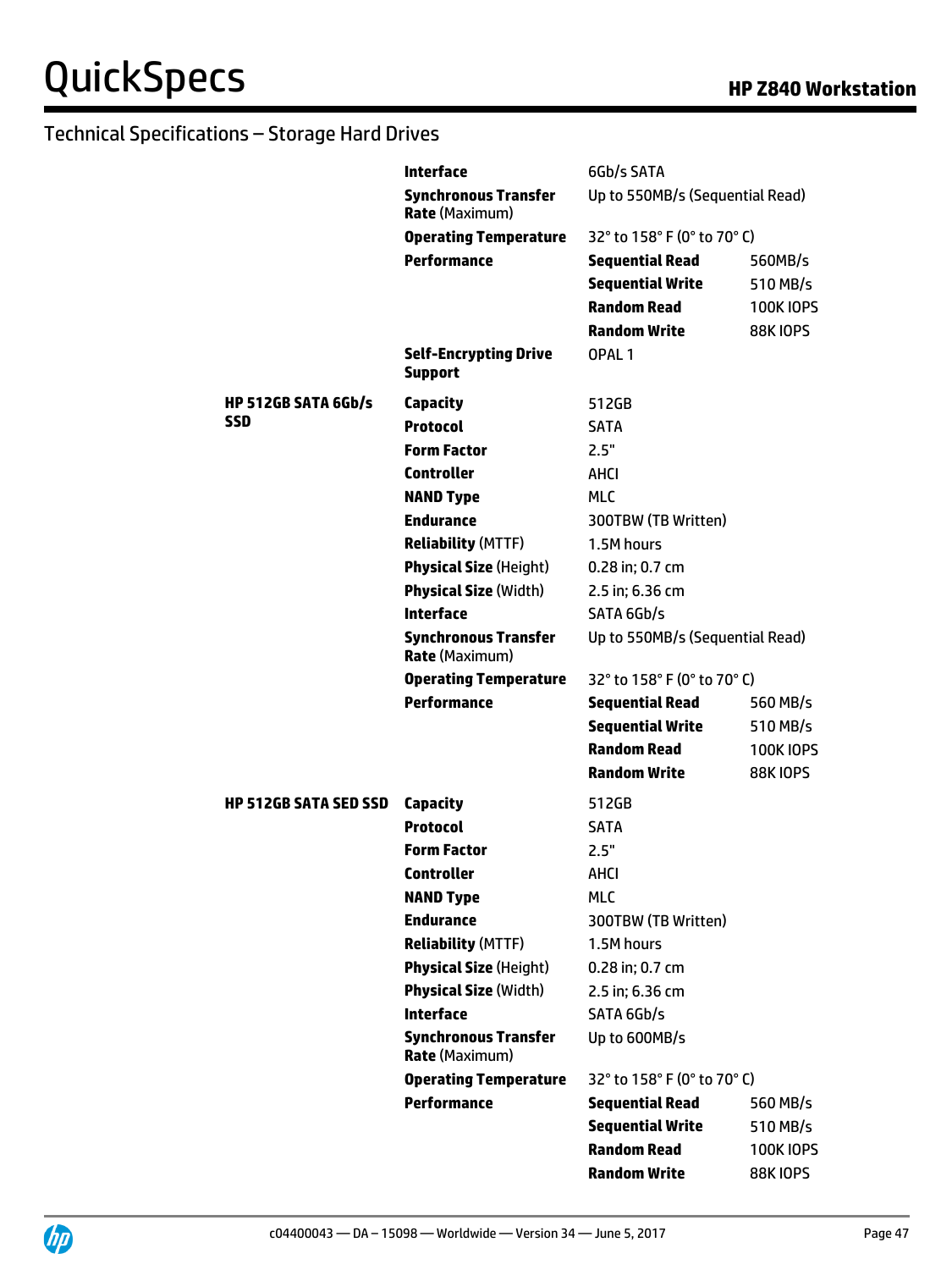## Technical Specifications – Storage Hard Drives

| | | | |
|---|---|---|---|
| | **Interface** | 6Gb/s SATA | |
| | **Synchronous Transfer Rate** (Maximum) | Up to 550MB/s (Sequential Read) | |
| | **Operating Temperature** | 32° to 158° F (0° to 70° C) | |
| | **Performance** | **Sequential Read** | 560MB/s |
| | | **Sequential Write** | 510 MB/s |
| | | **Random Read** | 100K IOPS |
| | | **Random Write** | 88K IOPS |
| | **Self-Encrypting Drive Support** | OPAL 1 | |
| **HP 512GB SATA 6Gb/s SSD** | **Capacity** | 512GB | |
| | **Protocol** | SATA | |
| | **Form Factor** | 2.5" | |
| | **Controller** | AHCI | |
| | **NAND Type** | MLC | |
| | **Endurance** | 300TBW (TB Written) | |
| | **Reliability** (MTTF) | 1.5M hours | |
| | **Physical Size** (Height) | 0.28 in; 0.7 cm | |
| | **Physical Size** (Width) | 2.5 in; 6.36 cm | |
| | **Interface** | SATA 6Gb/s | |
| | **Synchronous Transfer Rate** (Maximum) | Up to 550MB/s (Sequential Read) | |
| | **Operating Temperature** | 32° to 158° F (0° to 70° C) | |
| | **Performance** | **Sequential Read** | 560 MB/s |
| | | **Sequential Write** | 510 MB/s |
| | | **Random Read** | 100K IOPS |
| | | **Random Write** | 88K IOPS |
| **HP 512GB SATA SED SSD** | **Capacity** | 512GB | |
| | **Protocol** | SATA | |
| | **Form Factor** | 2.5" | |
| | **Controller** | AHCI | |
| | **NAND Type** | MLC | |
| | **Endurance** | 300TBW (TB Written) | |
| | **Reliability** (MTTF) | 1.5M hours | |
| | **Physical Size** (Height) | 0.28 in; 0.7 cm | |
| | **Physical Size** (Width) | 2.5 in; 6.36 cm | |
| | **Interface** | SATA 6Gb/s | |
| | **Synchronous Transfer Rate** (Maximum) | Up to 600MB/s | |
| | **Operating Temperature** | 32° to 158° F (0° to 70° C) | |
| | **Performance** | **Sequential Read** | 560 MB/s |
| | | **Sequential Write** | 510 MB/s |
| | | **Random Read** | 100K IOPS |
| | | **Random Write** | 88K IOPS |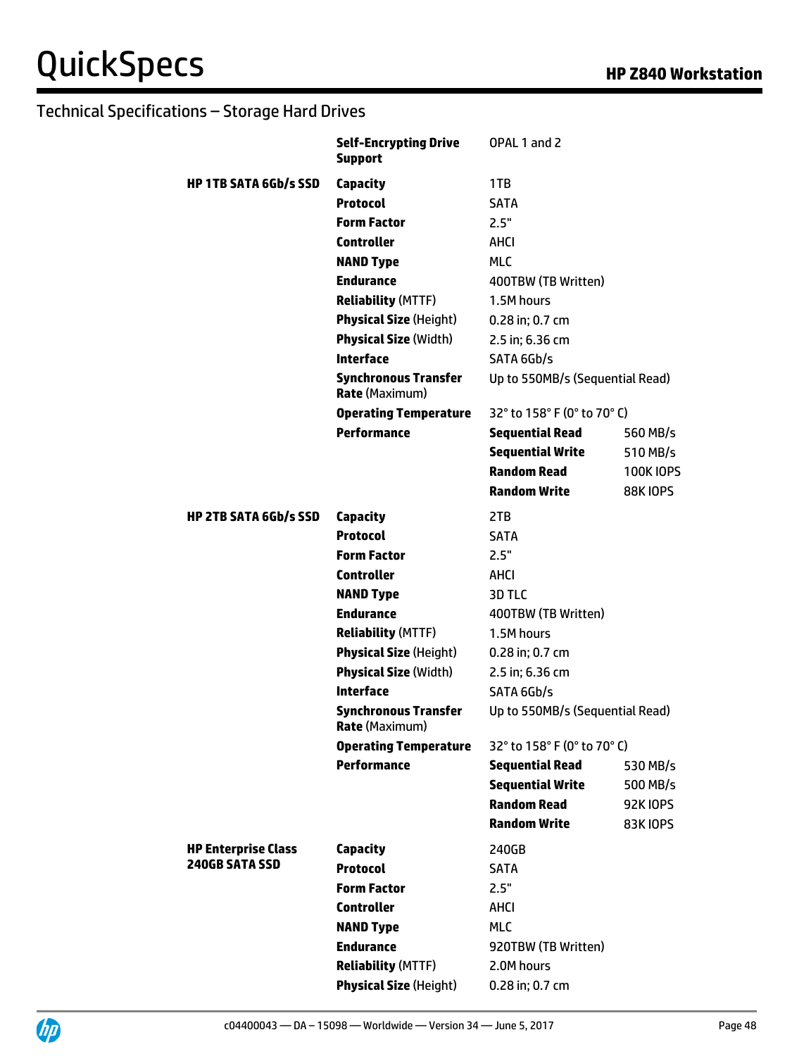## Technical Specifications – Storage Hard Drives

| | | | |
|---|---|---|---|
| | **Self-Encrypting Drive Support** | OPAL 1 and 2 | |
| **HP 1TB SATA 6Gb/s SSD** | **Capacity** | 1TB | |
| | **Protocol** | SATA | |
| | **Form Factor** | 2.5" | |
| | **Controller** | AHCI | |
| | **NAND Type** | MLC | |
| | **Endurance** | 400TBW (TB Written) | |
| | **Reliability** (MTTF) | 1.5M hours | |
| | **Physical Size** (Height) | 0.28 in; 0.7 cm | |
| | **Physical Size** (Width) | 2.5 in; 6.36 cm | |
| | **Interface** | SATA 6Gb/s | |
| | **Synchronous Transfer Rate** (Maximum) | Up to 550MB/s (Sequential Read) | |
| | **Operating Temperature** | 32° to 158° F (0° to 70° C) | |
| | **Performance** | **Sequential Read** | 560 MB/s |
| | | **Sequential Write** | 510 MB/s |
| | | **Random Read** | 100K IOPS |
| | | **Random Write** | 88K IOPS |
| **HP 2TB SATA 6Gb/s SSD** | **Capacity** | 2TB | |
| | **Protocol** | SATA | |
| | **Form Factor** | 2.5" | |
| | **Controller** | AHCI | |
| | **NAND Type** | 3D TLC | |
| | **Endurance** | 400TBW (TB Written) | |
| | **Reliability** (MTTF) | 1.5M hours | |
| | **Physical Size** (Height) | 0.28 in; 0.7 cm | |
| | **Physical Size** (Width) | 2.5 in; 6.36 cm | |
| | **Interface** | SATA 6Gb/s | |
| | **Synchronous Transfer Rate** (Maximum) | Up to 550MB/s (Sequential Read) | |
| | **Operating Temperature** | 32° to 158° F (0° to 70° C) | |
| | **Performance** | **Sequential Read** | 530 MB/s |
| | | **Sequential Write** | 500 MB/s |
| | | **Random Read** | 92K IOPS |
| | | **Random Write** | 83K IOPS |
| **HP Enterprise Class 240GB SATA SSD** | **Capacity** | 240GB | |
| | **Protocol** | SATA | |
| | **Form Factor** | 2.5" | |
| | **Controller** | AHCI | |
| | **NAND Type** | MLC | |
| | **Endurance** | 920TBW (TB Written) | |
| | **Reliability** (MTTF) | 2.0M hours | |
| | **Physical Size** (Height) | 0.28 in; 0.7 cm | |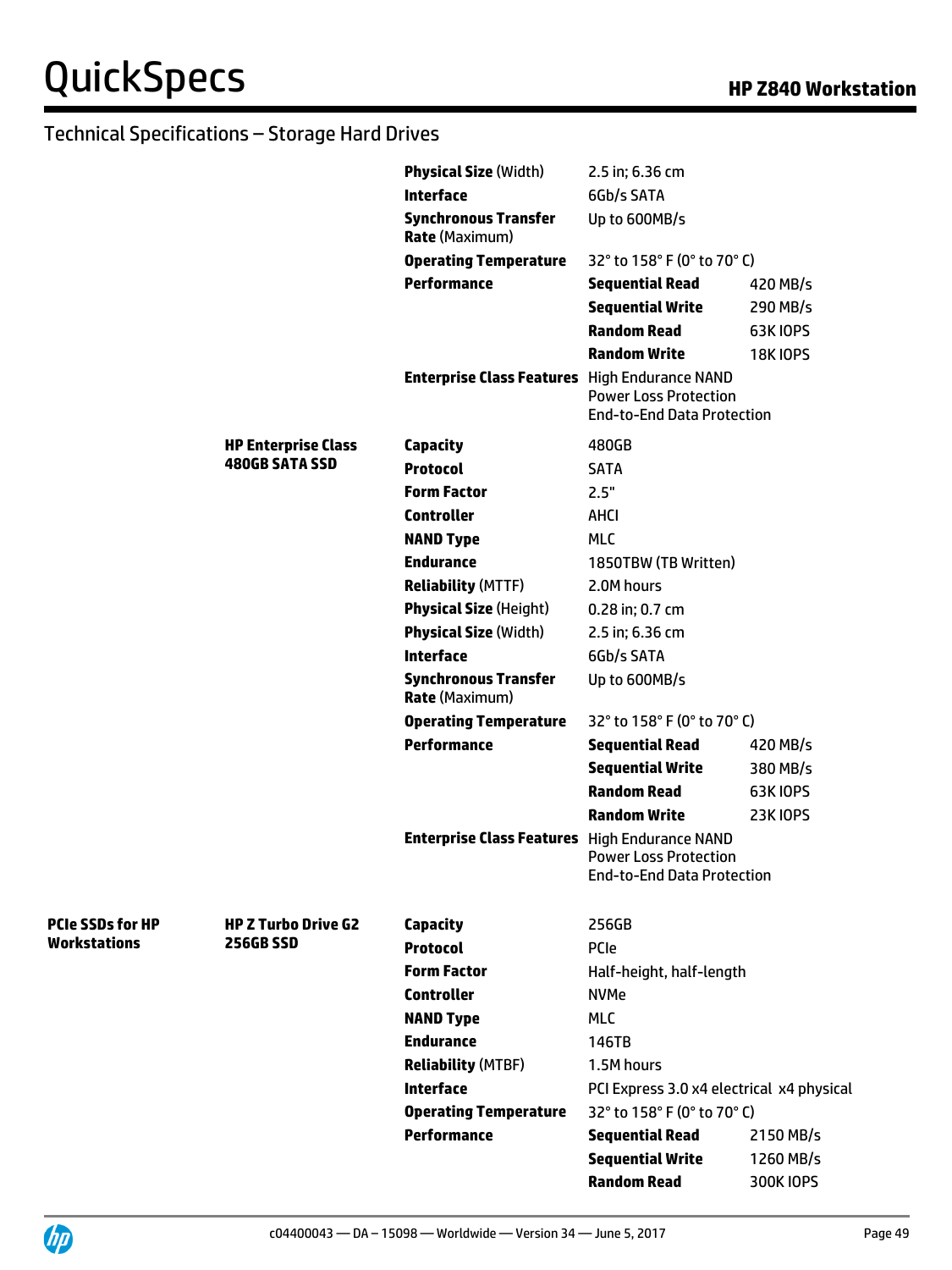## Technical Specifications – Storage Hard Drives

| | | | | |
|---|---|---|---|---|
| | | **Physical Size** (Width) | 2.5 in; 6.36 cm | |
| | | **Interface** | 6Gb/s SATA | |
| | | **Synchronous Transfer Rate** (Maximum) | Up to 600MB/s | |
| | | **Operating Temperature** | 32° to 158° F (0° to 70° C) | |
| | | **Performance** | **Sequential Read** | 420 MB/s |
| | | | **Sequential Write** | 290 MB/s |
| | | | **Random Read** | 63K IOPS |
| | | | **Random Write** | 18K IOPS |
| | | **Enterprise Class Features** | High Endurance NAND<br>Power Loss Protection<br>End-to-End Data Protection | |
| | **HP Enterprise Class 480GB SATA SSD** | **Capacity** | 480GB | |
| | | **Protocol** | SATA | |
| | | **Form Factor** | 2.5" | |
| | | **Controller** | AHCI | |
| | | **NAND Type** | MLC | |
| | | **Endurance** | 1850TBW (TB Written) | |
| | | **Reliability** (MTTF) | 2.0M hours | |
| | | **Physical Size** (Height) | 0.28 in; 0.7 cm | |
| | | **Physical Size** (Width) | 2.5 in; 6.36 cm | |
| | | **Interface** | 6Gb/s SATA | |
| | | **Synchronous Transfer Rate** (Maximum) | Up to 600MB/s | |
| | | **Operating Temperature** | 32° to 158° F (0° to 70° C) | |
| | | **Performance** | **Sequential Read** | 420 MB/s |
| | | | **Sequential Write** | 380 MB/s |
| | | | **Random Read** | 63K IOPS |
| | | | **Random Write** | 23K IOPS |
| | | **Enterprise Class Features** | High Endurance NAND<br>Power Loss Protection<br>End-to-End Data Protection | |
| **PCIe SSDs for HP Workstations** | **HP Z Turbo Drive G2 256GB SSD** | **Capacity** | 256GB | |
| | | **Protocol** | PCIe | |
| | | **Form Factor** | Half-height, half-length | |
| | | **Controller** | NVMe | |
| | | **NAND Type** | MLC | |
| | | **Endurance** | 146TB | |
| | | **Reliability** (MTBF) | 1.5M hours | |
| | | **Interface** | PCI Express 3.0 x4 electrical x4 physical | |
| | | **Operating Temperature** | 32° to 158° F (0° to 70° C) | |
| | | **Performance** | **Sequential Read** | 2150 MB/s |
| | | | **Sequential Write** | 1260 MB/s |
| | | | **Random Read** | 300K IOPS |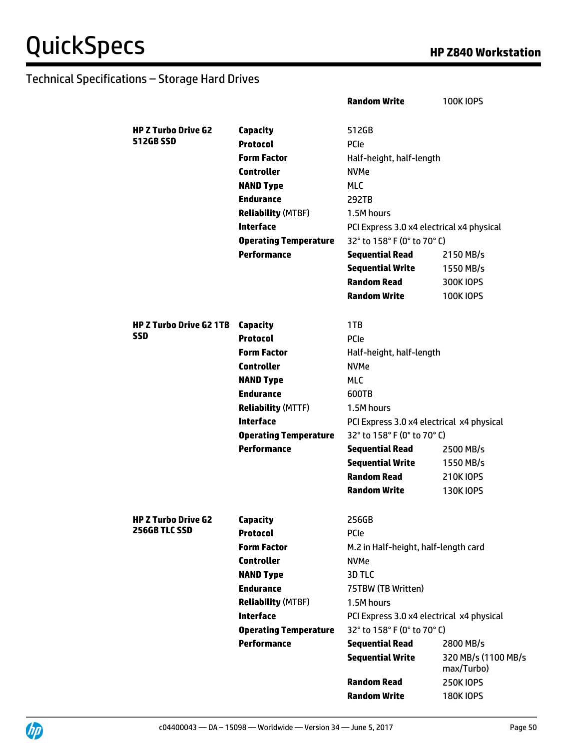## Technical Specifications – Storage Hard Drives

| | | | |
|---|---|---|---|
| | | **Random Write** | 100K IOPS |
| **HP Z Turbo Drive G2 512GB SSD** | **Capacity** | 512GB | |
| | **Protocol** | PCIe | |
| | **Form Factor** | Half-height, half-length | |
| | **Controller** | NVMe | |
| | **NAND Type** | MLC | |
| | **Endurance** | 292TB | |
| | **Reliability** (MTBF) | 1.5M hours | |
| | **Interface** | PCI Express 3.0 x4 electrical x4 physical | |
| | **Operating Temperature** | 32° to 158° F (0° to 70° C) | |
| | **Performance** | **Sequential Read** | 2150 MB/s |
| | | **Sequential Write** | 1550 MB/s |
| | | **Random Read** | 300K IOPS |
| | | **Random Write** | 100K IOPS |
| **HP Z Turbo Drive G2 1TB SSD** | **Capacity** | 1TB | |
| | **Protocol** | PCIe | |
| | **Form Factor** | Half-height, half-length | |
| | **Controller** | NVMe | |
| | **NAND Type** | MLC | |
| | **Endurance** | 600TB | |
| | **Reliability** (MTTF) | 1.5M hours | |
| | **Interface** | PCI Express 3.0 x4 electrical x4 physical | |
| | **Operating Temperature** | 32° to 158° F (0° to 70° C) | |
| | **Performance** | **Sequential Read** | 2500 MB/s |
| | | **Sequential Write** | 1550 MB/s |
| | | **Random Read** | 210K IOPS |
| | | **Random Write** | 130K IOPS |
| **HP Z Turbo Drive G2 256GB TLC SSD** | **Capacity** | 256GB | |
| | **Protocol** | PCIe | |
| | **Form Factor** | M.2 in Half-height, half-length card | |
| | **Controller** | NVMe | |
| | **NAND Type** | 3D TLC | |
| | **Endurance** | 75TBW (TB Written) | |
| | **Reliability** (MTBF) | 1.5M hours | |
| | **Interface** | PCI Express 3.0 x4 electrical x4 physical | |
| | **Operating Temperature** | 32° to 158° F (0° to 70° C) | |
| | **Performance** | **Sequential Read** | 2800 MB/s |
| | | **Sequential Write** | 320 MB/s (1100 MB/s max/Turbo) |
| | | **Random Read** | 250K IOPS |
| | | **Random Write** | 180K IOPS |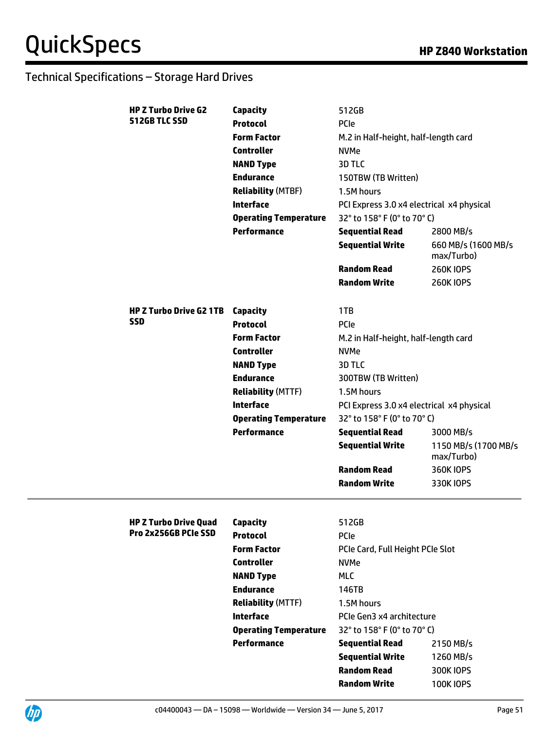## Technical Specifications – Storage Hard Drives

| | | | |
|---|---|---|---|
| **HP Z Turbo Drive G2 512GB TLC SSD** | **Capacity** | 512GB | |
| | **Protocol** | PCIe | |
| | **Form Factor** | M.2 in Half-height, half-length card | |
| | **Controller** | NVMe | |
| | **NAND Type** | 3D TLC | |
| | **Endurance** | 150TBW (TB Written) | |
| | **Reliability** (MTBF) | 1.5M hours | |
| | **Interface** | PCI Express 3.0 x4 electrical x4 physical | |
| | **Operating Temperature** | 32° to 158° F (0° to 70° C) | |
| | **Performance** | **Sequential Read** | 2800 MB/s |
| | | **Sequential Write** | 660 MB/s (1600 MB/s max/Turbo) |
| | | **Random Read** | 260K IOPS |
| | | **Random Write** | 260K IOPS |
| **HP Z Turbo Drive G2 1TB SSD** | **Capacity** | 1TB | |
| | **Protocol** | PCIe | |
| | **Form Factor** | M.2 in Half-height, half-length card | |
| | **Controller** | NVMe | |
| | **NAND Type** | 3D TLC | |
| | **Endurance** | 300TBW (TB Written) | |
| | **Reliability** (MTTF) | 1.5M hours | |
| | **Interface** | PCI Express 3.0 x4 electrical x4 physical | |
| | **Operating Temperature** | 32° to 158° F (0° to 70° C) | |
| | **Performance** | **Sequential Read** | 3000 MB/s |
| | | **Sequential Write** | 1150 MB/s (1700 MB/s max/Turbo) |
| | | **Random Read** | 360K IOPS |
| | | **Random Write** | 330K IOPS |

| | | | |
|---|---|---|---|
| **HP Z Turbo Drive Quad Pro 2x256GB PCIe SSD** | **Capacity** | 512GB | |
| | **Protocol** | PCIe | |
| | **Form Factor** | PCIe Card, Full Height PCIe Slot | |
| | **Controller** | NVMe | |
| | **NAND Type** | MLC | |
| | **Endurance** | 146TB | |
| | **Reliability** (MTTF) | 1.5M hours | |
| | **Interface** | PCIe Gen3 x4 architecture | |
| | **Operating Temperature** | 32° to 158° F (0° to 70° C) | |
| | **Performance** | **Sequential Read** | 2150 MB/s |
| | | **Sequential Write** | 1260 MB/s |
| | | **Random Read** | 300K IOPS |
| | | **Random Write** | 100K IOPS |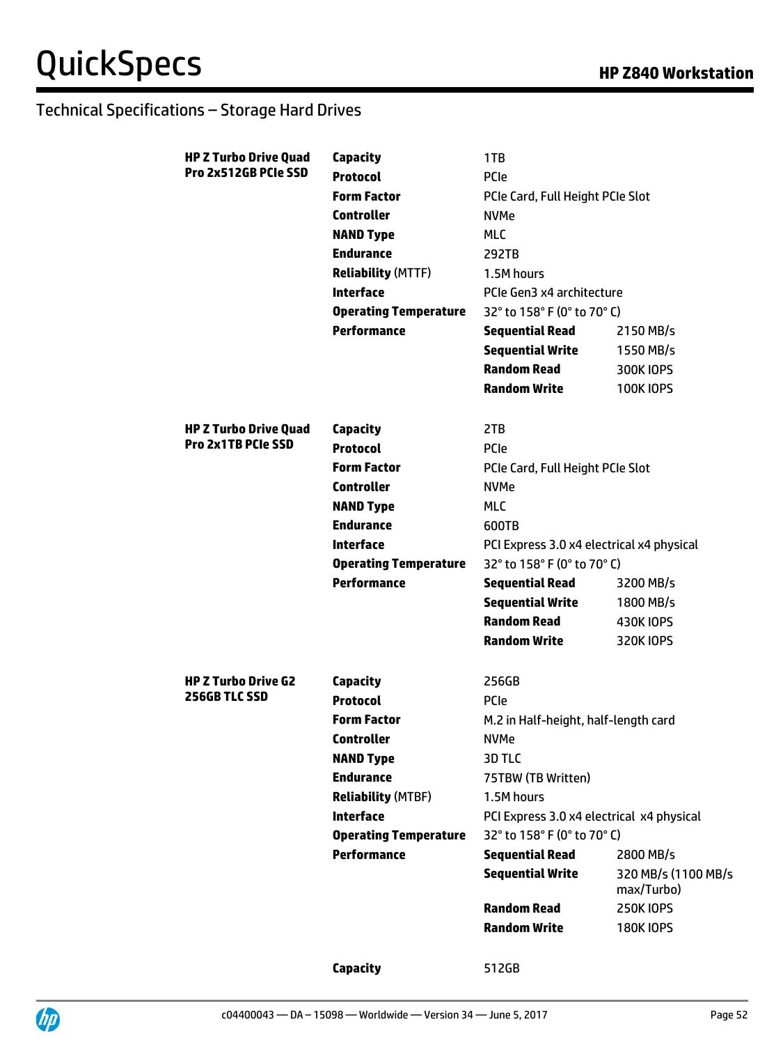## Technical Specifications – Storage Hard Drives

| | | | |
|---|---|---|---|
| **HP Z Turbo Drive Quad Pro 2x512GB PCIe SSD** | **Capacity** | 1TB | |
| | **Protocol** | PCIe | |
| | **Form Factor** | PCIe Card, Full Height PCIe Slot | |
| | **Controller** | NVMe | |
| | **NAND Type** | MLC | |
| | **Endurance** | 292TB | |
| | **Reliability** (MTTF) | 1.5M hours | |
| | **Interface** | PCIe Gen3 x4 architecture | |
| | **Operating Temperature** | 32° to 158° F (0° to 70° C) | |
| | **Performance** | **Sequential Read** | 2150 MB/s |
| | | **Sequential Write** | 1550 MB/s |
| | | **Random Read** | 300K IOPS |
| | | **Random Write** | 100K IOPS |
| **HP Z Turbo Drive Quad Pro 2x1TB PCIe SSD** | **Capacity** | 2TB | |
| | **Protocol** | PCIe | |
| | **Form Factor** | PCIe Card, Full Height PCIe Slot | |
| | **Controller** | NVMe | |
| | **NAND Type** | MLC | |
| | **Endurance** | 600TB | |
| | **Interface** | PCI Express 3.0 x4 electrical x4 physical | |
| | **Operating Temperature** | 32° to 158° F (0° to 70° C) | |
| | **Performance** | **Sequential Read** | 3200 MB/s |
| | | **Sequential Write** | 1800 MB/s |
| | | **Random Read** | 430K IOPS |
| | | **Random Write** | 320K IOPS |
| **HP Z Turbo Drive G2 256GB TLC SSD** | **Capacity** | 256GB | |
| | **Protocol** | PCIe | |
| | **Form Factor** | M.2 in Half-height, half-length card | |
| | **Controller** | NVMe | |
| | **NAND Type** | 3D TLC | |
| | **Endurance** | 75TBW (TB Written) | |
| | **Reliability** (MTBF) | 1.5M hours | |
| | **Interface** | PCI Express 3.0 x4 electrical x4 physical | |
| | **Operating Temperature** | 32° to 158° F (0° to 70° C) | |
| | **Performance** | **Sequential Read** | 2800 MB/s |
| | | **Sequential Write** | 320 MB/s (1100 MB/s max/Turbo) |
| | | **Random Read** | 250K IOPS |
| | | **Random Write** | 180K IOPS |
| | **Capacity** | 512GB | |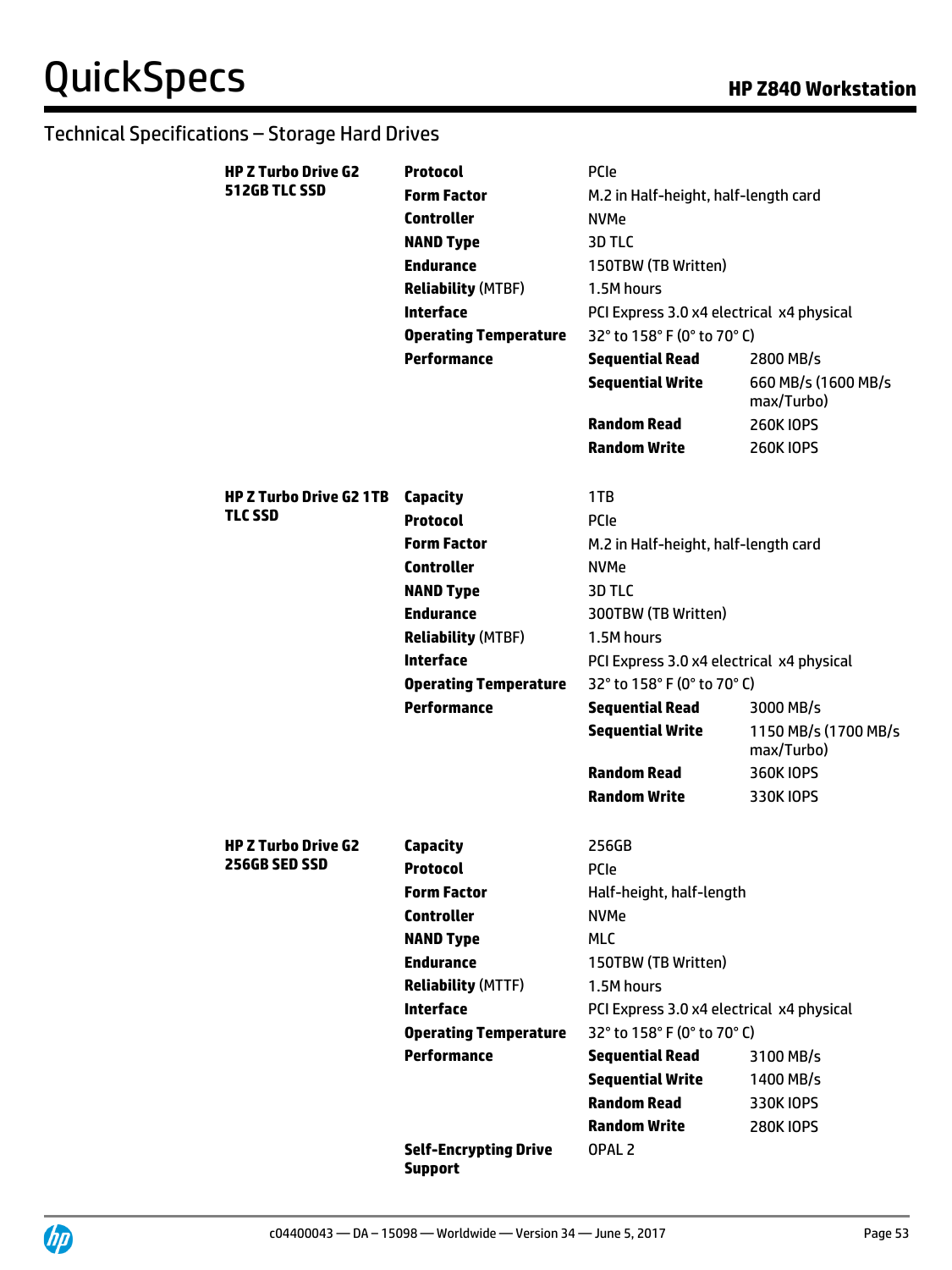## Technical Specifications – Storage Hard Drives

| | | | |
|---|---|---|---|
| **HP Z Turbo Drive G2 512GB TLC SSD** | **Protocol** | PCIe | |
| | **Form Factor** | M.2 in Half-height, half-length card | |
| | **Controller** | NVMe | |
| | **NAND Type** | 3D TLC | |
| | **Endurance** | 150TBW (TB Written) | |
| | **Reliability** (MTBF) | 1.5M hours | |
| | **Interface** | PCI Express 3.0 x4 electrical x4 physical | |
| | **Operating Temperature** | 32° to 158° F (0° to 70° C) | |
| | **Performance** | **Sequential Read** | 2800 MB/s |
| | | **Sequential Write** | 660 MB/s (1600 MB/s max/Turbo) |
| | | **Random Read** | 260K IOPS |
| | | **Random Write** | 260K IOPS |
| **HP Z Turbo Drive G2 1TB TLC SSD** | **Capacity** | 1TB | |
| | **Protocol** | PCIe | |
| | **Form Factor** | M.2 in Half-height, half-length card | |
| | **Controller** | NVMe | |
| | **NAND Type** | 3D TLC | |
| | **Endurance** | 300TBW (TB Written) | |
| | **Reliability** (MTBF) | 1.5M hours | |
| | **Interface** | PCI Express 3.0 x4 electrical x4 physical | |
| | **Operating Temperature** | 32° to 158° F (0° to 70° C) | |
| | **Performance** | **Sequential Read** | 3000 MB/s |
| | | **Sequential Write** | 1150 MB/s (1700 MB/s max/Turbo) |
| | | **Random Read** | 360K IOPS |
| | | **Random Write** | 330K IOPS |
| **HP Z Turbo Drive G2 256GB SED SSD** | **Capacity** | 256GB | |
| | **Protocol** | PCIe | |
| | **Form Factor** | Half-height, half-length | |
| | **Controller** | NVMe | |
| | **NAND Type** | MLC | |
| | **Endurance** | 150TBW (TB Written) | |
| | **Reliability** (MTTF) | 1.5M hours | |
| | **Interface** | PCI Express 3.0 x4 electrical x4 physical | |
| | **Operating Temperature** | 32° to 158° F (0° to 70° C) | |
| | **Performance** | **Sequential Read** | 3100 MB/s |
| | | **Sequential Write** | 1400 MB/s |
| | | **Random Read** | 330K IOPS |
| | | **Random Write** | 280K IOPS |
| | **Self-Encrypting Drive Support** | OPAL 2 | |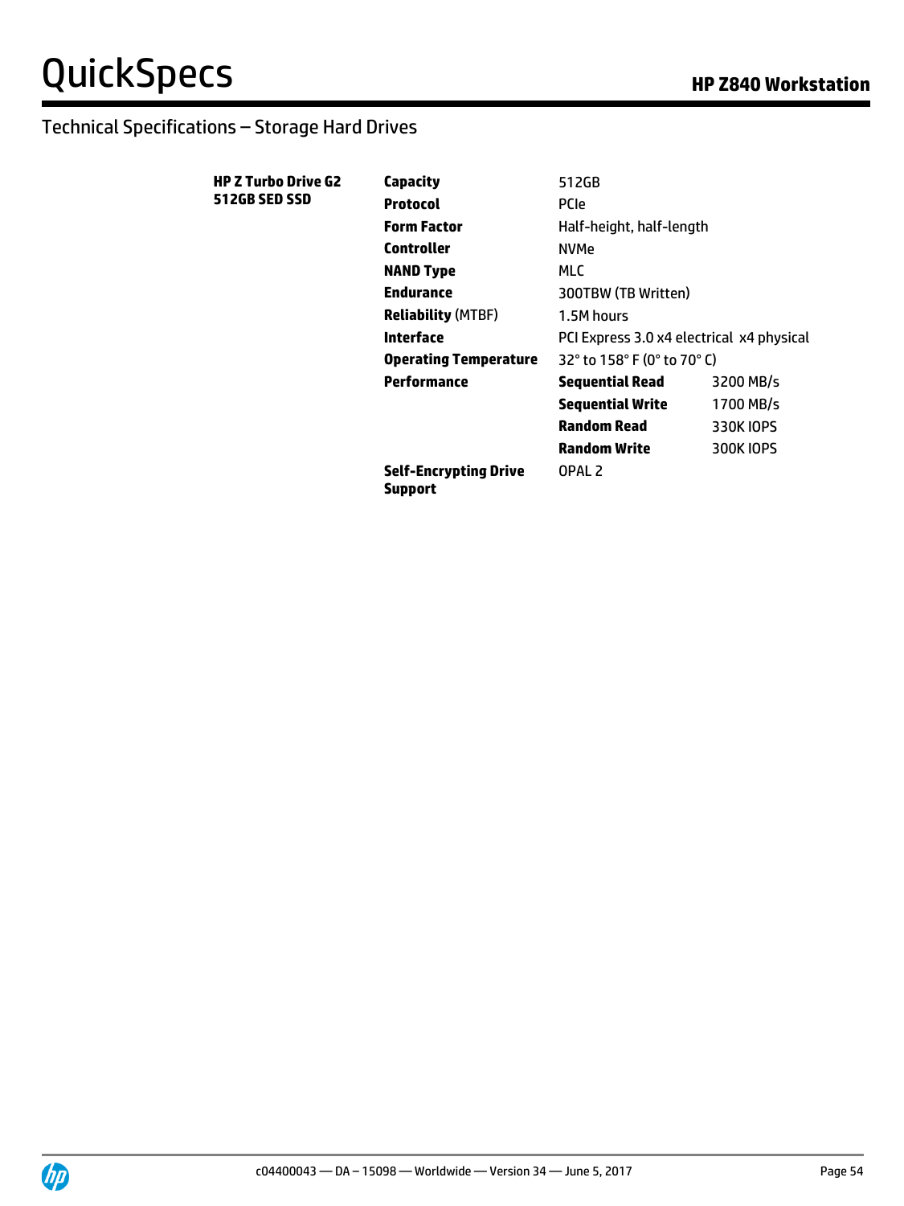## Technical Specifications – Storage Hard Drives

| | | | |
|---|---|---|---|
| **HP Z Turbo Drive G2 512GB SED SSD** | **Capacity** | 512GB | |
| | **Protocol** | PCIe | |
| | **Form Factor** | Half-height, half-length | |
| | **Controller** | NVMe | |
| | **NAND Type** | MLC | |
| | **Endurance** | 300TBW (TB Written) | |
| | **Reliability** (MTBF) | 1.5M hours | |
| | **Interface** | PCI Express 3.0 x4 electrical x4 physical | |
| | **Operating Temperature** | 32° to 158° F (0° to 70° C) | |
| | **Performance** | **Sequential Read** | 3200 MB/s |
| | | **Sequential Write** | 1700 MB/s |
| | | **Random Read** | 330K IOPS |
| | | **Random Write** | 300K IOPS |
| | **Self-Encrypting Drive Support** | OPAL 2 | |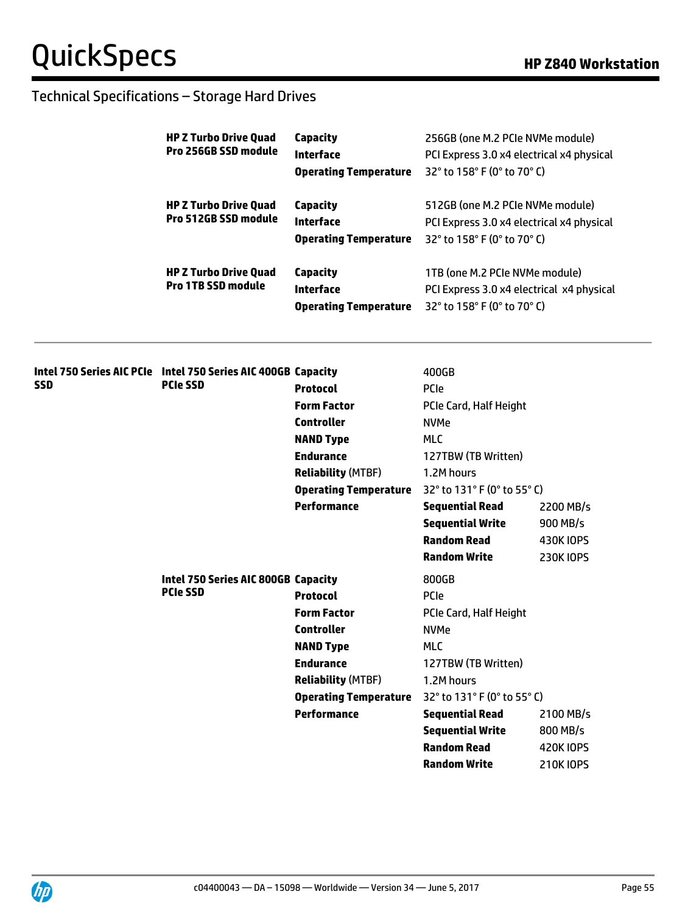## Technical Specifications – Storage Hard Drives

| | | | |
|---|---|---|---|
| **HP Z Turbo Drive Quad Pro 256GB SSD module** | **Capacity** | 256GB (one M.2 PCIe NVMe module) | |
| | **Interface** | PCI Express 3.0 x4 electrical x4 physical | |
| | **Operating Temperature** | 32° to 158° F (0° to 70° C) | |
| **HP Z Turbo Drive Quad Pro 512GB SSD module** | **Capacity** | 512GB (one M.2 PCIe NVMe module) | |
| | **Interface** | PCI Express 3.0 x4 electrical x4 physical | |
| | **Operating Temperature** | 32° to 158° F (0° to 70° C) | |
| **HP Z Turbo Drive Quad Pro 1TB SSD module** | **Capacity** | 1TB (one M.2 PCIe NVMe module) | |
| | **Interface** | PCI Express 3.0 x4 electrical x4 physical | |
| | **Operating Temperature** | 32° to 158° F (0° to 70° C) | |

| | | | | |
|---|---|---|---|---|
| **Intel 750 Series AIC PCIe SSD** | **Intel 750 Series AIC 400GB PCIe SSD** | **Capacity** | 400GB | |
| | | **Protocol** | PCIe | |
| | | **Form Factor** | PCIe Card, Half Height | |
| | | **Controller** | NVMe | |
| | | **NAND Type** | MLC | |
| | | **Endurance** | 127TBW (TB Written) | |
| | | **Reliability** (MTBF) | 1.2M hours | |
| | | **Operating Temperature** | 32° to 131° F (0° to 55° C) | |
| | | **Performance** | **Sequential Read** | 2200 MB/s |
| | | | **Sequential Write** | 900 MB/s |
| | | | **Random Read** | 430K IOPS |
| | | | **Random Write** | 230K IOPS |
| | **Intel 750 Series AIC 800GB PCIe SSD** | **Capacity** | 800GB | |
| | | **Protocol** | PCIe | |
| | | **Form Factor** | PCIe Card, Half Height | |
| | | **Controller** | NVMe | |
| | | **NAND Type** | MLC | |
| | | **Endurance** | 127TBW (TB Written) | |
| | | **Reliability** (MTBF) | 1.2M hours | |
| | | **Operating Temperature** | 32° to 131° F (0° to 55° C) | |
| | | **Performance** | **Sequential Read** | 2100 MB/s |
| | | | **Sequential Write** | 800 MB/s |
| | | | **Random Read** | 420K IOPS |
| | | | **Random Write** | 210K IOPS |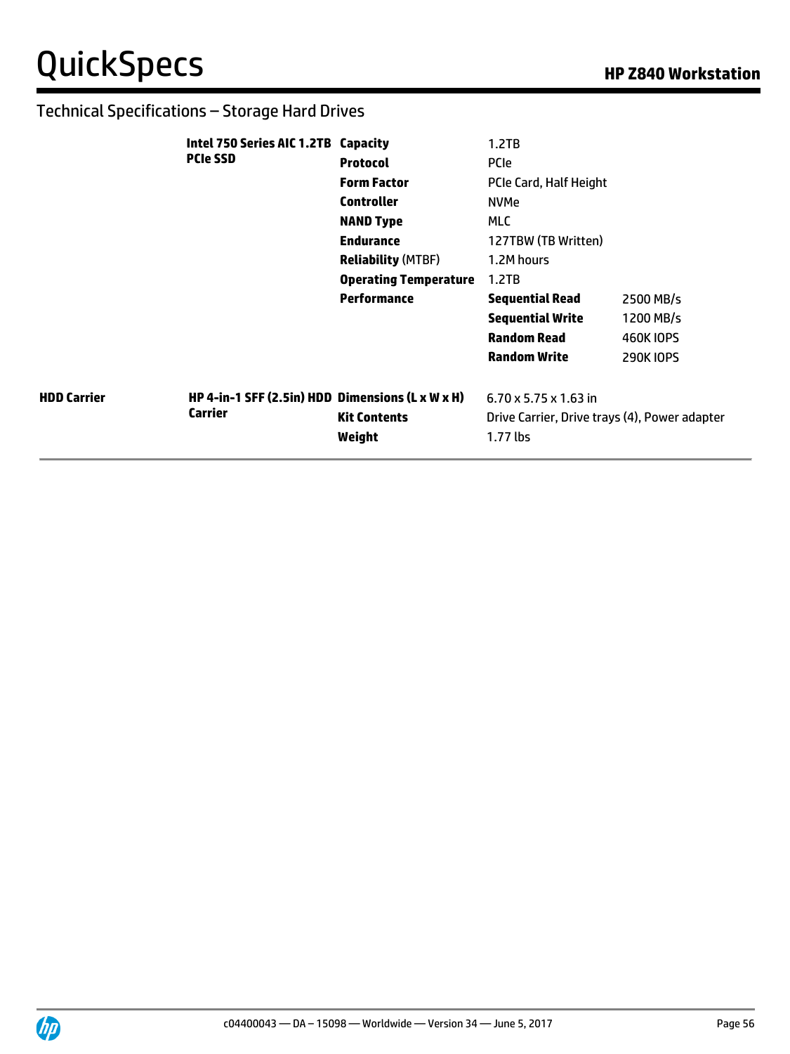## Technical Specifications – Storage Hard Drives

| | | | | |
|---|---|---|---|---|
| | **Intel 750 Series AIC 1.2TB PCIe SSD** | **Capacity** | 1.2TB | |
| | | **Protocol** | PCIe | |
| | | **Form Factor** | PCIe Card, Half Height | |
| | | **Controller** | NVMe | |
| | | **NAND Type** | MLC | |
| | | **Endurance** | 127TBW (TB Written) | |
| | | **Reliability** (MTBF) | 1.2M hours | |
| | | **Operating Temperature** | 1.2TB | |
| | | **Performance** | **Sequential Read** | 2500 MB/s |
| | | | **Sequential Write** | 1200 MB/s |
| | | | **Random Read** | 460K IOPS |
| | | | **Random Write** | 290K IOPS |
| **HDD Carrier** | **HP 4-in-1 SFF (2.5in) HDD Carrier** | **Dimensions (L x W x H)** | 6.70 x 5.75 x 1.63 in | |
| | | **Kit Contents** | Drive Carrier, Drive trays (4), Power adapter | |
| | | **Weight** | 1.77 lbs | |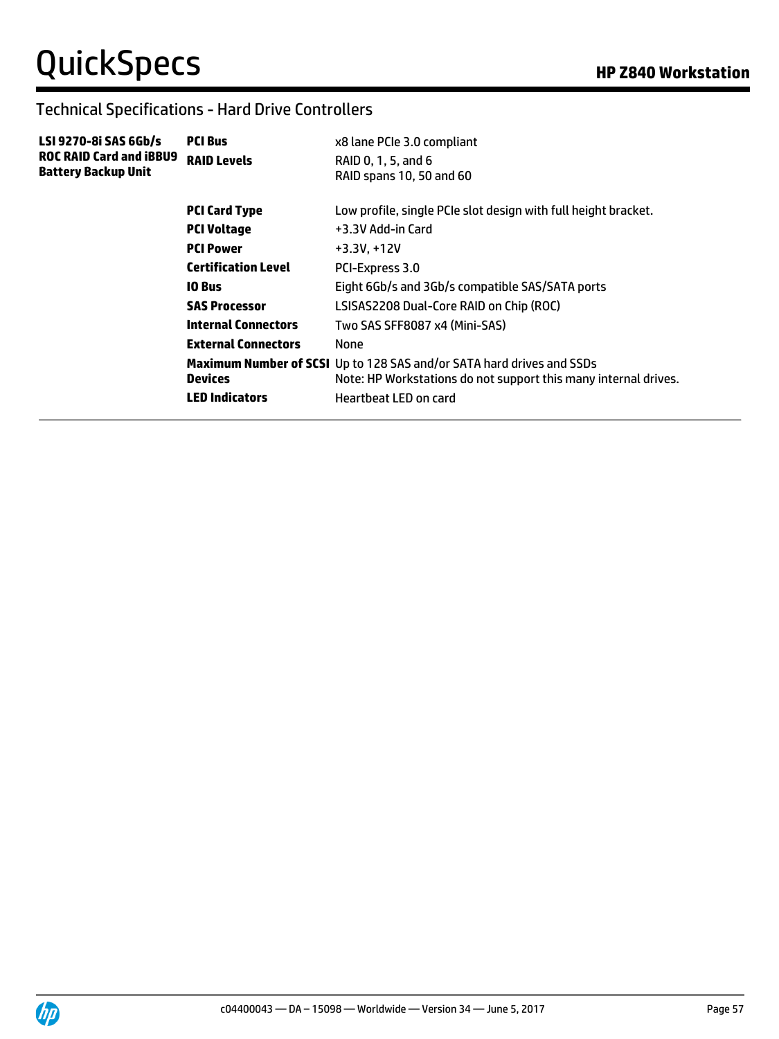## Technical Specifications - Hard Drive Controllers

| | | |
|---|---|---|
| **LSI 9270-8i SAS 6Gb/s ROC RAID Card and iBBU9 Battery Backup Unit** | **PCI Bus** | x8 lane PCIe 3.0 compliant |
| | **RAID Levels** | RAID 0, 1, 5, and 6<br>RAID spans 10, 50 and 60 |
| | **PCI Card Type** | Low profile, single PCIe slot design with full height bracket. |
| | **PCI Voltage** | +3.3V Add-in Card |
| | **PCI Power** | +3.3V, +12V |
| | **Certification Level** | PCI-Express 3.0 |
| | **IO Bus** | Eight 6Gb/s and 3Gb/s compatible SAS/SATA ports |
| | **SAS Processor** | LSISAS2208 Dual-Core RAID on Chip (ROC) |
| | **Internal Connectors** | Two SAS SFF8087 x4 (Mini-SAS) |
| | **External Connectors** | None |
| | **Maximum Number of SCSI Devices** | Up to 128 SAS and/or SATA hard drives and SSDs<br>Note: HP Workstations do not support this many internal drives. |
| | **LED Indicators** | Heartbeat LED on card |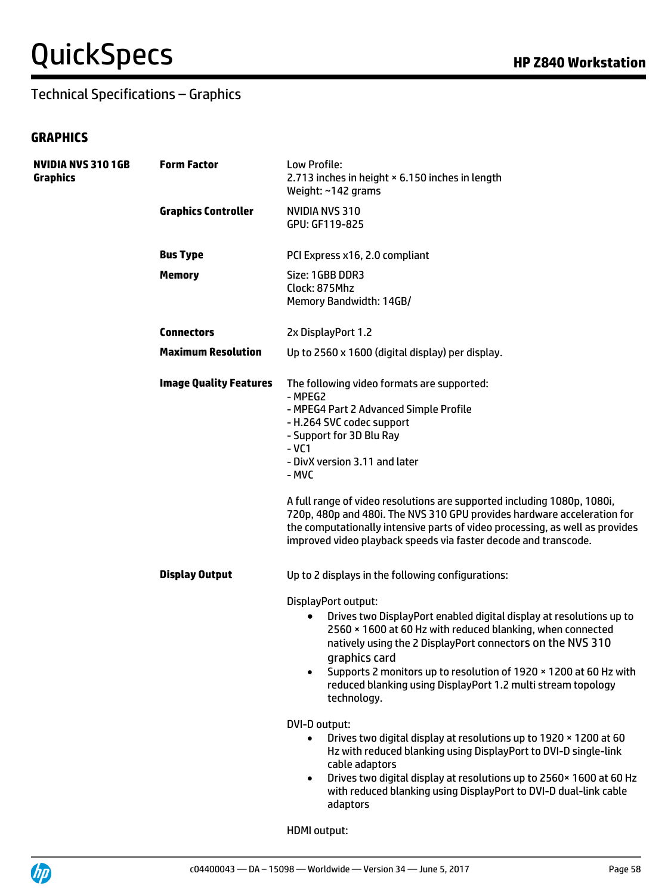## Technical Specifications – Graphics

### GRAPHICS

**NVIDIA NVS 310 1GB Graphics**

| | | |
|---|---|---|
| **NVIDIA NVS 310 1GB Graphics** | **Form Factor** | Low Profile:<br>2.713 inches in height × 6.150 inches in length<br>Weight: ~142 grams |
| | **Graphics Controller** | NVIDIA NVS 310<br>GPU: GF119-825 |
| | **Bus Type** | PCI Express x16, 2.0 compliant |
| | **Memory** | Size: 1GBB DDR3<br>Clock: 875Mhz<br>Memory Bandwidth: 14GB/ |
| | **Connectors** | 2x DisplayPort 1.2 |
| | **Maximum Resolution** | Up to 2560 x 1600 (digital display) per display. |
| | **Image Quality Features** | The following video formats are supported:<br>- MPEG2<br>- MPEG4 Part 2 Advanced Simple Profile<br>- H.264 SVC codec support<br>- Support for 3D Blu Ray<br>- VC1<br>- DivX version 3.11 and later<br>- MVC<br><br>A full range of video resolutions are supported including 1080p, 1080i, 720p, 480p and 480i. The NVS 310 GPU provides hardware acceleration for the computationally intensive parts of video processing, as well as provides improved video playback speeds via faster decode and transcode. |
| | **Display Output** | Up to 2 displays in the following configurations:<br><br>DisplayPort output:<br>• Drives two DisplayPort enabled digital display at resolutions up to 2560 × 1600 at 60 Hz with reduced blanking, when connected natively using the 2 DisplayPort connectors on the NVS 310 graphics card<br>• Supports 2 monitors up to resolution of 1920 × 1200 at 60 Hz with reduced blanking using DisplayPort 1.2 multi stream topology technology.<br><br>DVI-D output:<br>• Drives two digital display at resolutions up to 1920 × 1200 at 60 Hz with reduced blanking using DisplayPort to DVI-D single-link cable adaptors<br>• Drives two digital display at resolutions up to 2560× 1600 at 60 Hz with reduced blanking using DisplayPort to DVI-D dual-link cable adaptors<br><br>HDMI output: |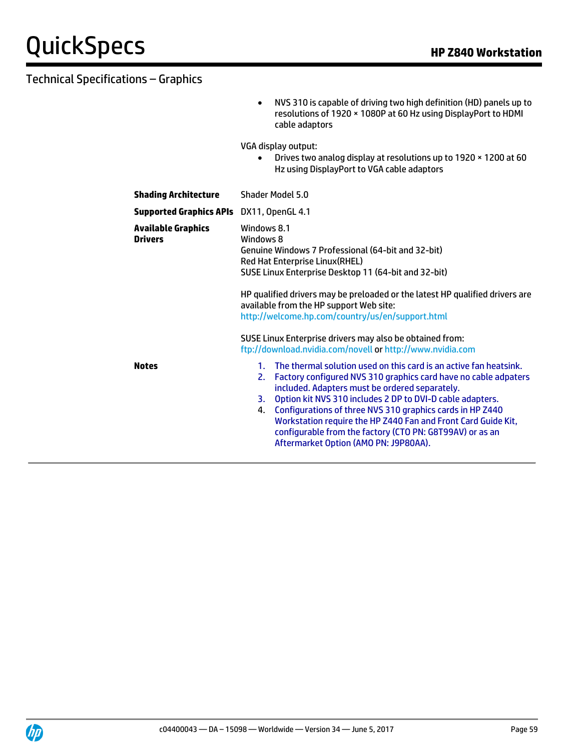## Technical Specifications – Graphics

| | |
|---|---|
| | • NVS 310 is capable of driving two high definition (HD) panels up to resolutions of 1920 × 1080P at 60 Hz using DisplayPort to HDMI cable adaptors<br><br>VGA display output:<br>• Drives two analog display at resolutions up to 1920 × 1200 at 60 Hz using DisplayPort to VGA cable adaptors |
| **Shading Architecture** | Shader Model 5.0 |
| **Supported Graphics APIs** | DX11, OpenGL 4.1 |
| **Available Graphics Drivers** | Windows 8.1<br>Windows 8<br>Genuine Windows 7 Professional (64-bit and 32-bit)<br>Red Hat Enterprise Linux(RHEL)<br>SUSE Linux Enterprise Desktop 11 (64-bit and 32-bit)<br><br>HP qualified drivers may be preloaded or the latest HP qualified drivers are available from the HP support Web site:<br>http://welcome.hp.com/country/us/en/support.html<br><br>SUSE Linux Enterprise drivers may also be obtained from:<br>ftp://download.nvidia.com/novell or http://www.nvidia.com |
| **Notes** | 1. The thermal solution used on this card is an active fan heatsink.<br>2. Factory configured NVS 310 graphics card have no cable adpaters included. Adapters must be ordered separately.<br>3. Option kit NVS 310 includes 2 DP to DVI-D cable adapters.<br>4. Configurations of three NVS 310 graphics cards in HP Z440 Workstation require the HP Z440 Fan and Front Card Guide Kit, configurable from the factory (CTO PN: G8T99AV) or as an Aftermarket Option (AMO PN: J9P80AA). |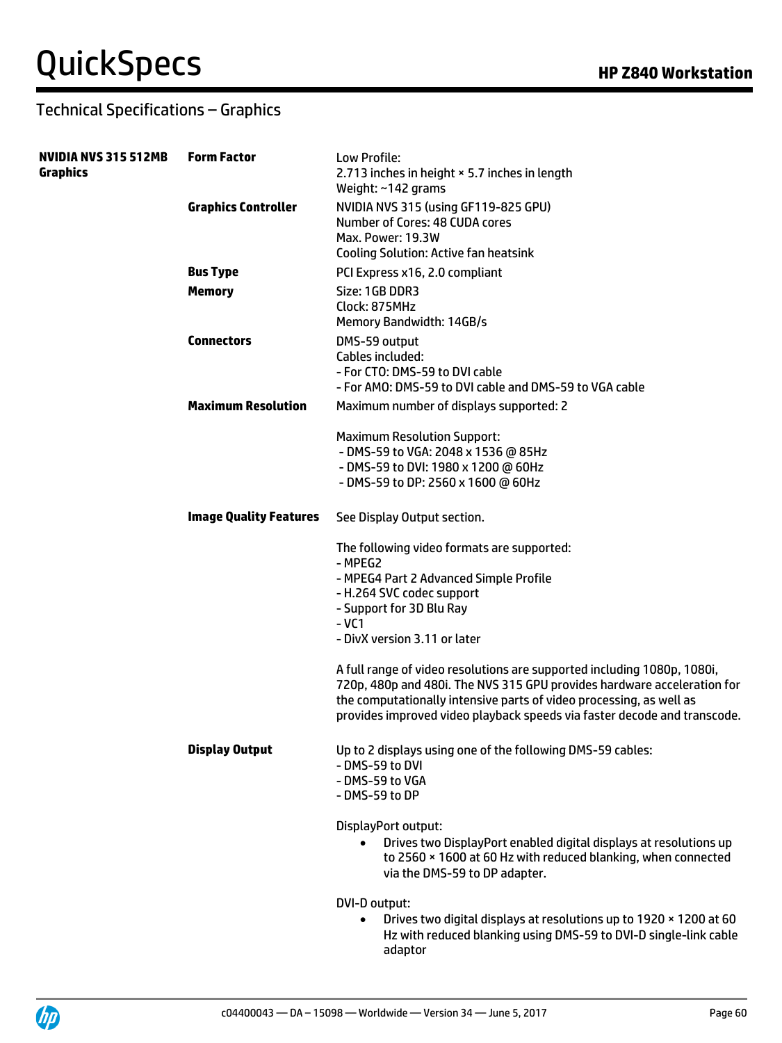## Technical Specifications – Graphics

| NVIDIA NVS 315 512MB Graphics | | |
|---|---|---|
| | **Form Factor** | Low Profile:<br>2.713 inches in height × 5.7 inches in length<br>Weight: ~142 grams |
| | **Graphics Controller** | NVIDIA NVS 315 (using GF119-825 GPU)<br>Number of Cores: 48 CUDA cores<br>Max. Power: 19.3W<br>Cooling Solution: Active fan heatsink |
| | **Bus Type** | PCI Express x16, 2.0 compliant |
| | **Memory** | Size: 1GB DDR3<br>Clock: 875MHz<br>Memory Bandwidth: 14GB/s |
| | **Connectors** | DMS-59 output<br>Cables included:<br>- For CTO: DMS-59 to DVI cable<br>- For AMO: DMS-59 to DVI cable and DMS-59 to VGA cable |
| | **Maximum Resolution** | Maximum number of displays supported: 2<br><br>Maximum Resolution Support:<br>- DMS-59 to VGA: 2048 x 1536 @ 85Hz<br>- DMS-59 to DVI: 1980 x 1200 @ 60Hz<br>- DMS-59 to DP: 2560 x 1600 @ 60Hz |
| | **Image Quality Features** | See Display Output section.<br><br>The following video formats are supported:<br>- MPEG2<br>- MPEG4 Part 2 Advanced Simple Profile<br>- H.264 SVC codec support<br>- Support for 3D Blu Ray<br>- VC1<br>- DivX version 3.11 or later<br><br>A full range of video resolutions are supported including 1080p, 1080i, 720p, 480p and 480i. The NVS 315 GPU provides hardware acceleration for the computationally intensive parts of video processing, as well as provides improved video playback speeds via faster decode and transcode. |
| | **Display Output** | Up to 2 displays using one of the following DMS-59 cables:<br>- DMS-59 to DVI<br>- DMS-59 to VGA<br>- DMS-59 to DP<br><br>DisplayPort output:<br>• Drives two DisplayPort enabled digital displays at resolutions up to 2560 × 1600 at 60 Hz with reduced blanking, when connected via the DMS-59 to DP adapter.<br><br>DVI-D output:<br>• Drives two digital displays at resolutions up to 1920 × 1200 at 60 Hz with reduced blanking using DMS-59 to DVI-D single-link cable adaptor |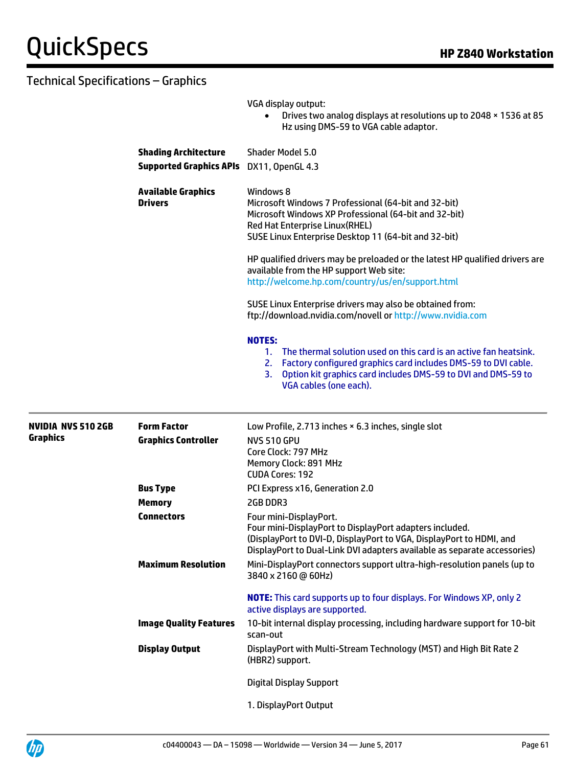## Technical Specifications – Graphics

| | | |
|---|---|---|
| | | VGA display output:<br>• Drives two analog displays at resolutions up to 2048 × 1536 at 85 Hz using DMS-59 to VGA cable adaptor. |
| | **Shading Architecture** | Shader Model 5.0 |
| | **Supported Graphics APIs** | DX11, OpenGL 4.3 |
| | **Available Graphics Drivers** | Windows 8<br>Microsoft Windows 7 Professional (64-bit and 32-bit)<br>Microsoft Windows XP Professional (64-bit and 32-bit)<br>Red Hat Enterprise Linux(RHEL)<br>SUSE Linux Enterprise Desktop 11 (64-bit and 32-bit)<br><br>HP qualified drivers may be preloaded or the latest HP qualified drivers are available from the HP support Web site:<br>http://welcome.hp.com/country/us/en/support.html<br><br>SUSE Linux Enterprise drivers may also be obtained from:<br>ftp://download.nvidia.com/novell or http://www.nvidia.com<br><br>**NOTES:**<br>1. The thermal solution used on this card is an active fan heatsink.<br>2. Factory configured graphics card includes DMS-59 to DVI cable.<br>3. Option kit graphics card includes DMS-59 to DVI and DMS-59 to VGA cables (one each). |
| **NVIDIA NVS 510 2GB Graphics** | **Form Factor** | Low Profile, 2.713 inches × 6.3 inches, single slot |
| | **Graphics Controller** | NVS 510 GPU<br>Core Clock: 797 MHz<br>Memory Clock: 891 MHz<br>CUDA Cores: 192 |
| | **Bus Type** | PCI Express x16, Generation 2.0 |
| | **Memory** | 2GB DDR3 |
| | **Connectors** | Four mini-DisplayPort.<br>Four mini-DisplayPort to DisplayPort adapters included.<br>(DisplayPort to DVI-D, DisplayPort to VGA, DisplayPort to HDMI, and DisplayPort to Dual-Link DVI adapters available as separate accessories) |
| | **Maximum Resolution** | Mini-DisplayPort connectors support ultra-high-resolution panels (up to 3840 x 2160 @ 60Hz)<br><br>**NOTE:** This card supports up to four displays. For Windows XP, only 2 active displays are supported. |
| | **Image Quality Features** | 10-bit internal display processing, including hardware support for 10-bit scan-out |
| | **Display Output** | DisplayPort with Multi-Stream Technology (MST) and High Bit Rate 2 (HBR2) support.<br><br>Digital Display Support<br><br>1. DisplayPort Output |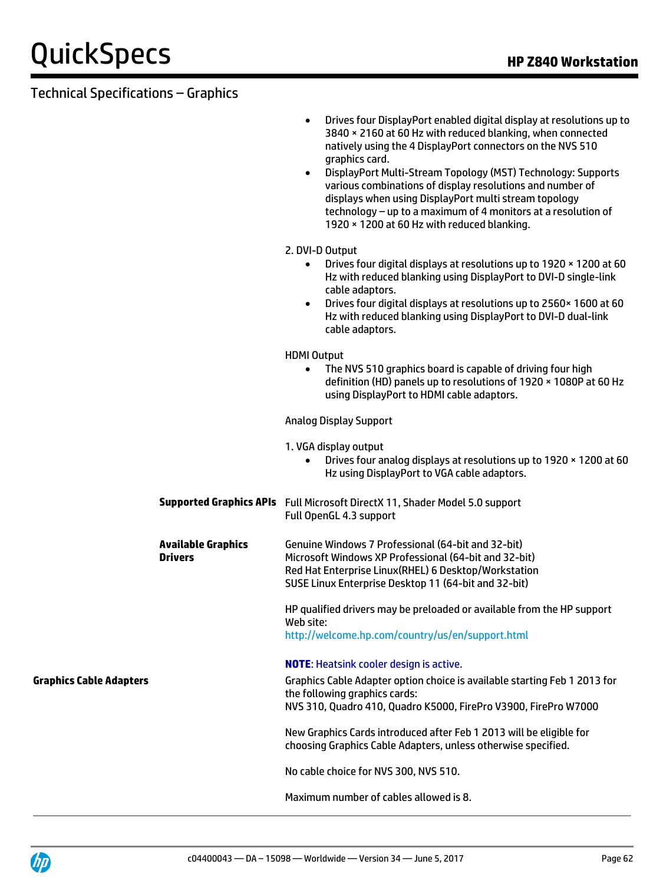## Technical Specifications – Graphics

- Drives four DisplayPort enabled digital display at resolutions up to 3840 × 2160 at 60 Hz with reduced blanking, when connected natively using the 4 DisplayPort connectors on the NVS 510 graphics card.
- DisplayPort Multi-Stream Topology (MST) Technology: Supports various combinations of display resolutions and number of displays when using DisplayPort multi stream topology technology – up to a maximum of 4 monitors at a resolution of 1920 × 1200 at 60 Hz with reduced blanking.

2. DVI-D Output

- Drives four digital displays at resolutions up to 1920 × 1200 at 60 Hz with reduced blanking using DisplayPort to DVI-D single-link cable adaptors.
- Drives four digital displays at resolutions up to 2560× 1600 at 60 Hz with reduced blanking using DisplayPort to DVI-D dual-link cable adaptors.

HDMI Output

- The NVS 510 graphics board is capable of driving four high definition (HD) panels up to resolutions of 1920 × 1080P at 60 Hz using DisplayPort to HDMI cable adaptors.

Analog Display Support

1. VGA display output

- Drives four analog displays at resolutions up to 1920 × 1200 at 60 Hz using DisplayPort to VGA cable adaptors.

**Supported Graphics APIs**

Full Microsoft DirectX 11, Shader Model 5.0 support
Full OpenGL 4.3 support

**Available Graphics Drivers**

Genuine Windows 7 Professional (64-bit and 32-bit)
Microsoft Windows XP Professional (64-bit and 32-bit)
Red Hat Enterprise Linux(RHEL) 6 Desktop/Workstation
SUSE Linux Enterprise Desktop 11 (64-bit and 32-bit)

HP qualified drivers may be preloaded or available from the HP support Web site:
http://welcome.hp.com/country/us/en/support.html

**NOTE**: Heatsink cooler design is active.

**Graphics Cable Adapters**

Graphics Cable Adapter option choice is available starting Feb 1 2013 for the following graphics cards:
NVS 310, Quadro 410, Quadro K5000, FirePro V3900, FirePro W7000

New Graphics Cards introduced after Feb 1 2013 will be eligible for choosing Graphics Cable Adapters, unless otherwise specified.

No cable choice for NVS 300, NVS 510.

Maximum number of cables allowed is 8.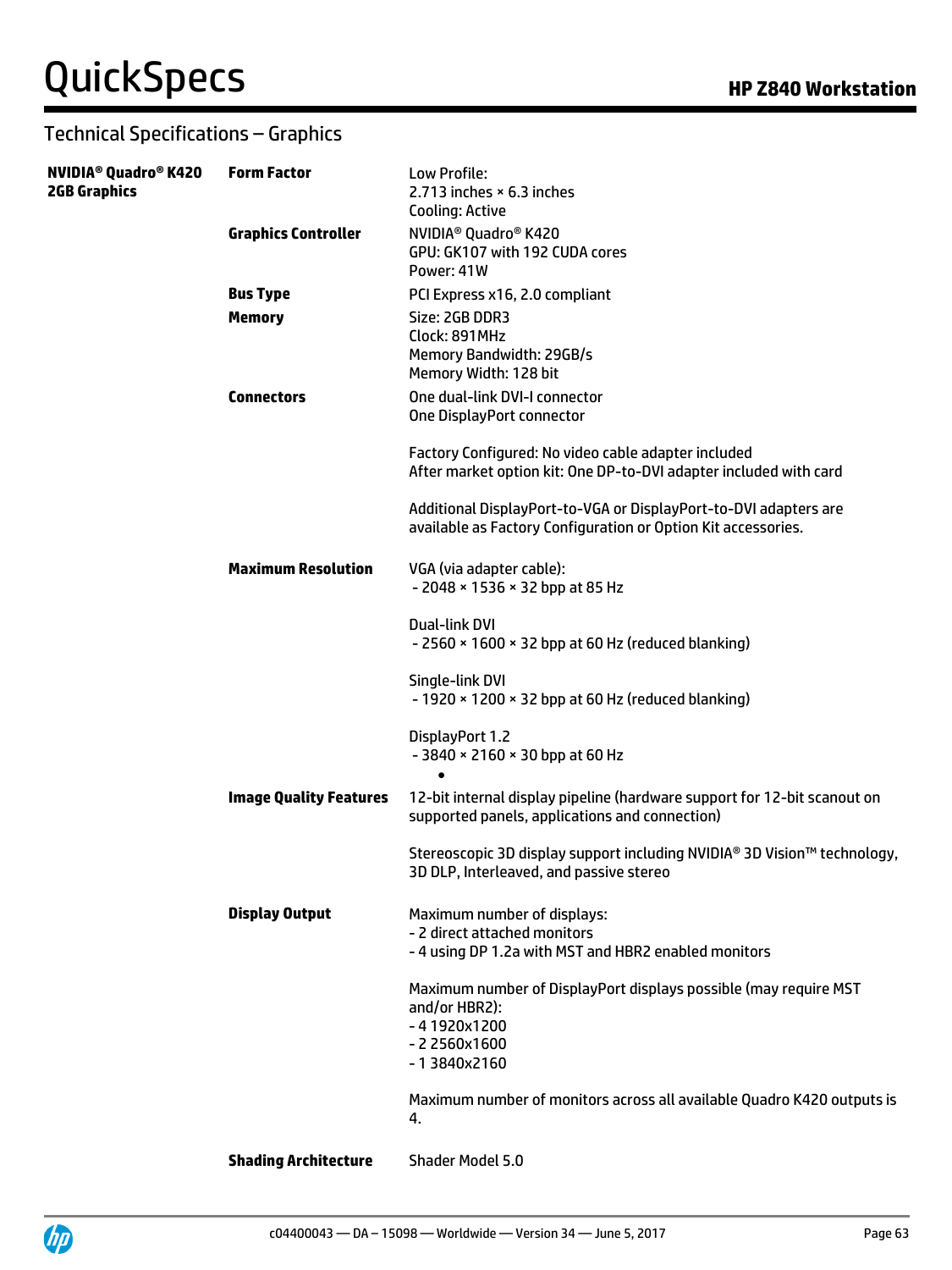## Technical Specifications – Graphics

| | | |
|---|---|---|
| **NVIDIA® Quadro® K420 2GB Graphics** | **Form Factor** | Low Profile:<br>2.713 inches × 6.3 inches<br>Cooling: Active |
| | **Graphics Controller** | NVIDIA® Quadro® K420<br>GPU: GK107 with 192 CUDA cores<br>Power: 41W |
| | **Bus Type** | PCI Express x16, 2.0 compliant |
| | **Memory** | Size: 2GB DDR3<br>Clock: 891MHz<br>Memory Bandwidth: 29GB/s<br>Memory Width: 128 bit |
| | **Connectors** | One dual-link DVI-I connector<br>One DisplayPort connector<br><br>Factory Configured: No video cable adapter included<br>After market option kit: One DP-to-DVI adapter included with card<br><br>Additional DisplayPort-to-VGA or DisplayPort-to-DVI adapters are available as Factory Configuration or Option Kit accessories. |
| | **Maximum Resolution** | VGA (via adapter cable):<br>- 2048 × 1536 × 32 bpp at 85 Hz<br><br>Dual-link DVI<br>- 2560 × 1600 × 32 bpp at 60 Hz (reduced blanking)<br><br>Single-link DVI<br>- 1920 × 1200 × 32 bpp at 60 Hz (reduced blanking)<br><br>DisplayPort 1.2<br>- 3840 × 2160 × 30 bpp at 60 Hz<br>• |
| | **Image Quality Features** | 12-bit internal display pipeline (hardware support for 12-bit scanout on supported panels, applications and connection)<br><br>Stereoscopic 3D display support including NVIDIA® 3D Vision™ technology, 3D DLP, Interleaved, and passive stereo |
| | **Display Output** | Maximum number of displays:<br>- 2 direct attached monitors<br>- 4 using DP 1.2a with MST and HBR2 enabled monitors<br><br>Maximum number of DisplayPort displays possible (may require MST and/or HBR2):<br>- 4 1920x1200<br>- 2 2560x1600<br>- 1 3840x2160<br><br>Maximum number of monitors across all available Quadro K420 outputs is 4. |
| | **Shading Architecture** | Shader Model 5.0 |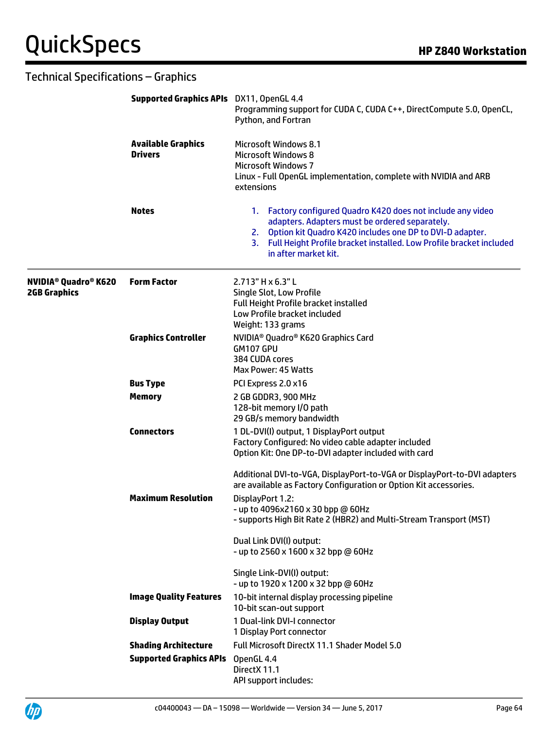## Technical Specifications – Graphics

| | | |
|---|---|---|
| | **Supported Graphics APIs** | DX11, OpenGL 4.4<br>Programming support for CUDA C, CUDA C++, DirectCompute 5.0, OpenCL, Python, and Fortran |
| | **Available Graphics Drivers** | Microsoft Windows 8.1<br>Microsoft Windows 8<br>Microsoft Windows 7<br>Linux - Full OpenGL implementation, complete with NVIDIA and ARB extensions |
| | **Notes** | 1. Factory configured Quadro K420 does not include any video adapters. Adapters must be ordered separately.<br>2. Option kit Quadro K420 includes one DP to DVI-D adapter.<br>3. Full Height Profile bracket installed. Low Profile bracket included in after market kit. |
| **NVIDIA® Quadro® K620 2GB Graphics** | **Form Factor** | 2.713" H x 6.3" L<br>Single Slot, Low Profile<br>Full Height Profile bracket installed<br>Low Profile bracket included<br>Weight: 133 grams |
| | **Graphics Controller** | NVIDIA® Quadro® K620 Graphics Card<br>GM107 GPU<br>384 CUDA cores<br>Max Power: 45 Watts |
| | **Bus Type** | PCI Express 2.0 x16 |
| | **Memory** | 2 GB GDDR3, 900 MHz<br>128-bit memory I/O path<br>29 GB/s memory bandwidth |
| | **Connectors** | 1 DL-DVI(I) output, 1 DisplayPort output<br>Factory Configured: No video cable adapter included<br>Option Kit: One DP-to-DVI adapter included with card<br><br>Additional DVI-to-VGA, DisplayPort-to-VGA or DisplayPort-to-DVI adapters are available as Factory Configuration or Option Kit accessories. |
| | **Maximum Resolution** | DisplayPort 1.2:<br>- up to 4096x2160 x 30 bpp @ 60Hz<br>- supports High Bit Rate 2 (HBR2) and Multi-Stream Transport (MST)<br><br>Dual Link DVI(I) output:<br>- up to 2560 x 1600 x 32 bpp @ 60Hz<br><br>Single Link-DVI(I) output:<br>- up to 1920 x 1200 x 32 bpp @ 60Hz |
| | **Image Quality Features** | 10-bit internal display processing pipeline<br>10-bit scan-out support |
| | **Display Output** | 1 Dual-link DVI-I connector<br>1 Display Port connector |
| | **Shading Architecture** | Full Microsoft DirectX 11.1 Shader Model 5.0 |
| | **Supported Graphics APIs** | OpenGL 4.4<br>DirectX 11.1<br>API support includes: |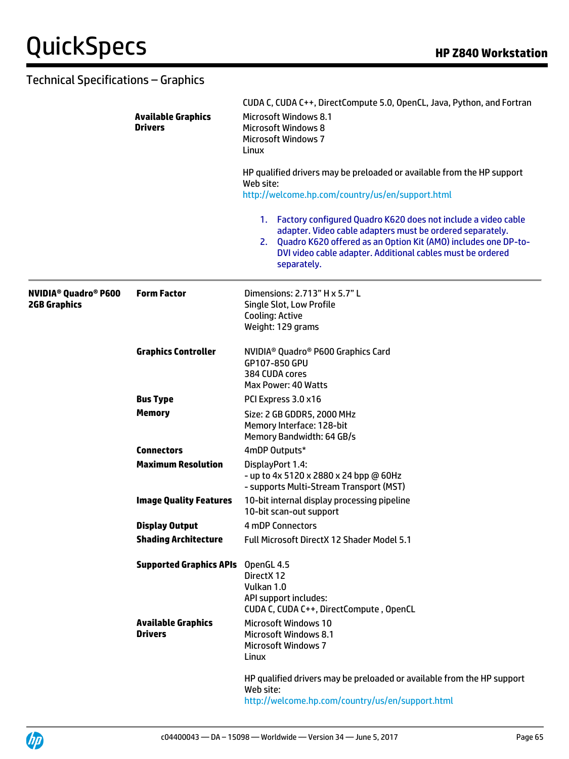## Technical Specifications – Graphics

| | | |
|---|---|---|
| | | CUDA C, CUDA C++, DirectCompute 5.0, OpenCL, Java, Python, and Fortran |
| | **Available Graphics Drivers** | Microsoft Windows 8.1<br>Microsoft Windows 8<br>Microsoft Windows 7<br>Linux<br><br>HP qualified drivers may be preloaded or available from the HP support Web site:<br>http://welcome.hp.com/country/us/en/support.html<br><br>1. Factory configured Quadro K620 does not include a video cable adapter. Video cable adapters must be ordered separately.<br>2. Quadro K620 offered as an Option Kit (AMO) includes one DP-to-DVI video cable adapter. Additional cables must be ordered separately. |
| **NVIDIA® Quadro® P600 2GB Graphics** | **Form Factor** | Dimensions: 2.713" H x 5.7" L<br>Single Slot, Low Profile<br>Cooling: Active<br>Weight: 129 grams |
| | **Graphics Controller** | NVIDIA® Quadro® P600 Graphics Card<br>GP107-850 GPU<br>384 CUDA cores<br>Max Power: 40 Watts |
| | **Bus Type** | PCI Express 3.0 x16 |
| | **Memory** | Size: 2 GB GDDR5, 2000 MHz<br>Memory Interface: 128-bit<br>Memory Bandwidth: 64 GB/s |
| | **Connectors** | 4mDP Outputs* |
| | **Maximum Resolution** | DisplayPort 1.4:<br>- up to 4x 5120 x 2880 x 24 bpp @ 60Hz<br>- supports Multi-Stream Transport (MST) |
| | **Image Quality Features** | 10-bit internal display processing pipeline<br>10-bit scan-out support |
| | **Display Output** | 4 mDP Connectors |
| | **Shading Architecture** | Full Microsoft DirectX 12 Shader Model 5.1 |
| | **Supported Graphics APIs** | OpenGL 4.5<br>DirectX 12<br>Vulkan 1.0<br>API support includes:<br>CUDA C, CUDA C++, DirectCompute , OpenCL |
| | **Available Graphics Drivers** | Microsoft Windows 10<br>Microsoft Windows 8.1<br>Microsoft Windows 7<br>Linux<br><br>HP qualified drivers may be preloaded or available from the HP support Web site:<br>http://welcome.hp.com/country/us/en/support.html |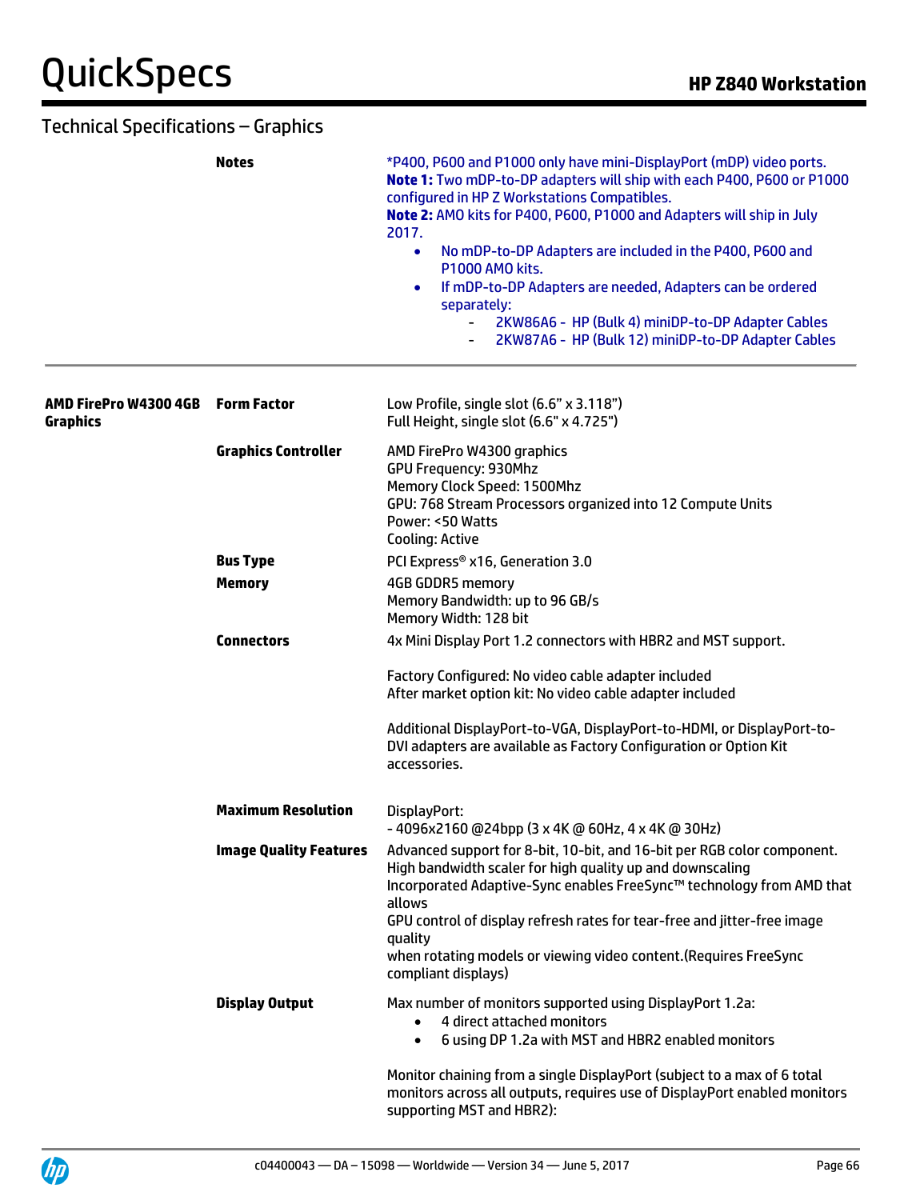## Technical Specifications – Graphics

| | | |
|---|---|---|
| | **Notes** | *P400, P600 and P1000 only have mini-DisplayPort (mDP) video ports.<br>**Note 1:** Two mDP-to-DP adapters will ship with each P400, P600 or P1000 configured in HP Z Workstations Compatibles.<br>**Note 2:** AMO kits for P400, P600, P1000 and Adapters will ship in July 2017.<br>• No mDP-to-DP Adapters are included in the P400, P600 and P1000 AMO kits.<br>• If mDP-to-DP Adapters are needed, Adapters can be ordered separately:<br>- 2KW86A6 - HP (Bulk 4) miniDP-to-DP Adapter Cables<br>- 2KW87A6 - HP (Bulk 12) miniDP-to-DP Adapter Cables |
| **AMD FirePro W4300 4GB Graphics** | **Form Factor** | Low Profile, single slot (6.6" x 3.118")<br>Full Height, single slot (6.6" x 4.725") |
| | **Graphics Controller** | AMD FirePro W4300 graphics<br>GPU Frequency: 930Mhz<br>Memory Clock Speed: 1500Mhz<br>GPU: 768 Stream Processors organized into 12 Compute Units<br>Power: <50 Watts<br>Cooling: Active |
| | **Bus Type** | PCI Express® x16, Generation 3.0 |
| | **Memory** | 4GB GDDR5 memory<br>Memory Bandwidth: up to 96 GB/s<br>Memory Width: 128 bit |
| | **Connectors** | 4x Mini Display Port 1.2 connectors with HBR2 and MST support.<br><br>Factory Configured: No video cable adapter included<br>After market option kit: No video cable adapter included<br><br>Additional DisplayPort-to-VGA, DisplayPort-to-HDMI, or DisplayPort-to-DVI adapters are available as Factory Configuration or Option Kit accessories. |
| | **Maximum Resolution** | DisplayPort:<br>- 4096x2160 @24bpp (3 x 4K @ 60Hz, 4 x 4K @ 30Hz) |
| | **Image Quality Features** | Advanced support for 8-bit, 10-bit, and 16-bit per RGB color component.<br>High bandwidth scaler for high quality up and downscaling<br>Incorporated Adaptive-Sync enables FreeSync™ technology from AMD that allows<br>GPU control of display refresh rates for tear-free and jitter-free image quality<br>when rotating models or viewing video content.(Requires FreeSync compliant displays) |
| | **Display Output** | Max number of monitors supported using DisplayPort 1.2a:<br>• 4 direct attached monitors<br>• 6 using DP 1.2a with MST and HBR2 enabled monitors<br><br>Monitor chaining from a single DisplayPort (subject to a max of 6 total monitors across all outputs, requires use of DisplayPort enabled monitors supporting MST and HBR2): |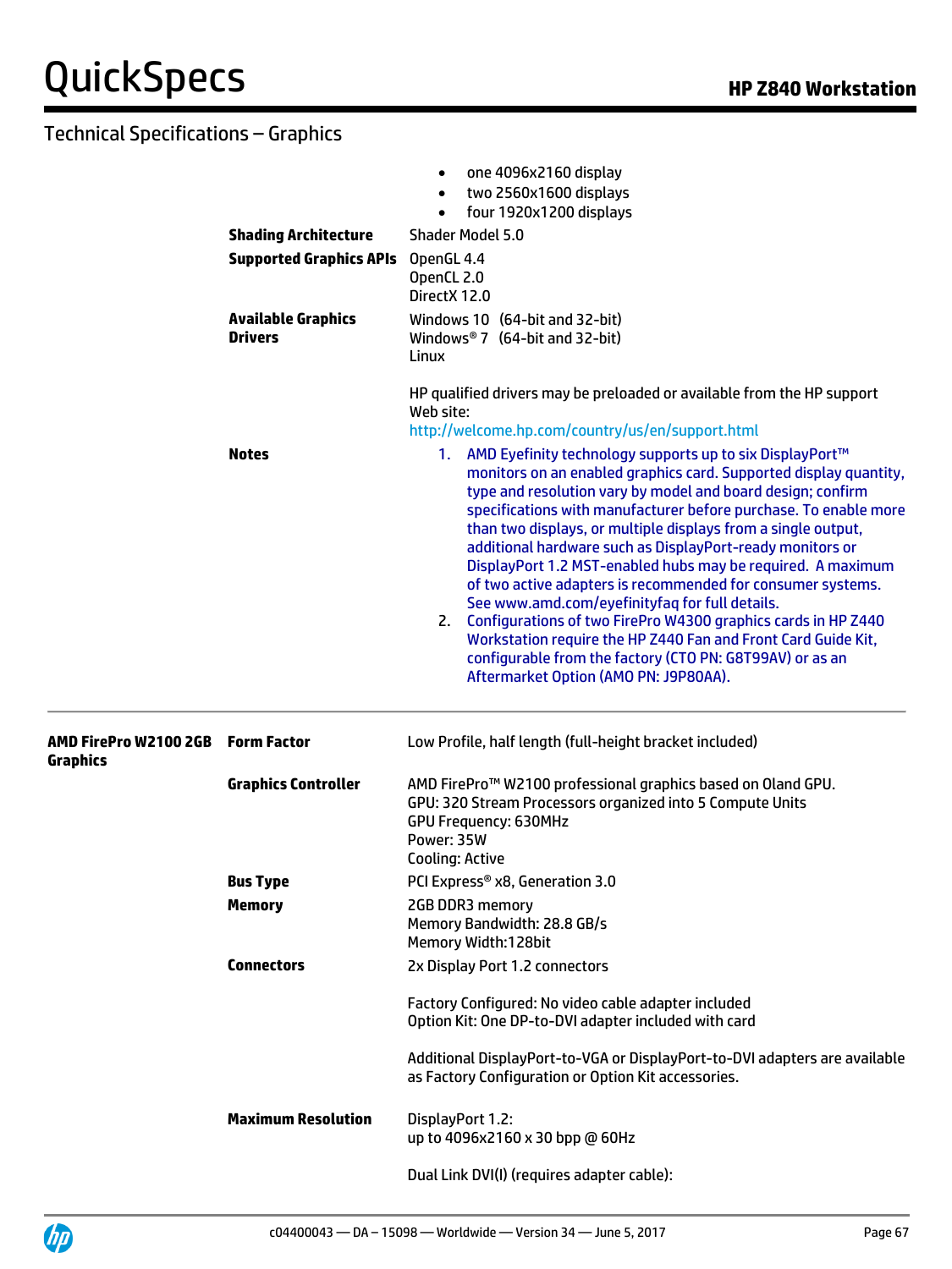## Technical Specifications – Graphics

| | | |
|---|---|---|
| | | • one 4096x2160 display<br>• two 2560x1600 displays<br>• four 1920x1200 displays |
| | **Shading Architecture** | Shader Model 5.0 |
| | **Supported Graphics APIs** | OpenGL 4.4<br>OpenCL 2.0<br>DirectX 12.0 |
| | **Available Graphics Drivers** | Windows 10 (64-bit and 32-bit)<br>Windows® 7 (64-bit and 32-bit)<br>Linux<br><br>HP qualified drivers may be preloaded or available from the HP support Web site:<br>http://welcome.hp.com/country/us/en/support.html |
| | **Notes** | 1. AMD Eyefinity technology supports up to six DisplayPort™ monitors on an enabled graphics card. Supported display quantity, type and resolution vary by model and board design; confirm specifications with manufacturer before purchase. To enable more than two displays, or multiple displays from a single output, additional hardware such as DisplayPort-ready monitors or DisplayPort 1.2 MST-enabled hubs may be required. A maximum of two active adapters is recommended for consumer systems. See www.amd.com/eyefinityfaq for full details.<br>2. Configurations of two FirePro W4300 graphics cards in HP Z440 Workstation require the HP Z440 Fan and Front Card Guide Kit, configurable from the factory (CTO PN: G8T99AV) or as an Aftermarket Option (AMO PN: J9P80AA). |
| **AMD FirePro W2100 2GB Graphics** | **Form Factor** | Low Profile, half length (full-height bracket included) |
| | **Graphics Controller** | AMD FirePro™ W2100 professional graphics based on Oland GPU.<br>GPU: 320 Stream Processors organized into 5 Compute Units<br>GPU Frequency: 630MHz<br>Power: 35W<br>Cooling: Active |
| | **Bus Type** | PCI Express® x8, Generation 3.0 |
| | **Memory** | 2GB DDR3 memory<br>Memory Bandwidth: 28.8 GB/s<br>Memory Width:128bit |
| | **Connectors** | 2x Display Port 1.2 connectors<br><br>Factory Configured: No video cable adapter included<br>Option Kit: One DP-to-DVI adapter included with card<br><br>Additional DisplayPort-to-VGA or DisplayPort-to-DVI adapters are available as Factory Configuration or Option Kit accessories. |
| | **Maximum Resolution** | DisplayPort 1.2:<br>up to 4096x2160 x 30 bpp @ 60Hz<br><br>Dual Link DVI(I) (requires adapter cable): |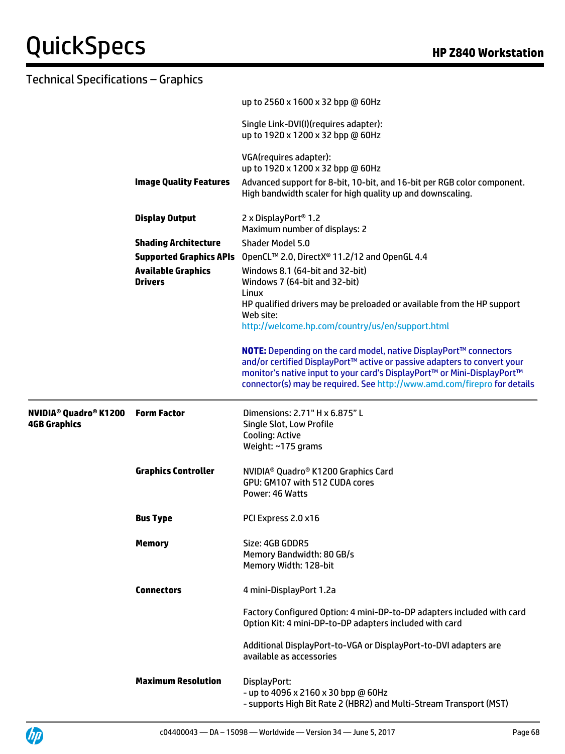## Technical Specifications – Graphics

| | | |
|---|---|---|
| | | up to 2560 x 1600 x 32 bpp @ 60Hz<br><br>Single Link-DVI(I)(requires adapter):<br>up to 1920 x 1200 x 32 bpp @ 60Hz<br><br>VGA(requires adapter):<br>up to 1920 x 1200 x 32 bpp @ 60Hz |
| | **Image Quality Features** | Advanced support for 8-bit, 10-bit, and 16-bit per RGB color component.<br>High bandwidth scaler for high quality up and downscaling. |
| | **Display Output** | 2 x DisplayPort® 1.2<br>Maximum number of displays: 2 |
| | **Shading Architecture** | Shader Model 5.0 |
| | **Supported Graphics APIs** | OpenCL™ 2.0, DirectX® 11.2/12 and OpenGL 4.4 |
| | **Available Graphics Drivers** | Windows 8.1 (64-bit and 32-bit)<br>Windows 7 (64-bit and 32-bit)<br>Linux<br>HP qualified drivers may be preloaded or available from the HP support Web site:<br>http://welcome.hp.com/country/us/en/support.html<br><br>**NOTE:** Depending on the card model, native DisplayPort™ connectors and/or certified DisplayPort™ active or passive adapters to convert your monitor's native input to your card's DisplayPort™ or Mini-DisplayPort™ connector(s) may be required. See http://www.amd.com/firepro for details |
| **NVIDIA® Quadro® K1200 4GB Graphics** | **Form Factor** | Dimensions: 2.71" H x 6.875" L<br>Single Slot, Low Profile<br>Cooling: Active<br>Weight: ~175 grams |
| | **Graphics Controller** | NVIDIA® Quadro® K1200 Graphics Card<br>GPU: GM107 with 512 CUDA cores<br>Power: 46 Watts |
| | **Bus Type** | PCI Express 2.0 x16 |
| | **Memory** | Size: 4GB GDDR5<br>Memory Bandwidth: 80 GB/s<br>Memory Width: 128-bit |
| | **Connectors** | 4 mini-DisplayPort 1.2a<br><br>Factory Configured Option: 4 mini-DP-to-DP adapters included with card<br>Option Kit: 4 mini-DP-to-DP adapters included with card<br><br>Additional DisplayPort-to-VGA or DisplayPort-to-DVI adapters are available as accessories |
| | **Maximum Resolution** | DisplayPort:<br>- up to 4096 x 2160 x 30 bpp @ 60Hz<br>- supports High Bit Rate 2 (HBR2) and Multi-Stream Transport (MST) |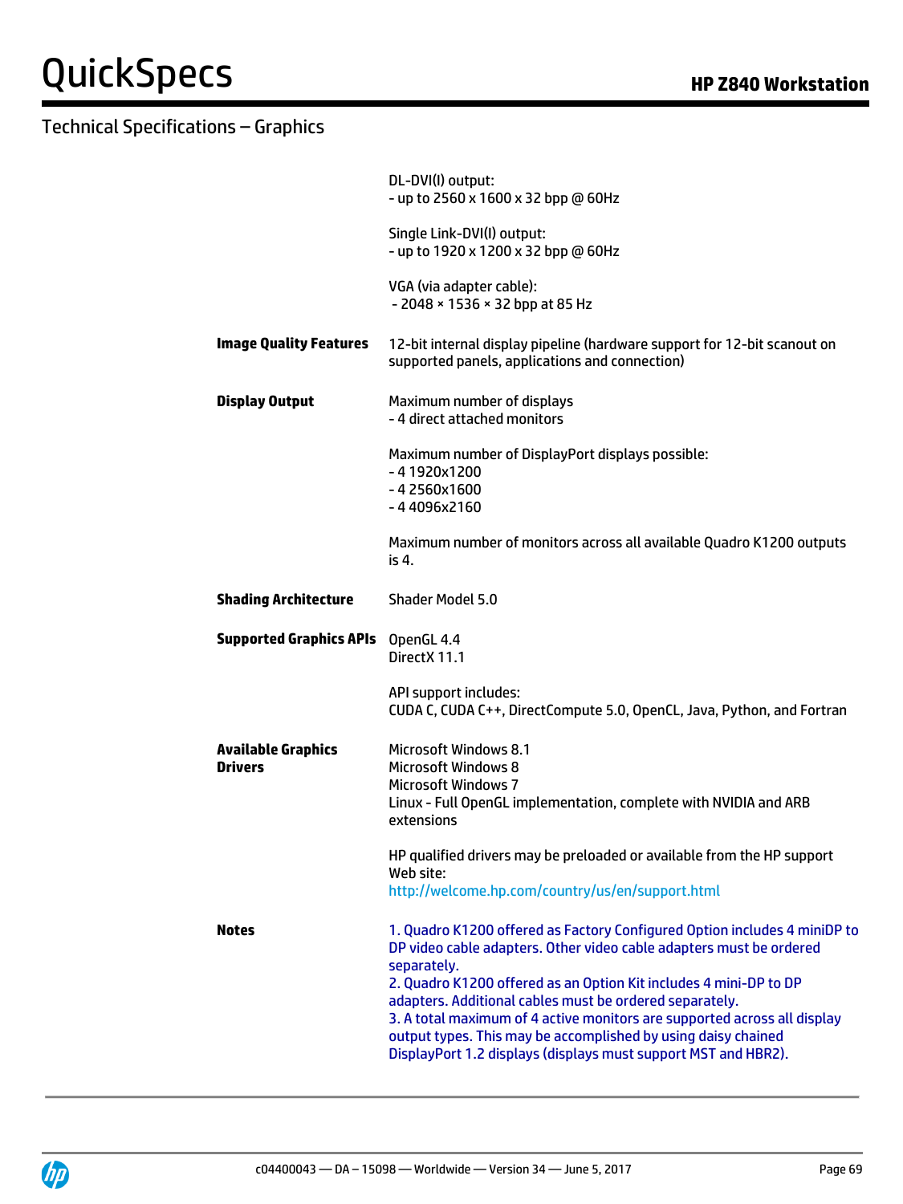## Technical Specifications – Graphics

| | |
|---|---|
| | DL-DVI(I) output:<br>- up to 2560 x 1600 x 32 bpp @ 60Hz<br><br>Single Link-DVI(I) output:<br>- up to 1920 x 1200 x 32 bpp @ 60Hz<br><br>VGA (via adapter cable):<br>- 2048 × 1536 × 32 bpp at 85 Hz |
| **Image Quality Features** | 12-bit internal display pipeline (hardware support for 12-bit scanout on supported panels, applications and connection) |
| **Display Output** | Maximum number of displays<br>- 4 direct attached monitors<br><br>Maximum number of DisplayPort displays possible:<br>- 4 1920x1200<br>- 4 2560x1600<br>- 4 4096x2160<br><br>Maximum number of monitors across all available Quadro K1200 outputs is 4. |
| **Shading Architecture** | Shader Model 5.0 |
| **Supported Graphics APIs** | OpenGL 4.4<br>DirectX 11.1<br><br>API support includes:<br>CUDA C, CUDA C++, DirectCompute 5.0, OpenCL, Java, Python, and Fortran |
| **Available Graphics Drivers** | Microsoft Windows 8.1<br>Microsoft Windows 8<br>Microsoft Windows 7<br>Linux - Full OpenGL implementation, complete with NVIDIA and ARB extensions<br><br>HP qualified drivers may be preloaded or available from the HP support Web site:<br>http://welcome.hp.com/country/us/en/support.html |
| **Notes** | 1. Quadro K1200 offered as Factory Configured Option includes 4 miniDP to DP video cable adapters. Other video cable adapters must be ordered separately.<br>2. Quadro K1200 offered as an Option Kit includes 4 mini-DP to DP adapters. Additional cables must be ordered separately.<br>3. A total maximum of 4 active monitors are supported across all display output types. This may be accomplished by using daisy chained DisplayPort 1.2 displays (displays must support MST and HBR2). |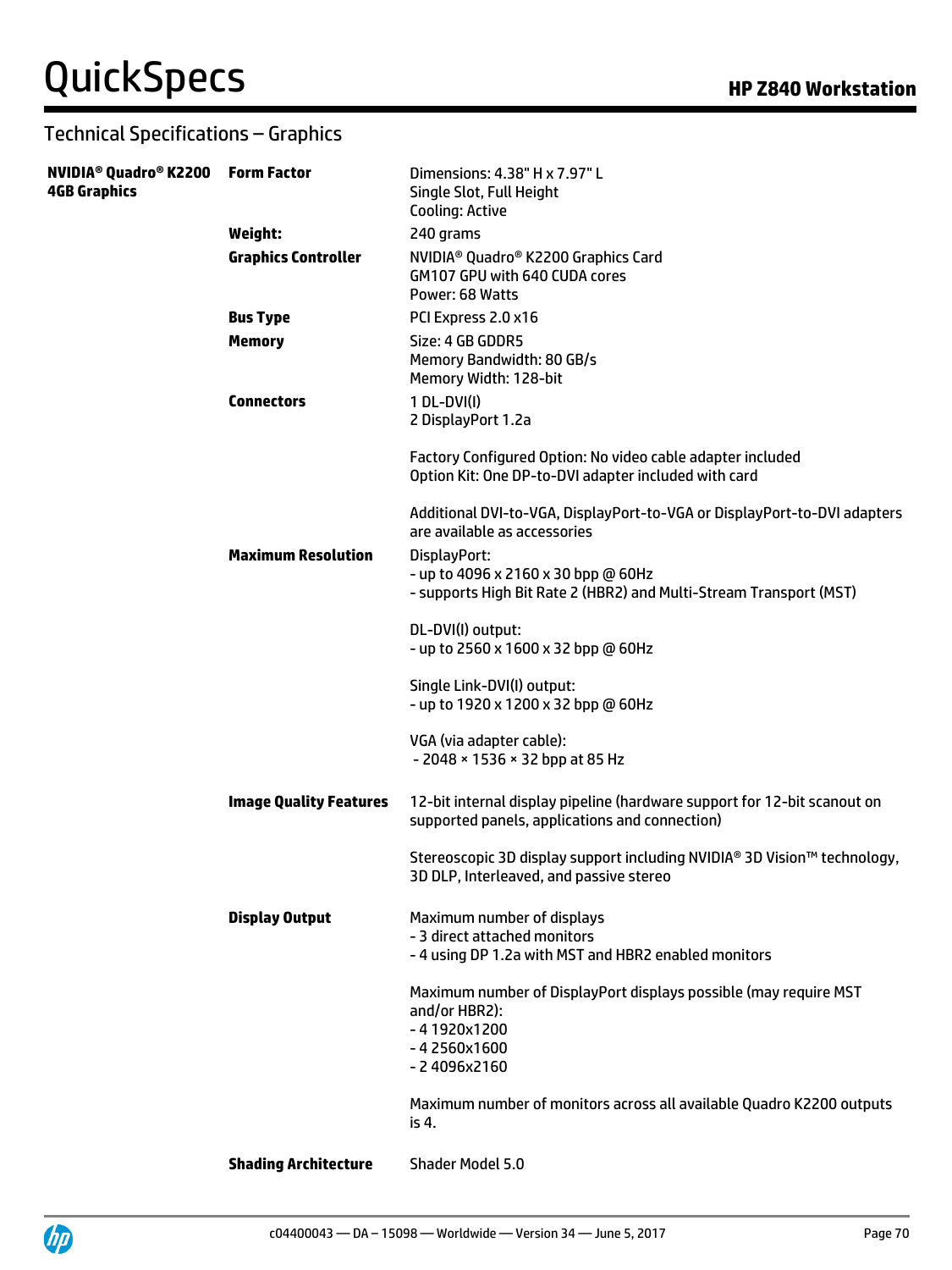## Technical Specifications – Graphics

| | | |
|---|---|---|
| **NVIDIA® Quadro® K2200 4GB Graphics** | **Form Factor** | Dimensions: 4.38" H x 7.97" L<br>Single Slot, Full Height<br>Cooling: Active |
| | **Weight:** | 240 grams |
| | **Graphics Controller** | NVIDIA® Quadro® K2200 Graphics Card<br>GM107 GPU with 640 CUDA cores<br>Power: 68 Watts |
| | **Bus Type** | PCI Express 2.0 x16 |
| | **Memory** | Size: 4 GB GDDR5<br>Memory Bandwidth: 80 GB/s<br>Memory Width: 128-bit |
| | **Connectors** | 1 DL-DVI(I)<br>2 DisplayPort 1.2a<br><br>Factory Configured Option: No video cable adapter included<br>Option Kit: One DP-to-DVI adapter included with card<br><br>Additional DVI-to-VGA, DisplayPort-to-VGA or DisplayPort-to-DVI adapters are available as accessories |
| | **Maximum Resolution** | DisplayPort:<br>- up to 4096 x 2160 x 30 bpp @ 60Hz<br>- supports High Bit Rate 2 (HBR2) and Multi-Stream Transport (MST)<br><br>DL-DVI(I) output:<br>- up to 2560 x 1600 x 32 bpp @ 60Hz<br><br>Single Link-DVI(I) output:<br>- up to 1920 x 1200 x 32 bpp @ 60Hz<br><br>VGA (via adapter cable):<br>- 2048 × 1536 × 32 bpp at 85 Hz |
| | **Image Quality Features** | 12-bit internal display pipeline (hardware support for 12-bit scanout on supported panels, applications and connection)<br><br>Stereoscopic 3D display support including NVIDIA® 3D Vision™ technology, 3D DLP, Interleaved, and passive stereo |
| | **Display Output** | Maximum number of displays<br>- 3 direct attached monitors<br>- 4 using DP 1.2a with MST and HBR2 enabled monitors<br><br>Maximum number of DisplayPort displays possible (may require MST and/or HBR2):<br>- 4 1920x1200<br>- 4 2560x1600<br>- 2 4096x2160<br><br>Maximum number of monitors across all available Quadro K2200 outputs is 4. |
| | **Shading Architecture** | Shader Model 5.0 |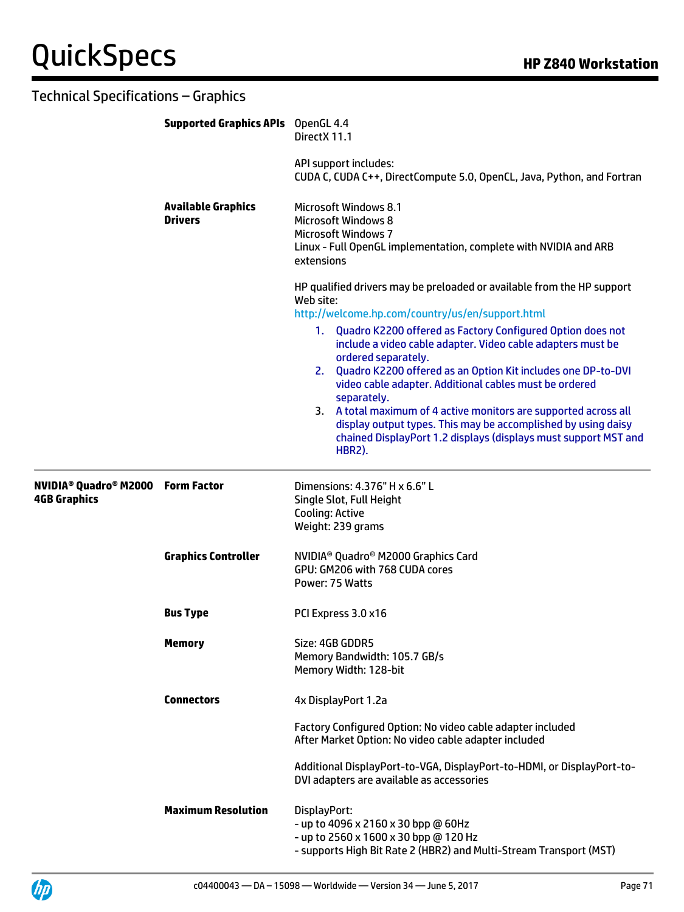## Technical Specifications – Graphics

| | | |
|---|---|---|
| | **Supported Graphics APIs** | OpenGL 4.4<br>DirectX 11.1<br><br>API support includes:<br>CUDA C, CUDA C++, DirectCompute 5.0, OpenCL, Java, Python, and Fortran |
| | **Available Graphics Drivers** | Microsoft Windows 8.1<br>Microsoft Windows 8<br>Microsoft Windows 7<br>Linux - Full OpenGL implementation, complete with NVIDIA and ARB extensions<br><br>HP qualified drivers may be preloaded or available from the HP support Web site:<br>http://welcome.hp.com/country/us/en/support.html<br>1. Quadro K2200 offered as Factory Configured Option does not include a video cable adapter. Video cable adapters must be ordered separately.<br>2. Quadro K2200 offered as an Option Kit includes one DP-to-DVI video cable adapter. Additional cables must be ordered separately.<br>3. A total maximum of 4 active monitors are supported across all display output types. This may be accomplished by using daisy chained DisplayPort 1.2 displays (displays must support MST and HBR2). |
| **NVIDIA® Quadro® M2000 4GB Graphics** | **Form Factor** | Dimensions: 4.376" H x 6.6" L<br>Single Slot, Full Height<br>Cooling: Active<br>Weight: 239 grams |
| | **Graphics Controller** | NVIDIA® Quadro® M2000 Graphics Card<br>GPU: GM206 with 768 CUDA cores<br>Power: 75 Watts |
| | **Bus Type** | PCI Express 3.0 x16 |
| | **Memory** | Size: 4GB GDDR5<br>Memory Bandwidth: 105.7 GB/s<br>Memory Width: 128-bit |
| | **Connectors** | 4x DisplayPort 1.2a<br><br>Factory Configured Option: No video cable adapter included<br>After Market Option: No video cable adapter included<br><br>Additional DisplayPort-to-VGA, DisplayPort-to-HDMI, or DisplayPort-to-DVI adapters are available as accessories |
| | **Maximum Resolution** | DisplayPort:<br>- up to 4096 x 2160 x 30 bpp @ 60Hz<br>- up to 2560 x 1600 x 30 bpp @ 120 Hz<br>- supports High Bit Rate 2 (HBR2) and Multi-Stream Transport (MST) |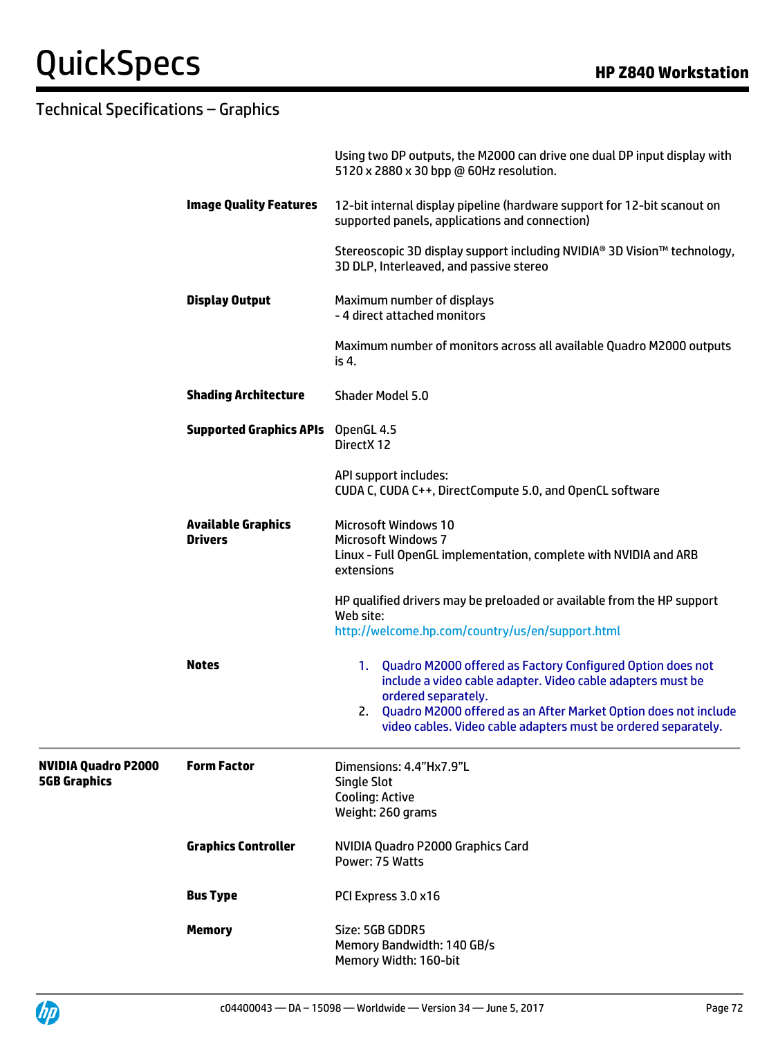## Technical Specifications – Graphics

| | | |
|---|---|---|
| | | Using two DP outputs, the M2000 can drive one dual DP input display with 5120 x 2880 x 30 bpp @ 60Hz resolution. |
| | **Image Quality Features** | 12-bit internal display pipeline (hardware support for 12-bit scanout on supported panels, applications and connection)<br><br>Stereoscopic 3D display support including NVIDIA® 3D Vision™ technology, 3D DLP, Interleaved, and passive stereo |
| | **Display Output** | Maximum number of displays<br>- 4 direct attached monitors<br><br>Maximum number of monitors across all available Quadro M2000 outputs is 4. |
| | **Shading Architecture** | Shader Model 5.0 |
| | **Supported Graphics APIs** | OpenGL 4.5<br>DirectX 12<br><br>API support includes:<br>CUDA C, CUDA C++, DirectCompute 5.0, and OpenCL software |
| | **Available Graphics Drivers** | Microsoft Windows 10<br>Microsoft Windows 7<br>Linux - Full OpenGL implementation, complete with NVIDIA and ARB extensions<br><br>HP qualified drivers may be preloaded or available from the HP support Web site:<br>http://welcome.hp.com/country/us/en/support.html |
| | **Notes** | 1. Quadro M2000 offered as Factory Configured Option does not include a video cable adapter. Video cable adapters must be ordered separately.<br>2. Quadro M2000 offered as an After Market Option does not include video cables. Video cable adapters must be ordered separately. |
| **NVIDIA Quadro P2000 5GB Graphics** | **Form Factor** | Dimensions: 4.4"Hx7.9"L<br>Single Slot<br>Cooling: Active<br>Weight: 260 grams |
| | **Graphics Controller** | NVIDIA Quadro P2000 Graphics Card<br>Power: 75 Watts |
| | **Bus Type** | PCI Express 3.0 x16 |
| | **Memory** | Size: 5GB GDDR5<br>Memory Bandwidth: 140 GB/s<br>Memory Width: 160-bit |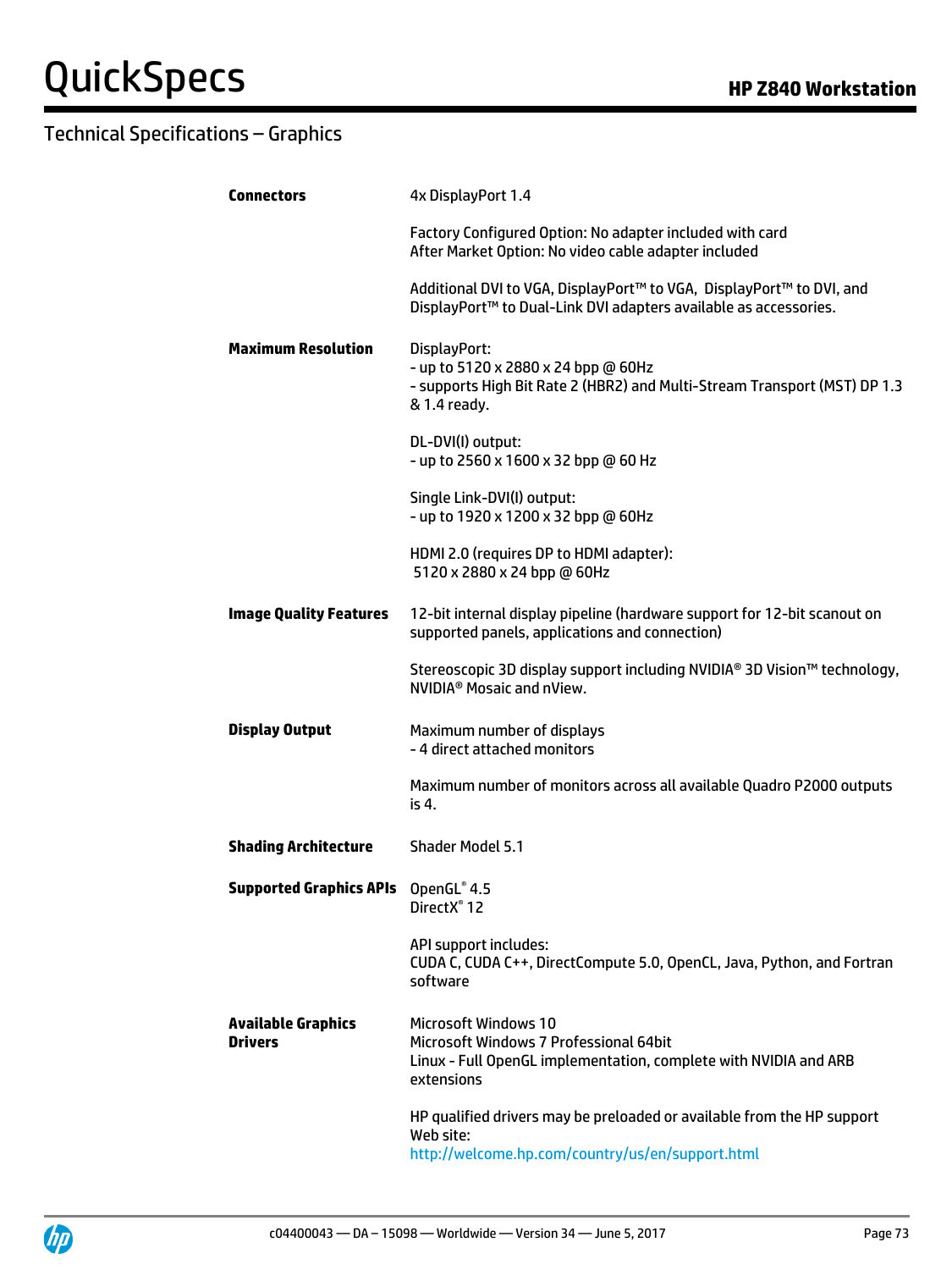## Technical Specifications – Graphics

| | |
|---|---|
| **Connectors** | 4x DisplayPort 1.4<br><br>Factory Configured Option: No adapter included with card<br>After Market Option: No video cable adapter included<br><br>Additional DVI to VGA, DisplayPort™ to VGA, DisplayPort™ to DVI, and DisplayPort™ to Dual-Link DVI adapters available as accessories. |
| **Maximum Resolution** | DisplayPort:<br>- up to 5120 x 2880 x 24 bpp @ 60Hz<br>- supports High Bit Rate 2 (HBR2) and Multi-Stream Transport (MST) DP 1.3 & 1.4 ready.<br><br>DL-DVI(I) output:<br>- up to 2560 x 1600 x 32 bpp @ 60 Hz<br><br>Single Link-DVI(I) output:<br>- up to 1920 x 1200 x 32 bpp @ 60Hz<br><br>HDMI 2.0 (requires DP to HDMI adapter):<br>5120 x 2880 x 24 bpp @ 60Hz |
| **Image Quality Features** | 12-bit internal display pipeline (hardware support for 12-bit scanout on supported panels, applications and connection)<br><br>Stereoscopic 3D display support including NVIDIA® 3D Vision™ technology, NVIDIA® Mosaic and nView. |
| **Display Output** | Maximum number of displays<br>- 4 direct attached monitors<br><br>Maximum number of monitors across all available Quadro P2000 outputs is 4. |
| **Shading Architecture** | Shader Model 5.1 |
| **Supported Graphics APIs** | OpenGL® 4.5<br>DirectX® 12<br><br>API support includes:<br>CUDA C, CUDA C++, DirectCompute 5.0, OpenCL, Java, Python, and Fortran software |
| **Available Graphics Drivers** | Microsoft Windows 10<br>Microsoft Windows 7 Professional 64bit<br>Linux - Full OpenGL implementation, complete with NVIDIA and ARB extensions<br><br>HP qualified drivers may be preloaded or available from the HP support Web site:<br>http://welcome.hp.com/country/us/en/support.html |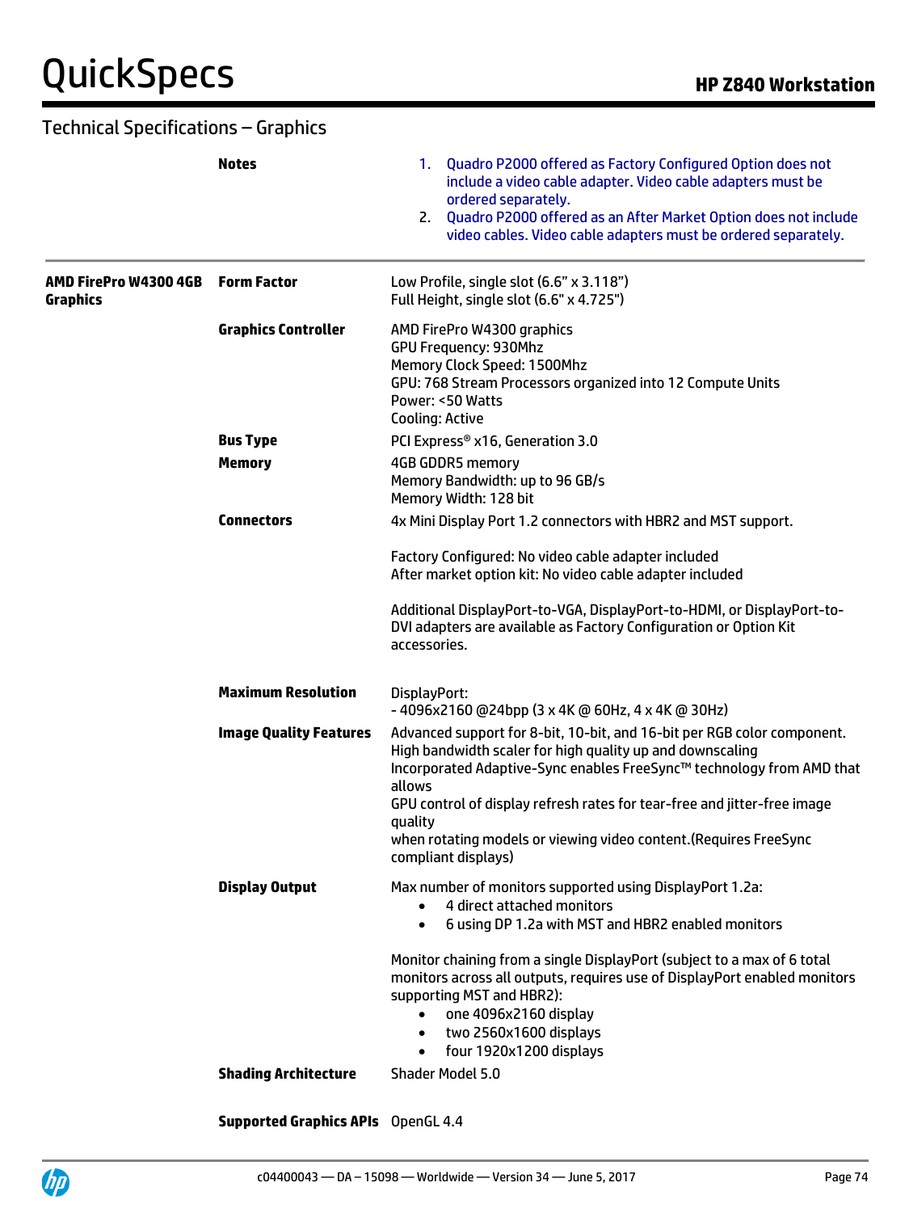## Technical Specifications – Graphics

| | | |
|---|---|---|
| | **Notes** | 1. Quadro P2000 offered as Factory Configured Option does not include a video cable adapter. Video cable adapters must be ordered separately.<br>2. Quadro P2000 offered as an After Market Option does not include video cables. Video cable adapters must be ordered separately. |
| **AMD FirePro W4300 4GB Graphics** | **Form Factor** | Low Profile, single slot (6.6" x 3.118")<br>Full Height, single slot (6.6" x 4.725") |
| | **Graphics Controller** | AMD FirePro W4300 graphics<br>GPU Frequency: 930Mhz<br>Memory Clock Speed: 1500Mhz<br>GPU: 768 Stream Processors organized into 12 Compute Units<br>Power: <50 Watts<br>Cooling: Active |
| | **Bus Type** | PCI Express® x16, Generation 3.0 |
| | **Memory** | 4GB GDDR5 memory<br>Memory Bandwidth: up to 96 GB/s<br>Memory Width: 128 bit |
| | **Connectors** | 4x Mini Display Port 1.2 connectors with HBR2 and MST support.<br><br>Factory Configured: No video cable adapter included<br>After market option kit: No video cable adapter included<br><br>Additional DisplayPort-to-VGA, DisplayPort-to-HDMI, or DisplayPort-to-DVI adapters are available as Factory Configuration or Option Kit accessories. |
| | **Maximum Resolution** | DisplayPort:<br>- 4096x2160 @24bpp (3 x 4K @ 60Hz, 4 x 4K @ 30Hz) |
| | **Image Quality Features** | Advanced support for 8-bit, 10-bit, and 16-bit per RGB color component.<br>High bandwidth scaler for high quality up and downscaling<br>Incorporated Adaptive-Sync enables FreeSync™ technology from AMD that allows<br>GPU control of display refresh rates for tear-free and jitter-free image quality<br>when rotating models or viewing video content.(Requires FreeSync compliant displays) |
| | **Display Output** | Max number of monitors supported using DisplayPort 1.2a:<br>• 4 direct attached monitors<br>• 6 using DP 1.2a with MST and HBR2 enabled monitors<br><br>Monitor chaining from a single DisplayPort (subject to a max of 6 total monitors across all outputs, requires use of DisplayPort enabled monitors supporting MST and HBR2):<br>• one 4096x2160 display<br>• two 2560x1600 displays<br>• four 1920x1200 displays |
| | **Shading Architecture** | Shader Model 5.0 |
| | **Supported Graphics APIs** | OpenGL 4.4 |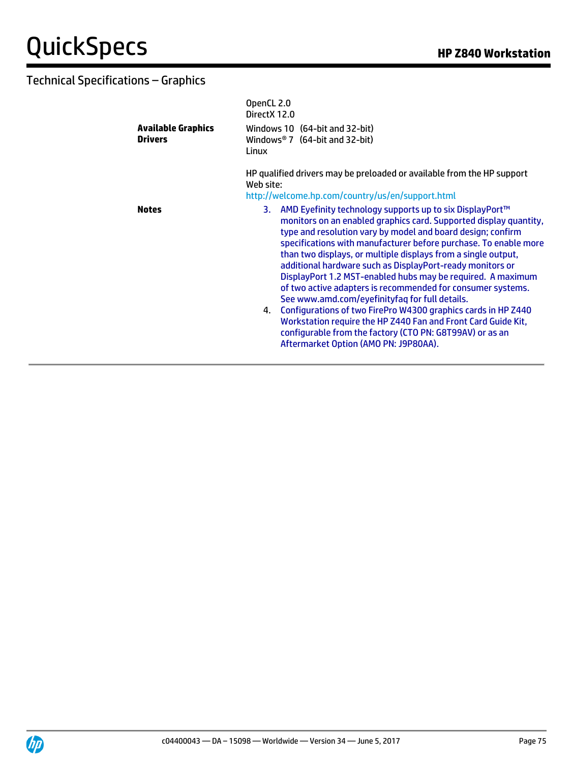## Technical Specifications – Graphics

| | |
|---|---|
| | OpenCL 2.0<br>DirectX 12.0 |
| **Available Graphics Drivers** | Windows 10 (64-bit and 32-bit)<br>Windows® 7 (64-bit and 32-bit)<br>Linux<br><br>HP qualified drivers may be preloaded or available from the HP support Web site:<br>http://welcome.hp.com/country/us/en/support.html |
| **Notes** | 3. AMD Eyefinity technology supports up to six DisplayPort™ monitors on an enabled graphics card. Supported display quantity, type and resolution vary by model and board design; confirm specifications with manufacturer before purchase. To enable more than two displays, or multiple displays from a single output, additional hardware such as DisplayPort-ready monitors or DisplayPort 1.2 MST-enabled hubs may be required. A maximum of two active adapters is recommended for consumer systems. See www.amd.com/eyefinityfaq for full details.<br>4. Configurations of two FirePro W4300 graphics cards in HP Z440 Workstation require the HP Z440 Fan and Front Card Guide Kit, configurable from the factory (CTO PN: G8T99AV) or as an Aftermarket Option (AMO PN: J9P80AA). |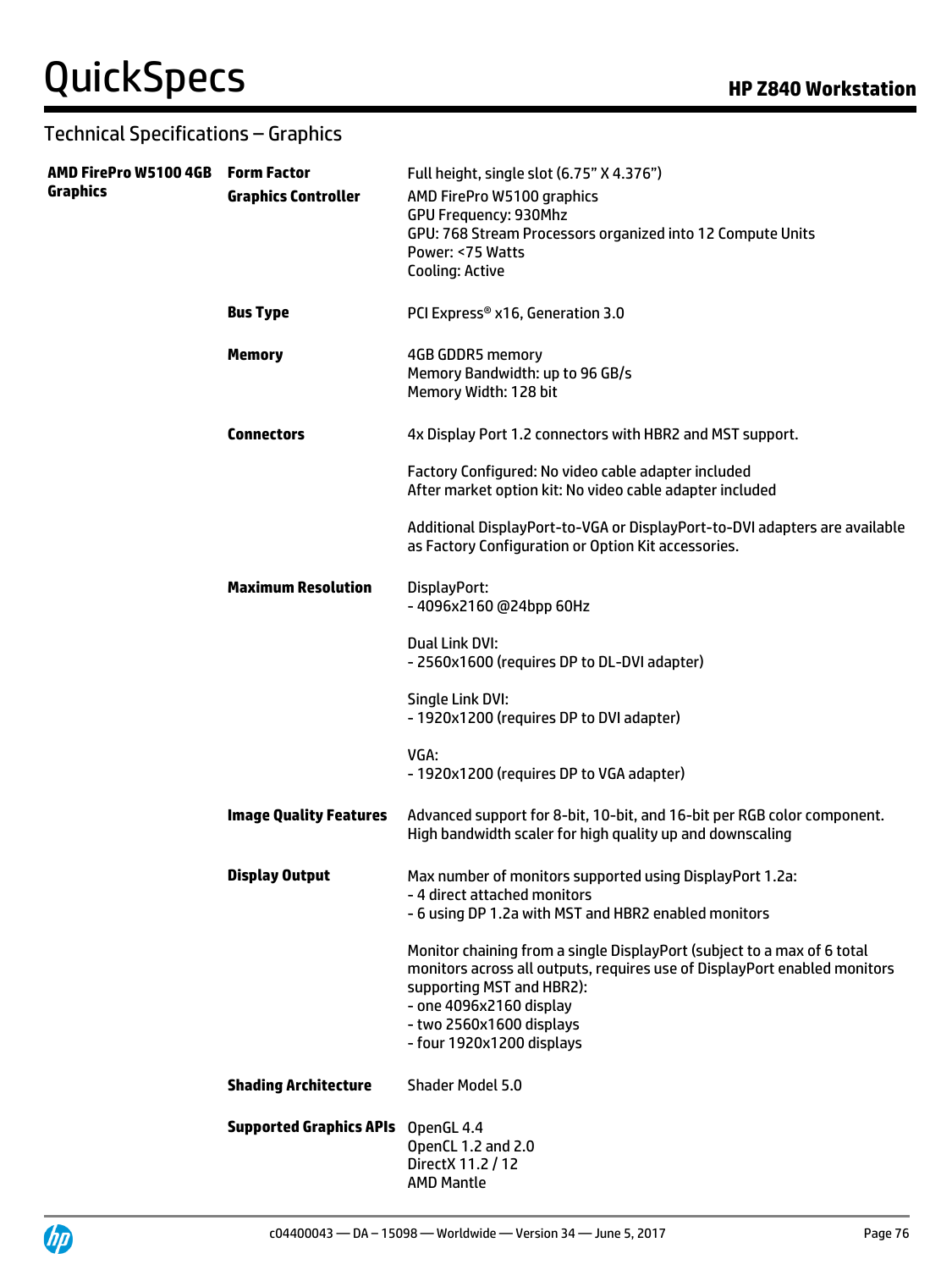## Technical Specifications – Graphics

| | | |
|---|---|---|
| **AMD FirePro W5100 4GB Graphics** | **Form Factor** | Full height, single slot (6.75" X 4.376") |
| | **Graphics Controller** | AMD FirePro W5100 graphics<br>GPU Frequency: 930Mhz<br>GPU: 768 Stream Processors organized into 12 Compute Units<br>Power: <75 Watts<br>Cooling: Active |
| | **Bus Type** | PCI Express® x16, Generation 3.0 |
| | **Memory** | 4GB GDDR5 memory<br>Memory Bandwidth: up to 96 GB/s<br>Memory Width: 128 bit |
| | **Connectors** | 4x Display Port 1.2 connectors with HBR2 and MST support.<br><br>Factory Configured: No video cable adapter included<br>After market option kit: No video cable adapter included<br><br>Additional DisplayPort-to-VGA or DisplayPort-to-DVI adapters are available as Factory Configuration or Option Kit accessories. |
| | **Maximum Resolution** | DisplayPort:<br>- 4096x2160 @24bpp 60Hz<br><br>Dual Link DVI:<br>- 2560x1600 (requires DP to DL-DVI adapter)<br><br>Single Link DVI:<br>- 1920x1200 (requires DP to DVI adapter)<br><br>VGA:<br>- 1920x1200 (requires DP to VGA adapter) |
| | **Image Quality Features** | Advanced support for 8-bit, 10-bit, and 16-bit per RGB color component.<br>High bandwidth scaler for high quality up and downscaling |
| | **Display Output** | Max number of monitors supported using DisplayPort 1.2a:<br>- 4 direct attached monitors<br>- 6 using DP 1.2a with MST and HBR2 enabled monitors<br><br>Monitor chaining from a single DisplayPort (subject to a max of 6 total monitors across all outputs, requires use of DisplayPort enabled monitors supporting MST and HBR2):<br>- one 4096x2160 display<br>- two 2560x1600 displays<br>- four 1920x1200 displays |
| | **Shading Architecture** | Shader Model 5.0 |
| | **Supported Graphics APIs** | OpenGL 4.4<br>OpenCL 1.2 and 2.0<br>DirectX 11.2 / 12<br>AMD Mantle |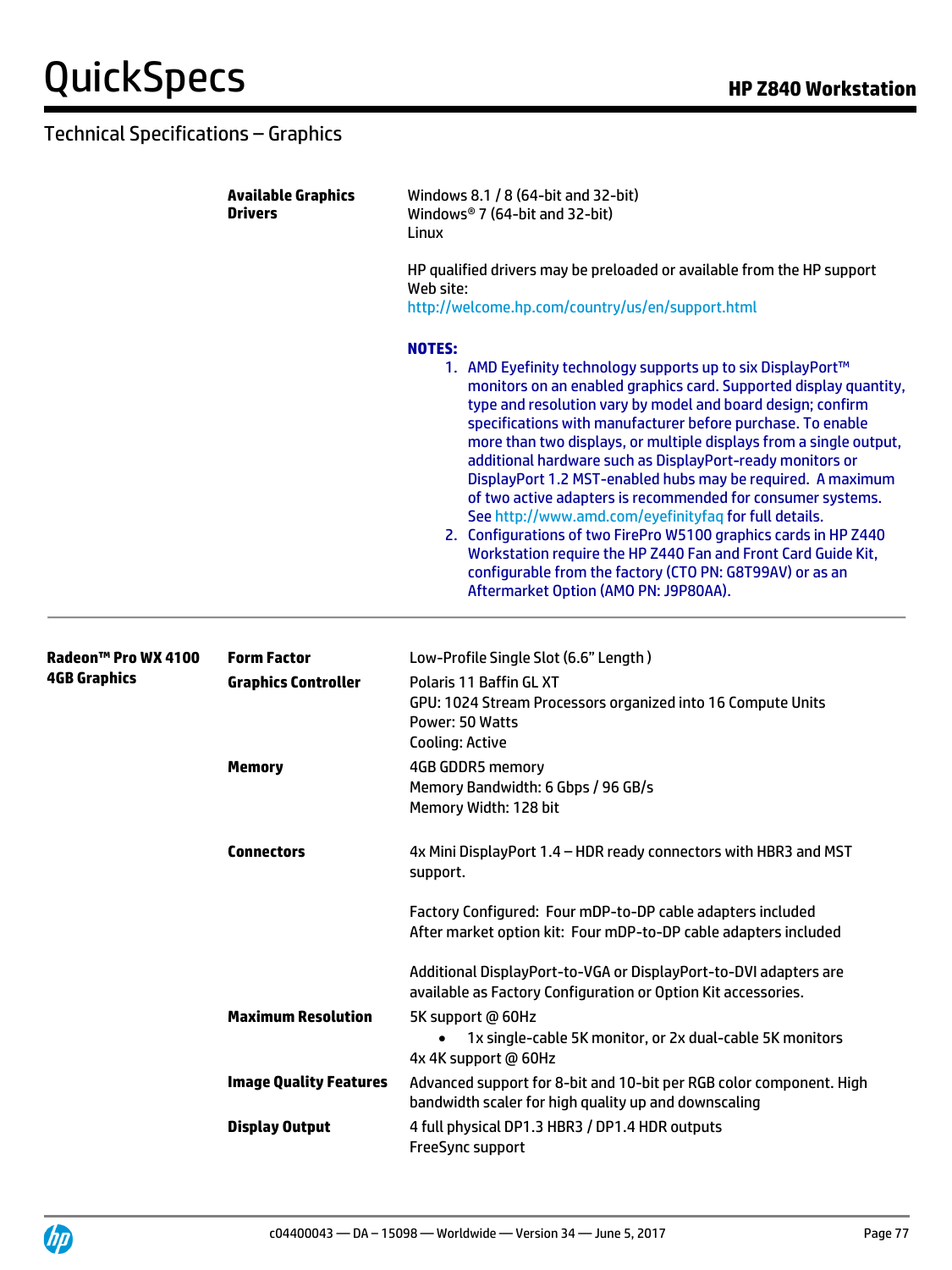## Technical Specifications – Graphics

| | | |
|---|---|---|
| | **Available Graphics Drivers** | Windows 8.1 / 8 (64-bit and 32-bit)<br>Windows® 7 (64-bit and 32-bit)<br>Linux<br><br>HP qualified drivers may be preloaded or available from the HP support Web site:<br>http://welcome.hp.com/country/us/en/support.html<br><br>**NOTES:**<br>1. AMD Eyefinity technology supports up to six DisplayPort™ monitors on an enabled graphics card. Supported display quantity, type and resolution vary by model and board design; confirm specifications with manufacturer before purchase. To enable more than two displays, or multiple displays from a single output, additional hardware such as DisplayPort-ready monitors or DisplayPort 1.2 MST-enabled hubs may be required. A maximum of two active adapters is recommended for consumer systems. See http://www.amd.com/eyefinityfaq for full details.<br>2. Configurations of two FirePro W5100 graphics cards in HP Z440 Workstation require the HP Z440 Fan and Front Card Guide Kit, configurable from the factory (CTO PN: G8T99AV) or as an Aftermarket Option (AMO PN: J9P80AA). |
| **Radeon™ Pro WX 4100 4GB Graphics** | **Form Factor** | Low-Profile Single Slot (6.6" Length ) |
| | **Graphics Controller** | Polaris 11 Baffin GL XT<br>GPU: 1024 Stream Processors organized into 16 Compute Units<br>Power: 50 Watts<br>Cooling: Active |
| | **Memory** | 4GB GDDR5 memory<br>Memory Bandwidth: 6 Gbps / 96 GB/s<br>Memory Width: 128 bit |
| | **Connectors** | 4x Mini DisplayPort 1.4 – HDR ready connectors with HBR3 and MST support.<br><br>Factory Configured: Four mDP-to-DP cable adapters included<br>After market option kit: Four mDP-to-DP cable adapters included<br><br>Additional DisplayPort-to-VGA or DisplayPort-to-DVI adapters are available as Factory Configuration or Option Kit accessories. |
| | **Maximum Resolution** | 5K support @ 60Hz<br>• 1x single-cable 5K monitor, or 2x dual-cable 5K monitors<br>4x 4K support @ 60Hz |
| | **Image Quality Features** | Advanced support for 8-bit and 10-bit per RGB color component. High bandwidth scaler for high quality up and downscaling |
| | **Display Output** | 4 full physical DP1.3 HBR3 / DP1.4 HDR outputs<br>FreeSync support |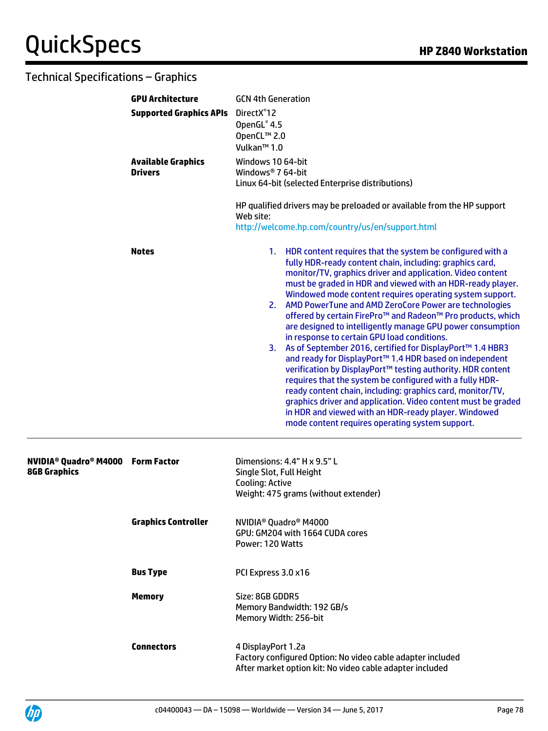## Technical Specifications – Graphics

| | | |
|---|---|---|
| | **GPU Architecture** | GCN 4th Generation |
| | **Supported Graphics APIs** | DirectX®12<br>OpenGL® 4.5<br>OpenCL™ 2.0<br>Vulkan™ 1.0 |
| | **Available Graphics Drivers** | Windows 10 64-bit<br>Windows® 7 64-bit<br>Linux 64-bit (selected Enterprise distributions)<br><br>HP qualified drivers may be preloaded or available from the HP support Web site:<br>http://welcome.hp.com/country/us/en/support.html |
| | **Notes** | 1. HDR content requires that the system be configured with a fully HDR-ready content chain, including: graphics card, monitor/TV, graphics driver and application. Video content must be graded in HDR and viewed with an HDR-ready player. Windowed mode content requires operating system support.<br>2. AMD PowerTune and AMD ZeroCore Power are technologies offered by certain FirePro™ and Radeon™ Pro products, which are designed to intelligently manage GPU power consumption in response to certain GPU load conditions.<br>3. As of September 2016, certified for DisplayPort™ 1.4 HBR3 and ready for DisplayPort™ 1.4 HDR based on independent verification by DisplayPort™ testing authority. HDR content requires that the system be configured with a fully HDR-ready content chain, including: graphics card, monitor/TV, graphics driver and application. Video content must be graded in HDR and viewed with an HDR-ready player. Windowed mode content requires operating system support. |
| **NVIDIA® Quadro® M4000 8GB Graphics** | **Form Factor** | Dimensions: 4.4" H x 9.5" L<br>Single Slot, Full Height<br>Cooling: Active<br>Weight: 475 grams (without extender) |
| | **Graphics Controller** | NVIDIA® Quadro® M4000<br>GPU: GM204 with 1664 CUDA cores<br>Power: 120 Watts |
| | **Bus Type** | PCI Express 3.0 x16 |
| | **Memory** | Size: 8GB GDDR5<br>Memory Bandwidth: 192 GB/s<br>Memory Width: 256-bit |
| | **Connectors** | 4 DisplayPort 1.2a<br>Factory configured Option: No video cable adapter included<br>After market option kit: No video cable adapter included |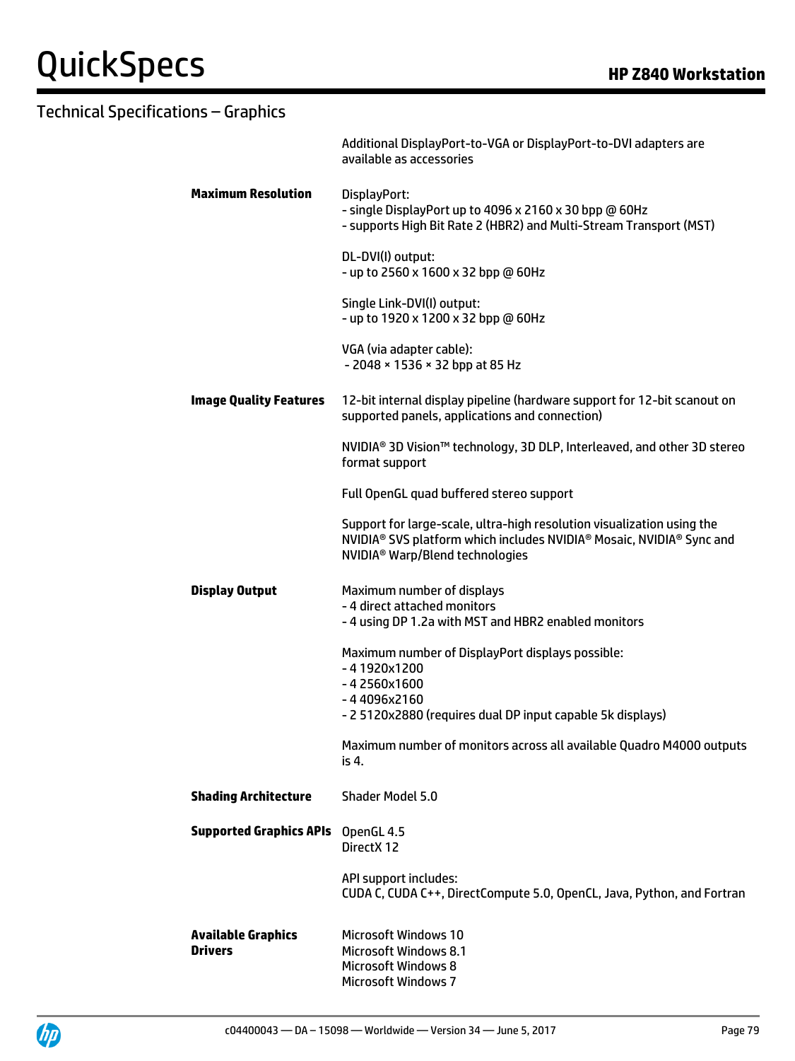## Technical Specifications – Graphics

| | |
|---|---|
| | Additional DisplayPort-to-VGA or DisplayPort-to-DVI adapters are available as accessories |
| **Maximum Resolution** | DisplayPort:<br>- single DisplayPort up to 4096 x 2160 x 30 bpp @ 60Hz<br>- supports High Bit Rate 2 (HBR2) and Multi-Stream Transport (MST)<br><br>DL-DVI(I) output:<br>- up to 2560 x 1600 x 32 bpp @ 60Hz<br><br>Single Link-DVI(I) output:<br>- up to 1920 x 1200 x 32 bpp @ 60Hz<br><br>VGA (via adapter cable):<br>- 2048 × 1536 × 32 bpp at 85 Hz |
| **Image Quality Features** | 12-bit internal display pipeline (hardware support for 12-bit scanout on supported panels, applications and connection)<br><br>NVIDIA® 3D Vision™ technology, 3D DLP, Interleaved, and other 3D stereo format support<br><br>Full OpenGL quad buffered stereo support<br><br>Support for large-scale, ultra-high resolution visualization using the NVIDIA® SVS platform which includes NVIDIA® Mosaic, NVIDIA® Sync and NVIDIA® Warp/Blend technologies |
| **Display Output** | Maximum number of displays<br>- 4 direct attached monitors<br>- 4 using DP 1.2a with MST and HBR2 enabled monitors<br><br>Maximum number of DisplayPort displays possible:<br>- 4 1920x1200<br>- 4 2560x1600<br>- 4 4096x2160<br>- 2 5120x2880 (requires dual DP input capable 5k displays)<br><br>Maximum number of monitors across all available Quadro M4000 outputs is 4. |
| **Shading Architecture** | Shader Model 5.0 |
| **Supported Graphics APIs** | OpenGL 4.5<br>DirectX 12<br><br>API support includes:<br>CUDA C, CUDA C++, DirectCompute 5.0, OpenCL, Java, Python, and Fortran |
| **Available Graphics Drivers** | Microsoft Windows 10<br>Microsoft Windows 8.1<br>Microsoft Windows 8<br>Microsoft Windows 7 |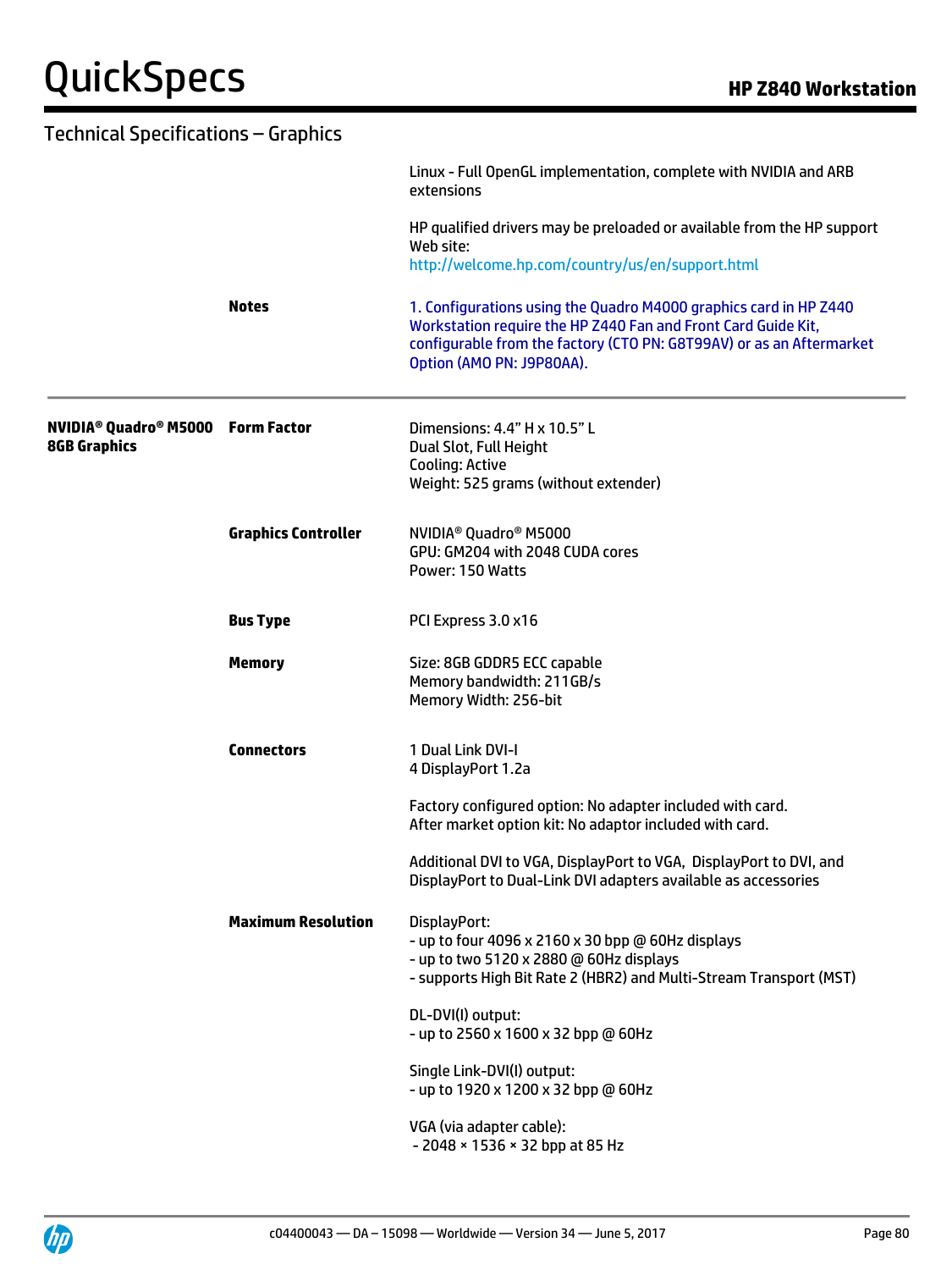## Technical Specifications – Graphics

| | | |
|---|---|---|
| | | Linux - Full OpenGL implementation, complete with NVIDIA and ARB extensions<br><br>HP qualified drivers may be preloaded or available from the HP support Web site:<br>http://welcome.hp.com/country/us/en/support.html |
| | **Notes** | 1. Configurations using the Quadro M4000 graphics card in HP Z440 Workstation require the HP Z440 Fan and Front Card Guide Kit, configurable from the factory (CTO PN: G8T99AV) or as an Aftermarket Option (AMO PN: J9P80AA). |
| **NVIDIA® Quadro® M5000 8GB Graphics** | **Form Factor** | Dimensions: 4.4" H x 10.5" L<br>Dual Slot, Full Height<br>Cooling: Active<br>Weight: 525 grams (without extender) |
| | **Graphics Controller** | NVIDIA® Quadro® M5000<br>GPU: GM204 with 2048 CUDA cores<br>Power: 150 Watts |
| | **Bus Type** | PCI Express 3.0 x16 |
| | **Memory** | Size: 8GB GDDR5 ECC capable<br>Memory bandwidth: 211GB/s<br>Memory Width: 256-bit |
| | **Connectors** | 1 Dual Link DVI-I<br>4 DisplayPort 1.2a<br><br>Factory configured option: No adapter included with card.<br>After market option kit: No adaptor included with card.<br><br>Additional DVI to VGA, DisplayPort to VGA, DisplayPort to DVI, and DisplayPort to Dual-Link DVI adapters available as accessories |
| | **Maximum Resolution** | DisplayPort:<br>- up to four 4096 x 2160 x 30 bpp @ 60Hz displays<br>- up to two 5120 x 2880 @ 60Hz displays<br>- supports High Bit Rate 2 (HBR2) and Multi-Stream Transport (MST)<br><br>DL-DVI(I) output:<br>- up to 2560 x 1600 x 32 bpp @ 60Hz<br><br>Single Link-DVI(I) output:<br>- up to 1920 x 1200 x 32 bpp @ 60Hz<br><br>VGA (via adapter cable):<br>- 2048 × 1536 × 32 bpp at 85 Hz |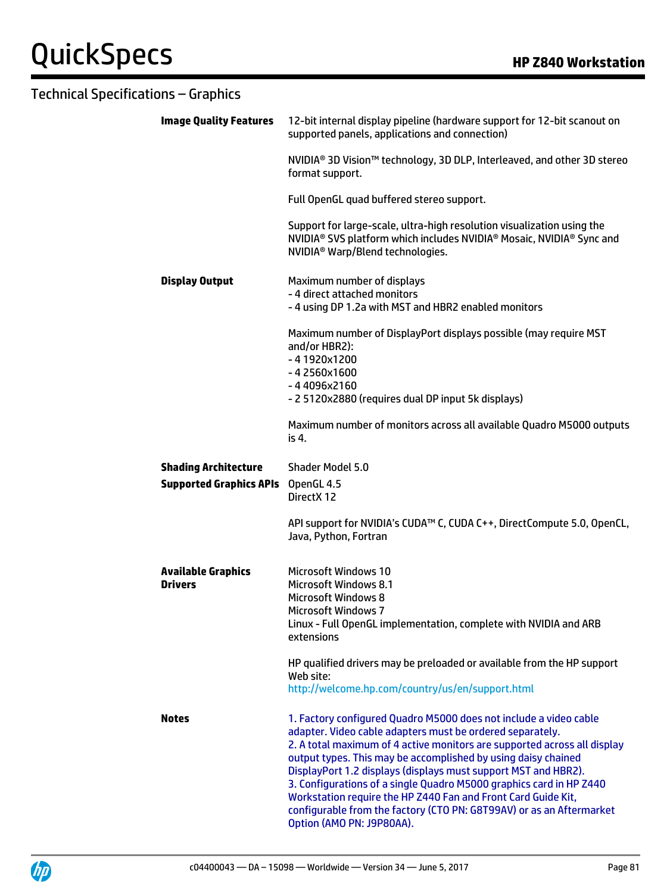## Technical Specifications – Graphics

| | |
|---|---|
| **Image Quality Features** | 12-bit internal display pipeline (hardware support for 12-bit scanout on supported panels, applications and connection)<br><br>NVIDIA® 3D Vision™ technology, 3D DLP, Interleaved, and other 3D stereo format support.<br><br>Full OpenGL quad buffered stereo support.<br><br>Support for large-scale, ultra-high resolution visualization using the NVIDIA® SVS platform which includes NVIDIA® Mosaic, NVIDIA® Sync and NVIDIA® Warp/Blend technologies. |
| **Display Output** | Maximum number of displays<br>- 4 direct attached monitors<br>- 4 using DP 1.2a with MST and HBR2 enabled monitors<br><br>Maximum number of DisplayPort displays possible (may require MST and/or HBR2):<br>- 4 1920x1200<br>- 4 2560x1600<br>- 4 4096x2160<br>- 2 5120x2880 (requires dual DP input 5k displays)<br><br>Maximum number of monitors across all available Quadro M5000 outputs is 4. |
| **Shading Architecture** | Shader Model 5.0 |
| **Supported Graphics APIs** | OpenGL 4.5<br>DirectX 12<br><br>API support for NVIDIA's CUDA™ C, CUDA C++, DirectCompute 5.0, OpenCL, Java, Python, Fortran |
| **Available Graphics Drivers** | Microsoft Windows 10<br>Microsoft Windows 8.1<br>Microsoft Windows 8<br>Microsoft Windows 7<br>Linux - Full OpenGL implementation, complete with NVIDIA and ARB extensions<br><br>HP qualified drivers may be preloaded or available from the HP support Web site:<br>http://welcome.hp.com/country/us/en/support.html |
| **Notes** | 1. Factory configured Quadro M5000 does not include a video cable adapter. Video cable adapters must be ordered separately.<br>2. A total maximum of 4 active monitors are supported across all display output types. This may be accomplished by using daisy chained DisplayPort 1.2 displays (displays must support MST and HBR2).<br>3. Configurations of a single Quadro M5000 graphics card in HP Z440 Workstation require the HP Z440 Fan and Front Card Guide Kit, configurable from the factory (CTO PN: G8T99AV) or as an Aftermarket Option (AMO PN: J9P80AA). |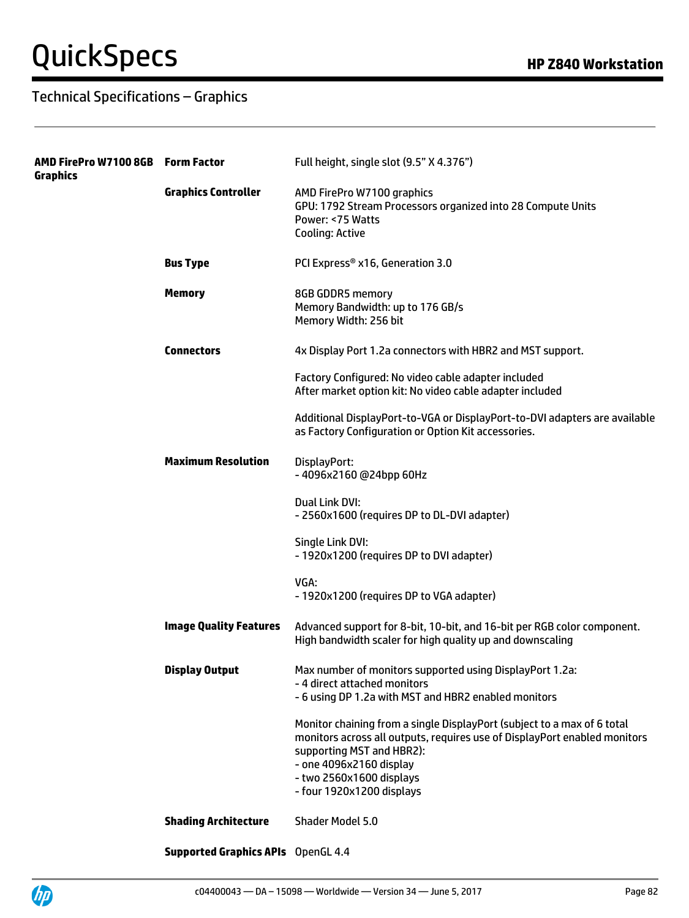## Technical Specifications – Graphics

| | | |
|---|---|---|
| **AMD FirePro W7100 8GB Graphics** | **Form Factor** | Full height, single slot (9.5" X 4.376") |
| | **Graphics Controller** | AMD FirePro W7100 graphics<br>GPU: 1792 Stream Processors organized into 28 Compute Units<br>Power: <75 Watts<br>Cooling: Active |
| | **Bus Type** | PCI Express® x16, Generation 3.0 |
| | **Memory** | 8GB GDDR5 memory<br>Memory Bandwidth: up to 176 GB/s<br>Memory Width: 256 bit |
| | **Connectors** | 4x Display Port 1.2a connectors with HBR2 and MST support.<br><br>Factory Configured: No video cable adapter included<br>After market option kit: No video cable adapter included<br><br>Additional DisplayPort-to-VGA or DisplayPort-to-DVI adapters are available as Factory Configuration or Option Kit accessories. |
| | **Maximum Resolution** | DisplayPort:<br>- 4096x2160 @24bpp 60Hz<br><br>Dual Link DVI:<br>- 2560x1600 (requires DP to DL-DVI adapter)<br><br>Single Link DVI:<br>- 1920x1200 (requires DP to DVI adapter)<br><br>VGA:<br>- 1920x1200 (requires DP to VGA adapter) |
| | **Image Quality Features** | Advanced support for 8-bit, 10-bit, and 16-bit per RGB color component.<br>High bandwidth scaler for high quality up and downscaling |
| | **Display Output** | Max number of monitors supported using DisplayPort 1.2a:<br>- 4 direct attached monitors<br>- 6 using DP 1.2a with MST and HBR2 enabled monitors<br><br>Monitor chaining from a single DisplayPort (subject to a max of 6 total monitors across all outputs, requires use of DisplayPort enabled monitors supporting MST and HBR2):<br>- one 4096x2160 display<br>- two 2560x1600 displays<br>- four 1920x1200 displays |
| | **Shading Architecture** | Shader Model 5.0 |
| | **Supported Graphics APIs** | OpenGL 4.4 |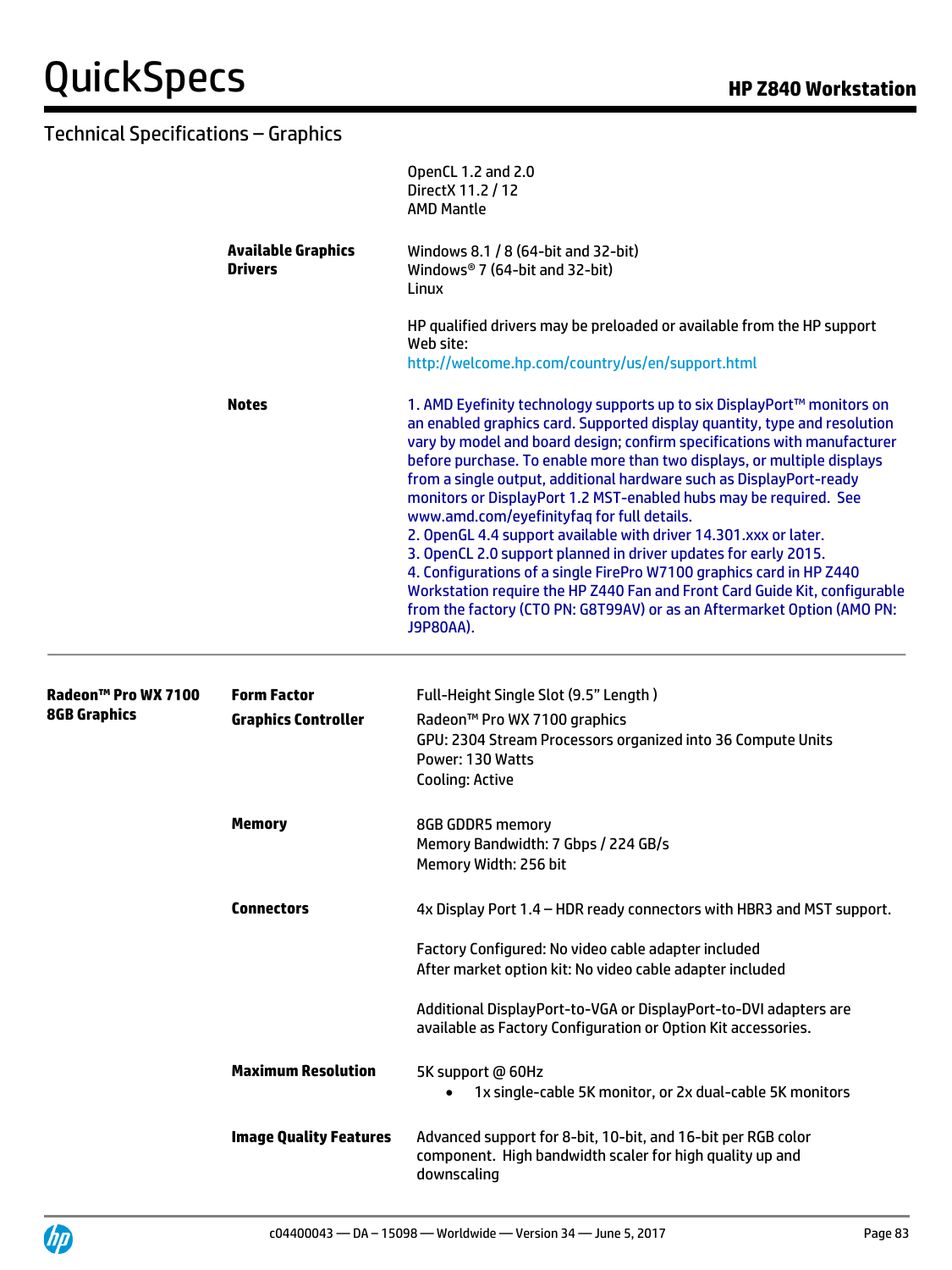## Technical Specifications – Graphics

| | | |
|---|---|---|
| | | OpenCL 1.2 and 2.0<br>DirectX 11.2 / 12<br>AMD Mantle |
| | **Available Graphics Drivers** | Windows 8.1 / 8 (64-bit and 32-bit)<br>Windows® 7 (64-bit and 32-bit)<br>Linux<br><br>HP qualified drivers may be preloaded or available from the HP support Web site:<br>http://welcome.hp.com/country/us/en/support.html |
| | **Notes** | 1. AMD Eyefinity technology supports up to six DisplayPort™ monitors on an enabled graphics card. Supported display quantity, type and resolution vary by model and board design; confirm specifications with manufacturer before purchase. To enable more than two displays, or multiple displays from a single output, additional hardware such as DisplayPort-ready monitors or DisplayPort 1.2 MST-enabled hubs may be required. See www.amd.com/eyefinityfaq for full details.<br>2. OpenGL 4.4 support available with driver 14.301.xxx or later.<br>3. OpenCL 2.0 support planned in driver updates for early 2015.<br>4. Configurations of a single FirePro W7100 graphics card in HP Z440 Workstation require the HP Z440 Fan and Front Card Guide Kit, configurable from the factory (CTO PN: G8T99AV) or as an Aftermarket Option (AMO PN: J9P80AA). |

| | | |
|---|---|---|
| **Radeon™ Pro WX 7100 8GB Graphics** | **Form Factor** | Full-Height Single Slot (9.5" Length ) |
| | **Graphics Controller** | Radeon™ Pro WX 7100 graphics<br>GPU: 2304 Stream Processors organized into 36 Compute Units<br>Power: 130 Watts<br>Cooling: Active |
| | **Memory** | 8GB GDDR5 memory<br>Memory Bandwidth: 7 Gbps / 224 GB/s<br>Memory Width: 256 bit |
| | **Connectors** | 4x Display Port 1.4 – HDR ready connectors with HBR3 and MST support.<br><br>Factory Configured: No video cable adapter included<br>After market option kit: No video cable adapter included<br><br>Additional DisplayPort-to-VGA or DisplayPort-to-DVI adapters are available as Factory Configuration or Option Kit accessories. |
| | **Maximum Resolution** | 5K support @ 60Hz<br>• 1x single-cable 5K monitor, or 2x dual-cable 5K monitors |
| | **Image Quality Features** | Advanced support for 8-bit, 10-bit, and 16-bit per RGB color component. High bandwidth scaler for high quality up and downscaling |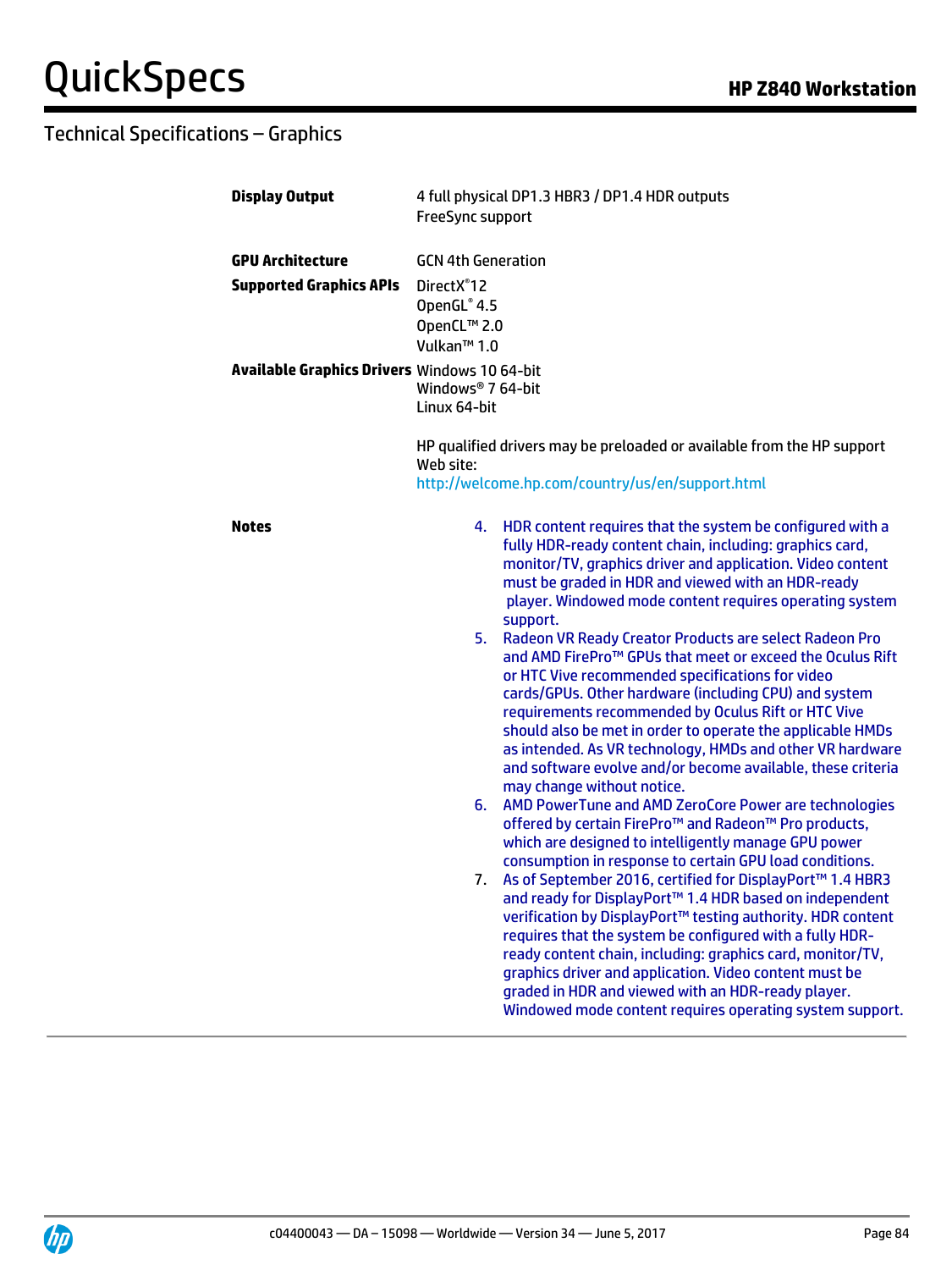## Technical Specifications – Graphics

| | |
|---|---|
| **Display Output** | 4 full physical DP1.3 HBR3 / DP1.4 HDR outputs<br>FreeSync support |
| **GPU Architecture** | GCN 4th Generation |
| **Supported Graphics APIs** | DirectX®12<br>OpenGL® 4.5<br>OpenCL™ 2.0<br>Vulkan™ 1.0 |
| **Available Graphics Drivers** | Windows 10 64-bit<br>Windows® 7 64-bit<br>Linux 64-bit<br><br>HP qualified drivers may be preloaded or available from the HP support Web site:<br>http://welcome.hp.com/country/us/en/support.html |

**Notes**

4. HDR content requires that the system be configured with a fully HDR-ready content chain, including: graphics card, monitor/TV, graphics driver and application. Video content must be graded in HDR and viewed with an HDR-ready player. Windowed mode content requires operating system support.
5. Radeon VR Ready Creator Products are select Radeon Pro and AMD FirePro™ GPUs that meet or exceed the Oculus Rift or HTC Vive recommended specifications for video cards/GPUs. Other hardware (including CPU) and system requirements recommended by Oculus Rift or HTC Vive should also be met in order to operate the applicable HMDs as intended. As VR technology, HMDs and other VR hardware and software evolve and/or become available, these criteria may change without notice.
6. AMD PowerTune and AMD ZeroCore Power are technologies offered by certain FirePro™ and Radeon™ Pro products, which are designed to intelligently manage GPU power consumption in response to certain GPU load conditions.
7. As of September 2016, certified for DisplayPort™ 1.4 HBR3 and ready for DisplayPort™ 1.4 HDR based on independent verification by DisplayPort™ testing authority. HDR content requires that the system be configured with a fully HDR-ready content chain, including: graphics card, monitor/TV, graphics driver and application. Video content must be graded in HDR and viewed with an HDR-ready player. Windowed mode content requires operating system support.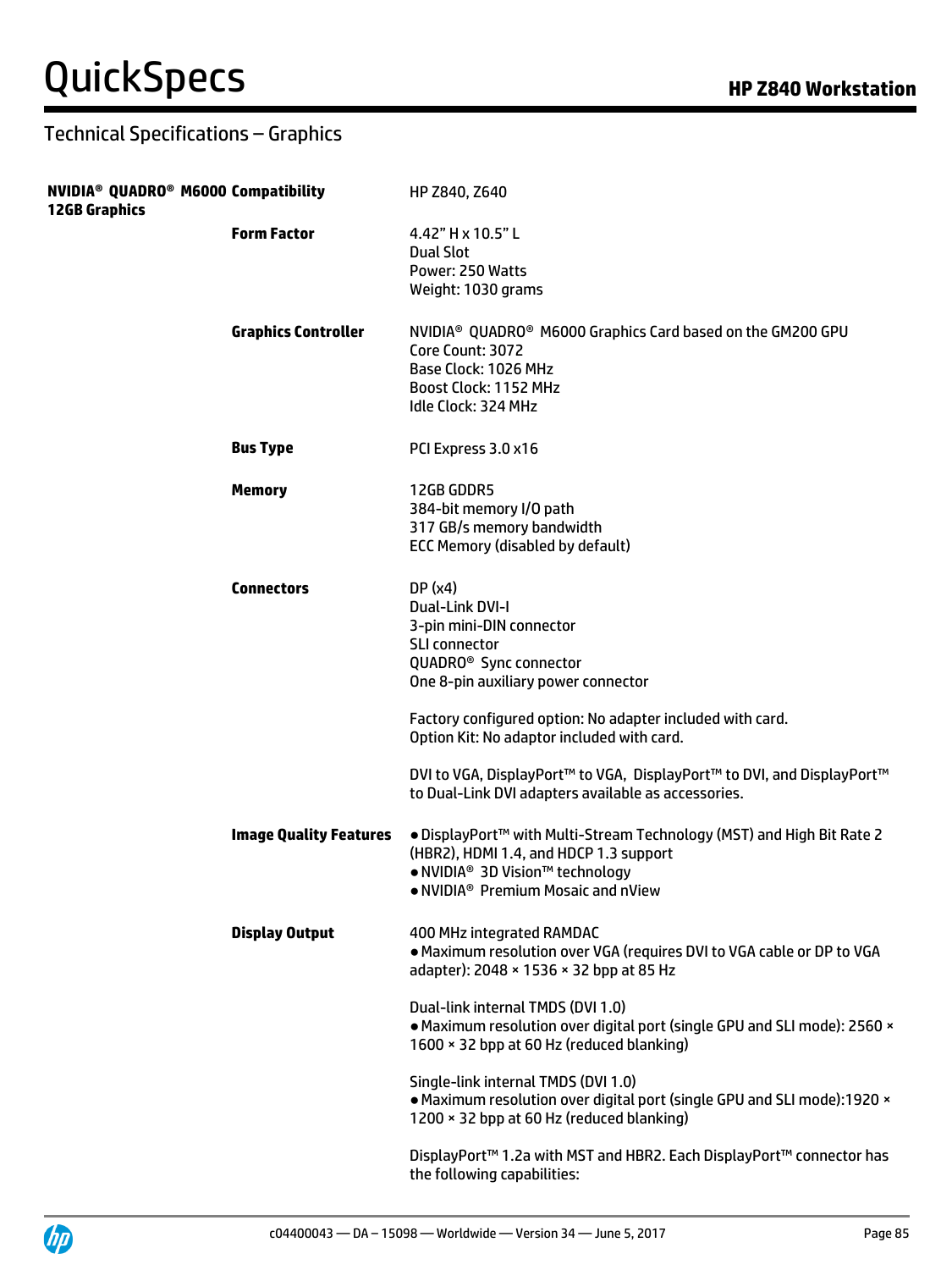## Technical Specifications – Graphics

| NVIDIA® QUADRO® M6000 12GB Graphics | | |
|---|---|---|
| | **Compatibility** | HP Z840, Z640 |
| | **Form Factor** | 4.42" H x 10.5" L<br>Dual Slot<br>Power: 250 Watts<br>Weight: 1030 grams |
| | **Graphics Controller** | NVIDIA® QUADRO® M6000 Graphics Card based on the GM200 GPU<br>Core Count: 3072<br>Base Clock: 1026 MHz<br>Boost Clock: 1152 MHz<br>Idle Clock: 324 MHz |
| | **Bus Type** | PCI Express 3.0 x16 |
| | **Memory** | 12GB GDDR5<br>384-bit memory I/O path<br>317 GB/s memory bandwidth<br>ECC Memory (disabled by default) |
| | **Connectors** | DP (x4)<br>Dual-Link DVI-I<br>3-pin mini-DIN connector<br>SLI connector<br>QUADRO® Sync connector<br>One 8-pin auxiliary power connector<br><br>Factory configured option: No adapter included with card.<br>Option Kit: No adaptor included with card.<br><br>DVI to VGA, DisplayPort™ to VGA, DisplayPort™ to DVI, and DisplayPort™ to Dual-Link DVI adapters available as accessories. |
| | **Image Quality Features** | • DisplayPort™ with Multi-Stream Technology (MST) and High Bit Rate 2 (HBR2), HDMI 1.4, and HDCP 1.3 support<br>• NVIDIA® 3D Vision™ technology<br>• NVIDIA® Premium Mosaic and nView |
| | **Display Output** | 400 MHz integrated RAMDAC<br>• Maximum resolution over VGA (requires DVI to VGA cable or DP to VGA adapter): 2048 × 1536 × 32 bpp at 85 Hz<br><br>Dual-link internal TMDS (DVI 1.0)<br>• Maximum resolution over digital port (single GPU and SLI mode): 2560 × 1600 × 32 bpp at 60 Hz (reduced blanking)<br><br>Single-link internal TMDS (DVI 1.0)<br>• Maximum resolution over digital port (single GPU and SLI mode):1920 × 1200 × 32 bpp at 60 Hz (reduced blanking)<br><br>DisplayPort™ 1.2a with MST and HBR2. Each DisplayPort™ connector has the following capabilities: |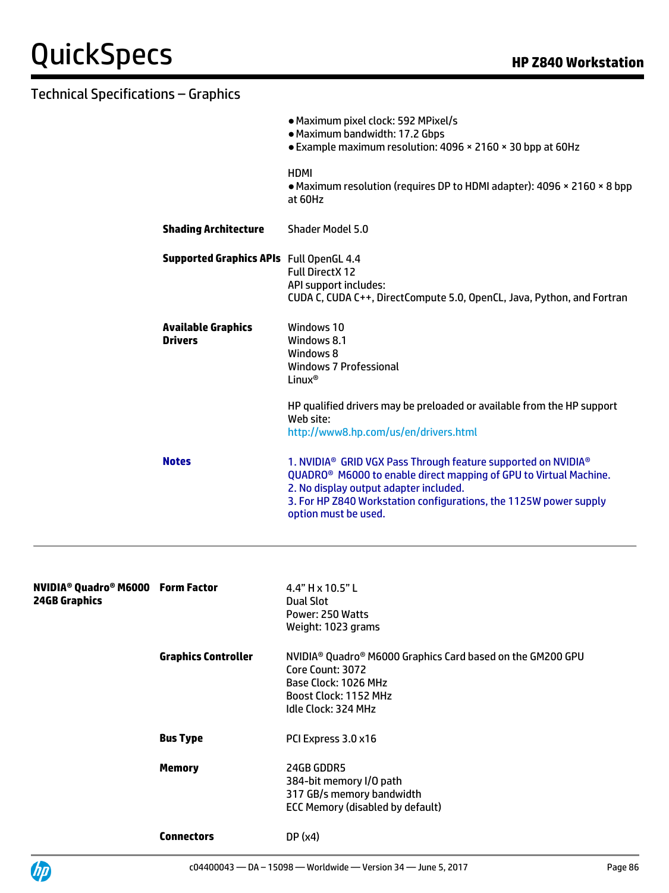## Technical Specifications – Graphics

| | | |
|---|---|---|
| | | ● Maximum pixel clock: 592 MPixel/s<br>● Maximum bandwidth: 17.2 Gbps<br>● Example maximum resolution: 4096 × 2160 × 30 bpp at 60Hz<br><br>HDMI<br>● Maximum resolution (requires DP to HDMI adapter): 4096 × 2160 × 8 bpp at 60Hz |
| | **Shading Architecture** | Shader Model 5.0 |
| | **Supported Graphics APIs** | Full OpenGL 4.4<br>Full DirectX 12<br>API support includes:<br>CUDA C, CUDA C++, DirectCompute 5.0, OpenCL, Java, Python, and Fortran |
| | **Available Graphics Drivers** | Windows 10<br>Windows 8.1<br>Windows 8<br>Windows 7 Professional<br>Linux®<br><br>HP qualified drivers may be preloaded or available from the HP support Web site:<br>http://www8.hp.com/us/en/drivers.html |
| | **Notes** | 1. NVIDIA® GRID VGX Pass Through feature supported on NVIDIA® QUADRO® M6000 to enable direct mapping of GPU to Virtual Machine.<br>2. No display output adapter included.<br>3. For HP Z840 Workstation configurations, the 1125W power supply option must be used. |

| | | |
|---|---|---|
| **NVIDIA® Quadro® M6000 24GB Graphics** | **Form Factor** | 4.4" H x 10.5" L<br>Dual Slot<br>Power: 250 Watts<br>Weight: 1023 grams |
| | **Graphics Controller** | NVIDIA® Quadro® M6000 Graphics Card based on the GM200 GPU<br>Core Count: 3072<br>Base Clock: 1026 MHz<br>Boost Clock: 1152 MHz<br>Idle Clock: 324 MHz |
| | **Bus Type** | PCI Express 3.0 x16 |
| | **Memory** | 24GB GDDR5<br>384-bit memory I/O path<br>317 GB/s memory bandwidth<br>ECC Memory (disabled by default) |
| | **Connectors** | DP (x4) |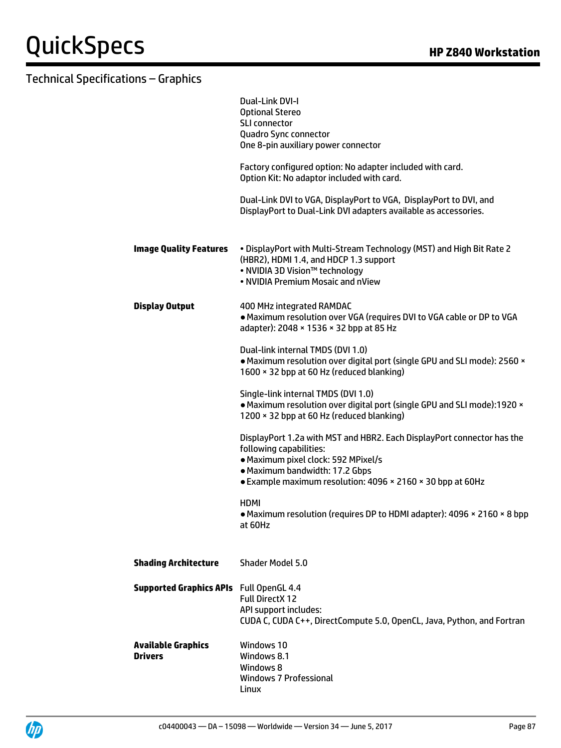## Technical Specifications – Graphics

Dual-Link DVI-I
Optional Stereo
SLI connector
Quadro Sync connector
One 8-pin auxiliary power connector

Factory configured option: No adapter included with card.
Option Kit: No adaptor included with card.

Dual-Link DVI to VGA, DisplayPort to VGA, DisplayPort to DVI, and DisplayPort to Dual-Link DVI adapters available as accessories.

**Image Quality Features**

- DisplayPort with Multi-Stream Technology (MST) and High Bit Rate 2 (HBR2), HDMI 1.4, and HDCP 1.3 support
- NVIDIA 3D Vision™ technology
- NVIDIA Premium Mosaic and nView

**Display Output**

400 MHz integrated RAMDAC
- Maximum resolution over VGA (requires DVI to VGA cable or DP to VGA adapter): 2048 × 1536 × 32 bpp at 85 Hz

Dual-link internal TMDS (DVI 1.0)
- Maximum resolution over digital port (single GPU and SLI mode): 2560 × 1600 × 32 bpp at 60 Hz (reduced blanking)

Single-link internal TMDS (DVI 1.0)
- Maximum resolution over digital port (single GPU and SLI mode):1920 × 1200 × 32 bpp at 60 Hz (reduced blanking)

DisplayPort 1.2a with MST and HBR2. Each DisplayPort connector has the following capabilities:
- Maximum pixel clock: 592 MPixel/s
- Maximum bandwidth: 17.2 Gbps
- Example maximum resolution: 4096 × 2160 × 30 bpp at 60Hz

HDMI
- Maximum resolution (requires DP to HDMI adapter): 4096 × 2160 × 8 bpp at 60Hz

**Shading Architecture**

Shader Model 5.0

**Supported Graphics APIs**

Full OpenGL 4.4
Full DirectX 12
API support includes:
CUDA C, CUDA C++, DirectCompute 5.0, OpenCL, Java, Python, and Fortran

**Available Graphics Drivers**

Windows 10
Windows 8.1
Windows 8
Windows 7 Professional
Linux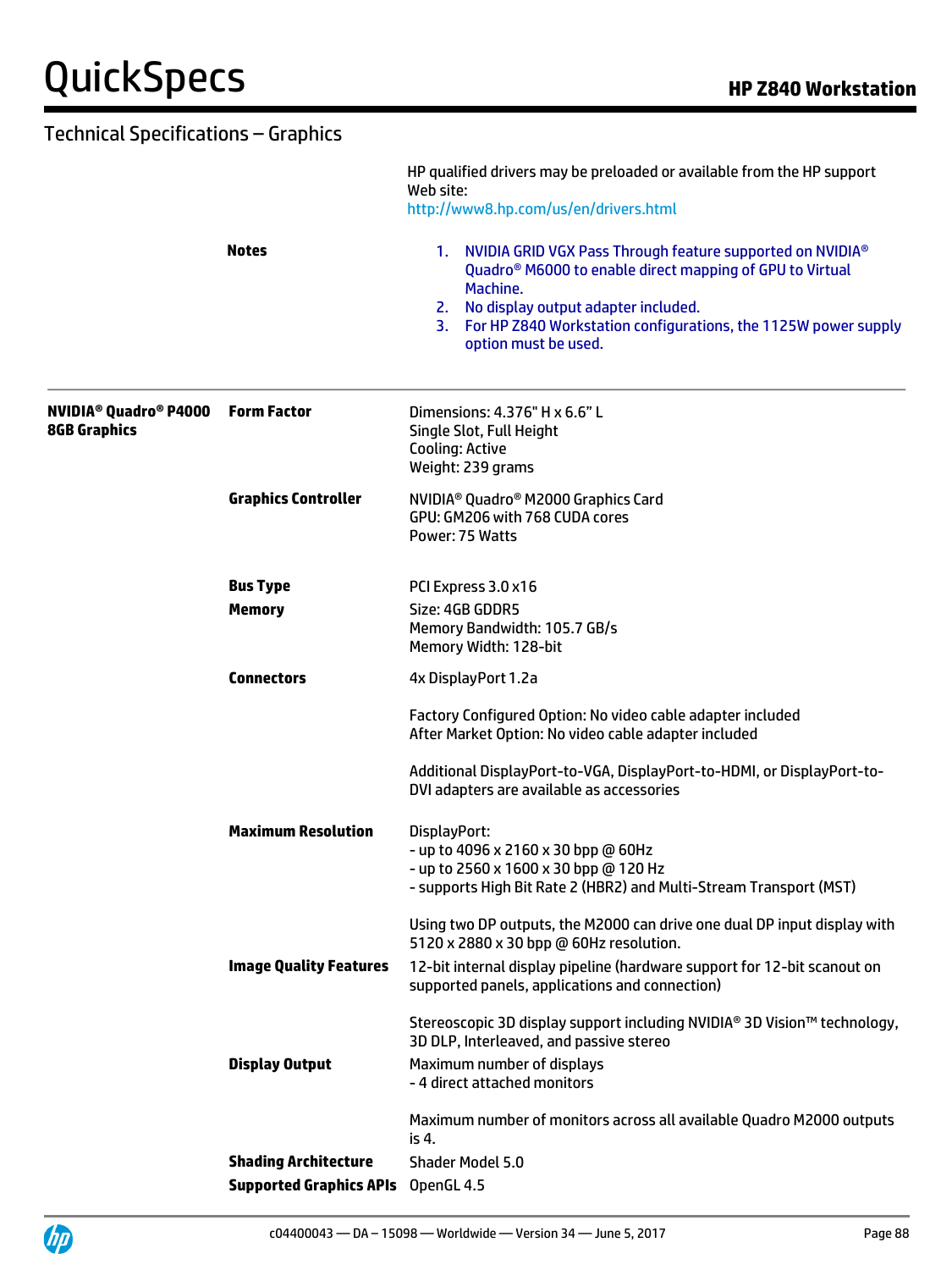## Technical Specifications – Graphics

| | | |
|---|---|---|
| | | HP qualified drivers may be preloaded or available from the HP support Web site: http://www8.hp.com/us/en/drivers.html |
| | **Notes** | 1. NVIDIA GRID VGX Pass Through feature supported on NVIDIA® Quadro® M6000 to enable direct mapping of GPU to Virtual Machine.<br>2. No display output adapter included.<br>3. For HP Z840 Workstation configurations, the 1125W power supply option must be used. |
| **NVIDIA® Quadro® P4000 8GB Graphics** | **Form Factor** | Dimensions: 4.376" H x 6.6" L<br>Single Slot, Full Height<br>Cooling: Active<br>Weight: 239 grams |
| | **Graphics Controller** | NVIDIA® Quadro® M2000 Graphics Card<br>GPU: GM206 with 768 CUDA cores<br>Power: 75 Watts |
| | **Bus Type** | PCI Express 3.0 x16 |
| | **Memory** | Size: 4GB GDDR5<br>Memory Bandwidth: 105.7 GB/s<br>Memory Width: 128-bit |
| | **Connectors** | 4x DisplayPort 1.2a<br><br>Factory Configured Option: No video cable adapter included<br>After Market Option: No video cable adapter included<br><br>Additional DisplayPort-to-VGA, DisplayPort-to-HDMI, or DisplayPort-to-DVI adapters are available as accessories |
| | **Maximum Resolution** | DisplayPort:<br>- up to 4096 x 2160 x 30 bpp @ 60Hz<br>- up to 2560 x 1600 x 30 bpp @ 120 Hz<br>- supports High Bit Rate 2 (HBR2) and Multi-Stream Transport (MST)<br><br>Using two DP outputs, the M2000 can drive one dual DP input display with 5120 x 2880 x 30 bpp @ 60Hz resolution. |
| | **Image Quality Features** | 12-bit internal display pipeline (hardware support for 12-bit scanout on supported panels, applications and connection)<br><br>Stereoscopic 3D display support including NVIDIA® 3D Vision™ technology, 3D DLP, Interleaved, and passive stereo |
| | **Display Output** | Maximum number of displays<br>- 4 direct attached monitors<br><br>Maximum number of monitors across all available Quadro M2000 outputs is 4. |
| | **Shading Architecture** | Shader Model 5.0 |
| | **Supported Graphics APIs** | OpenGL 4.5 |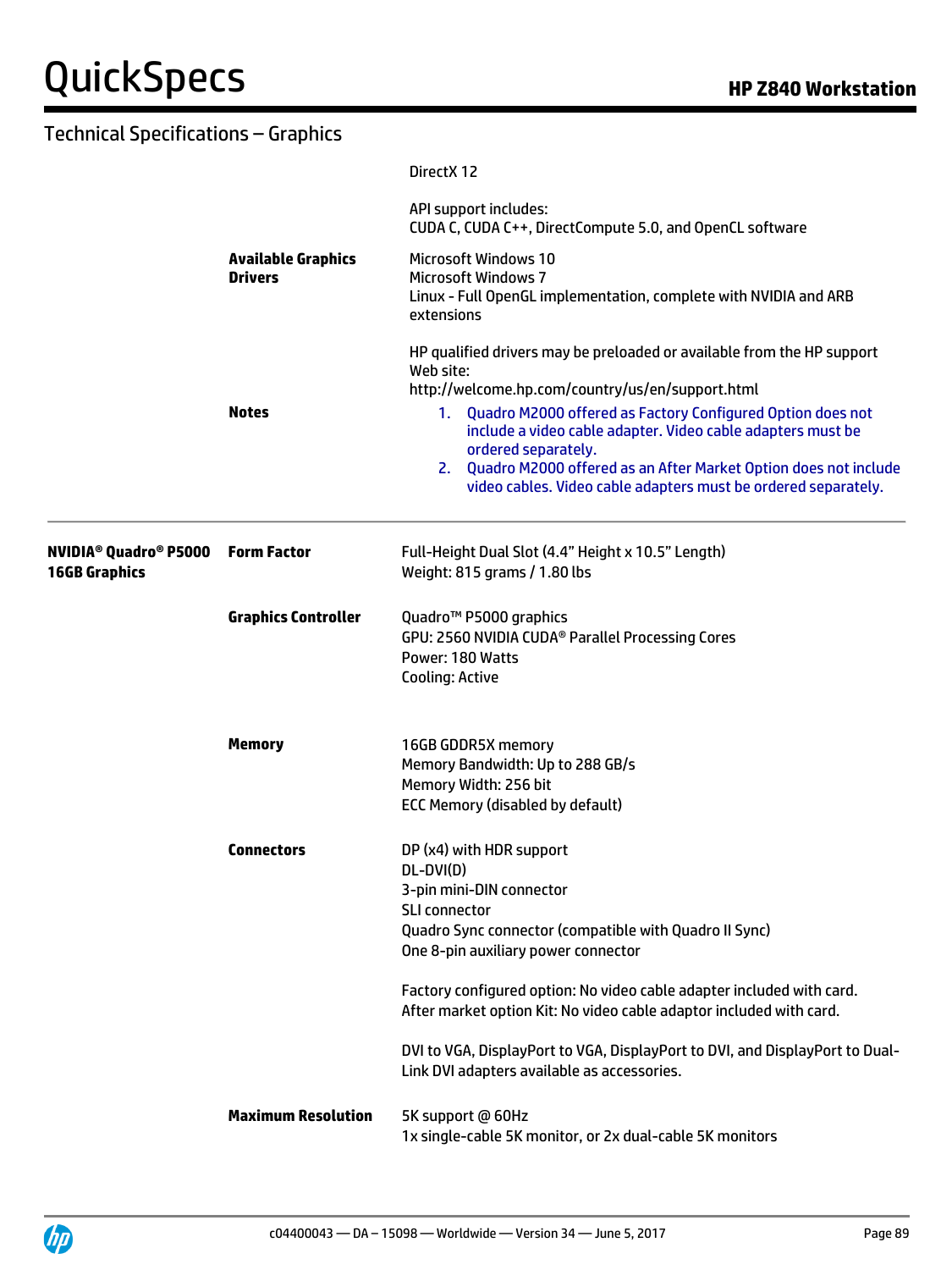## Technical Specifications – Graphics

| | | |
|---|---|---|
| | | DirectX 12<br><br>API support includes:<br>CUDA C, CUDA C++, DirectCompute 5.0, and OpenCL software |
| | **Available Graphics Drivers** | Microsoft Windows 10<br>Microsoft Windows 7<br>Linux - Full OpenGL implementation, complete with NVIDIA and ARB extensions<br><br>HP qualified drivers may be preloaded or available from the HP support Web site:<br>http://welcome.hp.com/country/us/en/support.html |
| | **Notes** | 1. Quadro M2000 offered as Factory Configured Option does not include a video cable adapter. Video cable adapters must be ordered separately.<br>2. Quadro M2000 offered as an After Market Option does not include video cables. Video cable adapters must be ordered separately. |
| **NVIDIA® Quadro® P5000 16GB Graphics** | **Form Factor** | Full-Height Dual Slot (4.4" Height x 10.5" Length)<br>Weight: 815 grams / 1.80 lbs |
| | **Graphics Controller** | Quadro™ P5000 graphics<br>GPU: 2560 NVIDIA CUDA® Parallel Processing Cores<br>Power: 180 Watts<br>Cooling: Active |
| | **Memory** | 16GB GDDR5X memory<br>Memory Bandwidth: Up to 288 GB/s<br>Memory Width: 256 bit<br>ECC Memory (disabled by default) |
| | **Connectors** | DP (x4) with HDR support<br>DL-DVI(D)<br>3-pin mini-DIN connector<br>SLI connector<br>Quadro Sync connector (compatible with Quadro II Sync)<br>One 8-pin auxiliary power connector<br><br>Factory configured option: No video cable adapter included with card.<br>After market option Kit: No video cable adaptor included with card.<br><br>DVI to VGA, DisplayPort to VGA, DisplayPort to DVI, and DisplayPort to Dual-Link DVI adapters available as accessories. |
| | **Maximum Resolution** | 5K support @ 60Hz<br>1x single-cable 5K monitor, or 2x dual-cable 5K monitors |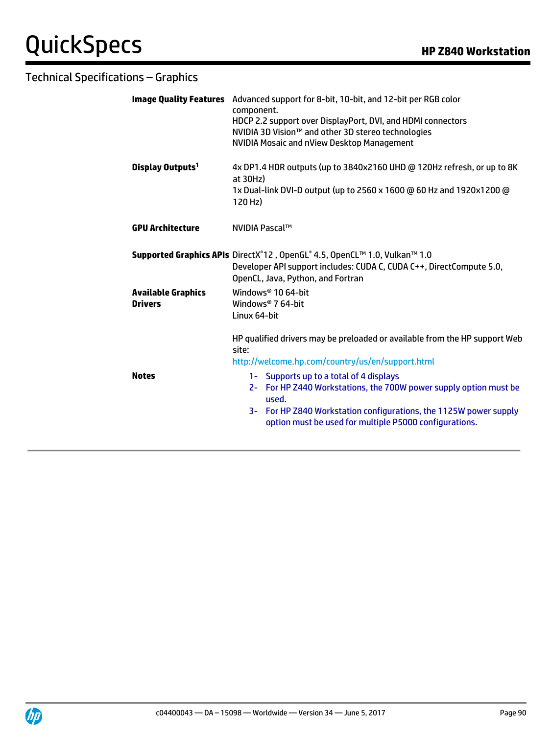## Technical Specifications – Graphics

| | |
|---|---|
| **Image Quality Features** | Advanced support for 8-bit, 10-bit, and 12-bit per RGB color component.<br>HDCP 2.2 support over DisplayPort, DVI, and HDMI connectors<br>NVIDIA 3D Vision™ and other 3D stereo technologies<br>NVIDIA Mosaic and nView Desktop Management |
| **Display Outputs**[1] | 4x DP1.4 HDR outputs (up to 3840x2160 UHD @ 120Hz refresh, or up to 8K at 30Hz)<br>1x Dual-link DVI-D output (up to 2560 x 1600 @ 60 Hz and 1920x1200 @ 120 Hz) |
| **GPU Architecture** | NVIDIA Pascal™ |
| **Supported Graphics APIs** | DirectX®12 , OpenGL® 4.5, OpenCL™ 1.0, Vulkan™ 1.0<br>Developer API support includes: CUDA C, CUDA C++, DirectCompute 5.0, OpenCL, Java, Python, and Fortran |
| **Available Graphics Drivers** | Windows® 10 64-bit<br>Windows® 7 64-bit<br>Linux 64-bit<br><br>HP qualified drivers may be preloaded or available from the HP support Web site:<br>http://welcome.hp.com/country/us/en/support.html |
| **Notes** | 1- Supports up to a total of 4 displays<br>2- For HP Z440 Workstations, the 700W power supply option must be used.<br>3- For HP Z840 Workstation configurations, the 1125W power supply option must be used for multiple P5000 configurations. |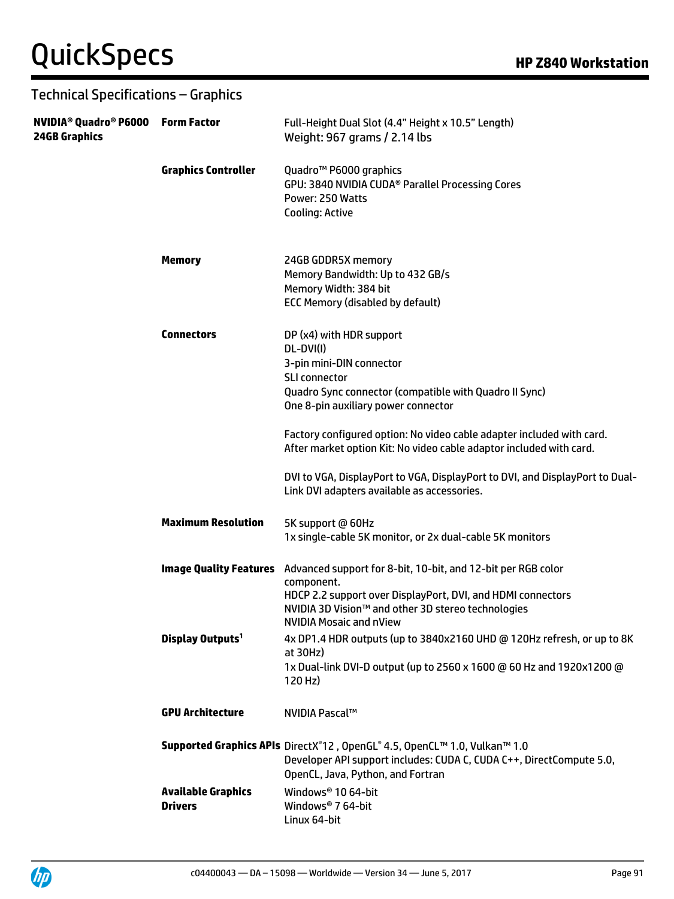## Technical Specifications – Graphics

| NVIDIA® Quadro® P6000 24GB Graphics | | |
|---|---|---|
| | **Form Factor** | Full-Height Dual Slot (4.4" Height x 10.5" Length)<br>Weight: 967 grams / 2.14 lbs |
| | **Graphics Controller** | Quadro™ P6000 graphics<br>GPU: 3840 NVIDIA CUDA® Parallel Processing Cores<br>Power: 250 Watts<br>Cooling: Active |
| | **Memory** | 24GB GDDR5X memory<br>Memory Bandwidth: Up to 432 GB/s<br>Memory Width: 384 bit<br>ECC Memory (disabled by default) |
| | **Connectors** | DP (x4) with HDR support<br>DL-DVI(I)<br>3-pin mini-DIN connector<br>SLI connector<br>Quadro Sync connector (compatible with Quadro II Sync)<br>One 8-pin auxiliary power connector<br><br>Factory configured option: No video cable adapter included with card.<br>After market option Kit: No video cable adaptor included with card.<br><br>DVI to VGA, DisplayPort to VGA, DisplayPort to DVI, and DisplayPort to Dual-Link DVI adapters available as accessories. |
| | **Maximum Resolution** | 5K support @ 60Hz<br>1x single-cable 5K monitor, or 2x dual-cable 5K monitors |
| | **Image Quality Features** | Advanced support for 8-bit, 10-bit, and 12-bit per RGB color component.<br>HDCP 2.2 support over DisplayPort, DVI, and HDMI connectors<br>NVIDIA 3D Vision™ and other 3D stereo technologies<br>NVIDIA Mosaic and nView |
| | **Display Outputs[1]** | 4x DP1.4 HDR outputs (up to 3840x2160 UHD @ 120Hz refresh, or up to 8K at 30Hz)<br>1x Dual-link DVI-D output (up to 2560 x 1600 @ 60 Hz and 1920x1200 @ 120 Hz) |
| | **GPU Architecture** | NVIDIA Pascal™ |
| | **Supported Graphics APIs** | DirectX®12 , OpenGL® 4.5, OpenCL™ 1.0, Vulkan™ 1.0<br>Developer API support includes: CUDA C, CUDA C++, DirectCompute 5.0, OpenCL, Java, Python, and Fortran |
| | **Available Graphics Drivers** | Windows® 10 64-bit<br>Windows® 7 64-bit<br>Linux 64-bit |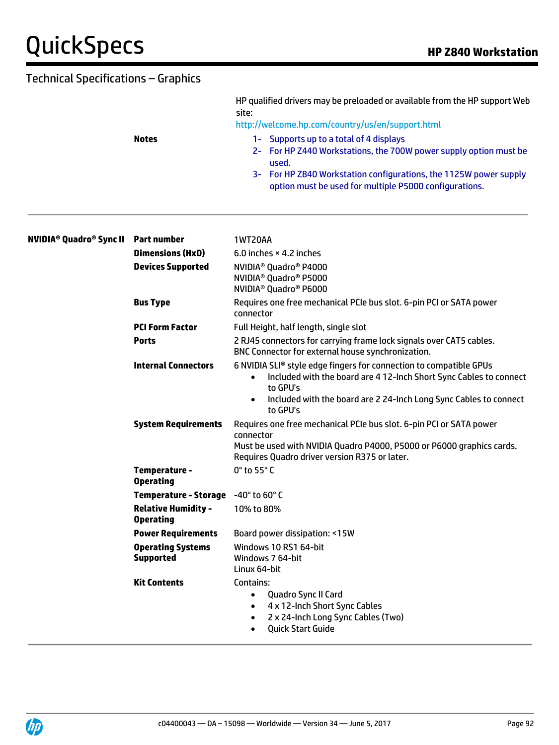## Technical Specifications – Graphics

| | | |
|---|---|---|
| | | HP qualified drivers may be preloaded or available from the HP support Web site: http://welcome.hp.com/country/us/en/support.html |
| | **Notes** | 1- Supports up to a total of 4 displays<br>2- For HP Z440 Workstations, the 700W power supply option must be used.<br>3- For HP Z840 Workstation configurations, the 1125W power supply option must be used for multiple P5000 configurations. |

| | | |
|---|---|---|
| **NVIDIA® Quadro® Sync II** | **Part number** | 1WT20AA |
| | **Dimensions (HxD)** | 6.0 inches × 4.2 inches |
| | **Devices Supported** | NVIDIA® Quadro® P4000<br>NVIDIA® Quadro® P5000<br>NVIDIA® Quadro® P6000 |
| | **Bus Type** | Requires one free mechanical PCIe bus slot. 6-pin PCI or SATA power connector |
| | **PCI Form Factor** | Full Height, half length, single slot |
| | **Ports** | 2 RJ45 connectors for carrying frame lock signals over CAT5 cables.<br>BNC Connector for external house synchronization. |
| | **Internal Connectors** | 6 NVIDIA SLI® style edge fingers for connection to compatible GPUs<br>• Included with the board are 4 12-Inch Short Sync Cables to connect to GPU's<br>• Included with the board are 2 24-Inch Long Sync Cables to connect to GPU's |
| | **System Requirements** | Requires one free mechanical PCIe bus slot. 6-pin PCI or SATA power connector<br>Must be used with NVIDIA Quadro P4000, P5000 or P6000 graphics cards.<br>Requires Quadro driver version R375 or later. |
| | **Temperature - Operating** | 0° to 55° C |
| | **Temperature - Storage** | -40° to 60° C |
| | **Relative Humidity - Operating** | 10% to 80% |
| | **Power Requirements** | Board power dissipation: <15W |
| | **Operating Systems Supported** | Windows 10 RS1 64-bit<br>Windows 7 64-bit<br>Linux 64-bit |
| | **Kit Contents** | Contains:<br>• Quadro Sync II Card<br>• 4 x 12-Inch Short Sync Cables<br>• 2 x 24-Inch Long Sync Cables (Two)<br>• Quick Start Guide |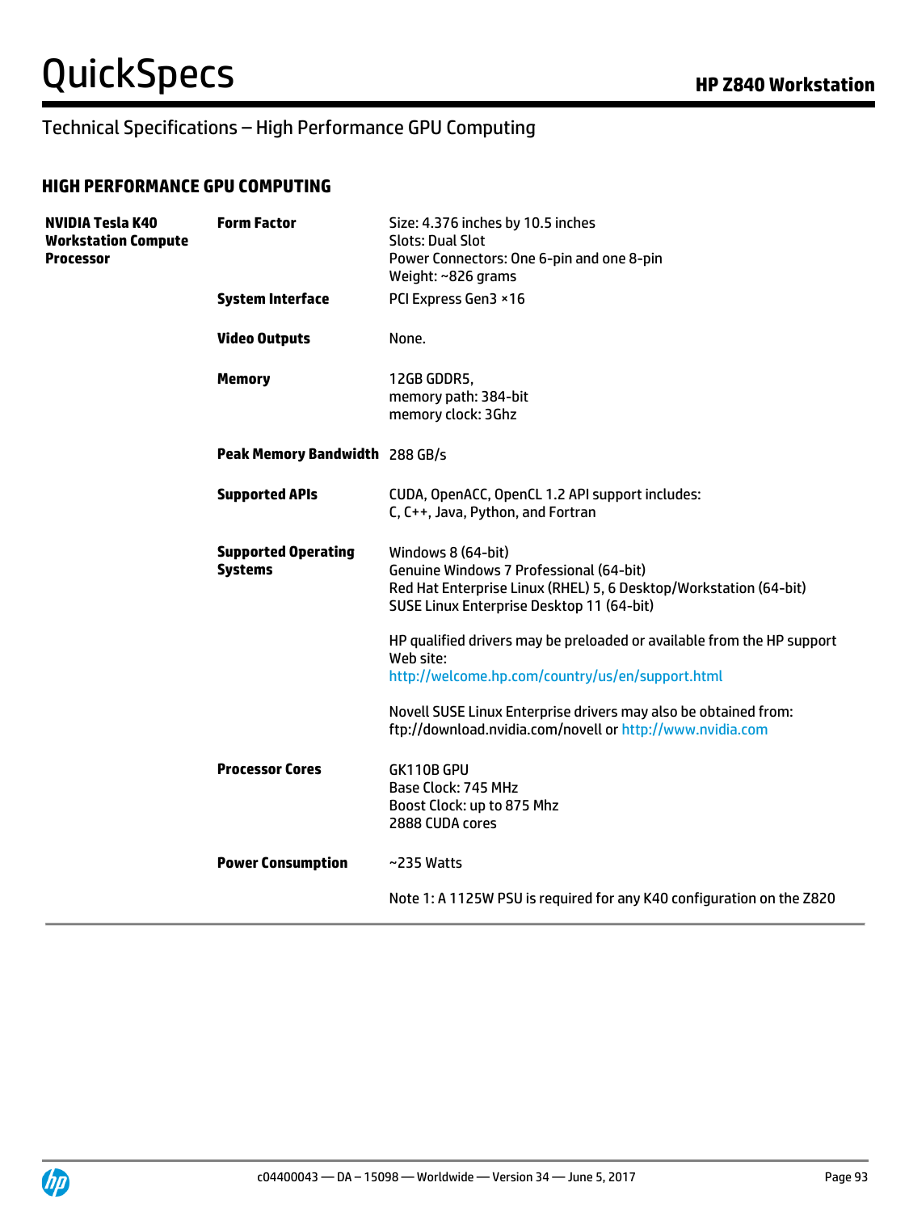## Technical Specifications – High Performance GPU Computing

### HIGH PERFORMANCE GPU COMPUTING

| | | |
|---|---|---|
| **NVIDIA Tesla K40 Workstation Compute Processor** | **Form Factor** | Size: 4.376 inches by 10.5 inches<br>Slots: Dual Slot<br>Power Connectors: One 6-pin and one 8-pin<br>Weight: ~826 grams |
| | **System Interface** | PCI Express Gen3 ×16 |
| | **Video Outputs** | None. |
| | **Memory** | 12GB GDDR5,<br>memory path: 384-bit<br>memory clock: 3Ghz |
| | **Peak Memory Bandwidth** | 288 GB/s |
| | **Supported APIs** | CUDA, OpenACC, OpenCL 1.2 API support includes:<br>C, C++, Java, Python, and Fortran |
| | **Supported Operating Systems** | Windows 8 (64-bit)<br>Genuine Windows 7 Professional (64-bit)<br>Red Hat Enterprise Linux (RHEL) 5, 6 Desktop/Workstation (64-bit)<br>SUSE Linux Enterprise Desktop 11 (64-bit)<br><br>HP qualified drivers may be preloaded or available from the HP support Web site:<br>http://welcome.hp.com/country/us/en/support.html<br><br>Novell SUSE Linux Enterprise drivers may also be obtained from:<br>ftp://download.nvidia.com/novell or http://www.nvidia.com |
| | **Processor Cores** | GK110B GPU<br>Base Clock: 745 MHz<br>Boost Clock: up to 875 Mhz<br>2888 CUDA cores |
| | **Power Consumption** | ~235 Watts<br><br>Note 1: A 1125W PSU is required for any K40 configuration on the Z820 |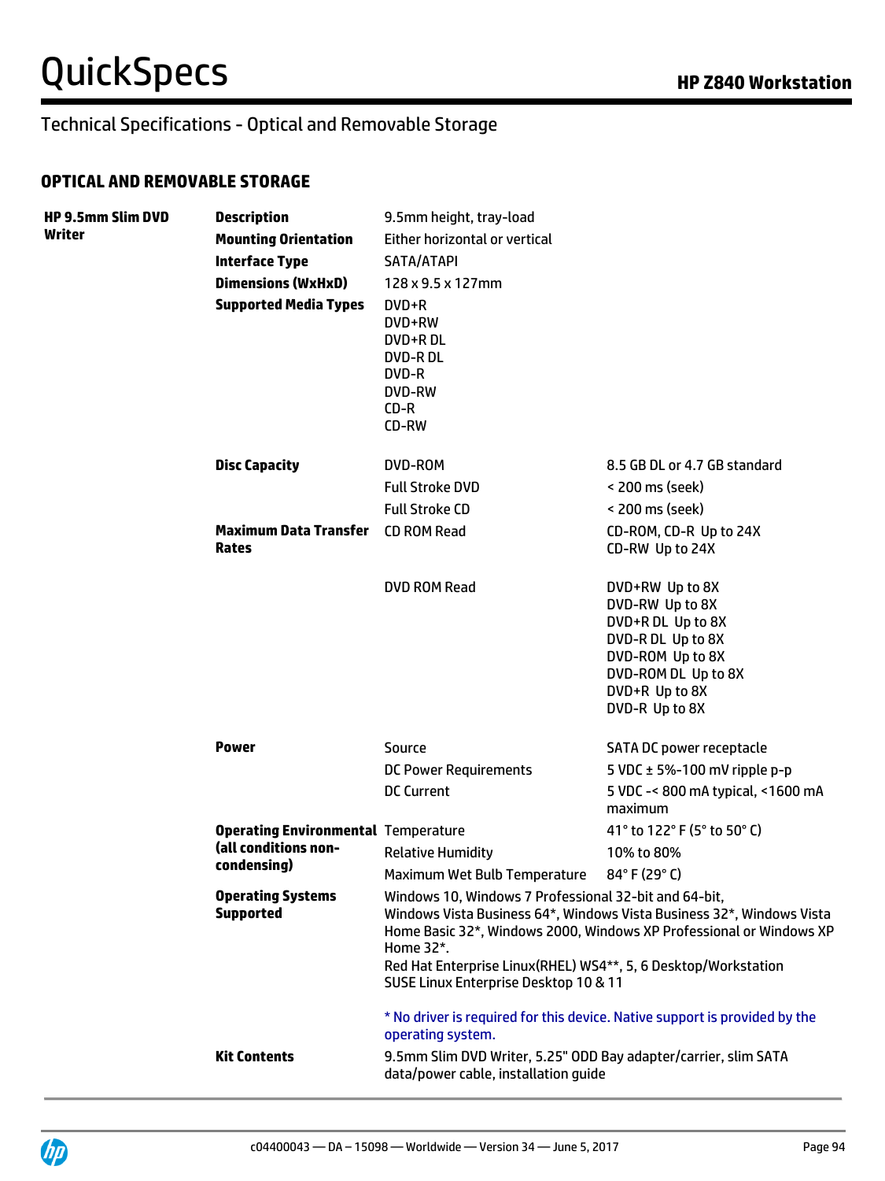## Technical Specifications - Optical and Removable Storage

### OPTICAL AND REMOVABLE STORAGE

| | | | |
|---|---|---|---|
| **HP 9.5mm Slim DVD Writer** | **Description** | 9.5mm height, tray-load | |
| | **Mounting Orientation** | Either horizontal or vertical | |
| | **Interface Type** | SATA/ATAPI | |
| | **Dimensions (WxHxD)** | 128 x 9.5 x 127mm | |
| | **Supported Media Types** | DVD+R<br>DVD+RW<br>DVD+R DL<br>DVD-R DL<br>DVD-R<br>DVD-RW<br>CD-R<br>CD-RW | |
| | **Disc Capacity** | DVD-ROM | 8.5 GB DL or 4.7 GB standard |
| | | Full Stroke DVD | < 200 ms (seek) |
| | | Full Stroke CD | < 200 ms (seek) |
| | **Maximum Data Transfer Rates** | CD ROM Read | CD-ROM, CD-R Up to 24X<br>CD-RW Up to 24X |
| | | DVD ROM Read | DVD+RW Up to 8X<br>DVD-RW Up to 8X<br>DVD+R DL Up to 8X<br>DVD-R DL Up to 8X<br>DVD-ROM Up to 8X<br>DVD-ROM DL Up to 8X<br>DVD+R Up to 8X<br>DVD-R Up to 8X |
| | **Power** | Source | SATA DC power receptacle |
| | | DC Power Requirements | 5 VDC ± 5%-100 mV ripple p-p |
| | | DC Current | 5 VDC -< 800 mA typical, <1600 mA maximum |
| | **Operating Environmental (all conditions non-condensing)** | Temperature | 41° to 122° F (5° to 50° C) |
| | | Relative Humidity | 10% to 80% |
| | | Maximum Wet Bulb Temperature | 84° F (29° C) |
| | **Operating Systems Supported** | Windows 10, Windows 7 Professional 32-bit and 64-bit, Windows Vista Business 64*, Windows Vista Business 32*, Windows Vista Home Basic 32*, Windows 2000, Windows XP Professional or Windows XP Home 32*.<br>Red Hat Enterprise Linux(RHEL) WS4**, 5, 6 Desktop/Workstation<br>SUSE Linux Enterprise Desktop 10 & 11<br><br>* No driver is required for this device. Native support is provided by the operating system. | |
| | **Kit Contents** | 9.5mm Slim DVD Writer, 5.25" ODD Bay adapter/carrier, slim SATA data/power cable, installation guide | |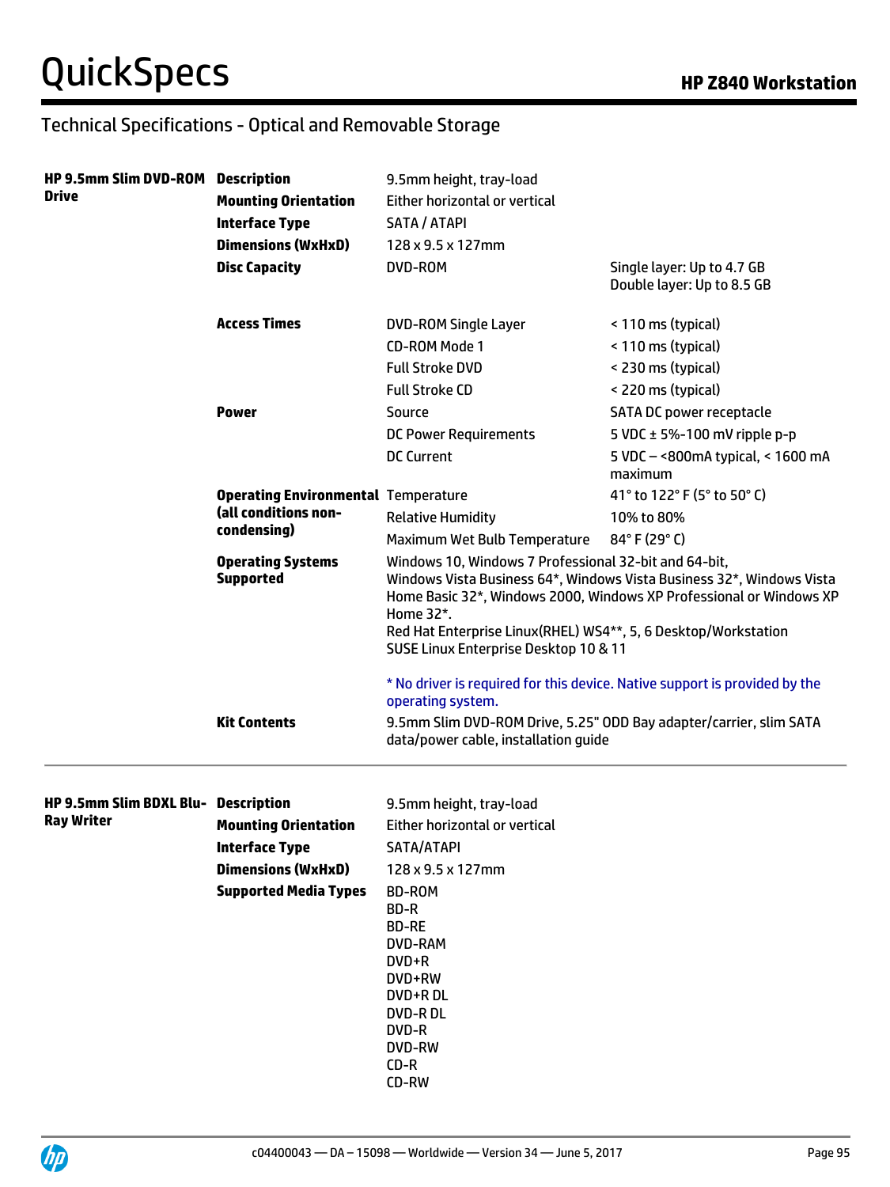## Technical Specifications - Optical and Removable Storage

| | | | |
|---|---|---|---|
| **HP 9.5mm Slim DVD-ROM Drive** | **Description** | 9.5mm height, tray-load | |
| | **Mounting Orientation** | Either horizontal or vertical | |
| | **Interface Type** | SATA / ATAPI | |
| | **Dimensions (WxHxD)** | 128 x 9.5 x 127mm | |
| | **Disc Capacity** | DVD-ROM | Single layer: Up to 4.7 GB<br>Double layer: Up to 8.5 GB |
| | **Access Times** | DVD-ROM Single Layer | < 110 ms (typical) |
| | | CD-ROM Mode 1 | < 110 ms (typical) |
| | | Full Stroke DVD | < 230 ms (typical) |
| | | Full Stroke CD | < 220 ms (typical) |
| | **Power** | Source | SATA DC power receptacle |
| | | DC Power Requirements | 5 VDC ± 5%-100 mV ripple p-p |
| | | DC Current | 5 VDC – <800mA typical, < 1600 mA maximum |
| | **Operating Environmental (all conditions non-condensing)** | Temperature | 41° to 122° F (5° to 50° C) |
| | | Relative Humidity | 10% to 80% |
| | | Maximum Wet Bulb Temperature | 84° F (29° C) |
| | **Operating Systems Supported** | Windows 10, Windows 7 Professional 32-bit and 64-bit, Windows Vista Business 64*, Windows Vista Business 32*, Windows Vista Home Basic 32*, Windows 2000, Windows XP Professional or Windows XP Home 32*.<br>Red Hat Enterprise Linux(RHEL) WS4**, 5, 6 Desktop/Workstation<br>SUSE Linux Enterprise Desktop 10 & 11<br><br>* No driver is required for this device. Native support is provided by the operating system. | |
| | **Kit Contents** | 9.5mm Slim DVD-ROM Drive, 5.25" ODD Bay adapter/carrier, slim SATA data/power cable, installation guide | |

| | | |
|---|---|---|
| **HP 9.5mm Slim BDXL Blu-Ray Writer** | **Description** | 9.5mm height, tray-load |
| | **Mounting Orientation** | Either horizontal or vertical |
| | **Interface Type** | SATA/ATAPI |
| | **Dimensions (WxHxD)** | 128 x 9.5 x 127mm |
| | **Supported Media Types** | BD-ROM<br>BD-R<br>BD-RE<br>DVD-RAM<br>DVD+R<br>DVD+RW<br>DVD+R DL<br>DVD-R DL<br>DVD-R<br>DVD-RW<br>CD-R<br>CD-RW |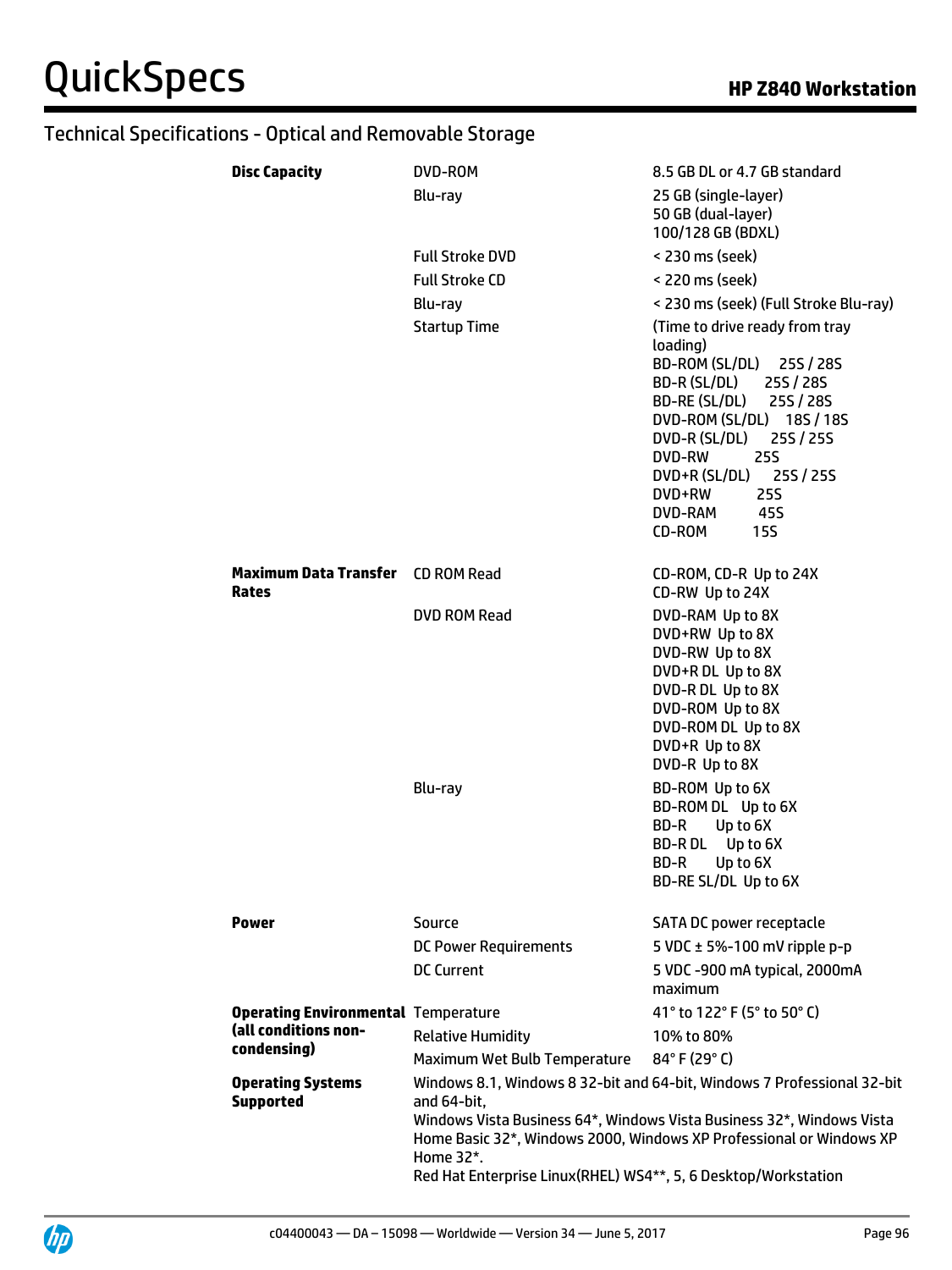## Technical Specifications - Optical and Removable Storage

| | | |
|---|---|---|
| **Disc Capacity** | DVD-ROM | 8.5 GB DL or 4.7 GB standard |
| | Blu-ray | 25 GB (single-layer)<br>50 GB (dual-layer)<br>100/128 GB (BDXL) |
| | Full Stroke DVD | < 230 ms (seek) |
| | Full Stroke CD | < 220 ms (seek) |
| | Blu-ray | < 230 ms (seek) (Full Stroke Blu-ray) |
| | Startup Time | (Time to drive ready from tray loading)<br>BD-ROM (SL/DL) 25S / 28S<br>BD-R (SL/DL) 25S / 28S<br>BD-RE (SL/DL) 25S / 28S<br>DVD-ROM (SL/DL) 18S / 18S<br>DVD-R (SL/DL) 25S / 25S<br>DVD-RW 25S<br>DVD+R (SL/DL) 25S / 25S<br>DVD+RW 25S<br>DVD-RAM 45S<br>CD-ROM 15S |
| **Maximum Data Transfer Rates** | CD ROM Read | CD-ROM, CD-R Up to 24X<br>CD-RW Up to 24X |
| | DVD ROM Read | DVD-RAM Up to 8X<br>DVD+RW Up to 8X<br>DVD-RW Up to 8X<br>DVD+R DL Up to 8X<br>DVD-R DL Up to 8X<br>DVD-ROM Up to 8X<br>DVD-ROM DL Up to 8X<br>DVD+R Up to 8X<br>DVD-R Up to 8X |
| | Blu-ray | BD-ROM Up to 6X<br>BD-ROM DL Up to 6X<br>BD-R Up to 6X<br>BD-R DL Up to 6X<br>BD-R Up to 6X<br>BD-RE SL/DL Up to 6X |
| **Power** | Source | SATA DC power receptacle |
| | DC Power Requirements | 5 VDC ± 5%-100 mV ripple p-p |
| | DC Current | 5 VDC -900 mA typical, 2000mA maximum |
| **Operating Environmental (all conditions non-condensing)** | Temperature | 41° to 122° F (5° to 50° C) |
| | Relative Humidity | 10% to 80% |
| | Maximum Wet Bulb Temperature | 84° F (29° C) |
| **Operating Systems Supported** | Windows 8.1, Windows 8 32-bit and 64-bit, Windows 7 Professional 32-bit and 64-bit,<br>Windows Vista Business 64*, Windows Vista Business 32*, Windows Vista Home Basic 32*, Windows 2000, Windows XP Professional or Windows XP Home 32*.<br>Red Hat Enterprise Linux(RHEL) WS4**, 5, 6 Desktop/Workstation | |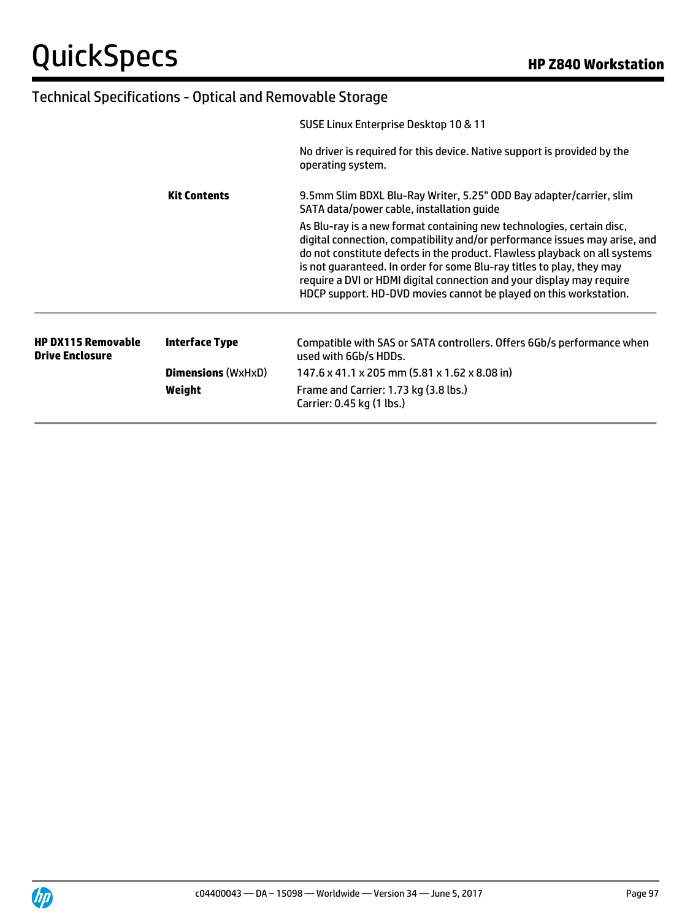## Technical Specifications - Optical and Removable Storage

| | | |
|---|---|---|
| | | SUSE Linux Enterprise Desktop 10 & 11 |
| | | No driver is required for this device. Native support is provided by the operating system. |
| | **Kit Contents** | 9.5mm Slim BDXL Blu-Ray Writer, 5.25" ODD Bay adapter/carrier, slim SATA data/power cable, installation guide |
| | | As Blu-ray is a new format containing new technologies, certain disc, digital connection, compatibility and/or performance issues may arise, and do not constitute defects in the product. Flawless playback on all systems is not guaranteed. In order for some Blu-ray titles to play, they may require a DVI or HDMI digital connection and your display may require HDCP support. HD-DVD movies cannot be played on this workstation. |

| | | |
|---|---|---|
| **HP DX115 Removable Drive Enclosure** | **Interface Type** | Compatible with SAS or SATA controllers. Offers 6Gb/s performance when used with 6Gb/s HDDs. |
| | **Dimensions** (WxHxD) | 147.6 x 41.1 x 205 mm (5.81 x 1.62 x 8.08 in) |
| | **Weight** | Frame and Carrier: 1.73 kg (3.8 lbs.)<br>Carrier: 0.45 kg (1 lbs.) |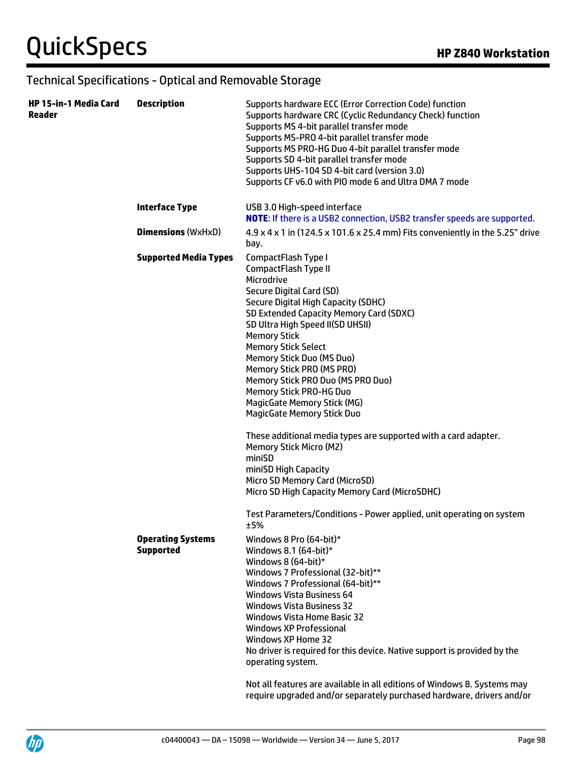## Technical Specifications - Optical and Removable Storage

| | | |
|---|---|---|
| **HP 15-in-1 Media Card Reader** | **Description** | Supports hardware ECC (Error Correction Code) function<br>Supports hardware CRC (Cyclic Redundancy Check) function<br>Supports MS 4-bit parallel transfer mode<br>Supports MS-PRO 4-bit parallel transfer mode<br>Supports MS PRO-HG Duo 4-bit parallel transfer mode<br>Supports SD 4-bit parallel transfer mode<br>Supports UHS-104 SD 4-bit card (version 3.0)<br>Supports CF v6.0 with PIO mode 6 and Ultra DMA 7 mode |
| | **Interface Type** | USB 3.0 High-speed interface<br>**NOTE**: If there is a USB2 connection, USB2 transfer speeds are supported. |
| | **Dimensions** (WxHxD) | 4.9 x 4 x 1 in (124.5 x 101.6 x 25.4 mm) Fits conveniently in the 5.25" drive bay. |
| | **Supported Media Types** | CompactFlash Type I<br>CompactFlash Type II<br>Microdrive<br>Secure Digital Card (SD)<br>Secure Digital High Capacity (SDHC)<br>SD Extended Capacity Memory Card (SDXC)<br>SD Ultra High Speed II(SD UHSII)<br>Memory Stick<br>Memory Stick Select<br>Memory Stick Duo (MS Duo)<br>Memory Stick PRO (MS PRO)<br>Memory Stick PRO Duo (MS PRO Duo)<br>Memory Stick PRO-HG Duo<br>MagicGate Memory Stick (MG)<br>MagicGate Memory Stick Duo<br><br>These additional media types are supported with a card adapter.<br>Memory Stick Micro (M2)<br>miniSD<br>miniSD High Capacity<br>Micro SD Memory Card (MicroSD)<br>Micro SD High Capacity Memory Card (MicroSDHC)<br><br>Test Parameters/Conditions - Power applied, unit operating on system ±5% |
| | **Operating Systems Supported** | Windows 8 Pro (64-bit)*<br>Windows 8.1 (64-bit)*<br>Windows 8 (64-bit)*<br>Windows 7 Professional (32-bit)**<br>Windows 7 Professional (64-bit)**<br>Windows Vista Business 64<br>Windows Vista Business 32<br>Windows Vista Home Basic 32<br>Windows XP Professional<br>Windows XP Home 32<br>No driver is required for this device. Native support is provided by the operating system.<br><br>Not all features are available in all editions of Windows 8. Systems may require upgraded and/or separately purchased hardware, drivers and/or |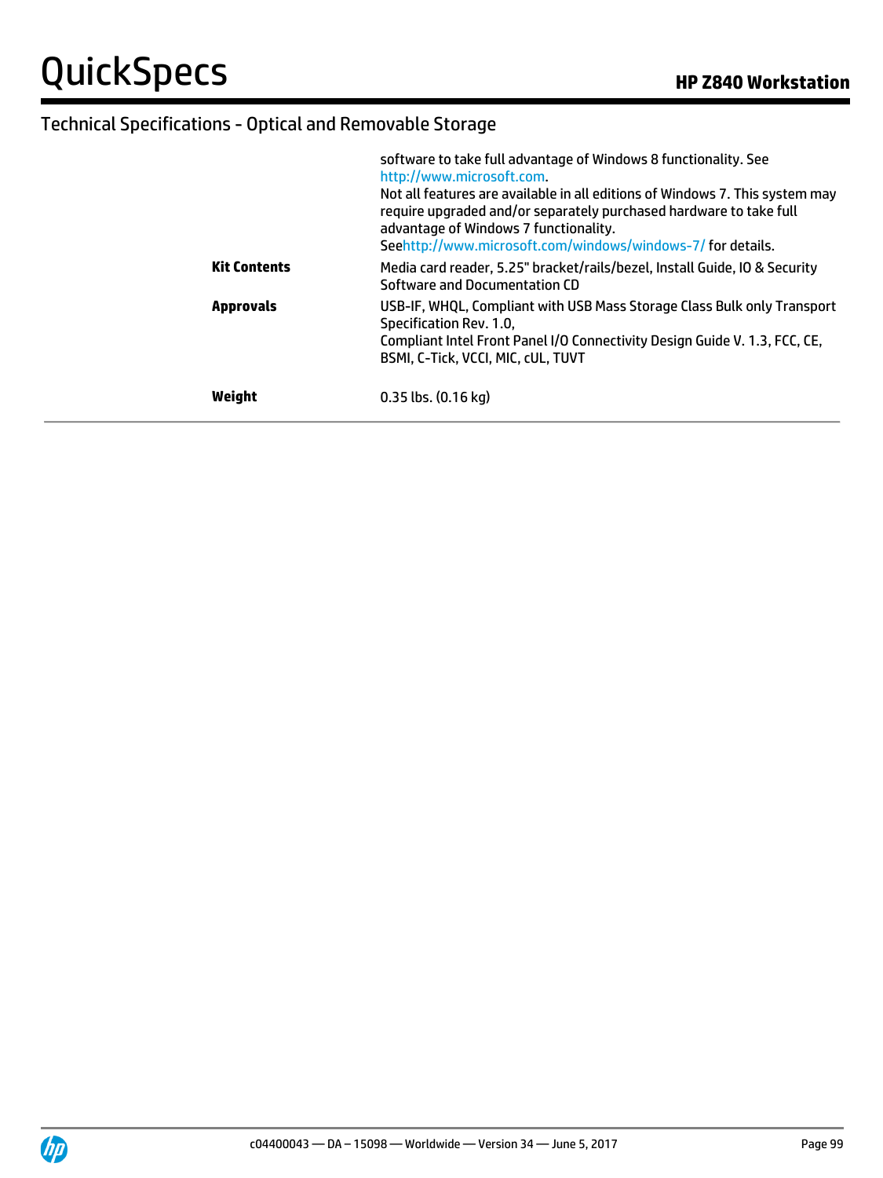## Technical Specifications - Optical and Removable Storage

| | |
|---|---|
| | software to take full advantage of Windows 8 functionality. See http://www.microsoft.com.<br>Not all features are available in all editions of Windows 7. This system may require upgraded and/or separately purchased hardware to take full advantage of Windows 7 functionality.<br>Seehttp://www.microsoft.com/windows/windows-7/ for details. |
| **Kit Contents** | Media card reader, 5.25" bracket/rails/bezel, Install Guide, IO & Security Software and Documentation CD |
| **Approvals** | USB-IF, WHQL, Compliant with USB Mass Storage Class Bulk only Transport Specification Rev. 1.0,<br>Compliant Intel Front Panel I/O Connectivity Design Guide V. 1.3, FCC, CE, BSMI, C-Tick, VCCI, MIC, cUL, TUVT |
| **Weight** | 0.35 lbs. (0.16 kg) |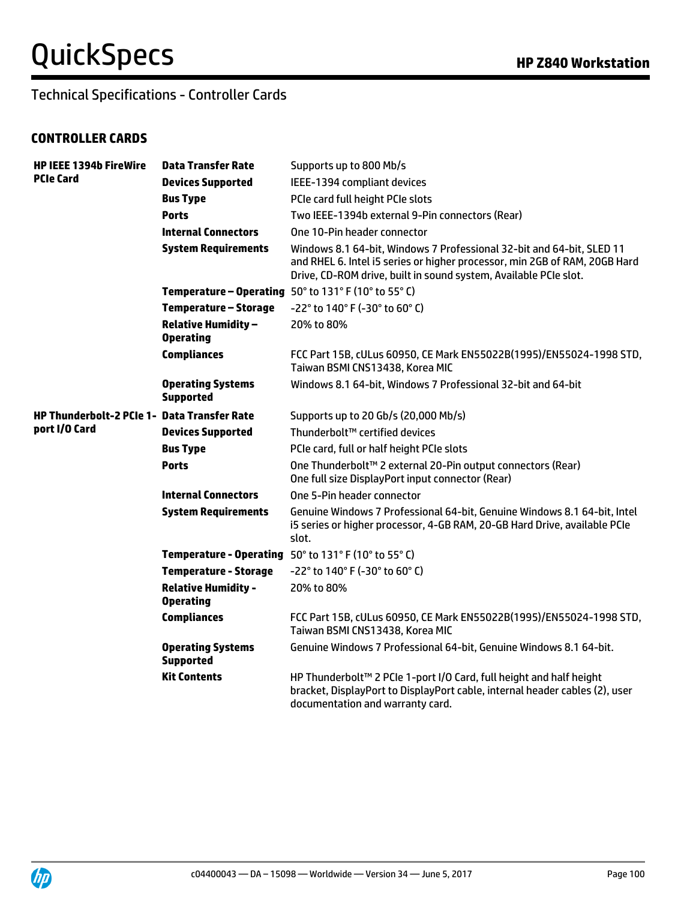## Technical Specifications - Controller Cards

### CONTROLLER CARDS

| | | |
|---|---|---|
| **HP IEEE 1394b FireWire PCIe Card** | **Data Transfer Rate** | Supports up to 800 Mb/s |
| | **Devices Supported** | IEEE-1394 compliant devices |
| | **Bus Type** | PCIe card full height PCIe slots |
| | **Ports** | Two IEEE-1394b external 9-Pin connectors (Rear) |
| | **Internal Connectors** | One 10-Pin header connector |
| | **System Requirements** | Windows 8.1 64-bit, Windows 7 Professional 32-bit and 64-bit, SLED 11 and RHEL 6. Intel i5 series or higher processor, min 2GB of RAM, 20GB Hard Drive, CD-ROM drive, built in sound system, Available PCIe slot. |
| | **Temperature – Operating** | 50° to 131° F (10° to 55° C) |
| | **Temperature – Storage** | -22° to 140° F (-30° to 60° C) |
| | **Relative Humidity – Operating** | 20% to 80% |
| | **Compliances** | FCC Part 15B, cULus 60950, CE Mark EN55022B(1995)/EN55024-1998 STD, Taiwan BSMI CNS13438, Korea MIC |
| | **Operating Systems Supported** | Windows 8.1 64-bit, Windows 7 Professional 32-bit and 64-bit |
| **HP Thunderbolt-2 PCIe 1-port I/O Card** | **Data Transfer Rate** | Supports up to 20 Gb/s (20,000 Mb/s) |
| | **Devices Supported** | Thunderbolt™ certified devices |
| | **Bus Type** | PCIe card, full or half height PCIe slots |
| | **Ports** | One Thunderbolt™ 2 external 20-Pin output connectors (Rear)<br>One full size DisplayPort input connector (Rear) |
| | **Internal Connectors** | One 5-Pin header connector |
| | **System Requirements** | Genuine Windows 7 Professional 64-bit, Genuine Windows 8.1 64-bit, Intel i5 series or higher processor, 4-GB RAM, 20-GB Hard Drive, available PCIe slot. |
| | **Temperature - Operating** | 50° to 131° F (10° to 55° C) |
| | **Temperature - Storage** | -22° to 140° F (-30° to 60° C) |
| | **Relative Humidity - Operating** | 20% to 80% |
| | **Compliances** | FCC Part 15B, cULus 60950, CE Mark EN55022B(1995)/EN55024-1998 STD, Taiwan BSMI CNS13438, Korea MIC |
| | **Operating Systems Supported** | Genuine Windows 7 Professional 64-bit, Genuine Windows 8.1 64-bit. |
| | **Kit Contents** | HP Thunderbolt™ 2 PCIe 1-port I/O Card, full height and half height bracket, DisplayPort to DisplayPort cable, internal header cables (2), user documentation and warranty card. |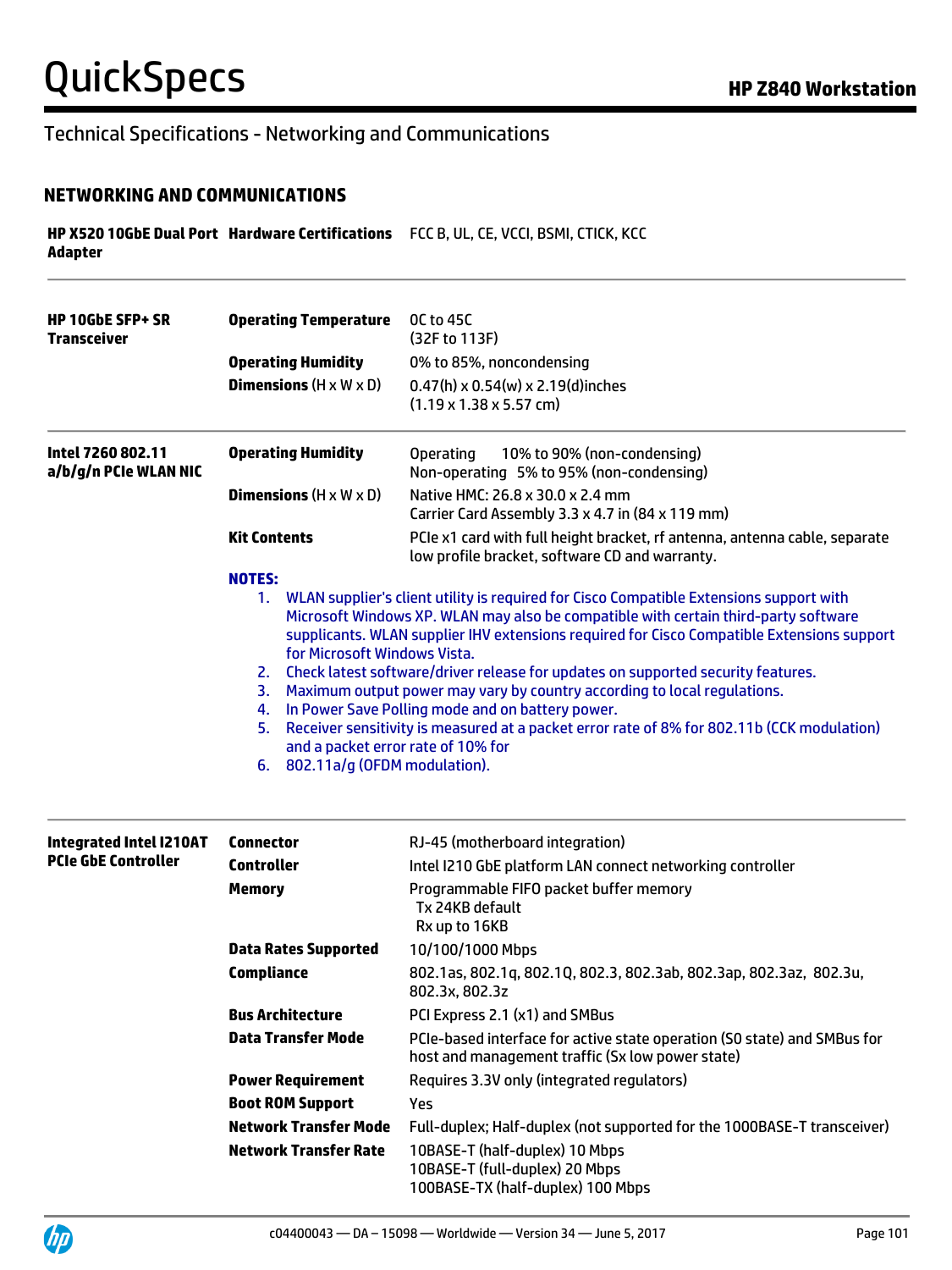## Technical Specifications - Networking and Communications

### NETWORKING AND COMMUNICATIONS

| | | |
|---|---|---|
| **HP X520 10GbE Dual Port Adapter** | **Hardware Certifications** | FCC B, UL, CE, VCCI, BSMI, CTICK, KCC |
| **HP 10GbE SFP+ SR Transceiver** | **Operating Temperature** | 0C to 45C (32F to 113F) |
| | **Operating Humidity** | 0% to 85%, noncondensing |
| | **Dimensions** (H x W x D) | 0.47(h) x 0.54(w) x 2.19(d)inches (1.19 x 1.38 x 5.57 cm) |
| **Intel 7260 802.11 a/b/g/n PCIe WLAN NIC** | **Operating Humidity** | Operating 10% to 90% (non-condensing)<br>Non-operating 5% to 95% (non-condensing) |
| | **Dimensions** (H x W x D) | Native HMC: 26.8 x 30.0 x 2.4 mm<br>Carrier Card Assembly 3.3 x 4.7 in (84 x 119 mm) |
| | **Kit Contents** | PCIe x1 card with full height bracket, rf antenna, antenna cable, separate low profile bracket, software CD and warranty. |

**NOTES:**

1. WLAN supplier's client utility is required for Cisco Compatible Extensions support with Microsoft Windows XP. WLAN may also be compatible with certain third-party software supplicants. WLAN supplier IHV extensions required for Cisco Compatible Extensions support for Microsoft Windows Vista.
2. Check latest software/driver release for updates on supported security features.
3. Maximum output power may vary by country according to local regulations.
4. In Power Save Polling mode and on battery power.
5. Receiver sensitivity is measured at a packet error rate of 8% for 802.11b (CCK modulation) and a packet error rate of 10% for
6. 802.11a/g (OFDM modulation).

| | | |
|---|---|---|
| **Integrated Intel I210AT PCIe GbE Controller** | **Connector** | RJ-45 (motherboard integration) |
| | **Controller** | Intel I210 GbE platform LAN connect networking controller |
| | **Memory** | Programmable FIFO packet buffer memory<br>Tx 24KB default<br>Rx up to 16KB |
| | **Data Rates Supported** | 10/100/1000 Mbps |
| | **Compliance** | 802.1as, 802.1q, 802.1Q, 802.3, 802.3ab, 802.3ap, 802.3az, 802.3u, 802.3x, 802.3z |
| | **Bus Architecture** | PCI Express 2.1 (x1) and SMBus |
| | **Data Transfer Mode** | PCIe-based interface for active state operation (S0 state) and SMBus for host and management traffic (Sx low power state) |
| | **Power Requirement** | Requires 3.3V only (integrated regulators) |
| | **Boot ROM Support** | Yes |
| | **Network Transfer Mode** | Full-duplex; Half-duplex (not supported for the 1000BASE-T transceiver) |
| | **Network Transfer Rate** | 10BASE-T (half-duplex) 10 Mbps<br>10BASE-T (full-duplex) 20 Mbps<br>100BASE-TX (half-duplex) 100 Mbps |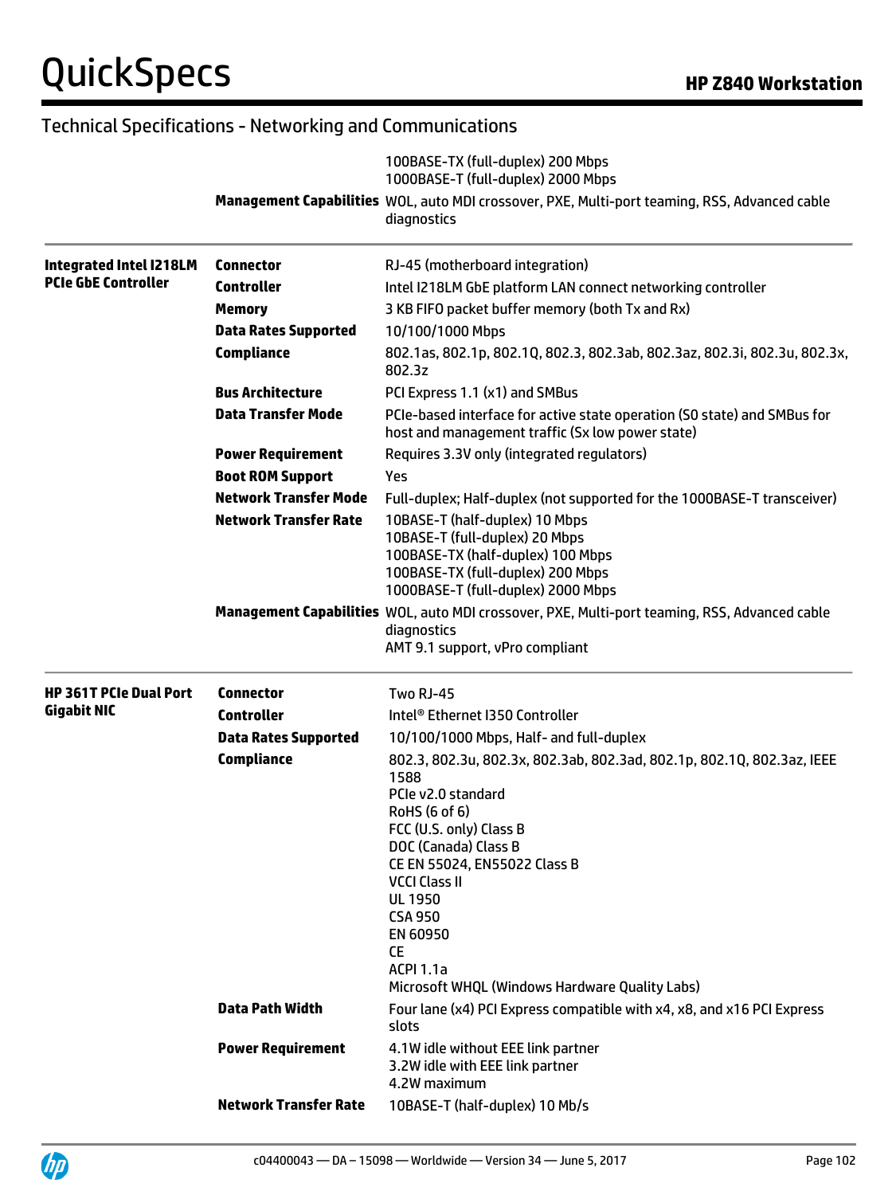## Technical Specifications - Networking and Communications

| | | |
|---|---|---|
| | | 100BASE-TX (full-duplex) 200 Mbps<br>1000BASE-T (full-duplex) 2000 Mbps |
| | **Management Capabilities** | WOL, auto MDI crossover, PXE, Multi-port teaming, RSS, Advanced cable diagnostics |
| **Integrated Intel I218LM PCIe GbE Controller** | **Connector** | RJ-45 (motherboard integration) |
| | **Controller** | Intel I218LM GbE platform LAN connect networking controller |
| | **Memory** | 3 KB FIFO packet buffer memory (both Tx and Rx) |
| | **Data Rates Supported** | 10/100/1000 Mbps |
| | **Compliance** | 802.1as, 802.1p, 802.1Q, 802.3, 802.3ab, 802.3az, 802.3i, 802.3u, 802.3x, 802.3z |
| | **Bus Architecture** | PCI Express 1.1 (x1) and SMBus |
| | **Data Transfer Mode** | PCIe-based interface for active state operation (S0 state) and SMBus for host and management traffic (Sx low power state) |
| | **Power Requirement** | Requires 3.3V only (integrated regulators) |
| | **Boot ROM Support** | Yes |
| | **Network Transfer Mode** | Full-duplex; Half-duplex (not supported for the 1000BASE-T transceiver) |
| | **Network Transfer Rate** | 10BASE-T (half-duplex) 10 Mbps<br>10BASE-T (full-duplex) 20 Mbps<br>100BASE-TX (half-duplex) 100 Mbps<br>100BASE-TX (full-duplex) 200 Mbps<br>1000BASE-T (full-duplex) 2000 Mbps |
| | **Management Capabilities** | WOL, auto MDI crossover, PXE, Multi-port teaming, RSS, Advanced cable diagnostics<br>AMT 9.1 support, vPro compliant |
| **HP 361T PCIe Dual Port Gigabit NIC** | **Connector** | Two RJ-45 |
| | **Controller** | Intel® Ethernet I350 Controller |
| | **Data Rates Supported** | 10/100/1000 Mbps, Half- and full-duplex |
| | **Compliance** | 802.3, 802.3u, 802.3x, 802.3ab, 802.3ad, 802.1p, 802.1Q, 802.3az, IEEE 1588<br>PCIe v2.0 standard<br>RoHS (6 of 6)<br>FCC (U.S. only) Class B<br>DOC (Canada) Class B<br>CE EN 55024, EN55022 Class B<br>VCCI Class II<br>UL 1950<br>CSA 950<br>EN 60950<br>CE<br>ACPI 1.1a<br>Microsoft WHQL (Windows Hardware Quality Labs) |
| | **Data Path Width** | Four lane (x4) PCI Express compatible with x4, x8, and x16 PCI Express slots |
| | **Power Requirement** | 4.1W idle without EEE link partner<br>3.2W idle with EEE link partner<br>4.2W maximum |
| | **Network Transfer Rate** | 10BASE-T (half-duplex) 10 Mb/s |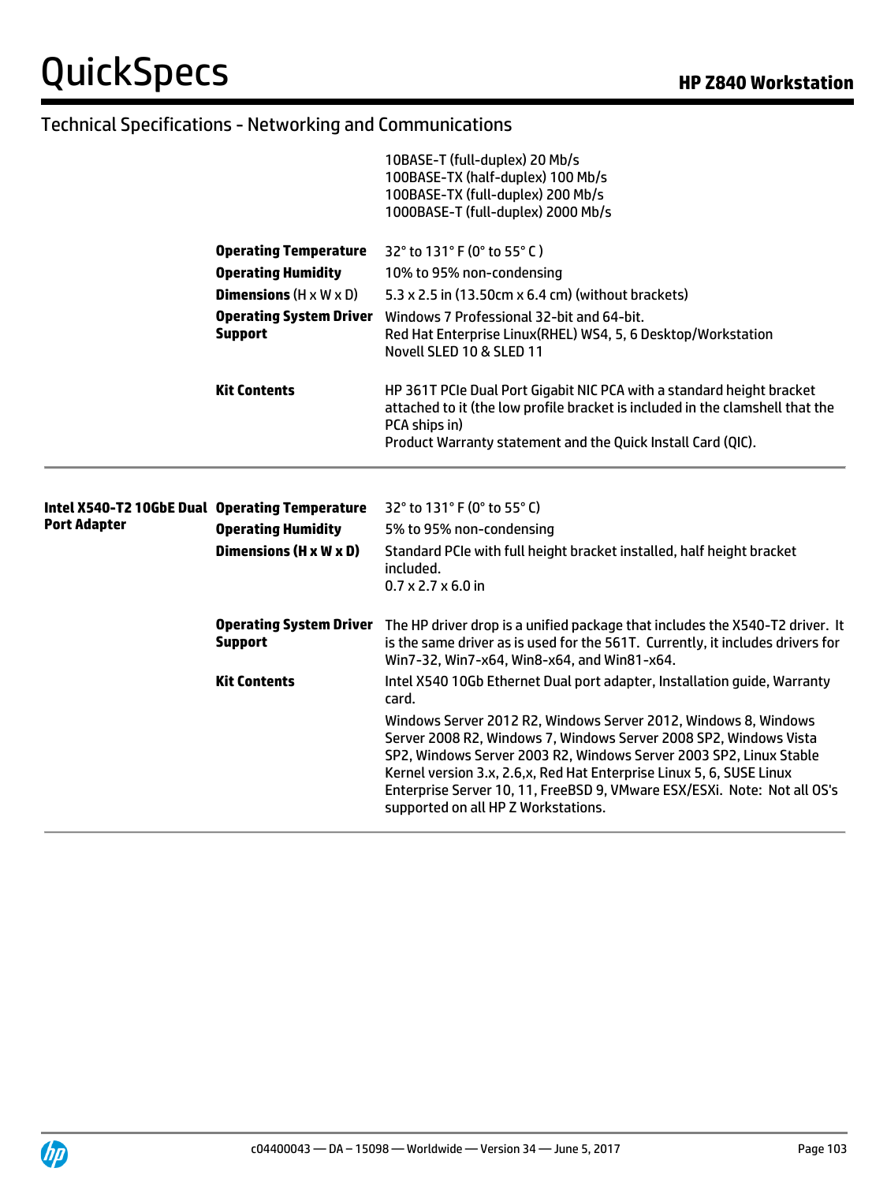## Technical Specifications - Networking and Communications

| | | |
|---|---|---|
| | | 10BASE-T (full-duplex) 20 Mb/s<br>100BASE-TX (half-duplex) 100 Mb/s<br>100BASE-TX (full-duplex) 200 Mb/s<br>1000BASE-T (full-duplex) 2000 Mb/s |
| | **Operating Temperature** | 32° to 131° F (0° to 55° C ) |
| | **Operating Humidity** | 10% to 95% non-condensing |
| | **Dimensions** (H x W x D) | 5.3 x 2.5 in (13.50cm x 6.4 cm) (without brackets) |
| | **Operating System Driver Support** | Windows 7 Professional 32-bit and 64-bit.<br>Red Hat Enterprise Linux(RHEL) WS4, 5, 6 Desktop/Workstation<br>Novell SLED 10 & SLED 11 |
| | **Kit Contents** | HP 361T PCIe Dual Port Gigabit NIC PCA with a standard height bracket attached to it (the low profile bracket is included in the clamshell that the PCA ships in)<br>Product Warranty statement and the Quick Install Card (QIC). |
| **Intel X540-T2 10GbE Dual Port Adapter** | **Operating Temperature** | 32° to 131° F (0° to 55° C) |
| | **Operating Humidity** | 5% to 95% non-condensing |
| | **Dimensions (H x W x D)** | Standard PCIe with full height bracket installed, half height bracket included.<br>0.7 x 2.7 x 6.0 in |
| | **Operating System Driver Support** | The HP driver drop is a unified package that includes the X540-T2 driver. It is the same driver as is used for the 561T. Currently, it includes drivers for Win7-32, Win7-x64, Win8-x64, and Win81-x64. |
| | **Kit Contents** | Intel X540 10Gb Ethernet Dual port adapter, Installation guide, Warranty card.<br><br>Windows Server 2012 R2, Windows Server 2012, Windows 8, Windows Server 2008 R2, Windows 7, Windows Server 2008 SP2, Windows Vista SP2, Windows Server 2003 R2, Windows Server 2003 SP2, Linux Stable Kernel version 3.x, 2.6,x, Red Hat Enterprise Linux 5, 6, SUSE Linux Enterprise Server 10, 11, FreeBSD 9, VMware ESX/ESXi. Note: Not all OS's supported on all HP Z Workstations. |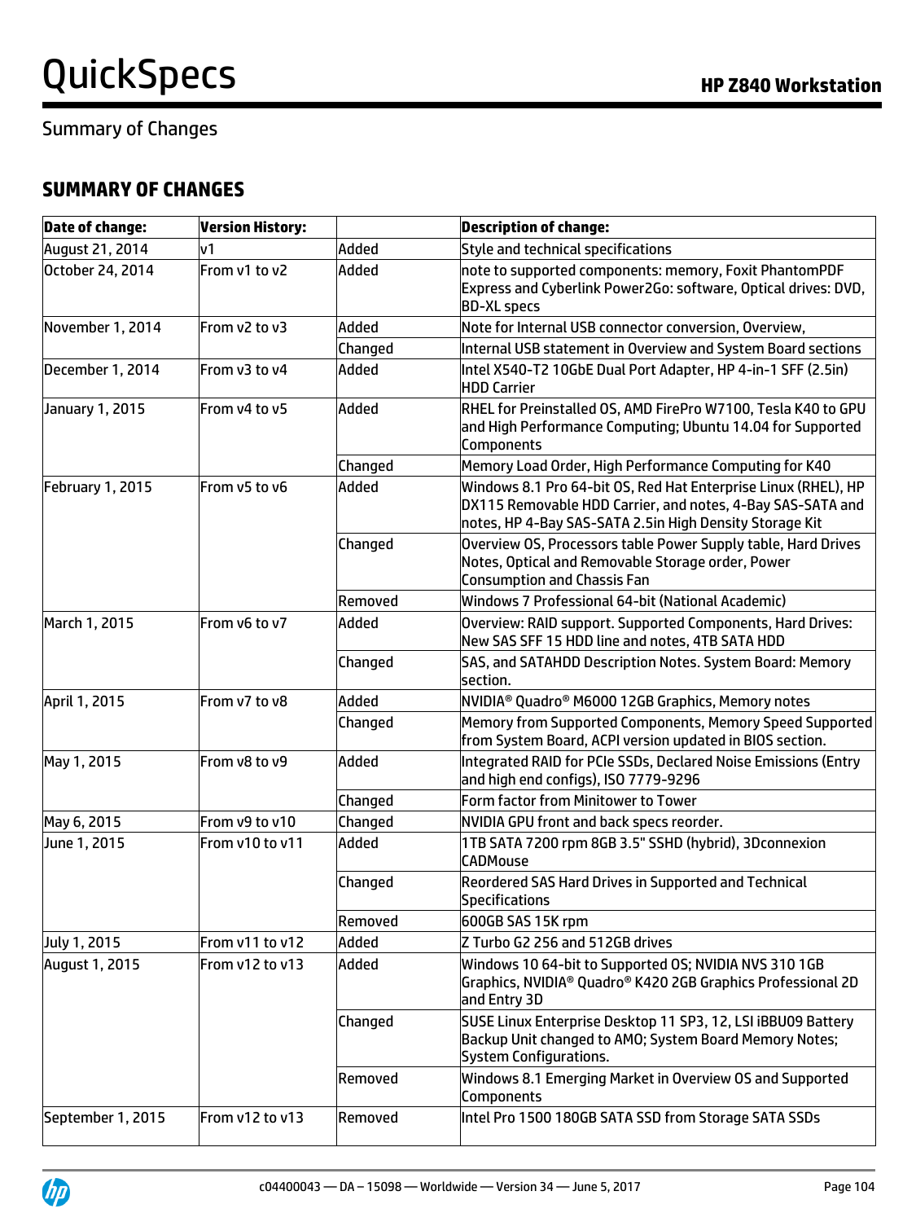Summary of Changes

## SUMMARY OF CHANGES

| Date of change: | Version History: | | Description of change: |
|---|---|---|---|
| August 21, 2014 | v1 | Added | Style and technical specifications |
| October 24, 2014 | From v1 to v2 | Added | note to supported components: memory, Foxit PhantomPDF Express and Cyberlink Power2Go: software, Optical drives: DVD, BD-XL specs |
| November 1, 2014 | From v2 to v3 | Added | Note for Internal USB connector conversion, Overview, |
| | | Changed | Internal USB statement in Overview and System Board sections |
| December 1, 2014 | From v3 to v4 | Added | Intel X540-T2 10GbE Dual Port Adapter, HP 4-in-1 SFF (2.5in) HDD Carrier |
| January 1, 2015 | From v4 to v5 | Added | RHEL for Preinstalled OS, AMD FirePro W7100, Tesla K40 to GPU and High Performance Computing; Ubuntu 14.04 for Supported Components |
| | | Changed | Memory Load Order, High Performance Computing for K40 |
| February 1, 2015 | From v5 to v6 | Added | Windows 8.1 Pro 64-bit OS, Red Hat Enterprise Linux (RHEL), HP DX115 Removable HDD Carrier, and notes, 4-Bay SAS-SATA and notes, HP 4-Bay SAS-SATA 2.5in High Density Storage Kit |
| | | Changed | Overview OS, Processors table Power Supply table, Hard Drives Notes, Optical and Removable Storage order, Power Consumption and Chassis Fan |
| | | Removed | Windows 7 Professional 64-bit (National Academic) |
| March 1, 2015 | From v6 to v7 | Added | Overview: RAID support. Supported Components, Hard Drives: New SAS SFF 15 HDD line and notes, 4TB SATA HDD |
| | | Changed | SAS, and SATAHDD Description Notes. System Board: Memory section. |
| April 1, 2015 | From v7 to v8 | Added | NVIDIA® Quadro® M6000 12GB Graphics, Memory notes |
| | | Changed | Memory from Supported Components, Memory Speed Supported from System Board, ACPI version updated in BIOS section. |
| May 1, 2015 | From v8 to v9 | Added | Integrated RAID for PCIe SSDs, Declared Noise Emissions (Entry and high end configs), ISO 7779-9296 |
| | | Changed | Form factor from Minitower to Tower |
| May 6, 2015 | From v9 to v10 | Changed | NVIDIA GPU front and back specs reorder. |
| June 1, 2015 | From v10 to v11 | Added | 1TB SATA 7200 rpm 8GB 3.5" SSHD (hybrid), 3Dconnexion CADMouse |
| | | Changed | Reordered SAS Hard Drives in Supported and Technical Specifications |
| | | Removed | 600GB SAS 15K rpm |
| July 1, 2015 | From v11 to v12 | Added | Z Turbo G2 256 and 512GB drives |
| August 1, 2015 | From v12 to v13 | Added | Windows 10 64-bit to Supported OS; NVIDIA NVS 310 1GB Graphics, NVIDIA® Quadro® K420 2GB Graphics Professional 2D and Entry 3D |
| | | Changed | SUSE Linux Enterprise Desktop 11 SP3, 12, LSI iBBU09 Battery Backup Unit changed to AMO; System Board Memory Notes; System Configurations. |
| | | Removed | Windows 8.1 Emerging Market in Overview OS and Supported Components |
| September 1, 2015 | From v12 to v13 | Removed | Intel Pro 1500 180GB SATA SSD from Storage SATA SSDs |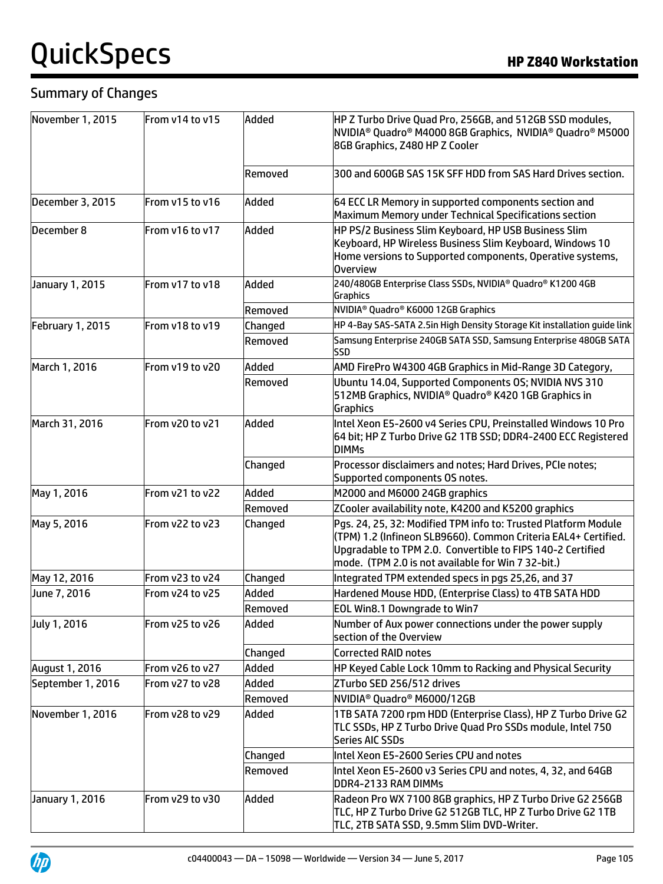## Summary of Changes

| | | | |
|---|---|---|---|
| November 1, 2015 | From v14 to v15 | Added | HP Z Turbo Drive Quad Pro, 256GB, and 512GB SSD modules, NVIDIA® Quadro® M4000 8GB Graphics, NVIDIA® Quadro® M5000 8GB Graphics, Z480 HP Z Cooler |
| | | Removed | 300 and 600GB SAS 15K SFF HDD from SAS Hard Drives section. |
| December 3, 2015 | From v15 to v16 | Added | 64 ECC LR Memory in supported components section and Maximum Memory under Technical Specifications section |
| December 8 | From v16 to v17 | Added | HP PS/2 Business Slim Keyboard, HP USB Business Slim Keyboard, HP Wireless Business Slim Keyboard, Windows 10 Home versions to Supported components, Operative systems, Overview |
| January 1, 2015 | From v17 to v18 | Added | 240/480GB Enterprise Class SSDs, NVIDIA® Quadro® K1200 4GB Graphics |
| | | Removed | NVIDIA® Quadro® K6000 12GB Graphics |
| February 1, 2015 | From v18 to v19 | Changed | HP 4-Bay SAS-SATA 2.5in High Density Storage Kit installation guide link |
| | | Removed | Samsung Enterprise 240GB SATA SSD, Samsung Enterprise 480GB SATA SSD |
| March 1, 2016 | From v19 to v20 | Added | AMD FirePro W4300 4GB Graphics in Mid-Range 3D Category, |
| | | Removed | Ubuntu 14.04, Supported Components OS; NVIDIA NVS 310 512MB Graphics, NVIDIA® Quadro® K420 1GB Graphics in Graphics |
| March 31, 2016 | From v20 to v21 | Added | Intel Xeon E5-2600 v4 Series CPU, Preinstalled Windows 10 Pro 64 bit; HP Z Turbo Drive G2 1TB SSD; DDR4-2400 ECC Registered DIMMs |
| | | Changed | Processor disclaimers and notes; Hard Drives, PCIe notes; Supported components OS notes. |
| May 1, 2016 | From v21 to v22 | Added | M2000 and M6000 24GB graphics |
| | | Removed | ZCooler availability note, K4200 and K5200 graphics |
| May 5, 2016 | From v22 to v23 | Changed | Pgs. 24, 25, 32: Modified TPM info to: Trusted Platform Module (TPM) 1.2 (Infineon SLB9660). Common Criteria EAL4+ Certified. Upgradable to TPM 2.0. Convertible to FIPS 140-2 Certified mode. (TPM 2.0 is not available for Win 7 32-bit.) |
| May 12, 2016 | From v23 to v24 | Changed | Integrated TPM extended specs in pgs 25,26, and 37 |
| June 7, 2016 | From v24 to v25 | Added | Hardened Mouse HDD, (Enterprise Class) to 4TB SATA HDD |
| | | Removed | EOL Win8.1 Downgrade to Win7 |
| July 1, 2016 | From v25 to v26 | Added | Number of Aux power connections under the power supply section of the Overview |
| | | Changed | Corrected RAID notes |
| August 1, 2016 | From v26 to v27 | Added | HP Keyed Cable Lock 10mm to Racking and Physical Security |
| September 1, 2016 | From v27 to v28 | Added | ZTurbo SED 256/512 drives |
| | | Removed | NVIDIA® Quadro® M6000/12GB |
| November 1, 2016 | From v28 to v29 | Added | 1TB SATA 7200 rpm HDD (Enterprise Class), HP Z Turbo Drive G2 TLC SSDs, HP Z Turbo Drive Quad Pro SSDs module, Intel 750 Series AIC SSDs |
| | | Changed | Intel Xeon E5-2600 Series CPU and notes |
| | | Removed | Intel Xeon E5-2600 v3 Series CPU and notes, 4, 32, and 64GB DDR4-2133 RAM DIMMs |
| January 1, 2016 | From v29 to v30 | Added | Radeon Pro WX 7100 8GB graphics, HP Z Turbo Drive G2 256GB TLC, HP Z Turbo Drive G2 512GB TLC, HP Z Turbo Drive G2 1TB TLC, 2TB SATA SSD, 9.5mm Slim DVD-Writer. |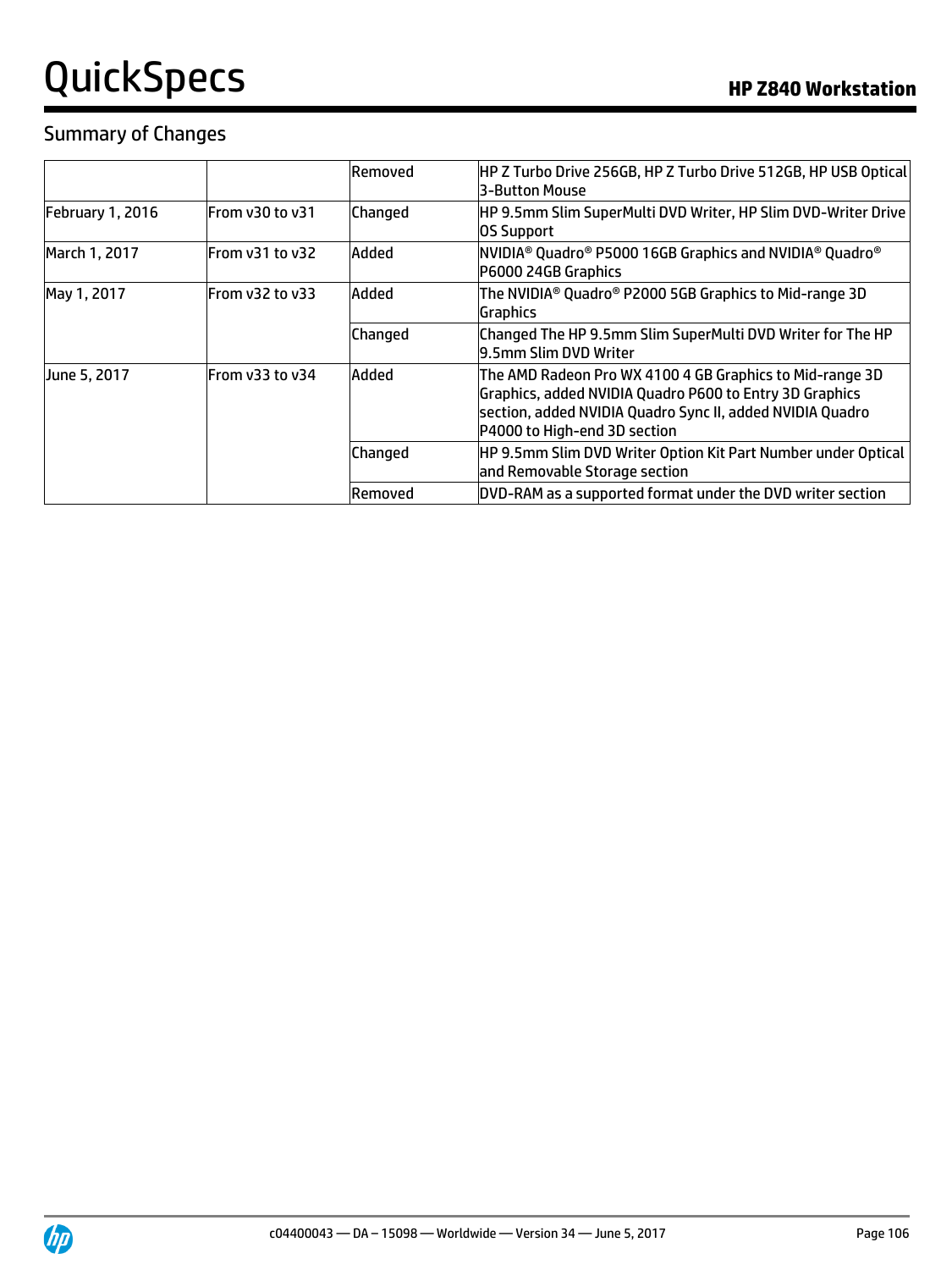## Summary of Changes

| | | | |
|---|---|---|---|
| | | Removed | HP Z Turbo Drive 256GB, HP Z Turbo Drive 512GB, HP USB Optical 3-Button Mouse |
| February 1, 2016 | From v30 to v31 | Changed | HP 9.5mm Slim SuperMulti DVD Writer, HP Slim DVD-Writer Drive OS Support |
| March 1, 2017 | From v31 to v32 | Added | NVIDIA® Quadro® P5000 16GB Graphics and NVIDIA® Quadro® P6000 24GB Graphics |
| May 1, 2017 | From v32 to v33 | Added | The NVIDIA® Quadro® P2000 5GB Graphics to Mid-range 3D Graphics |
| | | Changed | Changed The HP 9.5mm Slim SuperMulti DVD Writer for The HP 9.5mm Slim DVD Writer |
| June 5, 2017 | From v33 to v34 | Added | The AMD Radeon Pro WX 4100 4 GB Graphics to Mid-range 3D Graphics, added NVIDIA Quadro P600 to Entry 3D Graphics section, added NVIDIA Quadro Sync II, added NVIDIA Quadro P4000 to High-end 3D section |
| | | Changed | HP 9.5mm Slim DVD Writer Option Kit Part Number under Optical and Removable Storage section |
| | | Removed | DVD-RAM as a supported format under the DVD writer section |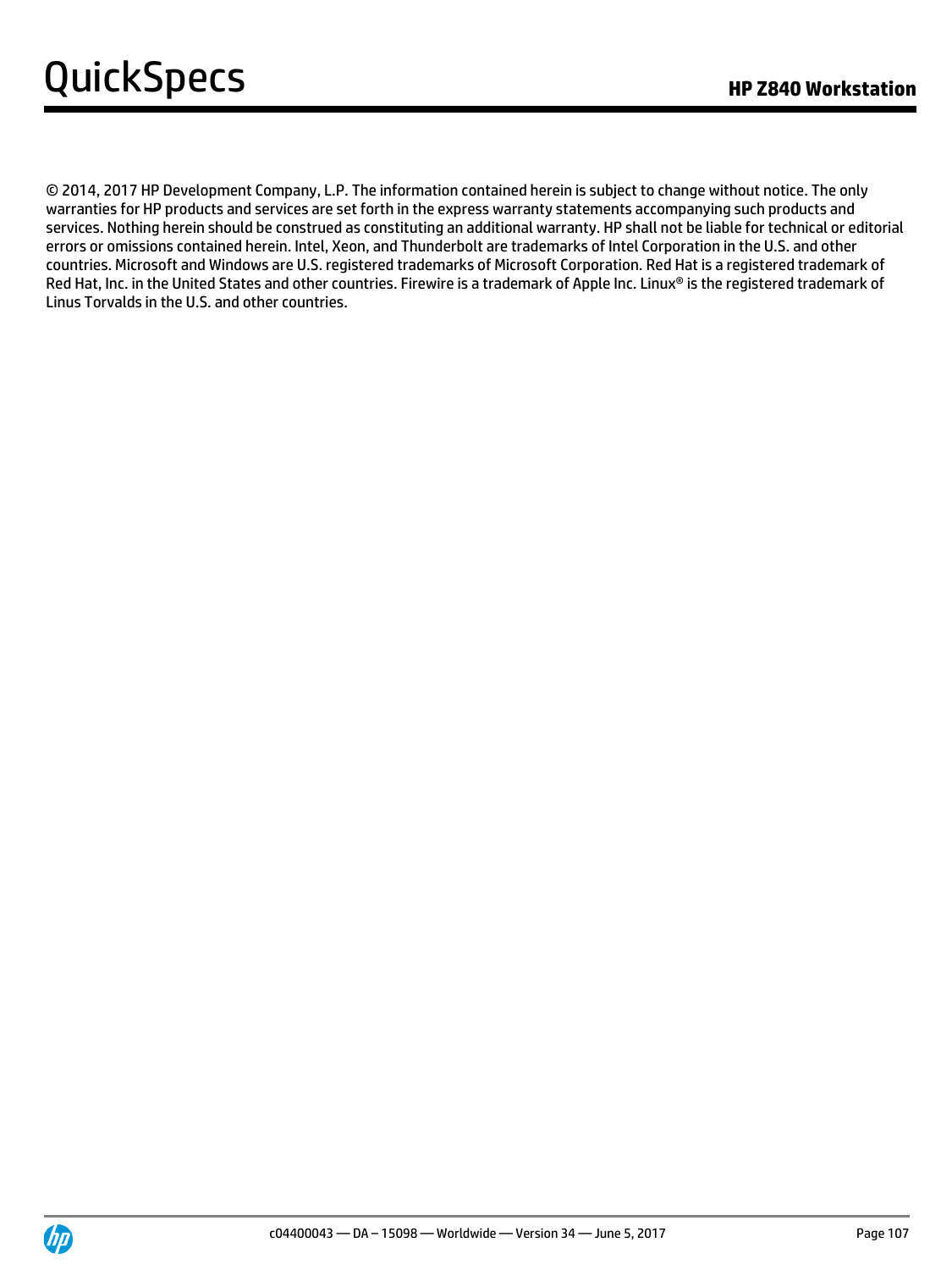© 2014, 2017 HP Development Company, L.P. The information contained herein is subject to change without notice. The only warranties for HP products and services are set forth in the express warranty statements accompanying such products and services. Nothing herein should be construed as constituting an additional warranty. HP shall not be liable for technical or editorial errors or omissions contained herein. Intel, Xeon, and Thunderbolt are trademarks of Intel Corporation in the U.S. and other countries. Microsoft and Windows are U.S. registered trademarks of Microsoft Corporation. Red Hat is a registered trademark of Red Hat, Inc. in the United States and other countries. Firewire is a trademark of Apple Inc. Linux® is the registered trademark of Linus Torvalds in the U.S. and other countries.